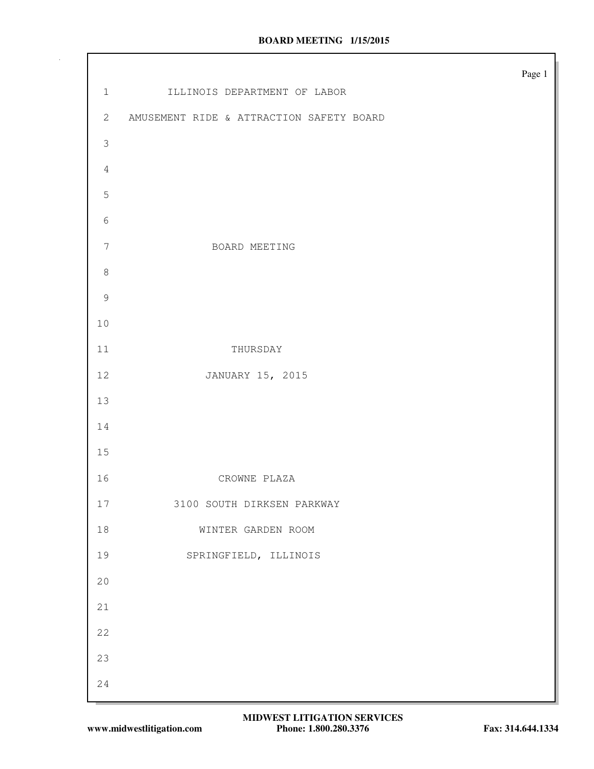ILLINOIS DEPARTMENT OF LABOR

AMUSEMENT RIDE & ATTRACTION SAFETY BOARD

BOARD MEETING

THURSDAY

JANUARY 15, 2015

CROWNE PLAZA

3100 SOUTH DIRKSEN PARKWAY

WINTER GARDEN ROOM

SPRINGFIELD, ILLINOIS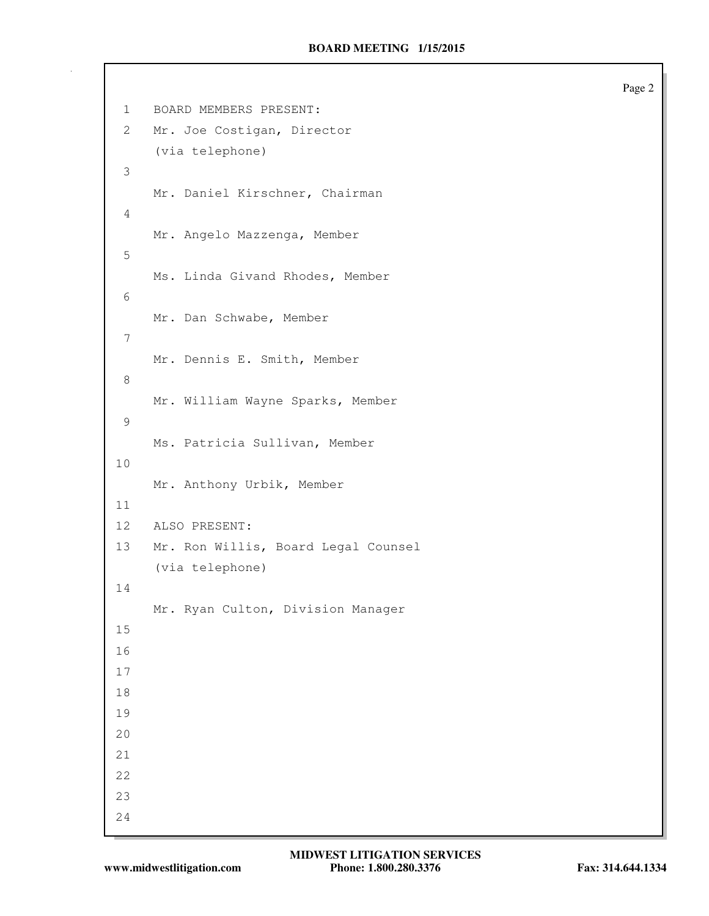BOARD MEMBERS PRESENT:

Mr. Joe Costigan, Director
(via telephone)

Mr. Daniel Kirschner, Chairman

Mr. Angelo Mazzenga, Member

Ms. Linda Givand Rhodes, Member

Mr. Dan Schwabe, Member

Mr. Dennis E. Smith, Member

Mr. William Wayne Sparks, Member

Ms. Patricia Sullivan, Member

Mr. Anthony Urbik, Member

ALSO PRESENT:

Mr. Ron Willis, Board Legal Counsel
(via telephone)

Mr. Ryan Culton, Division Manager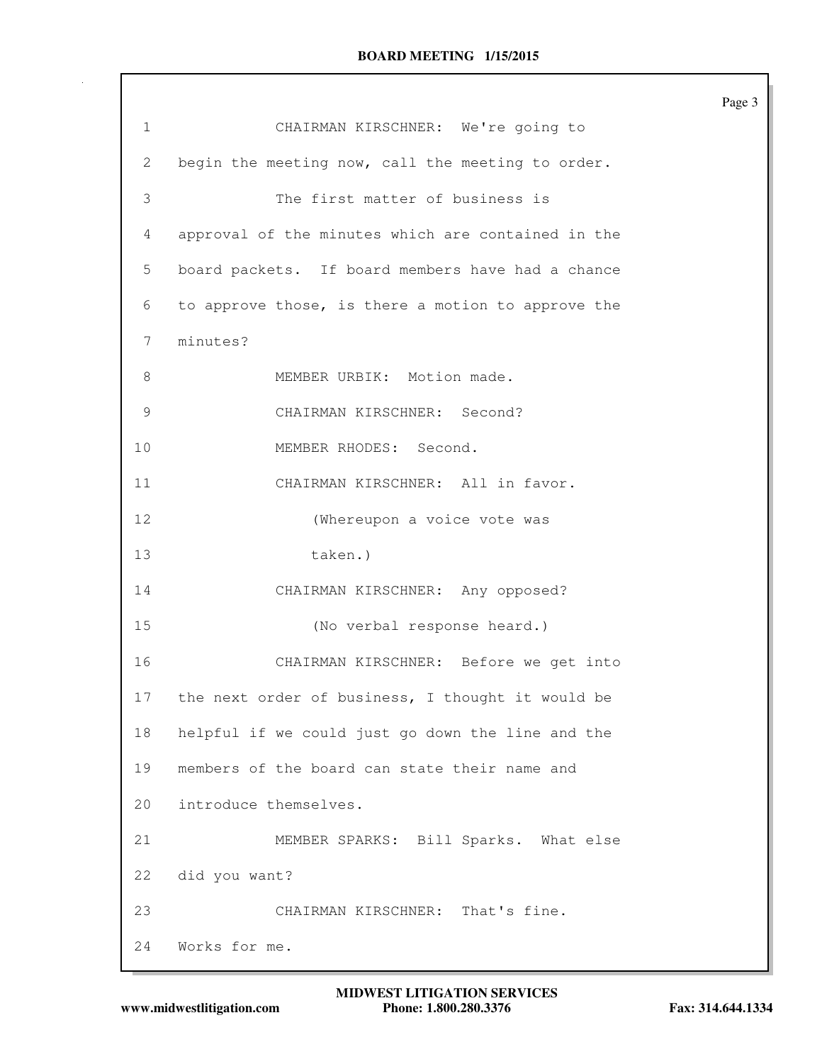CHAIRMAN KIRSCHNER: We're going to begin the meeting now, call the meeting to order.

The first matter of business is approval of the minutes which are contained in the board packets. If board members have had a chance to approve those, is there a motion to approve the minutes?

MEMBER URBIK: Motion made.

CHAIRMAN KIRSCHNER: Second?

MEMBER RHODES: Second.

CHAIRMAN KIRSCHNER: All in favor.

(Whereupon a voice vote was taken.)

CHAIRMAN KIRSCHNER: Any opposed?

(No verbal response heard.)

CHAIRMAN KIRSCHNER: Before we get into the next order of business, I thought it would be helpful if we could just go down the line and the members of the board can state their name and introduce themselves.

MEMBER SPARKS: Bill Sparks. What else did you want?

CHAIRMAN KIRSCHNER: That's fine. Works for me.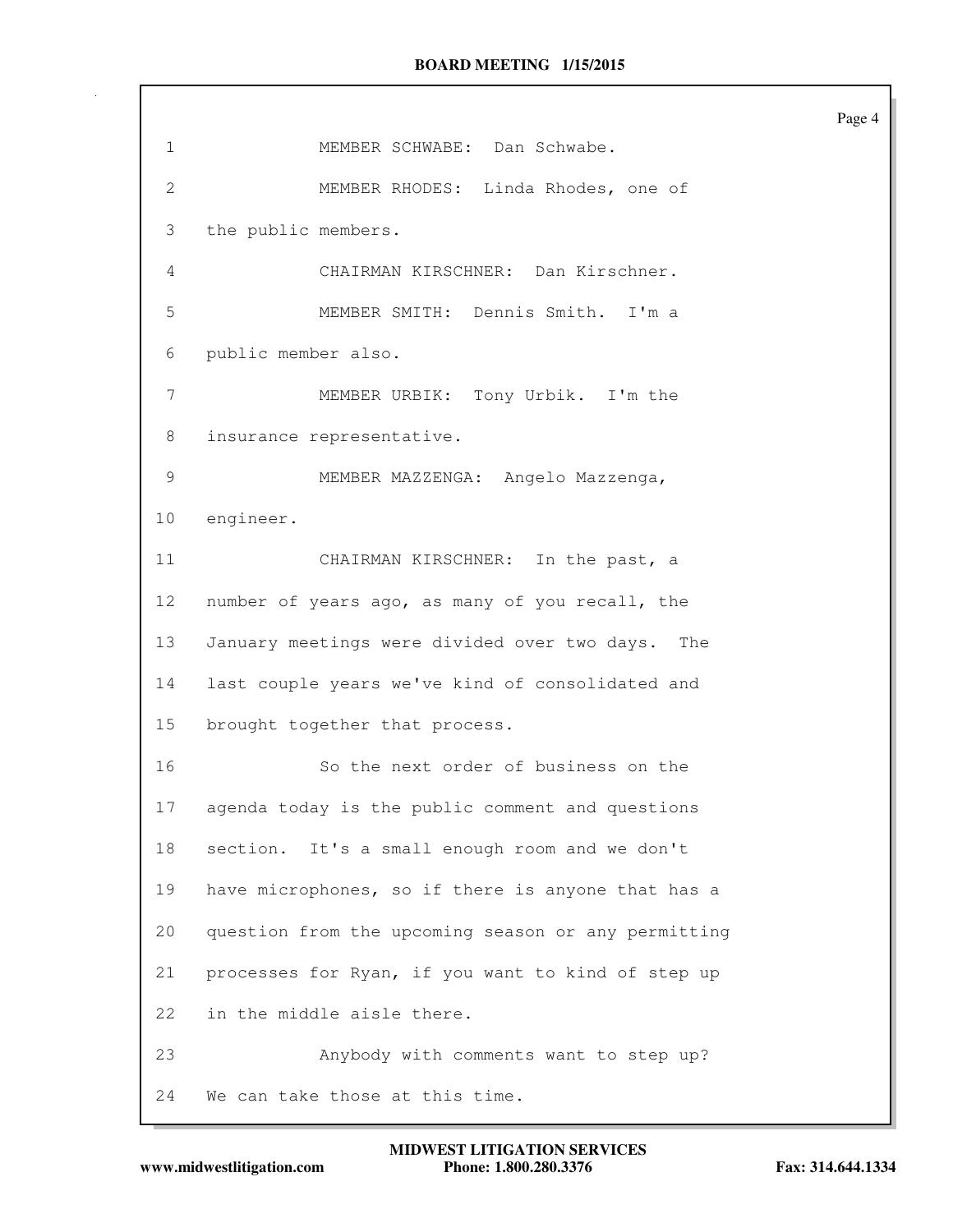1 MEMBER SCHWABE: Dan Schwabe.

2 MEMBER RHODES: Linda Rhodes, one of

3 the public members.

4 CHAIRMAN KIRSCHNER: Dan Kirschner.

5 MEMBER SMITH: Dennis Smith. I'm a

6 public member also.

7 MEMBER URBIK: Tony Urbik. I'm the

8 insurance representative.

9 MEMBER MAZZENGA: Angelo Mazzenga,

10 engineer.

11 CHAIRMAN KIRSCHNER: In the past, a

12 number of years ago, as many of you recall, the

13 January meetings were divided over two days. The

14 last couple years we've kind of consolidated and

15 brought together that process.

16 So the next order of business on the

17 agenda today is the public comment and questions

18 section. It's a small enough room and we don't

19 have microphones, so if there is anyone that has a

20 question from the upcoming season or any permitting

21 processes for Ryan, if you want to kind of step up

22 in the middle aisle there.

23 Anybody with comments want to step up?

24 We can take those at this time.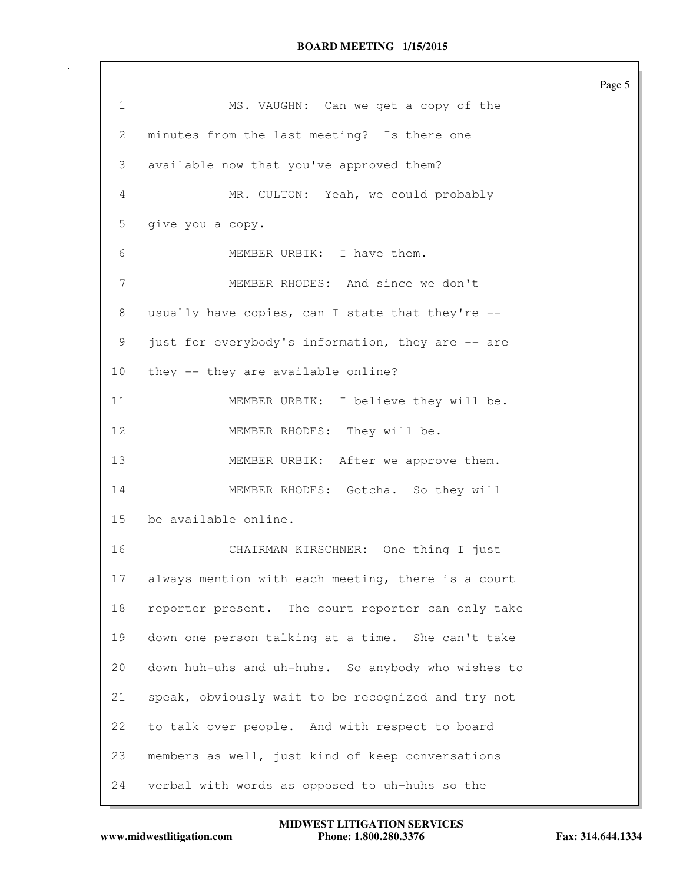MS. VAUGHN: Can we get a copy of the minutes from the last meeting? Is there one available now that you've approved them?

MR. CULTON: Yeah, we could probably give you a copy.

MEMBER URBIK: I have them.

MEMBER RHODES: And since we don't usually have copies, can I state that they're -- just for everybody's information, they are -- are they -- they are available online?

MEMBER URBIK: I believe they will be.

MEMBER RHODES: They will be.

MEMBER URBIK: After we approve them.

MEMBER RHODES: Gotcha. So they will be available online.

CHAIRMAN KIRSCHNER: One thing I just always mention with each meeting, there is a court reporter present. The court reporter can only take down one person talking at a time. She can't take down huh-uhs and uh-huhs. So anybody who wishes to speak, obviously wait to be recognized and try not to talk over people. And with respect to board members as well, just kind of keep conversations verbal with words as opposed to uh-huhs so the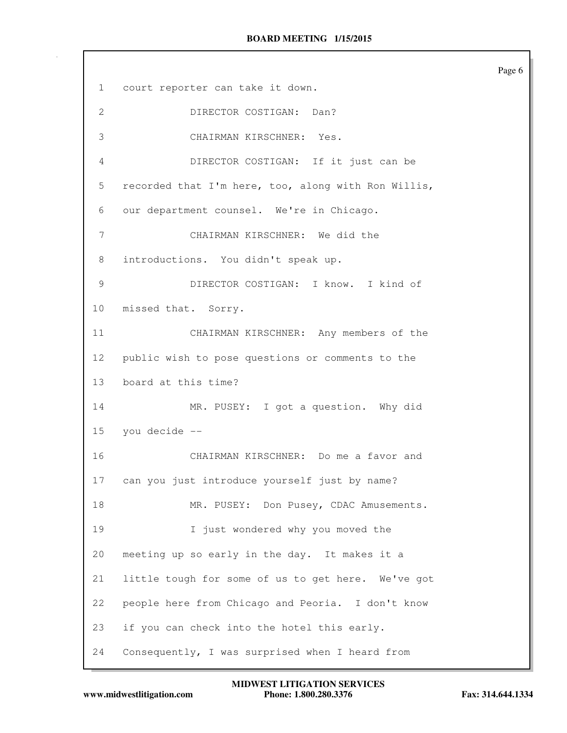1 court reporter can take it down.

2 DIRECTOR COSTIGAN: Dan?

3 CHAIRMAN KIRSCHNER: Yes.

4 DIRECTOR COSTIGAN: If it just can be

5 recorded that I'm here, too, along with Ron Willis,

6 our department counsel. We're in Chicago.

7 CHAIRMAN KIRSCHNER: We did the

8 introductions. You didn't speak up.

9 DIRECTOR COSTIGAN: I know. I kind of

10 missed that. Sorry.

11 CHAIRMAN KIRSCHNER: Any members of the

12 public wish to pose questions or comments to the

13 board at this time?

14 MR. PUSEY: I got a question. Why did

15 you decide --

16 CHAIRMAN KIRSCHNER: Do me a favor and

17 can you just introduce yourself just by name?

18 MR. PUSEY: Don Pusey, CDAC Amusements.

19 I just wondered why you moved the

20 meeting up so early in the day. It makes it a

21 little tough for some of us to get here. We've got

22 people here from Chicago and Peoria. I don't know

23 if you can check into the hotel this early.

24 Consequently, I was surprised when I heard from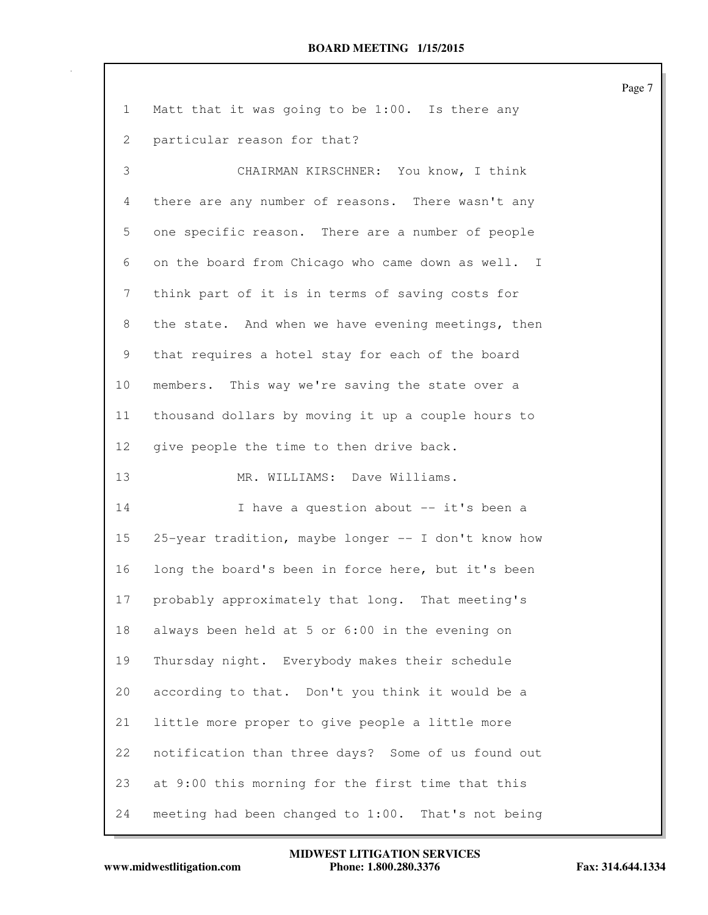Matt that it was going to be 1:00. Is there any particular reason for that?

CHAIRMAN KIRSCHNER: You know, I think there are any number of reasons. There wasn't any one specific reason. There are a number of people on the board from Chicago who came down as well. I think part of it is in terms of saving costs for the state. And when we have evening meetings, then that requires a hotel stay for each of the board members. This way we're saving the state over a thousand dollars by moving it up a couple hours to give people the time to then drive back.

MR. WILLIAMS: Dave Williams.

I have a question about -- it's been a 25-year tradition, maybe longer -- I don't know how long the board's been in force here, but it's been probably approximately that long. That meeting's always been held at 5 or 6:00 in the evening on Thursday night. Everybody makes their schedule according to that. Don't you think it would be a little more proper to give people a little more notification than three days? Some of us found out at 9:00 this morning for the first time that this meeting had been changed to 1:00. That's not being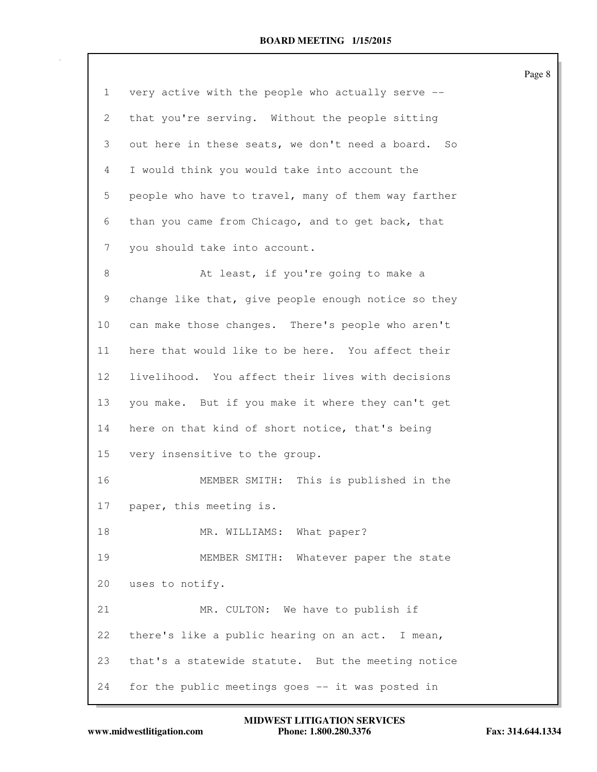very active with the people who actually serve -- that you're serving. Without the people sitting out here in these seats, we don't need a board. So I would think you would take into account the people who have to travel, many of them way farther than you came from Chicago, and to get back, that you should take into account.

At least, if you're going to make a change like that, give people enough notice so they can make those changes. There's people who aren't here that would like to be here. You affect their livelihood. You affect their lives with decisions you make. But if you make it where they can't get here on that kind of short notice, that's being very insensitive to the group.

MEMBER SMITH: This is published in the paper, this meeting is.

MR. WILLIAMS: What paper?

MEMBER SMITH: Whatever paper the state uses to notify.

MR. CULTON: We have to publish if there's like a public hearing on an act. I mean, that's a statewide statute. But the meeting notice for the public meetings goes -- it was posted in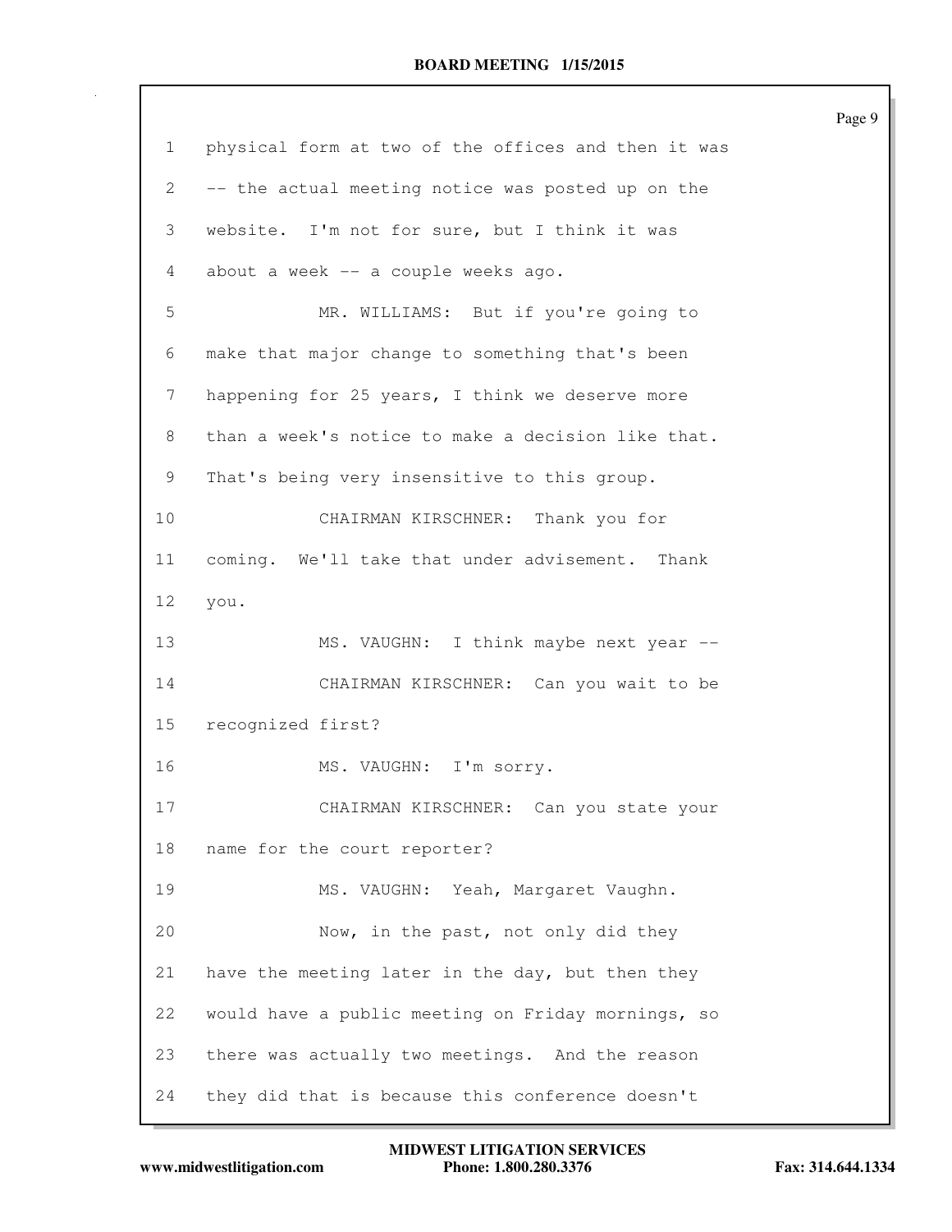physical form at two of the offices and then it was -- the actual meeting notice was posted up on the website. I'm not for sure, but I think it was about a week -- a couple weeks ago.

MR. WILLIAMS: But if you're going to make that major change to something that's been happening for 25 years, I think we deserve more than a week's notice to make a decision like that. That's being very insensitive to this group.

CHAIRMAN KIRSCHNER: Thank you for coming. We'll take that under advisement. Thank you.

MS. VAUGHN: I think maybe next year --

CHAIRMAN KIRSCHNER: Can you wait to be recognized first?

MS. VAUGHN: I'm sorry.

CHAIRMAN KIRSCHNER: Can you state your name for the court reporter?

MS. VAUGHN: Yeah, Margaret Vaughn.

Now, in the past, not only did they have the meeting later in the day, but then they would have a public meeting on Friday mornings, so there was actually two meetings. And the reason they did that is because this conference doesn't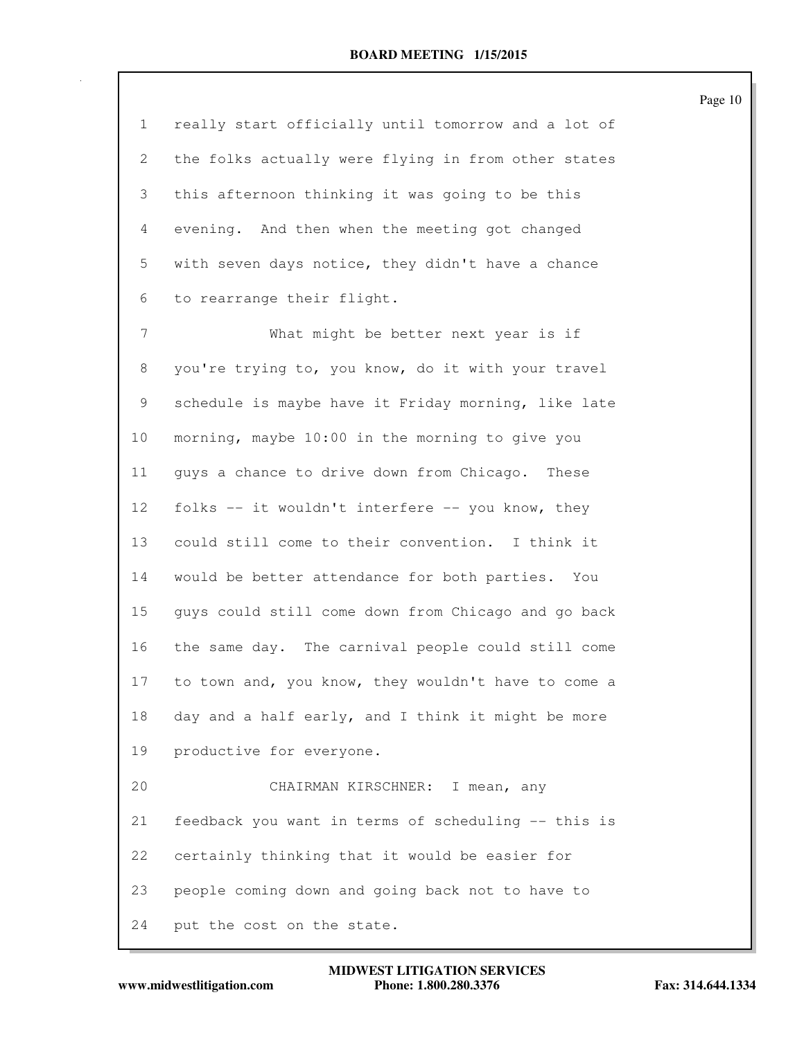really start officially until tomorrow and a lot of the folks actually were flying in from other states this afternoon thinking it was going to be this evening. And then when the meeting got changed with seven days notice, they didn't have a chance to rearrange their flight.

What might be better next year is if you're trying to, you know, do it with your travel schedule is maybe have it Friday morning, like late morning, maybe 10:00 in the morning to give you guys a chance to drive down from Chicago. These folks -- it wouldn't interfere -- you know, they could still come to their convention. I think it would be better attendance for both parties. You guys could still come down from Chicago and go back the same day. The carnival people could still come to town and, you know, they wouldn't have to come a day and a half early, and I think it might be more productive for everyone.

CHAIRMAN KIRSCHNER: I mean, any feedback you want in terms of scheduling -- this is certainly thinking that it would be easier for people coming down and going back not to have to put the cost on the state.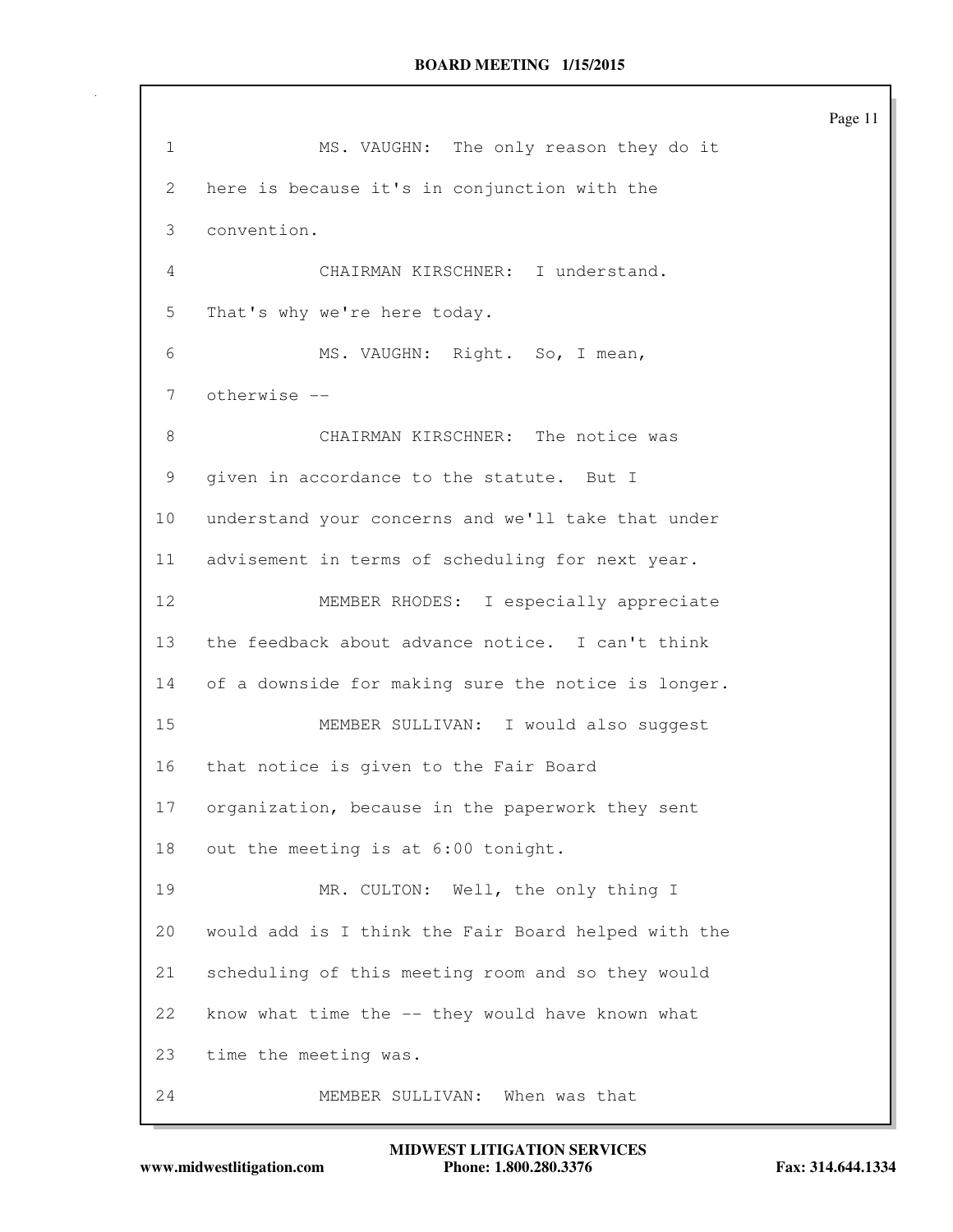1 MS. VAUGHN: The only reason they do it
2 here is because it's in conjunction with the
3 convention.
4 CHAIRMAN KIRSCHNER: I understand.
5 That's why we're here today.
6 MS. VAUGHN: Right. So, I mean,
7 otherwise --
8 CHAIRMAN KIRSCHNER: The notice was
9 given in accordance to the statute. But I
10 understand your concerns and we'll take that under
11 advisement in terms of scheduling for next year.
12 MEMBER RHODES: I especially appreciate
13 the feedback about advance notice. I can't think
14 of a downside for making sure the notice is longer.
15 MEMBER SULLIVAN: I would also suggest
16 that notice is given to the Fair Board
17 organization, because in the paperwork they sent
18 out the meeting is at 6:00 tonight.
19 MR. CULTON: Well, the only thing I
20 would add is I think the Fair Board helped with the
21 scheduling of this meeting room and so they would
22 know what time the -- they would have known what
23 time the meeting was.
24 MEMBER SULLIVAN: When was that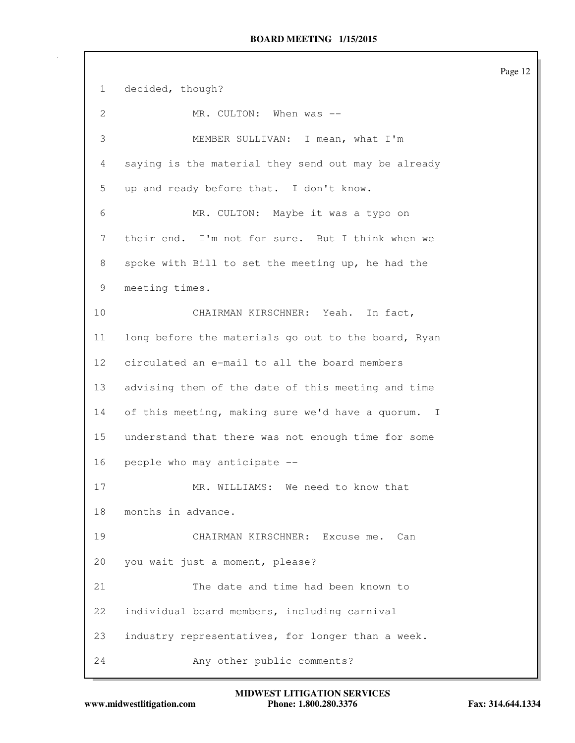1 decided, though?

2 MR. CULTON: When was --

3 MEMBER SULLIVAN: I mean, what I'm

4 saying is the material they send out may be already

5 up and ready before that. I don't know.

6 MR. CULTON: Maybe it was a typo on

7 their end. I'm not for sure. But I think when we

8 spoke with Bill to set the meeting up, he had the

9 meeting times.

10 CHAIRMAN KIRSCHNER: Yeah. In fact,

11 long before the materials go out to the board, Ryan

12 circulated an e-mail to all the board members

13 advising them of the date of this meeting and time

14 of this meeting, making sure we'd have a quorum. I

15 understand that there was not enough time for some

16 people who may anticipate --

17 MR. WILLIAMS: We need to know that

18 months in advance.

19 CHAIRMAN KIRSCHNER: Excuse me. Can

20 you wait just a moment, please?

21 The date and time had been known to

22 individual board members, including carnival

23 industry representatives, for longer than a week.

24 Any other public comments?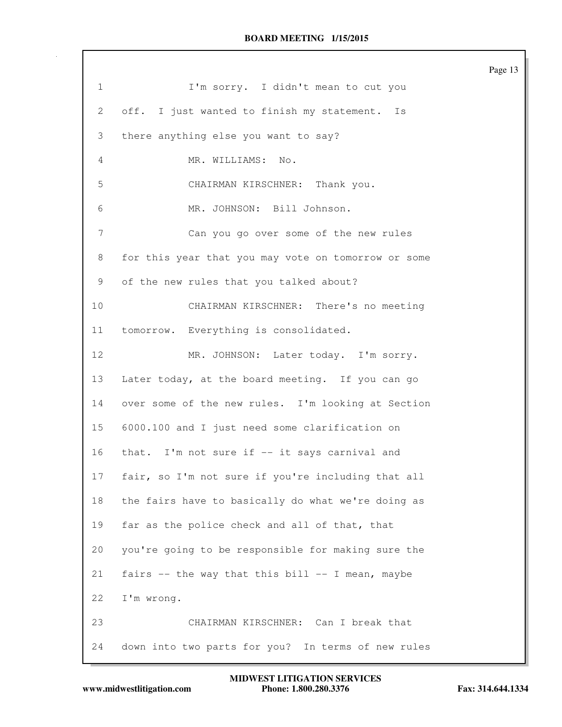1 I'm sorry. I didn't mean to cut you
2 off. I just wanted to finish my statement. Is
3 there anything else you want to say?
4 MR. WILLIAMS: No.
5 CHAIRMAN KIRSCHNER: Thank you.
6 MR. JOHNSON: Bill Johnson.
7 Can you go over some of the new rules
8 for this year that you may vote on tomorrow or some
9 of the new rules that you talked about?
10 CHAIRMAN KIRSCHNER: There's no meeting
11 tomorrow. Everything is consolidated.
12 MR. JOHNSON: Later today. I'm sorry.
13 Later today, at the board meeting. If you can go
14 over some of the new rules. I'm looking at Section
15 6000.100 and I just need some clarification on
16 that. I'm not sure if -- it says carnival and
17 fair, so I'm not sure if you're including that all
18 the fairs have to basically do what we're doing as
19 far as the police check and all of that, that
20 you're going to be responsible for making sure the
21 fairs -- the way that this bill -- I mean, maybe
22 I'm wrong.
23 CHAIRMAN KIRSCHNER: Can I break that
24 down into two parts for you? In terms of new rules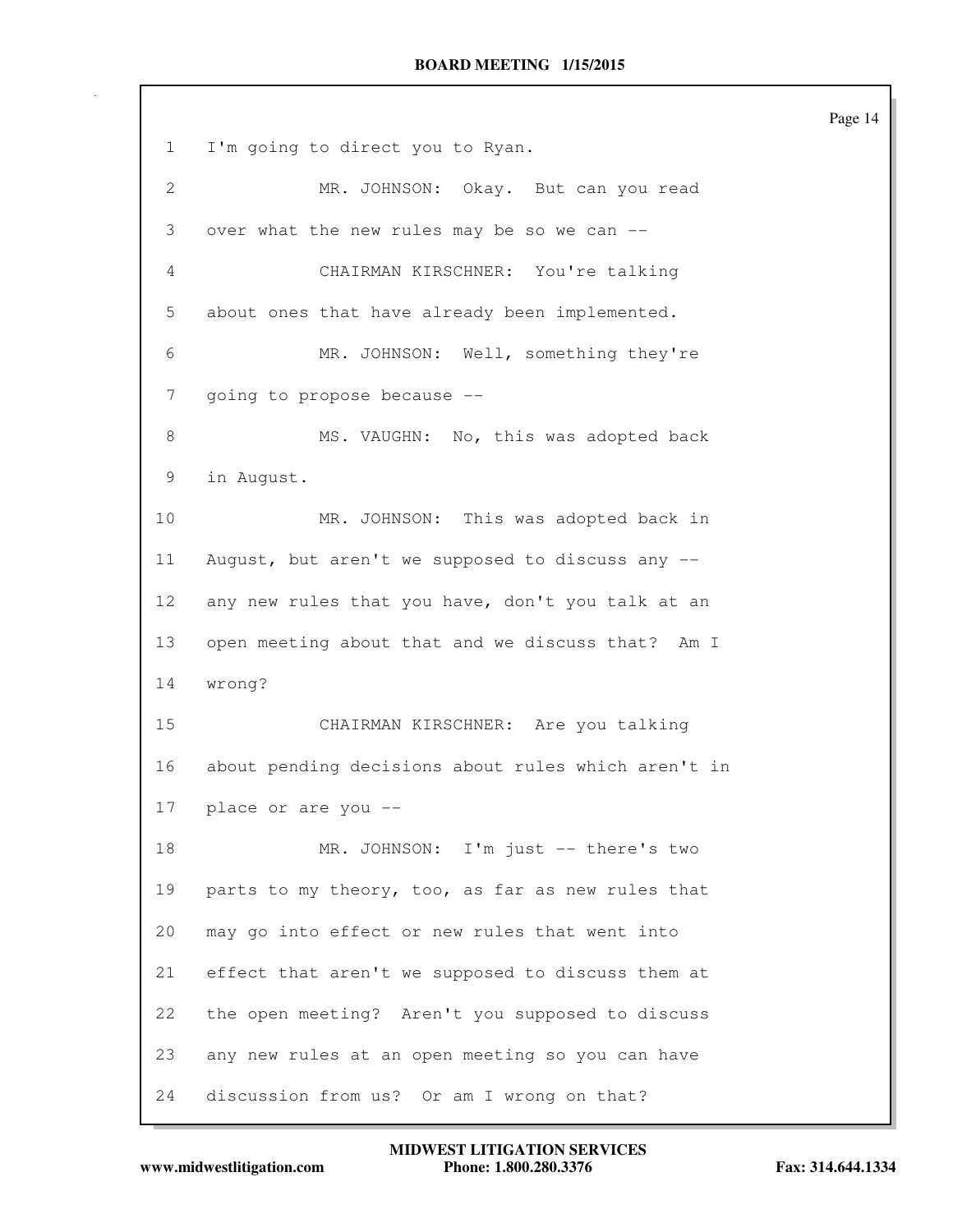1 I'm going to direct you to Ryan.

2 MR. JOHNSON: Okay. But can you read

3 over what the new rules may be so we can --

4 CHAIRMAN KIRSCHNER: You're talking

5 about ones that have already been implemented.

6 MR. JOHNSON: Well, something they're

7 going to propose because --

8 MS. VAUGHN: No, this was adopted back

9 in August.

10 MR. JOHNSON: This was adopted back in

11 August, but aren't we supposed to discuss any --

12 any new rules that you have, don't you talk at an

13 open meeting about that and we discuss that? Am I

14 wrong?

15 CHAIRMAN KIRSCHNER: Are you talking

16 about pending decisions about rules which aren't in

17 place or are you --

18 MR. JOHNSON: I'm just -- there's two

19 parts to my theory, too, as far as new rules that

20 may go into effect or new rules that went into

21 effect that aren't we supposed to discuss them at

22 the open meeting? Aren't you supposed to discuss

23 any new rules at an open meeting so you can have

24 discussion from us? Or am I wrong on that?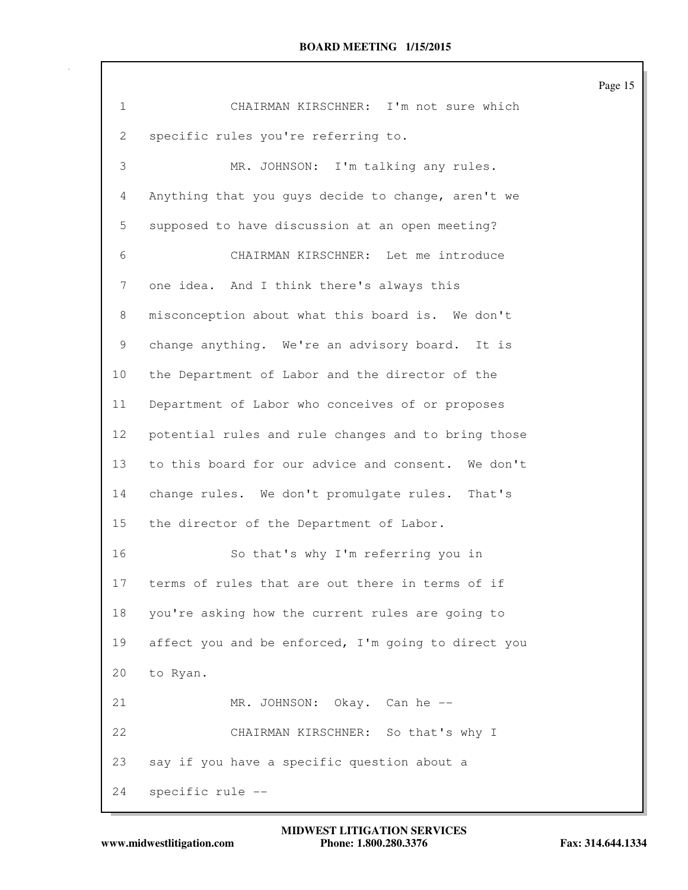CHAIRMAN KIRSCHNER: I'm not sure which specific rules you're referring to.

MR. JOHNSON: I'm talking any rules. Anything that you guys decide to change, aren't we supposed to have discussion at an open meeting?

CHAIRMAN KIRSCHNER: Let me introduce one idea. And I think there's always this misconception about what this board is. We don't change anything. We're an advisory board. It is the Department of Labor and the director of the Department of Labor who conceives of or proposes potential rules and rule changes and to bring those to this board for our advice and consent. We don't change rules. We don't promulgate rules. That's the director of the Department of Labor.

So that's why I'm referring you in terms of rules that are out there in terms of if you're asking how the current rules are going to affect you and be enforced, I'm going to direct you to Ryan.

MR. JOHNSON: Okay. Can he --

CHAIRMAN KIRSCHNER: So that's why I say if you have a specific question about a specific rule --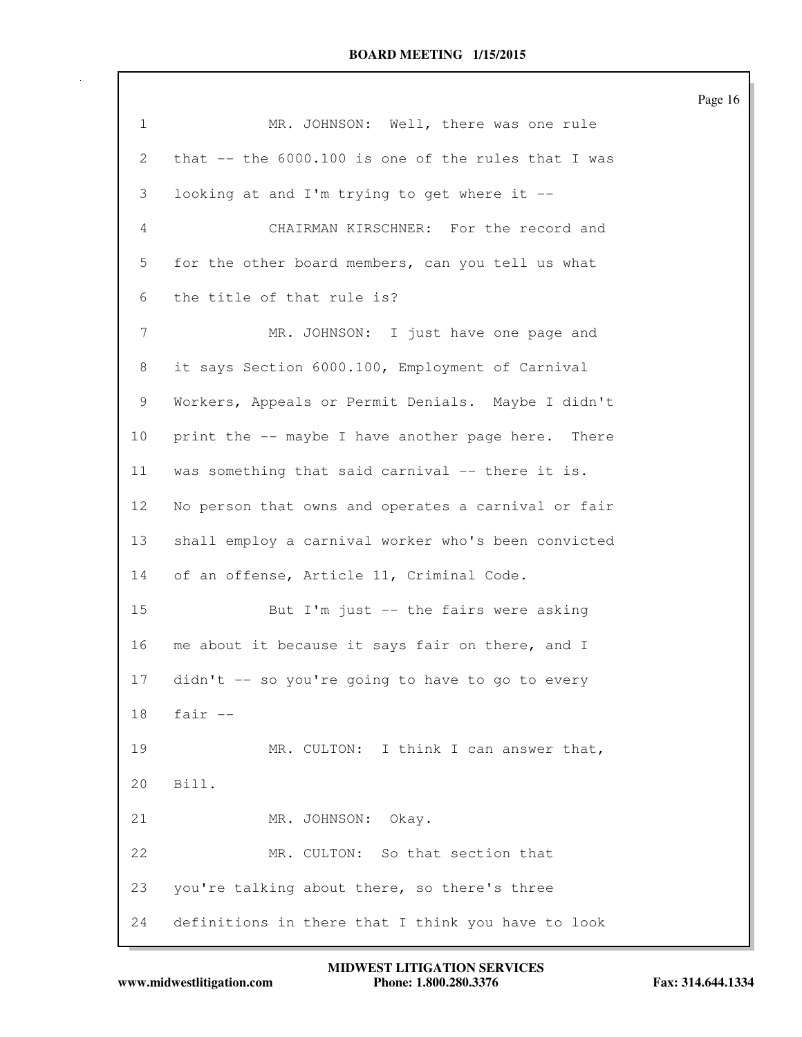MR. JOHNSON: Well, there was one rule that -- the 6000.100 is one of the rules that I was looking at and I'm trying to get where it --

CHAIRMAN KIRSCHNER: For the record and for the other board members, can you tell us what the title of that rule is?

MR. JOHNSON: I just have one page and it says Section 6000.100, Employment of Carnival Workers, Appeals or Permit Denials. Maybe I didn't print the -- maybe I have another page here. There was something that said carnival -- there it is. No person that owns and operates a carnival or fair shall employ a carnival worker who's been convicted of an offense, Article 11, Criminal Code.

But I'm just -- the fairs were asking me about it because it says fair on there, and I didn't -- so you're going to have to go to every fair --

MR. CULTON: I think I can answer that, Bill.

MR. JOHNSON: Okay.

MR. CULTON: So that section that you're talking about there, so there's three definitions in there that I think you have to look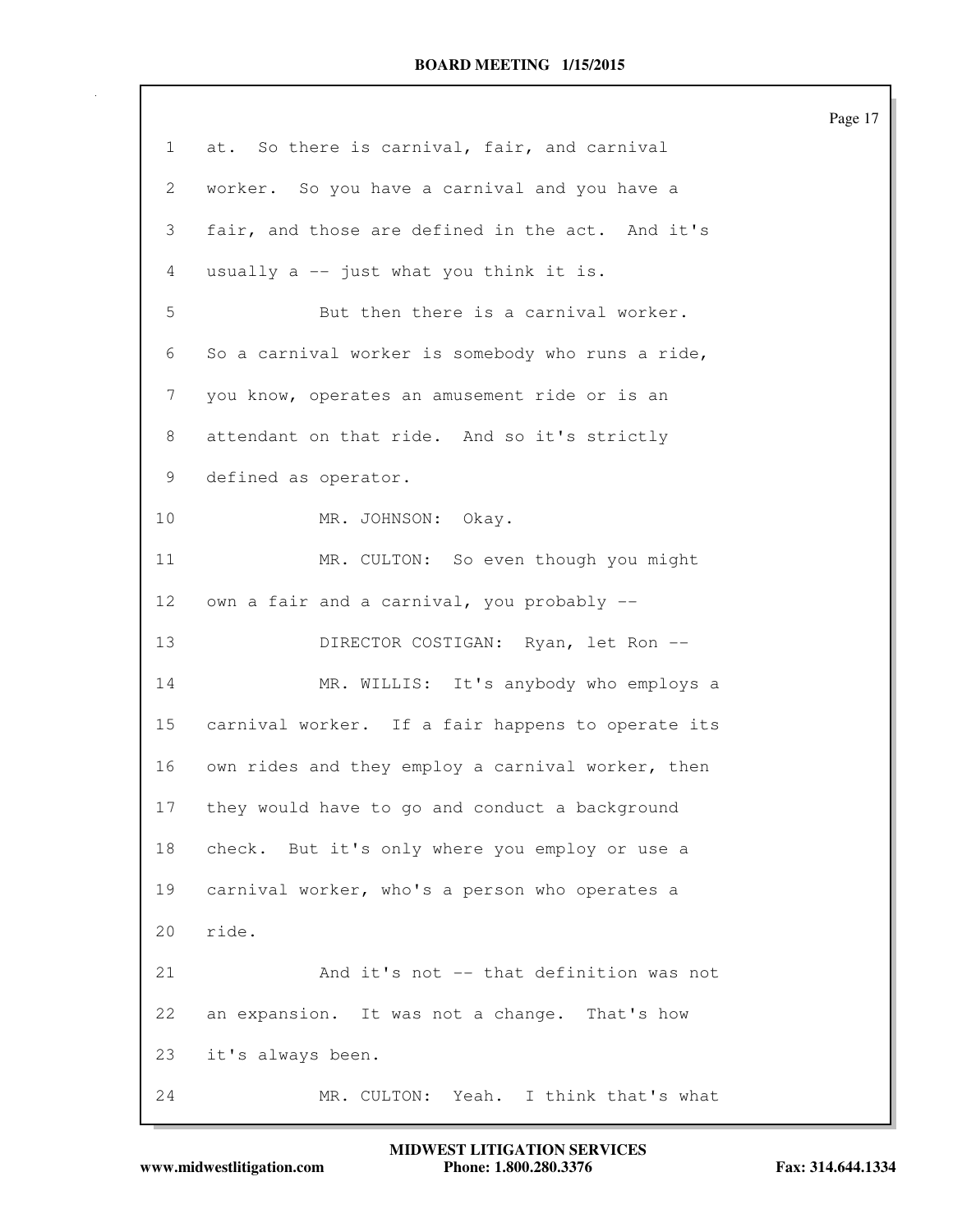1 at. So there is carnival, fair, and carnival

2 worker. So you have a carnival and you have a

3 fair, and those are defined in the act. And it's

4 usually a -- just what you think it is.

5 But then there is a carnival worker.

6 So a carnival worker is somebody who runs a ride,

7 you know, operates an amusement ride or is an

8 attendant on that ride. And so it's strictly

9 defined as operator.

10 MR. JOHNSON: Okay.

11 MR. CULTON: So even though you might

12 own a fair and a carnival, you probably --

13 DIRECTOR COSTIGAN: Ryan, let Ron --

14 MR. WILLIS: It's anybody who employs a

15 carnival worker. If a fair happens to operate its

16 own rides and they employ a carnival worker, then

17 they would have to go and conduct a background

18 check. But it's only where you employ or use a

19 carnival worker, who's a person who operates a

20 ride.

21 And it's not -- that definition was not

22 an expansion. It was not a change. That's how

23 it's always been.

24 MR. CULTON: Yeah. I think that's what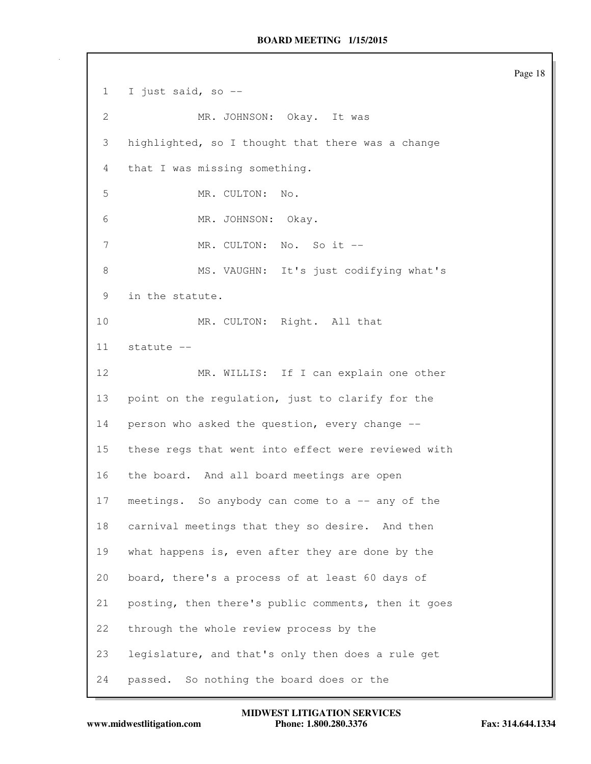1 I just said, so --

2 MR. JOHNSON: Okay. It was

3 highlighted, so I thought that there was a change

4 that I was missing something.

5 MR. CULTON: No.

6 MR. JOHNSON: Okay.

7 MR. CULTON: No. So it --

8 MS. VAUGHN: It's just codifying what's

9 in the statute.

10 MR. CULTON: Right. All that

11 statute --

12 MR. WILLIS: If I can explain one other

13 point on the regulation, just to clarify for the

14 person who asked the question, every change --

15 these regs that went into effect were reviewed with

16 the board. And all board meetings are open

17 meetings. So anybody can come to a -- any of the

18 carnival meetings that they so desire. And then

19 what happens is, even after they are done by the

20 board, there's a process of at least 60 days of

21 posting, then there's public comments, then it goes

22 through the whole review process by the

23 legislature, and that's only then does a rule get

24 passed. So nothing the board does or the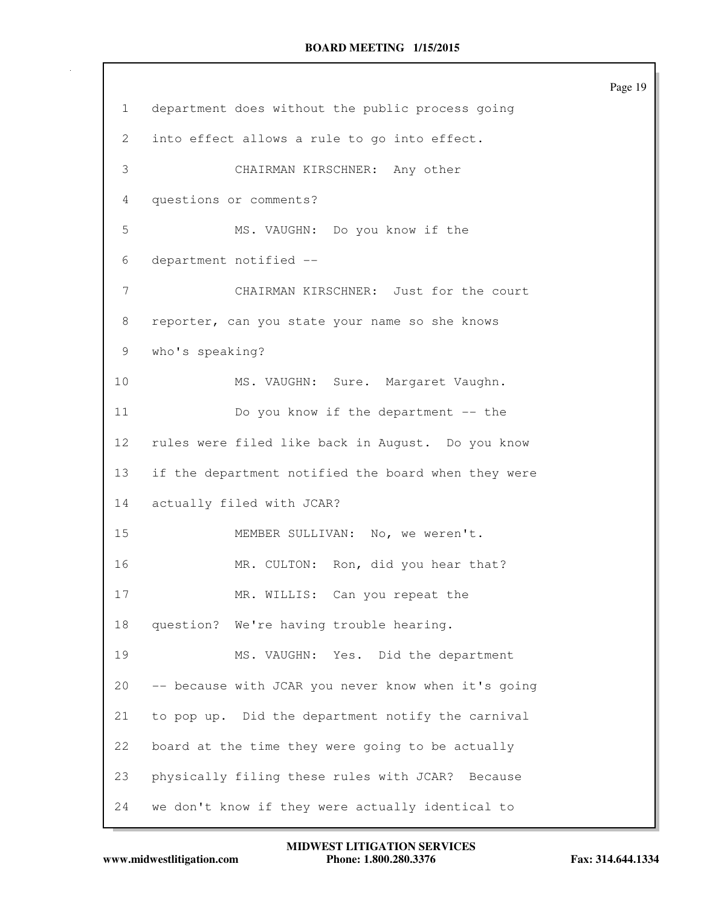1 department does without the public process going

2 into effect allows a rule to go into effect.

3 CHAIRMAN KIRSCHNER: Any other

4 questions or comments?

5 MS. VAUGHN: Do you know if the

6 department notified --

7 CHAIRMAN KIRSCHNER: Just for the court

8 reporter, can you state your name so she knows

9 who's speaking?

10 MS. VAUGHN: Sure. Margaret Vaughn.

11 Do you know if the department -- the

12 rules were filed like back in August. Do you know

13 if the department notified the board when they were

14 actually filed with JCAR?

15 MEMBER SULLIVAN: No, we weren't.

16 MR. CULTON: Ron, did you hear that?

17 MR. WILLIS: Can you repeat the

18 question? We're having trouble hearing.

19 MS. VAUGHN: Yes. Did the department

20 -- because with JCAR you never know when it's going

21 to pop up. Did the department notify the carnival

22 board at the time they were going to be actually

23 physically filing these rules with JCAR? Because

24 we don't know if they were actually identical to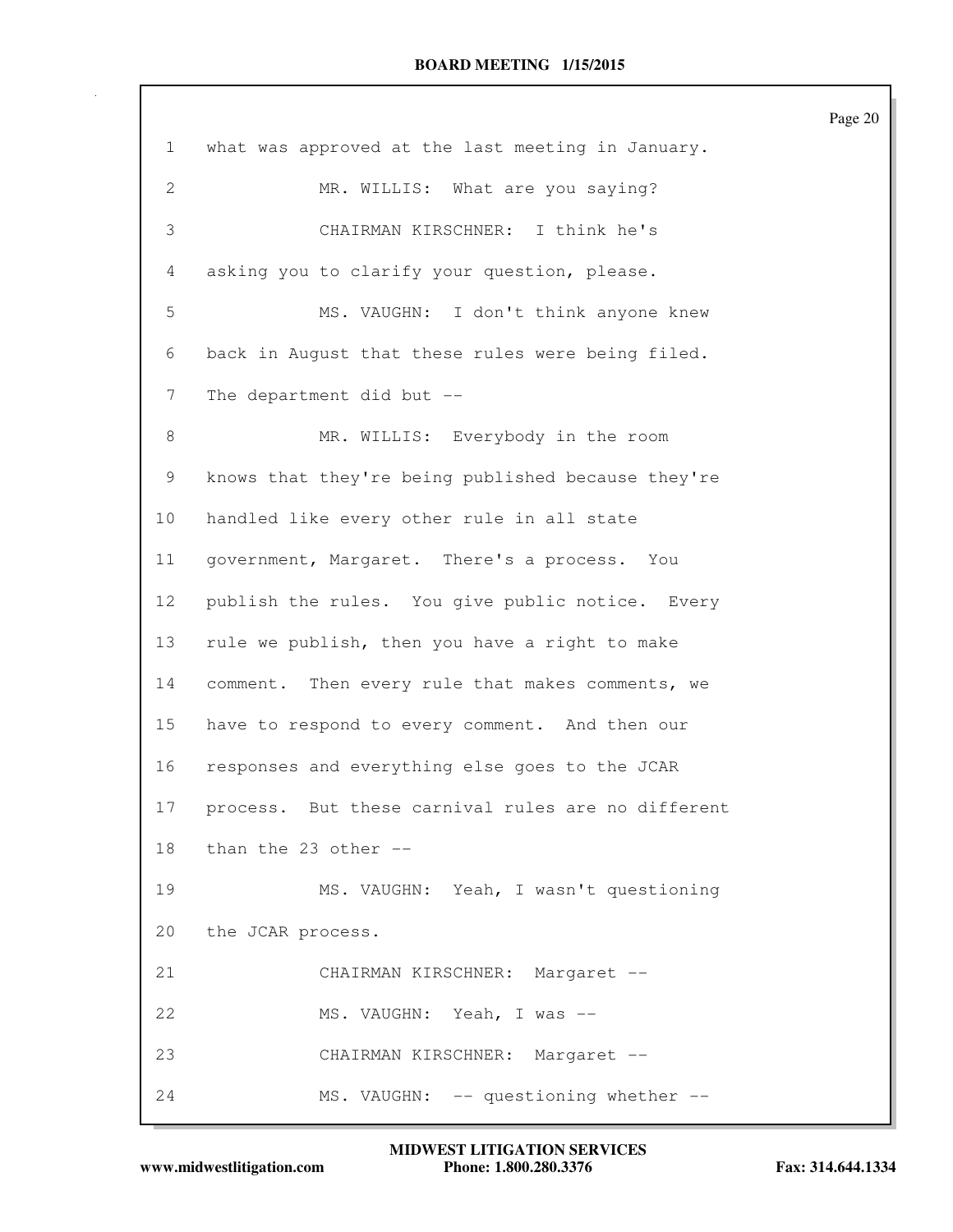1 what was approved at the last meeting in January.

2 MR. WILLIS: What are you saying?

3 CHAIRMAN KIRSCHNER: I think he's

4 asking you to clarify your question, please.

5 MS. VAUGHN: I don't think anyone knew

6 back in August that these rules were being filed.

7 The department did but --

8 MR. WILLIS: Everybody in the room

9 knows that they're being published because they're

10 handled like every other rule in all state

11 government, Margaret. There's a process. You

12 publish the rules. You give public notice. Every

13 rule we publish, then you have a right to make

14 comment. Then every rule that makes comments, we

15 have to respond to every comment. And then our

16 responses and everything else goes to the JCAR

17 process. But these carnival rules are no different

18 than the 23 other --

19 MS. VAUGHN: Yeah, I wasn't questioning

20 the JCAR process.

21 CHAIRMAN KIRSCHNER: Margaret --

22 MS. VAUGHN: Yeah, I was --

23 CHAIRMAN KIRSCHNER: Margaret --

24 MS. VAUGHN: -- questioning whether --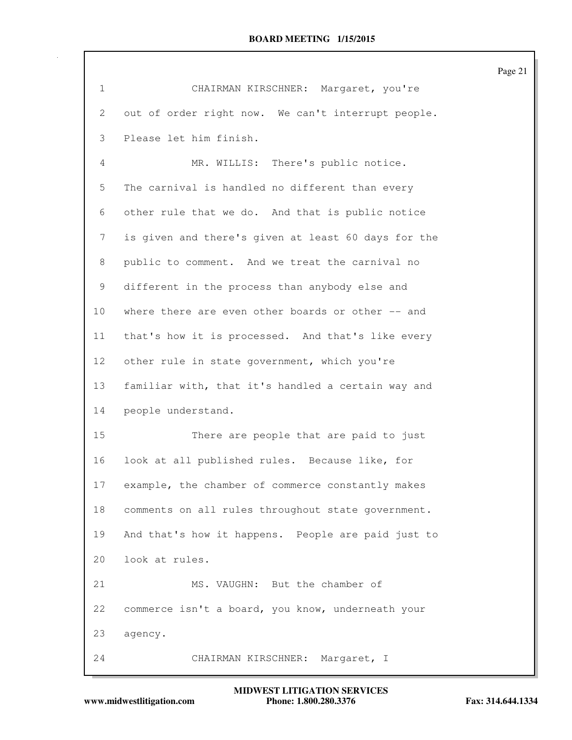1 CHAIRMAN KIRSCHNER: Margaret, you're
2 out of order right now. We can't interrupt people.
3 Please let him finish.
4 MR. WILLIS: There's public notice.
5 The carnival is handled no different than every
6 other rule that we do. And that is public notice
7 is given and there's given at least 60 days for the
8 public to comment. And we treat the carnival no
9 different in the process than anybody else and
10 where there are even other boards or other -- and
11 that's how it is processed. And that's like every
12 other rule in state government, which you're
13 familiar with, that it's handled a certain way and
14 people understand.
15 There are people that are paid to just
16 look at all published rules. Because like, for
17 example, the chamber of commerce constantly makes
18 comments on all rules throughout state government.
19 And that's how it happens. People are paid just to
20 look at rules.
21 MS. VAUGHN: But the chamber of
22 commerce isn't a board, you know, underneath your
23 agency.
24 CHAIRMAN KIRSCHNER: Margaret, I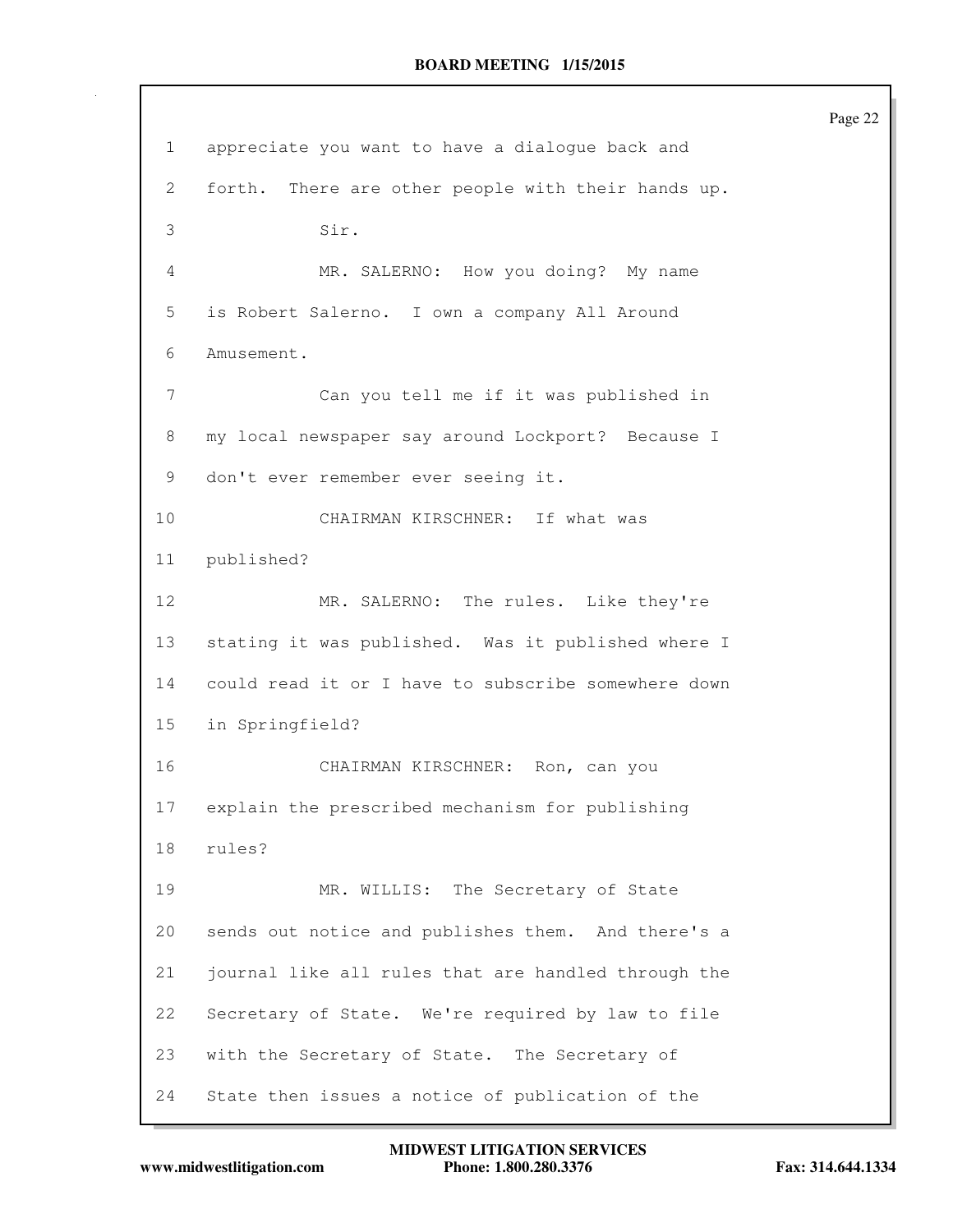1 appreciate you want to have a dialogue back and
2 forth. There are other people with their hands up.
3 Sir.
4 MR. SALERNO: How you doing? My name
5 is Robert Salerno. I own a company All Around
6 Amusement.
7 Can you tell me if it was published in
8 my local newspaper say around Lockport? Because I
9 don't ever remember ever seeing it.
10 CHAIRMAN KIRSCHNER: If what was
11 published?
12 MR. SALERNO: The rules. Like they're
13 stating it was published. Was it published where I
14 could read it or I have to subscribe somewhere down
15 in Springfield?
16 CHAIRMAN KIRSCHNER: Ron, can you
17 explain the prescribed mechanism for publishing
18 rules?
19 MR. WILLIS: The Secretary of State
20 sends out notice and publishes them. And there's a
21 journal like all rules that are handled through the
22 Secretary of State. We're required by law to file
23 with the Secretary of State. The Secretary of
24 State then issues a notice of publication of the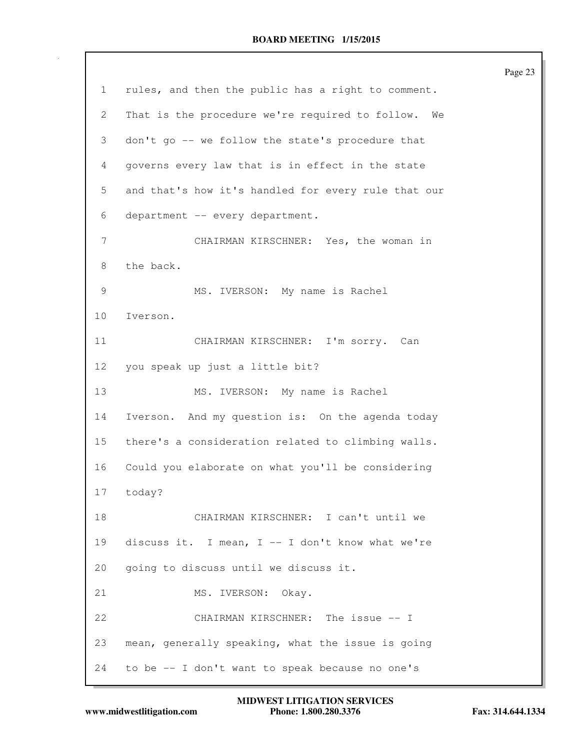1 rules, and then the public has a right to comment.

2 That is the procedure we're required to follow. We

3 don't go -- we follow the state's procedure that

4 governs every law that is in effect in the state

5 and that's how it's handled for every rule that our

6 department -- every department.

7 CHAIRMAN KIRSCHNER: Yes, the woman in

8 the back.

9 MS. IVERSON: My name is Rachel

10 Iverson.

11 CHAIRMAN KIRSCHNER: I'm sorry. Can

12 you speak up just a little bit?

13 MS. IVERSON: My name is Rachel

14 Iverson. And my question is: On the agenda today

15 there's a consideration related to climbing walls.

16 Could you elaborate on what you'll be considering

17 today?

18 CHAIRMAN KIRSCHNER: I can't until we

19 discuss it. I mean, I -- I don't know what we're

20 going to discuss until we discuss it.

21 MS. IVERSON: Okay.

22 CHAIRMAN KIRSCHNER: The issue -- I

23 mean, generally speaking, what the issue is going

24 to be -- I don't want to speak because no one's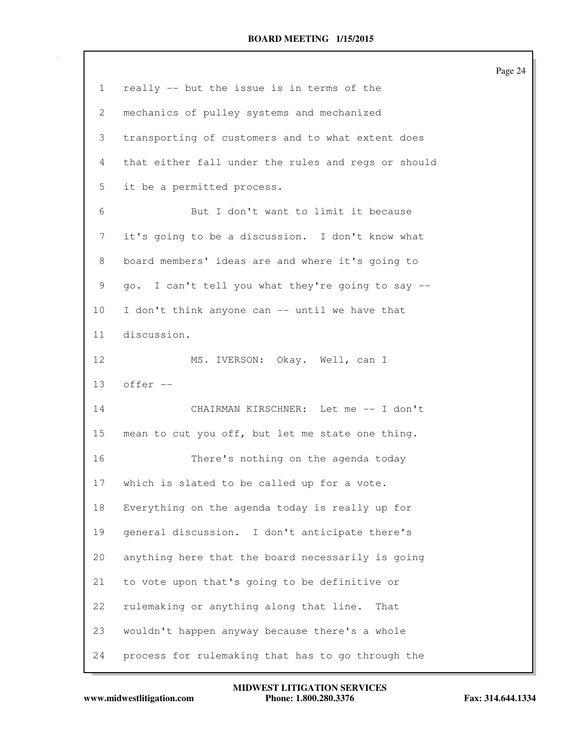really -- but the issue is in terms of the mechanics of pulley systems and mechanized transporting of customers and to what extent does that either fall under the rules and regs or should it be a permitted process.

But I don't want to limit it because it's going to be a discussion. I don't know what board members' ideas are and where it's going to go. I can't tell you what they're going to say -- I don't think anyone can -- until we have that discussion.

MS. IVERSON: Okay. Well, can I offer --

CHAIRMAN KIRSCHNER: Let me -- I don't mean to cut you off, but let me state one thing.

There's nothing on the agenda today which is slated to be called up for a vote. Everything on the agenda today is really up for general discussion. I don't anticipate there's anything here that the board necessarily is going to vote upon that's going to be definitive or rulemaking or anything along that line. That wouldn't happen anyway because there's a whole process for rulemaking that has to go through the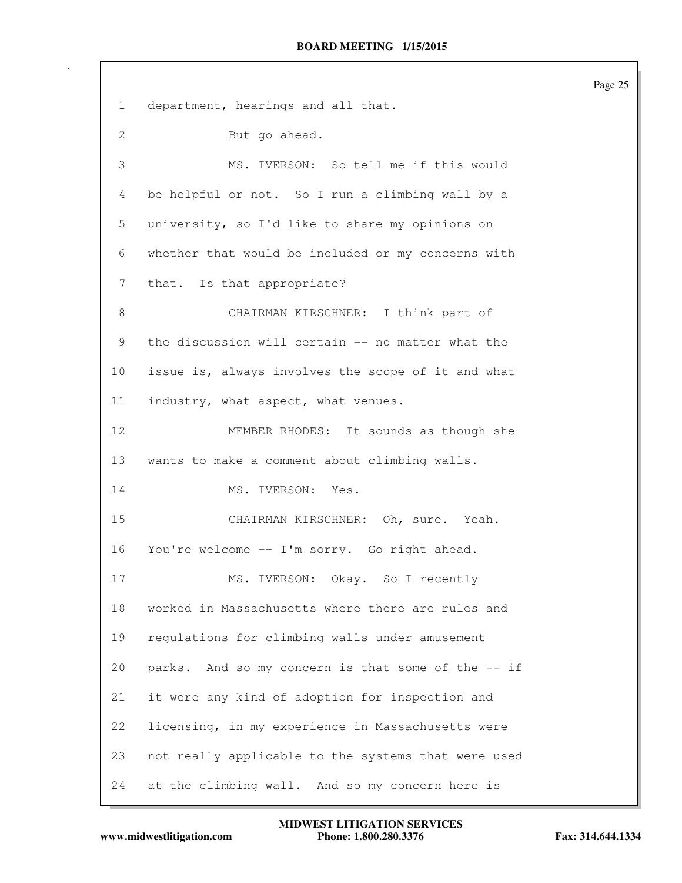1 department, hearings and all that.

2 But go ahead.

3 MS. IVERSON: So tell me if this would

4 be helpful or not. So I run a climbing wall by a

5 university, so I'd like to share my opinions on

6 whether that would be included or my concerns with

7 that. Is that appropriate?

8 CHAIRMAN KIRSCHNER: I think part of

9 the discussion will certain -- no matter what the

10 issue is, always involves the scope of it and what

11 industry, what aspect, what venues.

12 MEMBER RHODES: It sounds as though she

13 wants to make a comment about climbing walls.

14 MS. IVERSON: Yes.

15 CHAIRMAN KIRSCHNER: Oh, sure. Yeah.

16 You're welcome -- I'm sorry. Go right ahead.

17 MS. IVERSON: Okay. So I recently

18 worked in Massachusetts where there are rules and

19 regulations for climbing walls under amusement

20 parks. And so my concern is that some of the -- if

21 it were any kind of adoption for inspection and

22 licensing, in my experience in Massachusetts were

23 not really applicable to the systems that were used

24 at the climbing wall. And so my concern here is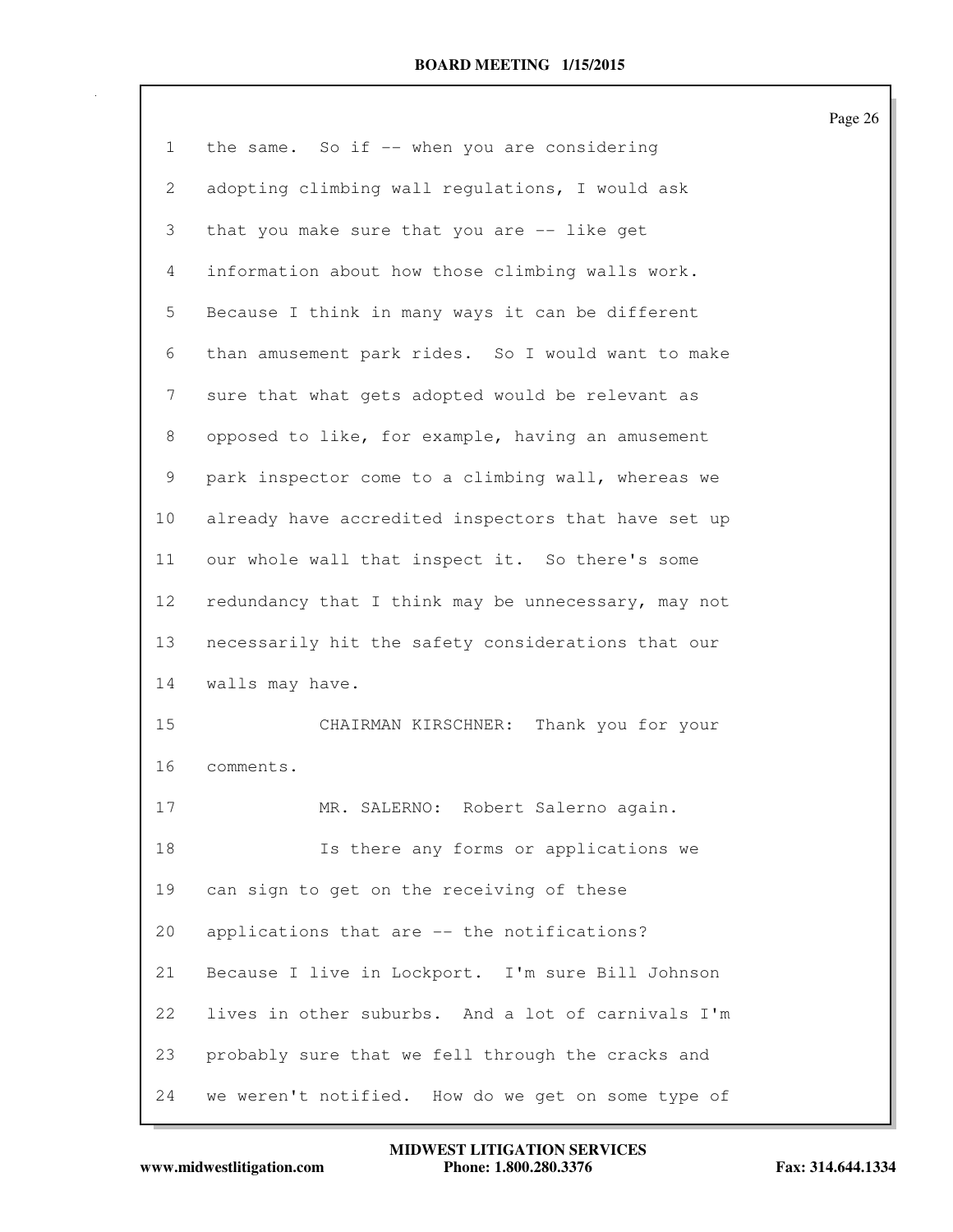the same. So if -- when you are considering adopting climbing wall regulations, I would ask that you make sure that you are -- like get information about how those climbing walls work. Because I think in many ways it can be different than amusement park rides. So I would want to make sure that what gets adopted would be relevant as opposed to like, for example, having an amusement park inspector come to a climbing wall, whereas we already have accredited inspectors that have set up our whole wall that inspect it. So there's some redundancy that I think may be unnecessary, may not necessarily hit the safety considerations that our walls may have.

CHAIRMAN KIRSCHNER: Thank you for your comments.

MR. SALERNO: Robert Salerno again.

Is there any forms or applications we can sign to get on the receiving of these applications that are -- the notifications? Because I live in Lockport. I'm sure Bill Johnson lives in other suburbs. And a lot of carnivals I'm probably sure that we fell through the cracks and we weren't notified. How do we get on some type of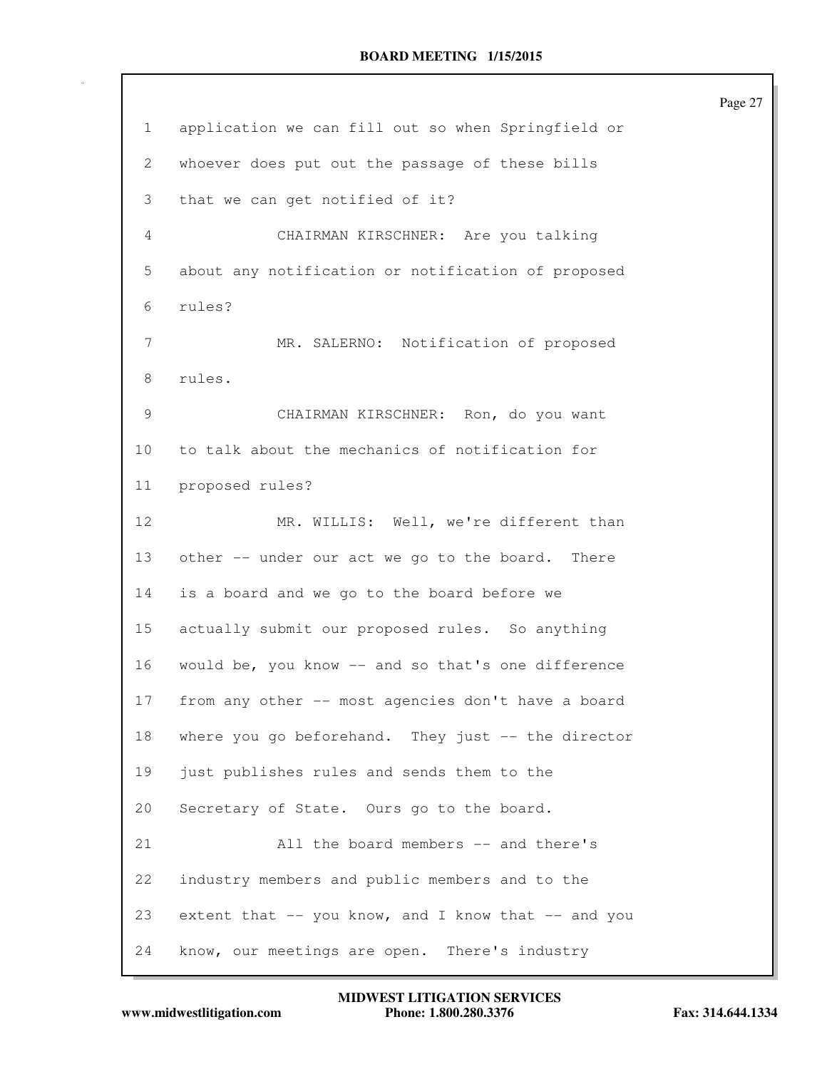application we can fill out so when Springfield or whoever does put out the passage of these bills that we can get notified of it?

CHAIRMAN KIRSCHNER: Are you talking about any notification or notification of proposed rules?

MR. SALERNO: Notification of proposed rules.

CHAIRMAN KIRSCHNER: Ron, do you want to talk about the mechanics of notification for proposed rules?

MR. WILLIS: Well, we're different than other -- under our act we go to the board. There is a board and we go to the board before we actually submit our proposed rules. So anything would be, you know -- and so that's one difference from any other -- most agencies don't have a board where you go beforehand. They just -- the director just publishes rules and sends them to the Secretary of State. Ours go to the board.

All the board members -- and there's industry members and public members and to the extent that -- you know, and I know that -- and you know, our meetings are open. There's industry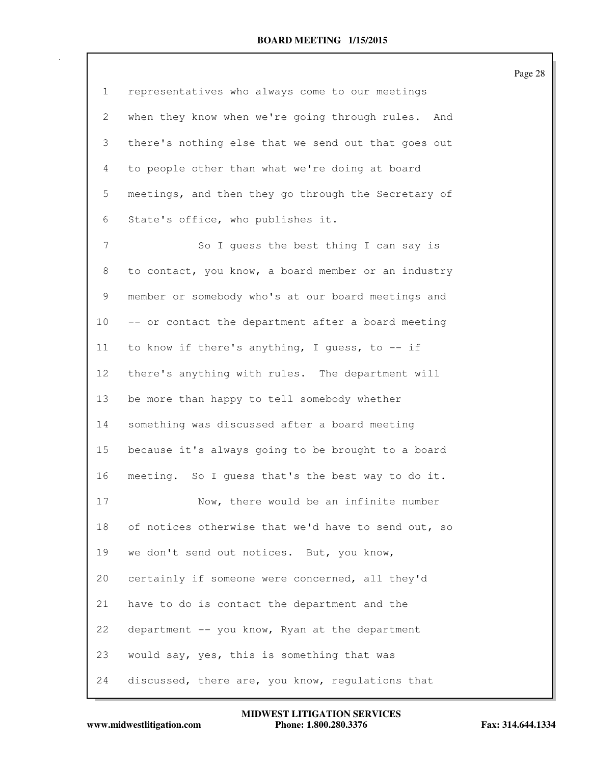representatives who always come to our meetings when they know when we're going through rules. And there's nothing else that we send out that goes out to people other than what we're doing at board meetings, and then they go through the Secretary of State's office, who publishes it.

So I guess the best thing I can say is to contact, you know, a board member or an industry member or somebody who's at our board meetings and -- or contact the department after a board meeting to know if there's anything, I guess, to -- if there's anything with rules. The department will be more than happy to tell somebody whether something was discussed after a board meeting because it's always going to be brought to a board meeting. So I guess that's the best way to do it.

Now, there would be an infinite number of notices otherwise that we'd have to send out, so we don't send out notices. But, you know, certainly if someone were concerned, all they'd have to do is contact the department and the department -- you know, Ryan at the department would say, yes, this is something that was discussed, there are, you know, regulations that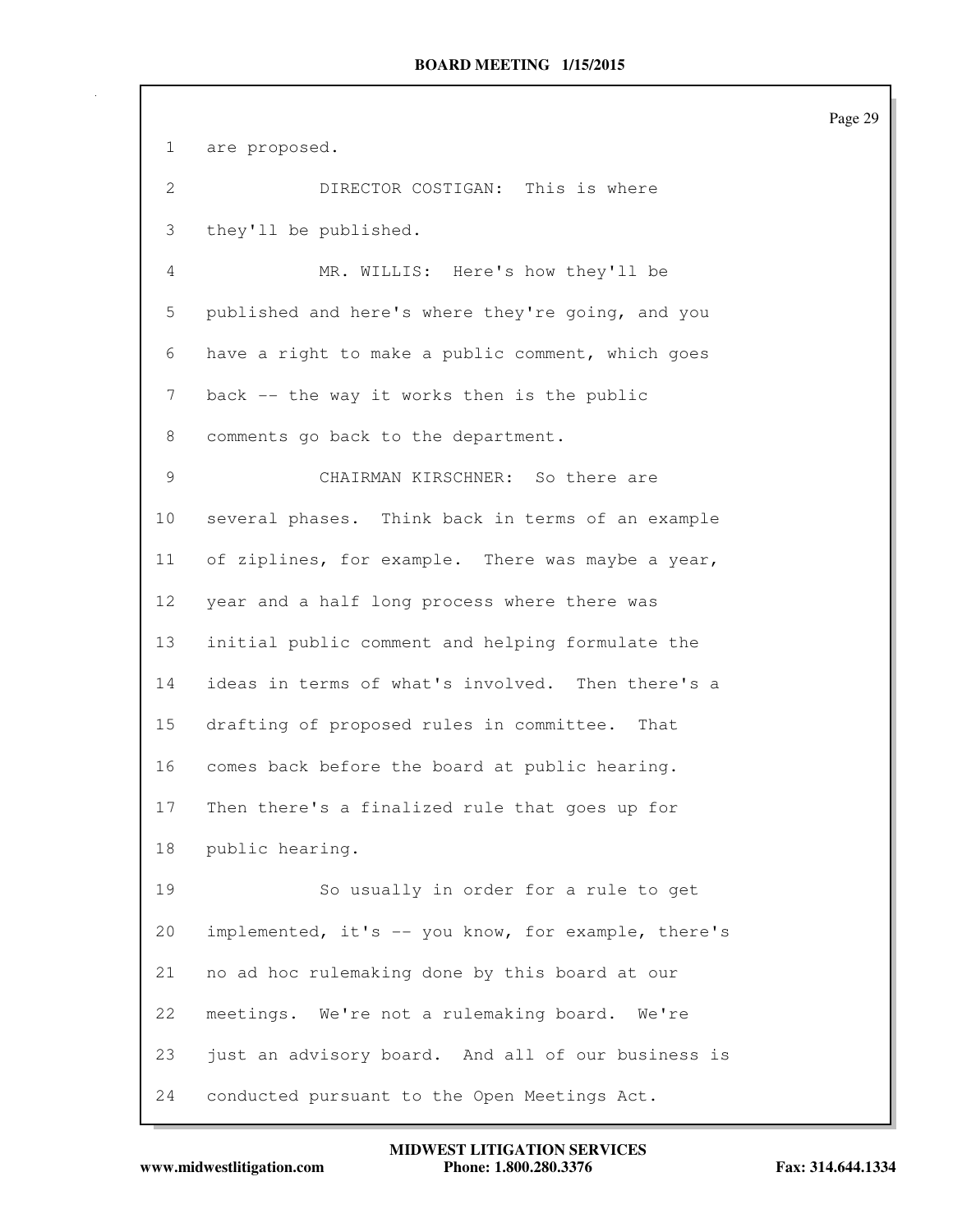are proposed.

DIRECTOR COSTIGAN: This is where they'll be published.

MR. WILLIS: Here's how they'll be published and here's where they're going, and you have a right to make a public comment, which goes back -- the way it works then is the public comments go back to the department.

CHAIRMAN KIRSCHNER: So there are several phases. Think back in terms of an example of ziplines, for example. There was maybe a year, year and a half long process where there was initial public comment and helping formulate the ideas in terms of what's involved. Then there's a drafting of proposed rules in committee. That comes back before the board at public hearing. Then there's a finalized rule that goes up for public hearing.

So usually in order for a rule to get implemented, it's -- you know, for example, there's no ad hoc rulemaking done by this board at our meetings. We're not a rulemaking board. We're just an advisory board. And all of our business is conducted pursuant to the Open Meetings Act.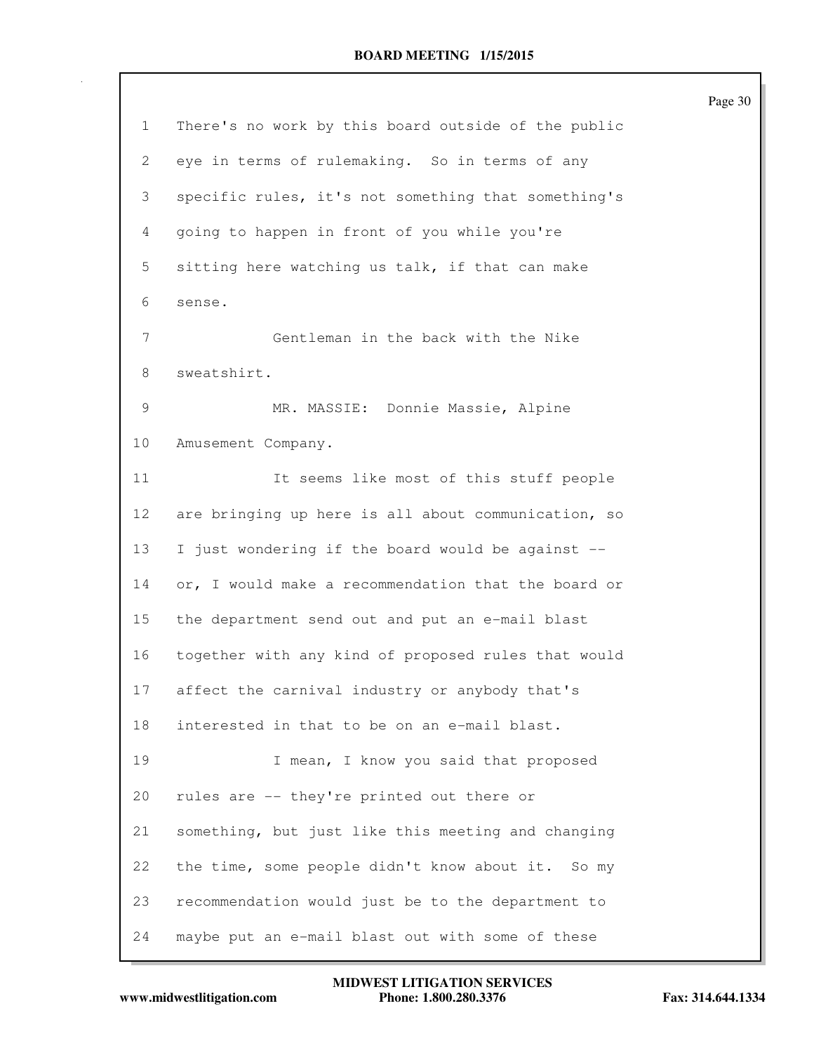1 There's no work by this board outside of the public
2 eye in terms of rulemaking. So in terms of any
3 specific rules, it's not something that something's
4 going to happen in front of you while you're
5 sitting here watching us talk, if that can make
6 sense.
7 Gentleman in the back with the Nike
8 sweatshirt.
9 MR. MASSIE: Donnie Massie, Alpine
10 Amusement Company.
11 It seems like most of this stuff people
12 are bringing up here is all about communication, so
13 I just wondering if the board would be against --
14 or, I would make a recommendation that the board or
15 the department send out and put an e-mail blast
16 together with any kind of proposed rules that would
17 affect the carnival industry or anybody that's
18 interested in that to be on an e-mail blast.
19 I mean, I know you said that proposed
20 rules are -- they're printed out there or
21 something, but just like this meeting and changing
22 the time, some people didn't know about it. So my
23 recommendation would just be to the department to
24 maybe put an e-mail blast out with some of these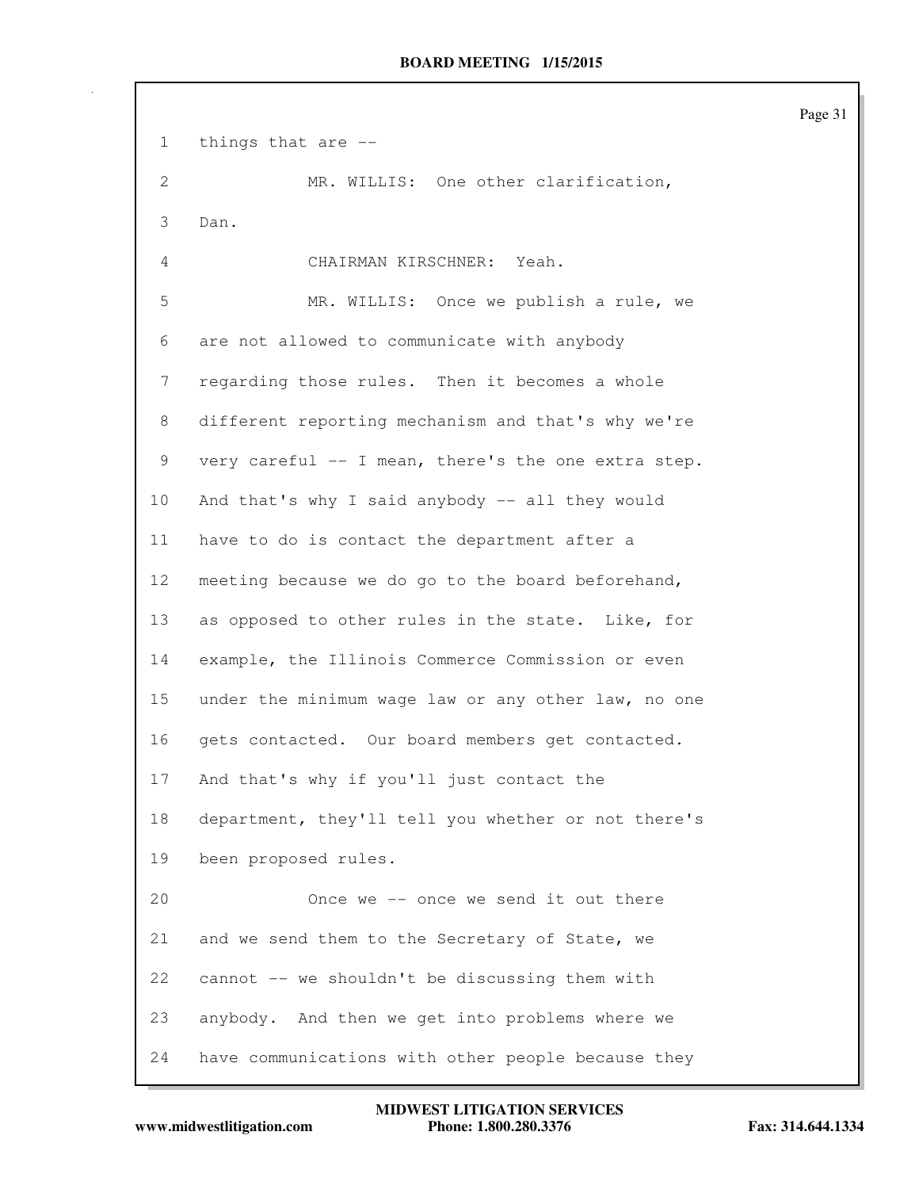things that are --

MR. WILLIS: One other clarification, Dan.

CHAIRMAN KIRSCHNER: Yeah.

MR. WILLIS: Once we publish a rule, we are not allowed to communicate with anybody regarding those rules. Then it becomes a whole different reporting mechanism and that's why we're very careful -- I mean, there's the one extra step. And that's why I said anybody -- all they would have to do is contact the department after a meeting because we do go to the board beforehand, as opposed to other rules in the state. Like, for example, the Illinois Commerce Commission or even under the minimum wage law or any other law, no one gets contacted. Our board members get contacted. And that's why if you'll just contact the department, they'll tell you whether or not there's been proposed rules.

Once we -- once we send it out there and we send them to the Secretary of State, we cannot -- we shouldn't be discussing them with anybody. And then we get into problems where we have communications with other people because they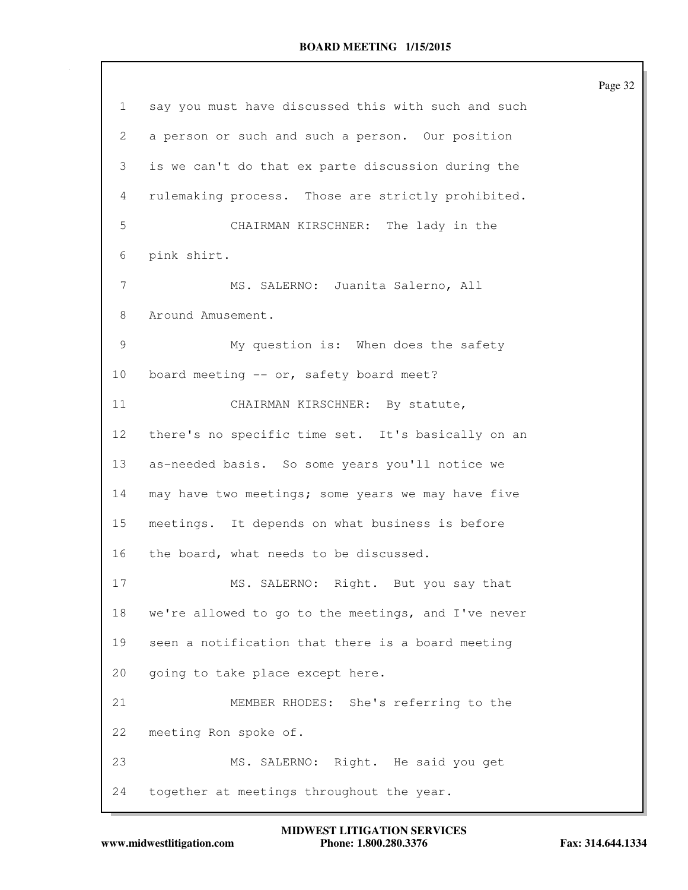1 say you must have discussed this with such and such
2 a person or such and such a person. Our position
3 is we can't do that ex parte discussion during the
4 rulemaking process. Those are strictly prohibited.
5 CHAIRMAN KIRSCHNER: The lady in the
6 pink shirt.
7 MS. SALERNO: Juanita Salerno, All
8 Around Amusement.
9 My question is: When does the safety
10 board meeting -- or, safety board meet?
11 CHAIRMAN KIRSCHNER: By statute,
12 there's no specific time set. It's basically on an
13 as-needed basis. So some years you'll notice we
14 may have two meetings; some years we may have five
15 meetings. It depends on what business is before
16 the board, what needs to be discussed.
17 MS. SALERNO: Right. But you say that
18 we're allowed to go to the meetings, and I've never
19 seen a notification that there is a board meeting
20 going to take place except here.
21 MEMBER RHODES: She's referring to the
22 meeting Ron spoke of.
23 MS. SALERNO: Right. He said you get
24 together at meetings throughout the year.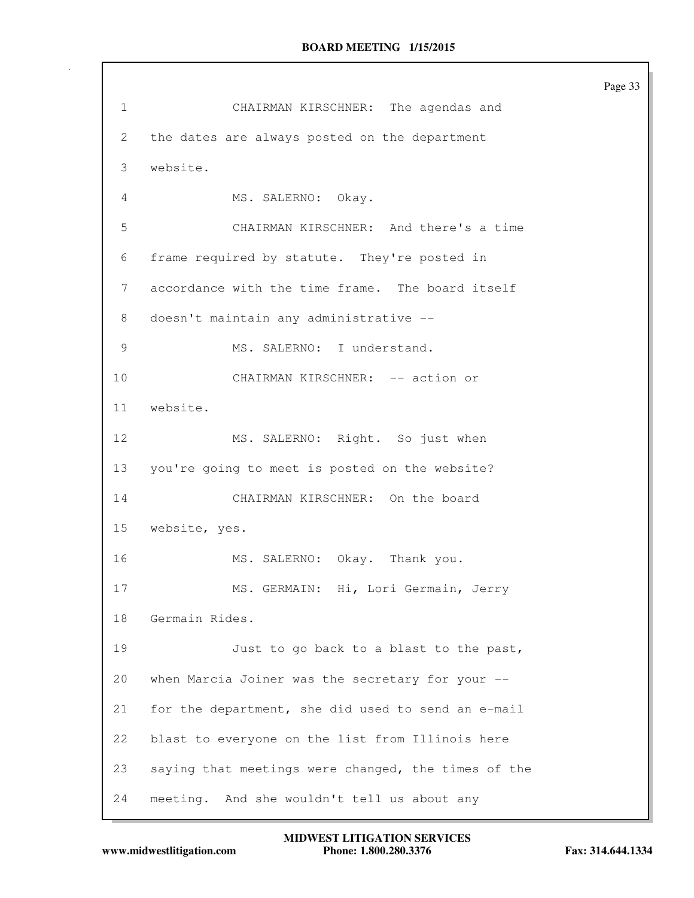1 CHAIRMAN KIRSCHNER: The agendas and
2 the dates are always posted on the department
3 website.
4 MS. SALERNO: Okay.
5 CHAIRMAN KIRSCHNER: And there's a time
6 frame required by statute. They're posted in
7 accordance with the time frame. The board itself
8 doesn't maintain any administrative --
9 MS. SALERNO: I understand.
10 CHAIRMAN KIRSCHNER: -- action or
11 website.
12 MS. SALERNO: Right. So just when
13 you're going to meet is posted on the website?
14 CHAIRMAN KIRSCHNER: On the board
15 website, yes.
16 MS. SALERNO: Okay. Thank you.
17 MS. GERMAIN: Hi, Lori Germain, Jerry
18 Germain Rides.
19 Just to go back to a blast to the past,
20 when Marcia Joiner was the secretary for your --
21 for the department, she did used to send an e-mail
22 blast to everyone on the list from Illinois here
23 saying that meetings were changed, the times of the
24 meeting. And she wouldn't tell us about any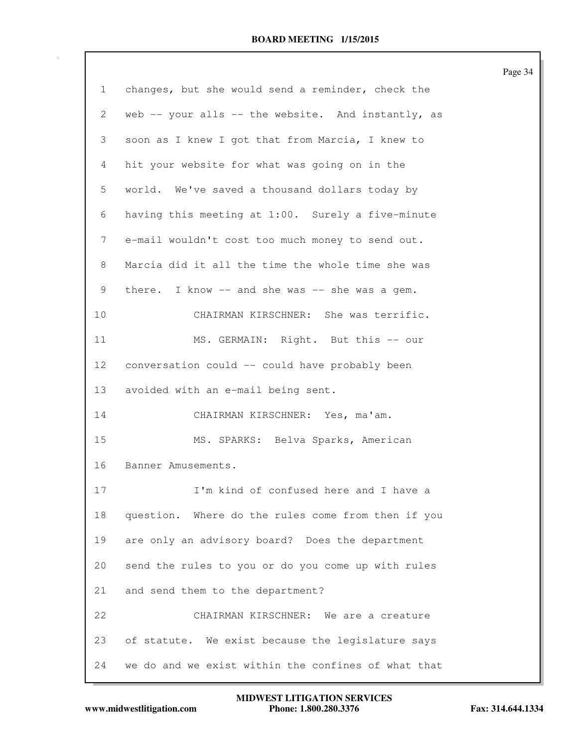changes, but she would send a reminder, check the web -- your alls -- the website. And instantly, as soon as I knew I got that from Marcia, I knew to hit your website for what was going on in the world. We've saved a thousand dollars today by having this meeting at 1:00. Surely a five-minute e-mail wouldn't cost too much money to send out. Marcia did it all the time the whole time she was there. I know -- and she was -- she was a gem.

CHAIRMAN KIRSCHNER: She was terrific.

MS. GERMAIN: Right. But this -- our conversation could -- could have probably been avoided with an e-mail being sent.

CHAIRMAN KIRSCHNER: Yes, ma'am.

MS. SPARKS: Belva Sparks, American Banner Amusements.

I'm kind of confused here and I have a question. Where do the rules come from then if you are only an advisory board? Does the department send the rules to you or do you come up with rules and send them to the department?

CHAIRMAN KIRSCHNER: We are a creature of statute. We exist because the legislature says we do and we exist within the confines of what that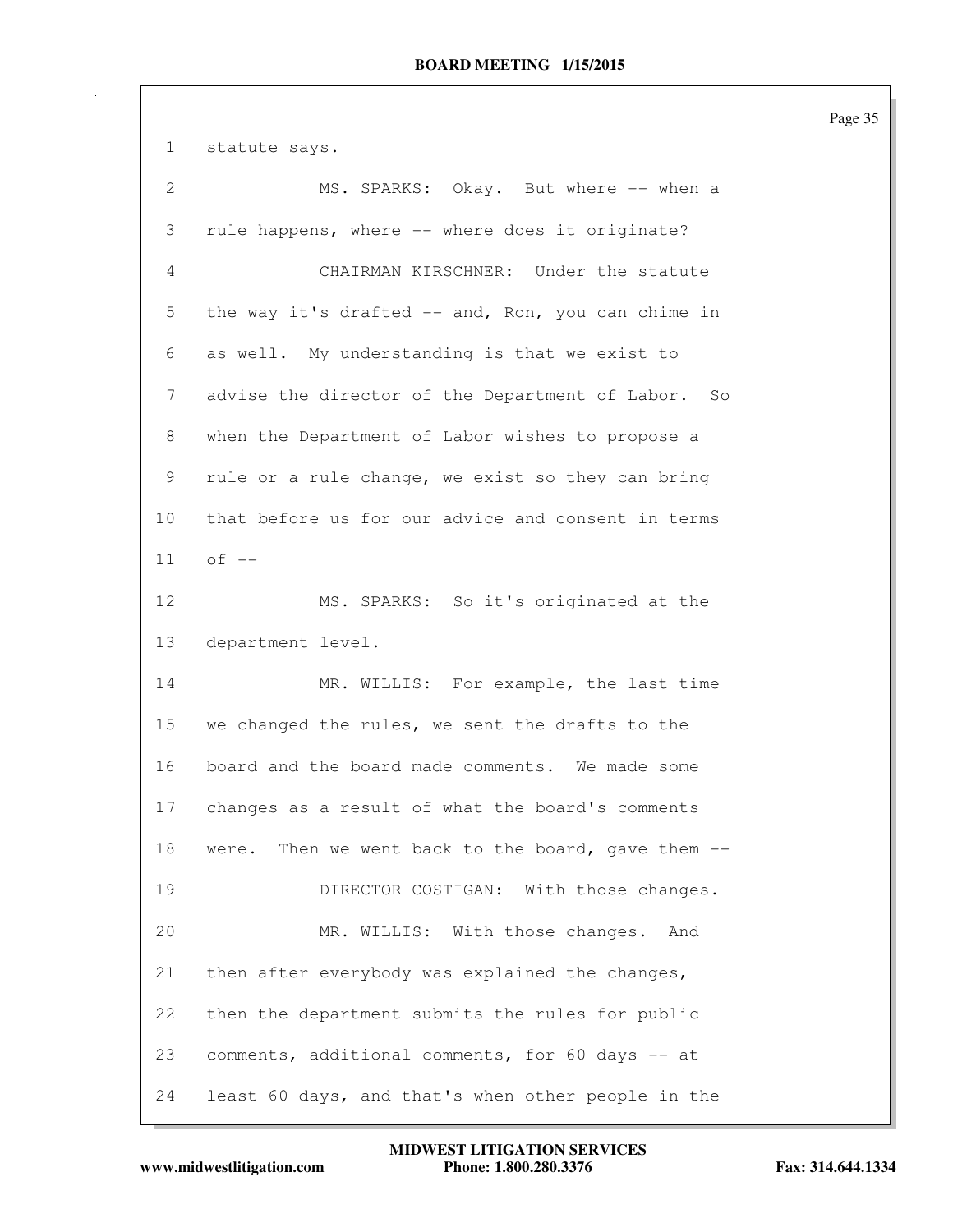1 statute says.

2 MS. SPARKS: Okay. But where -- when a

3 rule happens, where -- where does it originate?

4 CHAIRMAN KIRSCHNER: Under the statute

5 the way it's drafted -- and, Ron, you can chime in

6 as well. My understanding is that we exist to

7 advise the director of the Department of Labor. So

8 when the Department of Labor wishes to propose a

9 rule or a rule change, we exist so they can bring

10 that before us for our advice and consent in terms

11 of --

12 MS. SPARKS: So it's originated at the

13 department level.

14 MR. WILLIS: For example, the last time

15 we changed the rules, we sent the drafts to the

16 board and the board made comments. We made some

17 changes as a result of what the board's comments

18 were. Then we went back to the board, gave them --

19 DIRECTOR COSTIGAN: With those changes.

20 MR. WILLIS: With those changes. And

21 then after everybody was explained the changes,

22 then the department submits the rules for public

23 comments, additional comments, for 60 days -- at

24 least 60 days, and that's when other people in the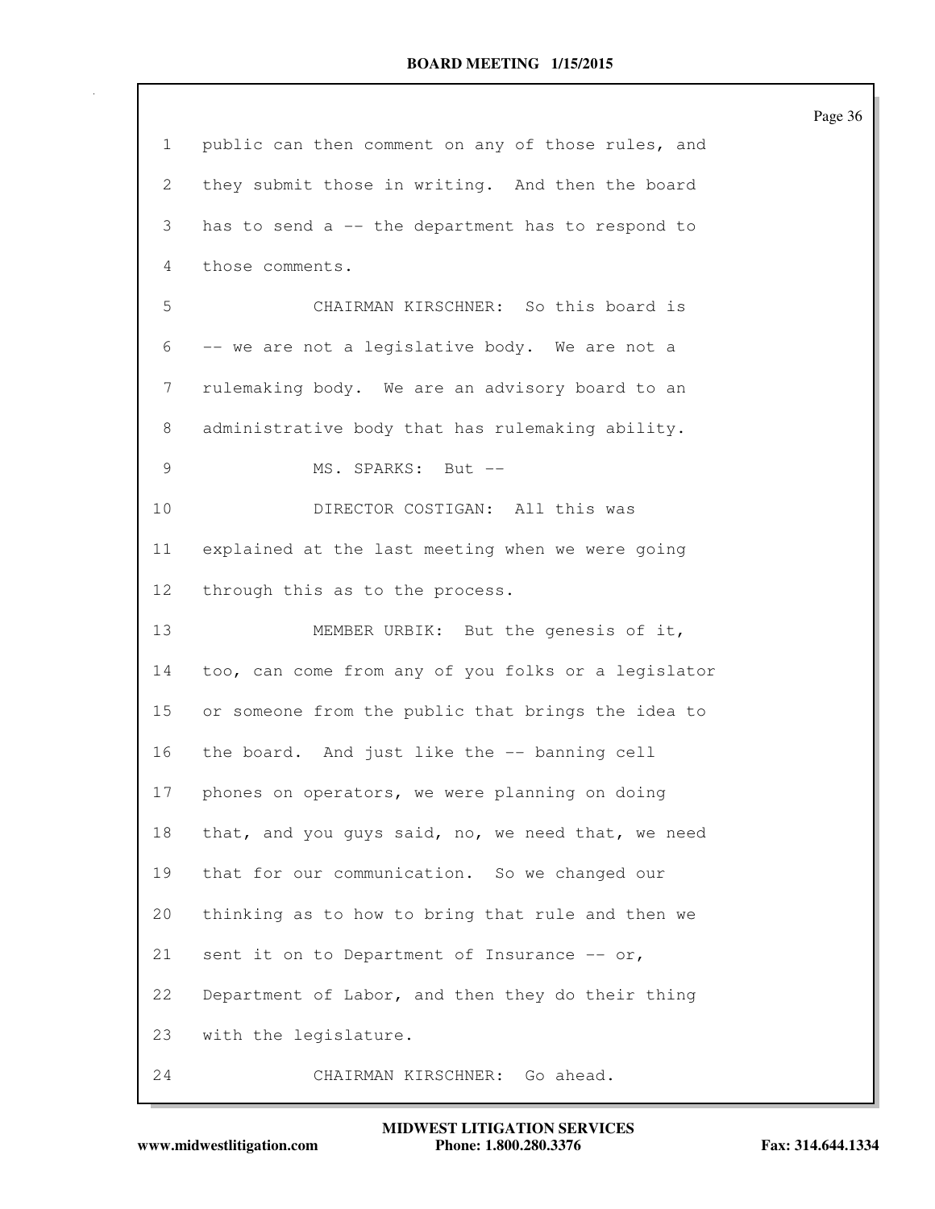public can then comment on any of those rules, and they submit those in writing. And then the board has to send a -- the department has to respond to those comments.

CHAIRMAN KIRSCHNER: So this board is -- we are not a legislative body. We are not a rulemaking body. We are an advisory board to an administrative body that has rulemaking ability.

MS. SPARKS: But --

DIRECTOR COSTIGAN: All this was explained at the last meeting when we were going through this as to the process.

MEMBER URBIK: But the genesis of it, too, can come from any of you folks or a legislator or someone from the public that brings the idea to the board. And just like the -- banning cell phones on operators, we were planning on doing that, and you guys said, no, we need that, we need that for our communication. So we changed our thinking as to how to bring that rule and then we sent it on to Department of Insurance -- or, Department of Labor, and then they do their thing with the legislature.

CHAIRMAN KIRSCHNER: Go ahead.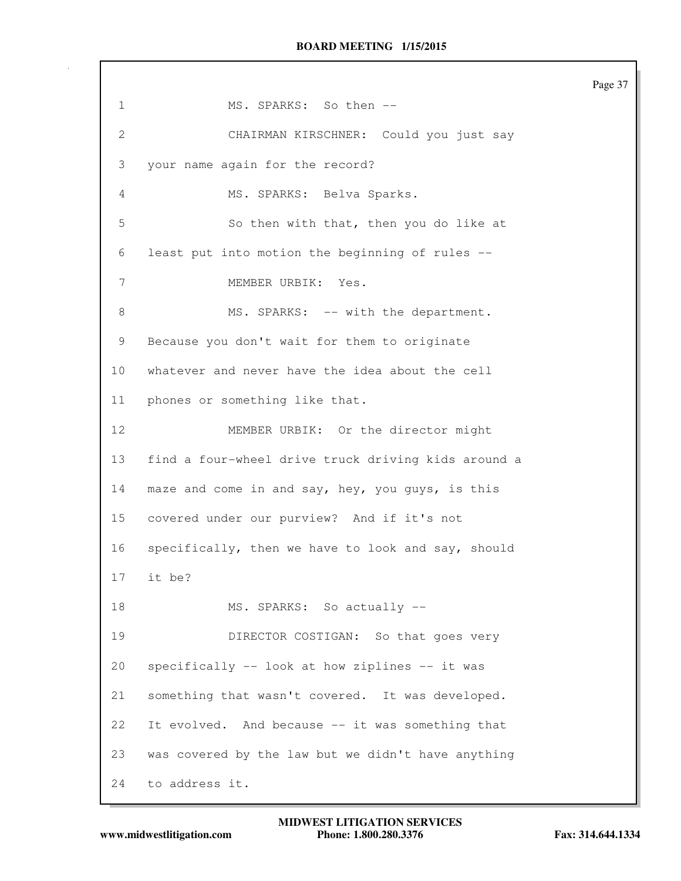MS. SPARKS: So then --

CHAIRMAN KIRSCHNER: Could you just say your name again for the record?

MS. SPARKS: Belva Sparks.

So then with that, then you do like at least put into motion the beginning of rules --

MEMBER URBIK: Yes.

MS. SPARKS: -- with the department. Because you don't wait for them to originate whatever and never have the idea about the cell phones or something like that.

MEMBER URBIK: Or the director might find a four-wheel drive truck driving kids around a maze and come in and say, hey, you guys, is this covered under our purview? And if it's not specifically, then we have to look and say, should it be?

MS. SPARKS: So actually --

DIRECTOR COSTIGAN: So that goes very specifically -- look at how ziplines -- it was something that wasn't covered. It was developed. It evolved. And because -- it was something that was covered by the law but we didn't have anything to address it.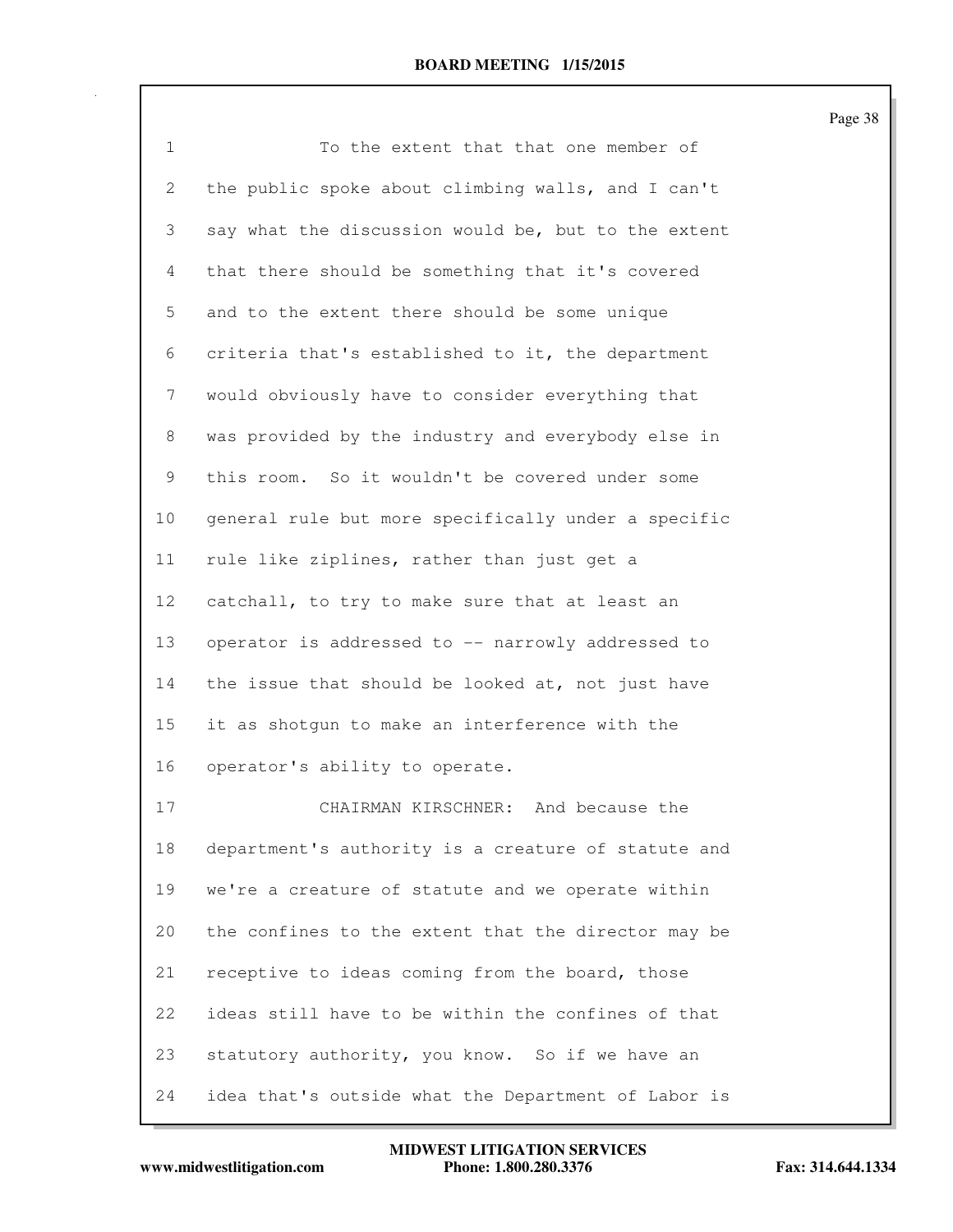To the extent that that one member of the public spoke about climbing walls, and I can't say what the discussion would be, but to the extent that there should be something that it's covered and to the extent there should be some unique criteria that's established to it, the department would obviously have to consider everything that was provided by the industry and everybody else in this room. So it wouldn't be covered under some general rule but more specifically under a specific rule like ziplines, rather than just get a catchall, to try to make sure that at least an operator is addressed to -- narrowly addressed to the issue that should be looked at, not just have it as shotgun to make an interference with the operator's ability to operate.

CHAIRMAN KIRSCHNER: And because the department's authority is a creature of statute and we're a creature of statute and we operate within the confines to the extent that the director may be receptive to ideas coming from the board, those ideas still have to be within the confines of that statutory authority, you know. So if we have an idea that's outside what the Department of Labor is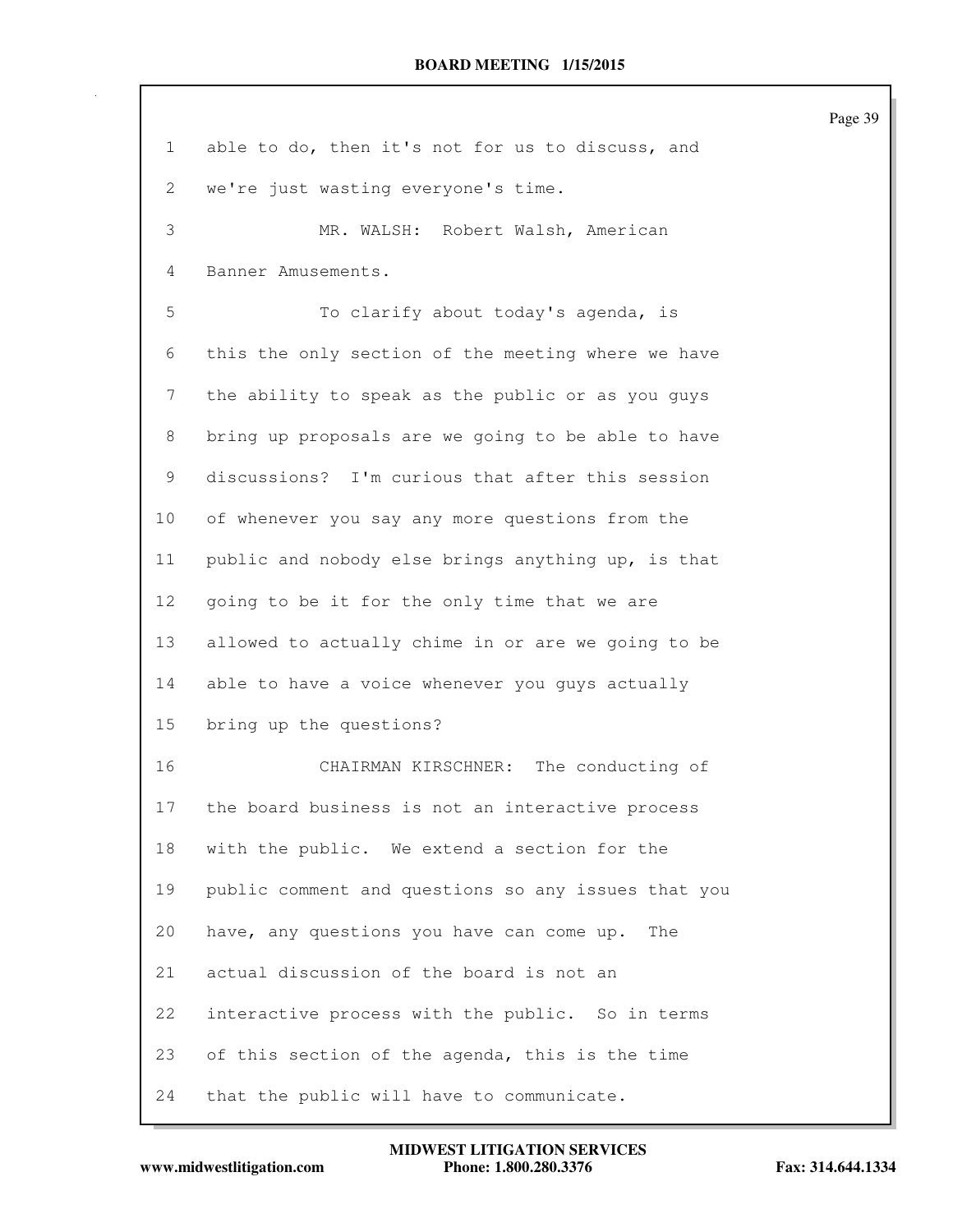able to do, then it's not for us to discuss, and we're just wasting everyone's time.

MR. WALSH: Robert Walsh, American Banner Amusements.

To clarify about today's agenda, is this the only section of the meeting where we have the ability to speak as the public or as you guys bring up proposals are we going to be able to have discussions? I'm curious that after this session of whenever you say any more questions from the public and nobody else brings anything up, is that going to be it for the only time that we are allowed to actually chime in or are we going to be able to have a voice whenever you guys actually bring up the questions?

CHAIRMAN KIRSCHNER: The conducting of the board business is not an interactive process with the public. We extend a section for the public comment and questions so any issues that you have, any questions you have can come up. The actual discussion of the board is not an interactive process with the public. So in terms of this section of the agenda, this is the time that the public will have to communicate.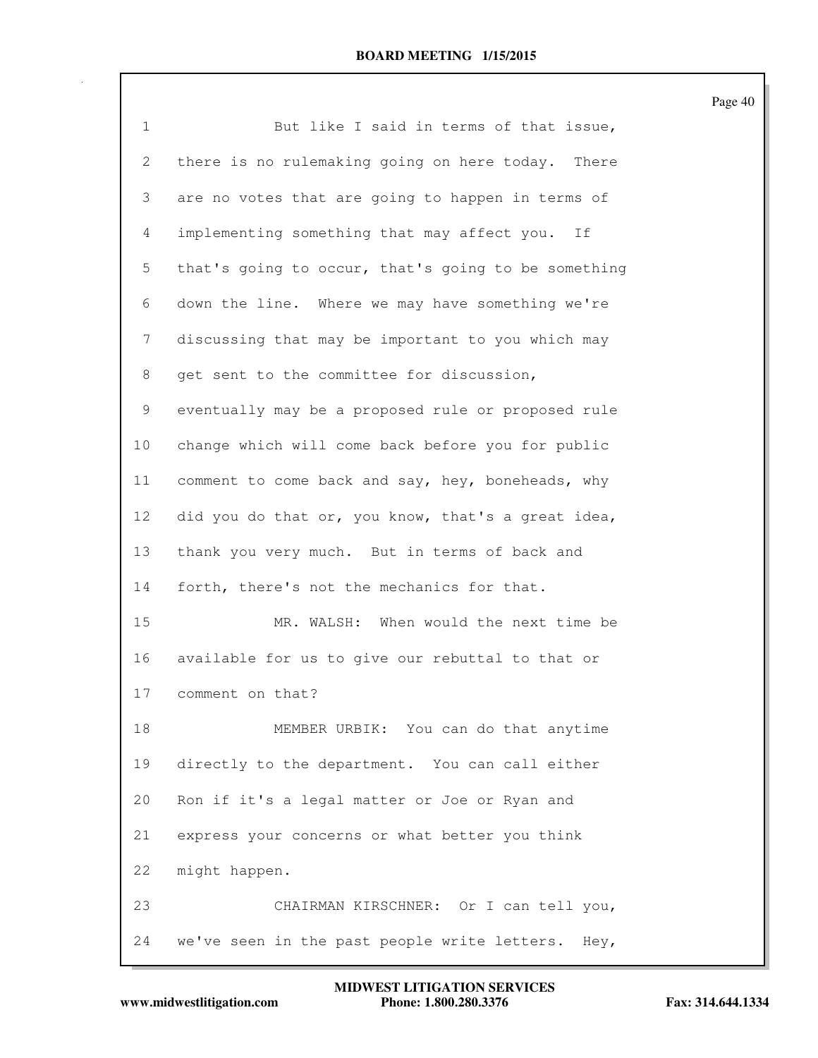1 But like I said in terms of that issue,
2 there is no rulemaking going on here today. There
3 are no votes that are going to happen in terms of
4 implementing something that may affect you. If
5 that's going to occur, that's going to be something
6 down the line. Where we may have something we're
7 discussing that may be important to you which may
8 get sent to the committee for discussion,
9 eventually may be a proposed rule or proposed rule
10 change which will come back before you for public
11 comment to come back and say, hey, boneheads, why
12 did you do that or, you know, that's a great idea,
13 thank you very much. But in terms of back and
14 forth, there's not the mechanics for that.
15 MR. WALSH: When would the next time be
16 available for us to give our rebuttal to that or
17 comment on that?
18 MEMBER URBIK: You can do that anytime
19 directly to the department. You can call either
20 Ron if it's a legal matter or Joe or Ryan and
21 express your concerns or what better you think
22 might happen.
23 CHAIRMAN KIRSCHNER: Or I can tell you,
24 we've seen in the past people write letters. Hey,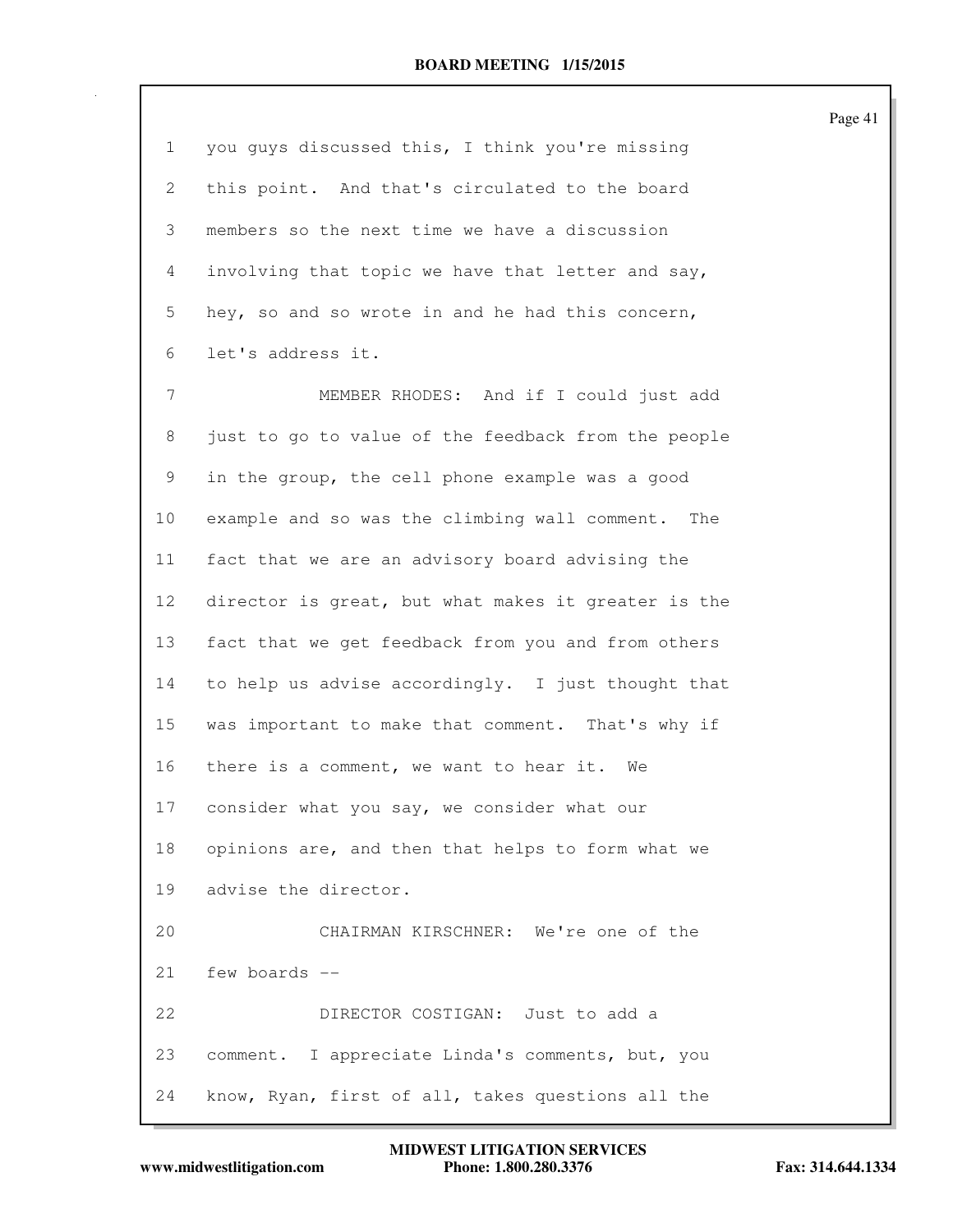you guys discussed this, I think you're missing this point. And that's circulated to the board members so the next time we have a discussion involving that topic we have that letter and say, hey, so and so wrote in and he had this concern, let's address it.

MEMBER RHODES: And if I could just add just to go to value of the feedback from the people in the group, the cell phone example was a good example and so was the climbing wall comment. The fact that we are an advisory board advising the director is great, but what makes it greater is the fact that we get feedback from you and from others to help us advise accordingly. I just thought that was important to make that comment. That's why if there is a comment, we want to hear it. We consider what you say, we consider what our opinions are, and then that helps to form what we advise the director.

CHAIRMAN KIRSCHNER: We're one of the few boards --

DIRECTOR COSTIGAN: Just to add a comment. I appreciate Linda's comments, but, you know, Ryan, first of all, takes questions all the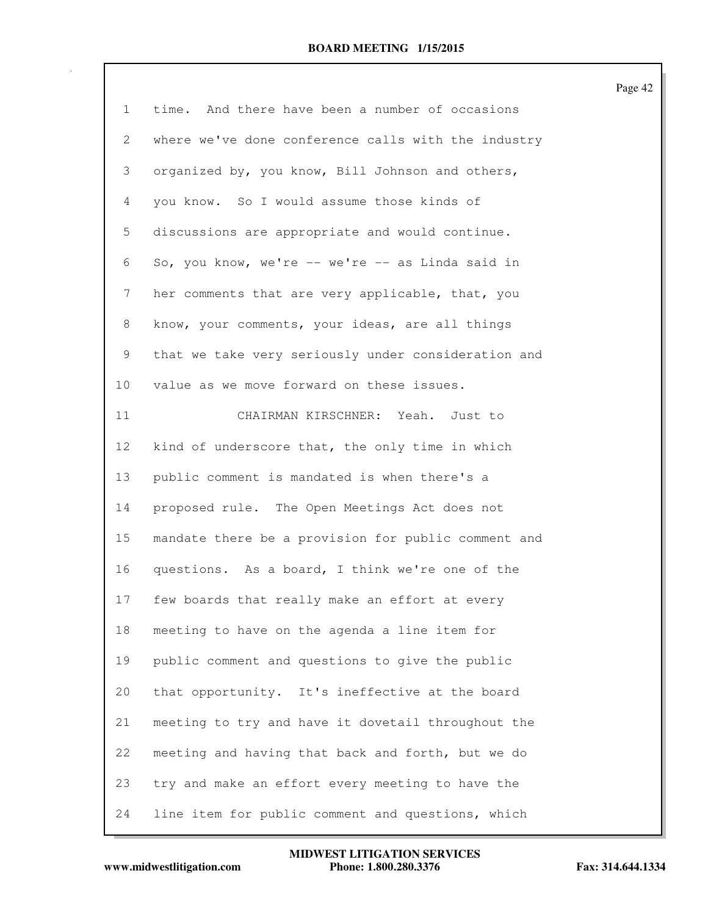1 time. And there have been a number of occasions
2 where we've done conference calls with the industry
3 organized by, you know, Bill Johnson and others,
4 you know. So I would assume those kinds of
5 discussions are appropriate and would continue.
6 So, you know, we're -- we're -- as Linda said in
7 her comments that are very applicable, that, you
8 know, your comments, your ideas, are all things
9 that we take very seriously under consideration and
10 value as we move forward on these issues.
11 CHAIRMAN KIRSCHNER: Yeah. Just to
12 kind of underscore that, the only time in which
13 public comment is mandated is when there's a
14 proposed rule. The Open Meetings Act does not
15 mandate there be a provision for public comment and
16 questions. As a board, I think we're one of the
17 few boards that really make an effort at every
18 meeting to have on the agenda a line item for
19 public comment and questions to give the public
20 that opportunity. It's ineffective at the board
21 meeting to try and have it dovetail throughout the
22 meeting and having that back and forth, but we do
23 try and make an effort every meeting to have the
24 line item for public comment and questions, which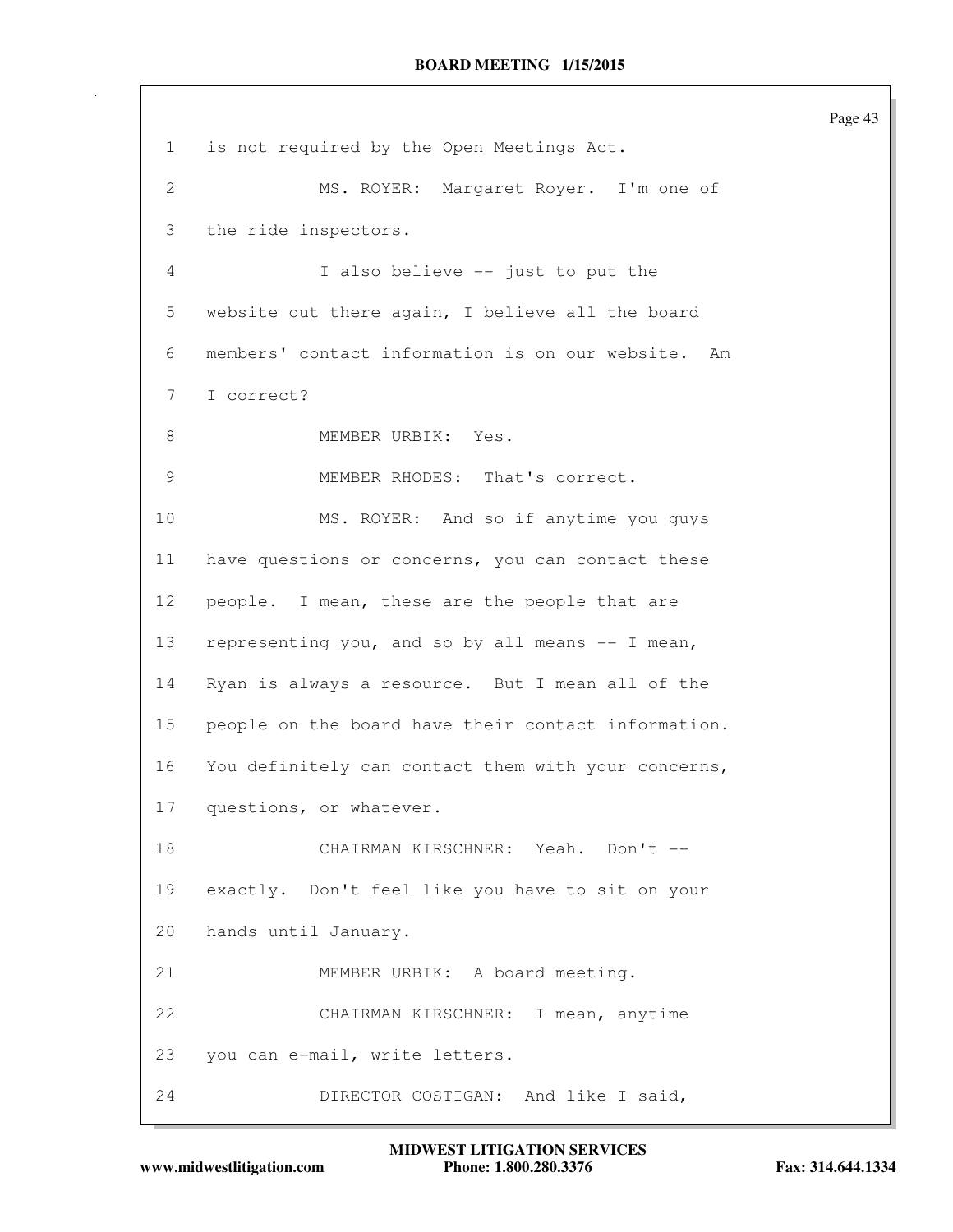1 is not required by the Open Meetings Act.

2 MS. ROYER: Margaret Royer. I'm one of

3 the ride inspectors.

4 I also believe -- just to put the

5 website out there again, I believe all the board

6 members' contact information is on our website. Am

7 I correct?

8 MEMBER URBIK: Yes.

9 MEMBER RHODES: That's correct.

10 MS. ROYER: And so if anytime you guys

11 have questions or concerns, you can contact these

12 people. I mean, these are the people that are

13 representing you, and so by all means -- I mean,

14 Ryan is always a resource. But I mean all of the

15 people on the board have their contact information.

16 You definitely can contact them with your concerns,

17 questions, or whatever.

18 CHAIRMAN KIRSCHNER: Yeah. Don't --

19 exactly. Don't feel like you have to sit on your

20 hands until January.

21 MEMBER URBIK: A board meeting.

22 CHAIRMAN KIRSCHNER: I mean, anytime

23 you can e-mail, write letters.

24 DIRECTOR COSTIGAN: And like I said,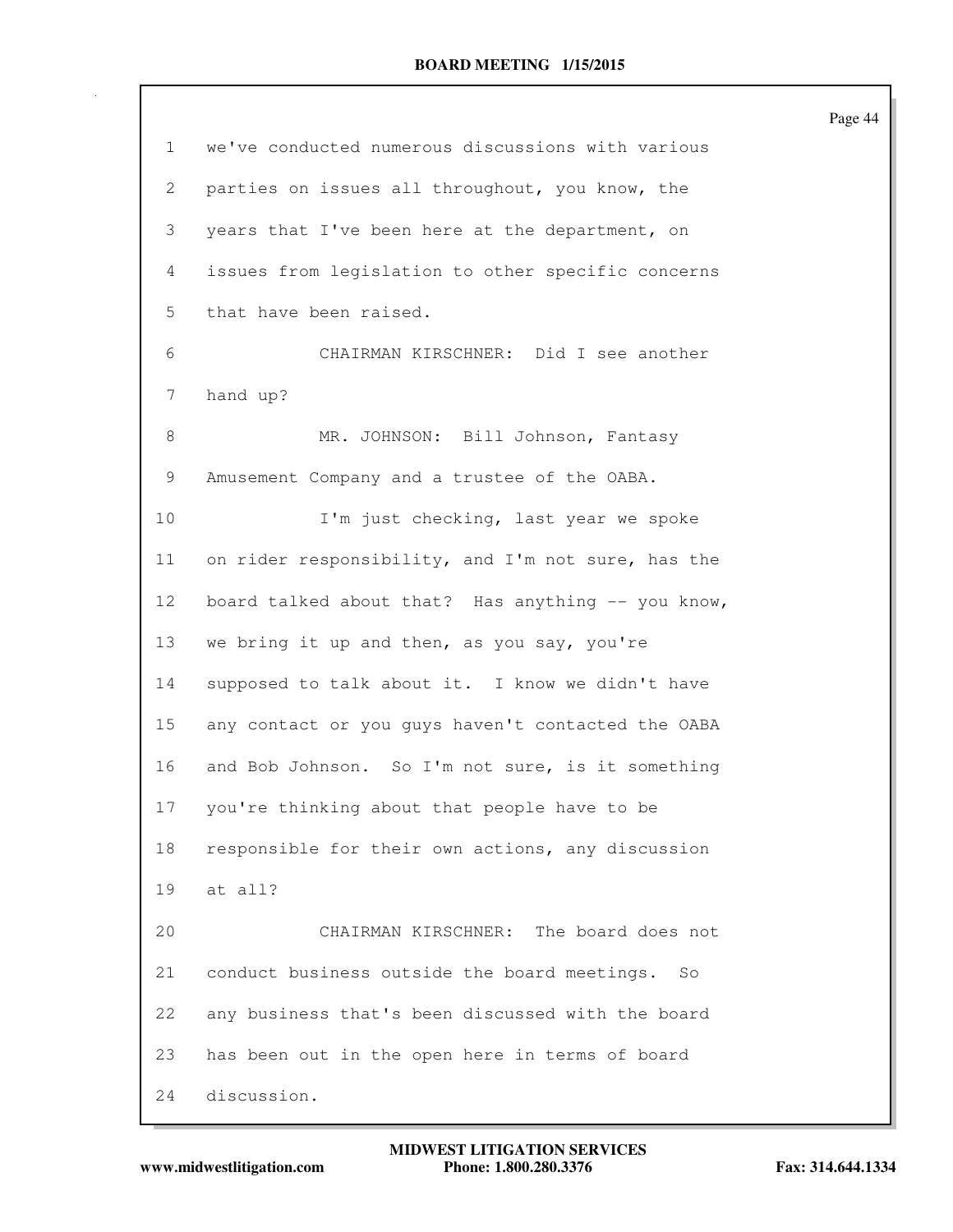we've conducted numerous discussions with various parties on issues all throughout, you know, the years that I've been here at the department, on issues from legislation to other specific concerns that have been raised.

CHAIRMAN KIRSCHNER: Did I see another hand up?

MR. JOHNSON: Bill Johnson, Fantasy Amusement Company and a trustee of the OABA.

I'm just checking, last year we spoke on rider responsibility, and I'm not sure, has the board talked about that? Has anything -- you know, we bring it up and then, as you say, you're supposed to talk about it. I know we didn't have any contact or you guys haven't contacted the OABA and Bob Johnson. So I'm not sure, is it something you're thinking about that people have to be responsible for their own actions, any discussion at all?

CHAIRMAN KIRSCHNER: The board does not conduct business outside the board meetings. So any business that's been discussed with the board has been out in the open here in terms of board discussion.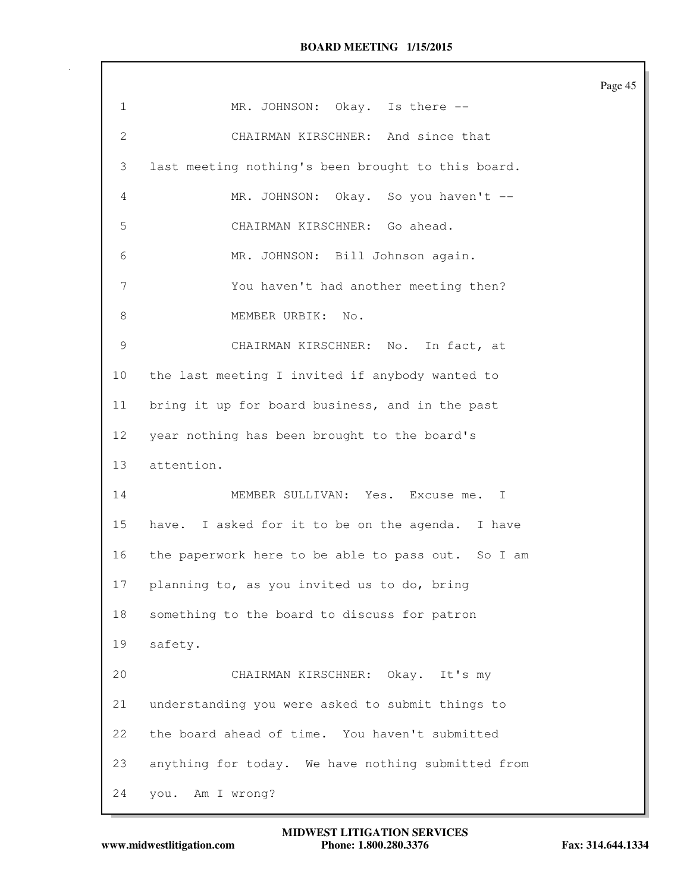1 MR. JOHNSON: Okay. Is there --

2 CHAIRMAN KIRSCHNER: And since that

3 last meeting nothing's been brought to this board.

4 MR. JOHNSON: Okay. So you haven't --

5 CHAIRMAN KIRSCHNER: Go ahead.

6 MR. JOHNSON: Bill Johnson again.

7 You haven't had another meeting then?

8 MEMBER URBIK: No.

9 CHAIRMAN KIRSCHNER: No. In fact, at

10 the last meeting I invited if anybody wanted to

11 bring it up for board business, and in the past

12 year nothing has been brought to the board's

13 attention.

14 MEMBER SULLIVAN: Yes. Excuse me. I

15 have. I asked for it to be on the agenda. I have

16 the paperwork here to be able to pass out. So I am

17 planning to, as you invited us to do, bring

18 something to the board to discuss for patron

19 safety.

20 CHAIRMAN KIRSCHNER: Okay. It's my

21 understanding you were asked to submit things to

22 the board ahead of time. You haven't submitted

23 anything for today. We have nothing submitted from

24 you. Am I wrong?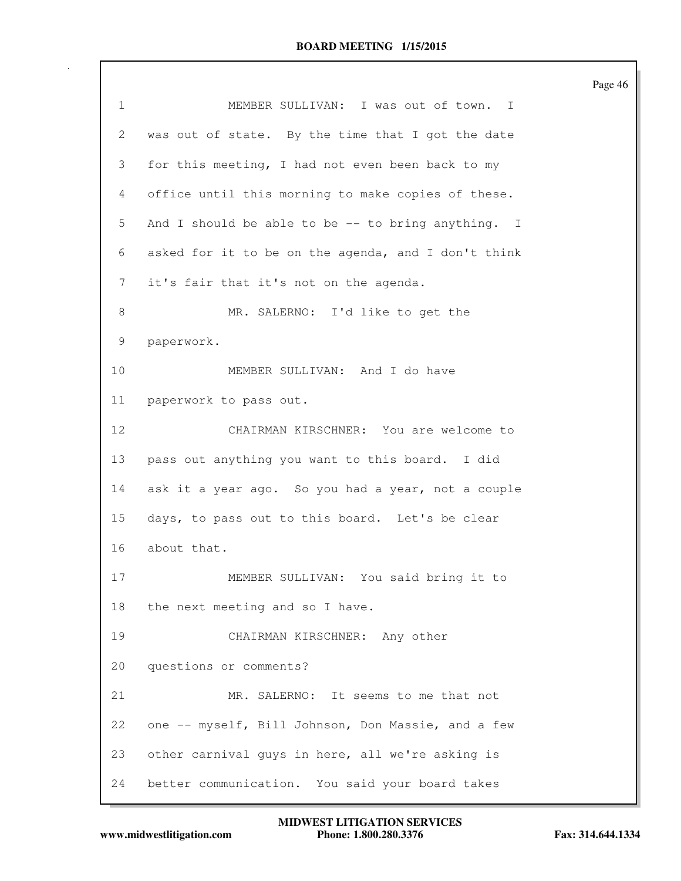1 MEMBER SULLIVAN: I was out of town. I
2 was out of state. By the time that I got the date
3 for this meeting, I had not even been back to my
4 office until this morning to make copies of these.
5 And I should be able to be -- to bring anything. I
6 asked for it to be on the agenda, and I don't think
7 it's fair that it's not on the agenda.
8 MR. SALERNO: I'd like to get the
9 paperwork.
10 MEMBER SULLIVAN: And I do have
11 paperwork to pass out.
12 CHAIRMAN KIRSCHNER: You are welcome to
13 pass out anything you want to this board. I did
14 ask it a year ago. So you had a year, not a couple
15 days, to pass out to this board. Let's be clear
16 about that.
17 MEMBER SULLIVAN: You said bring it to
18 the next meeting and so I have.
19 CHAIRMAN KIRSCHNER: Any other
20 questions or comments?
21 MR. SALERNO: It seems to me that not
22 one -- myself, Bill Johnson, Don Massie, and a few
23 other carnival guys in here, all we're asking is
24 better communication. You said your board takes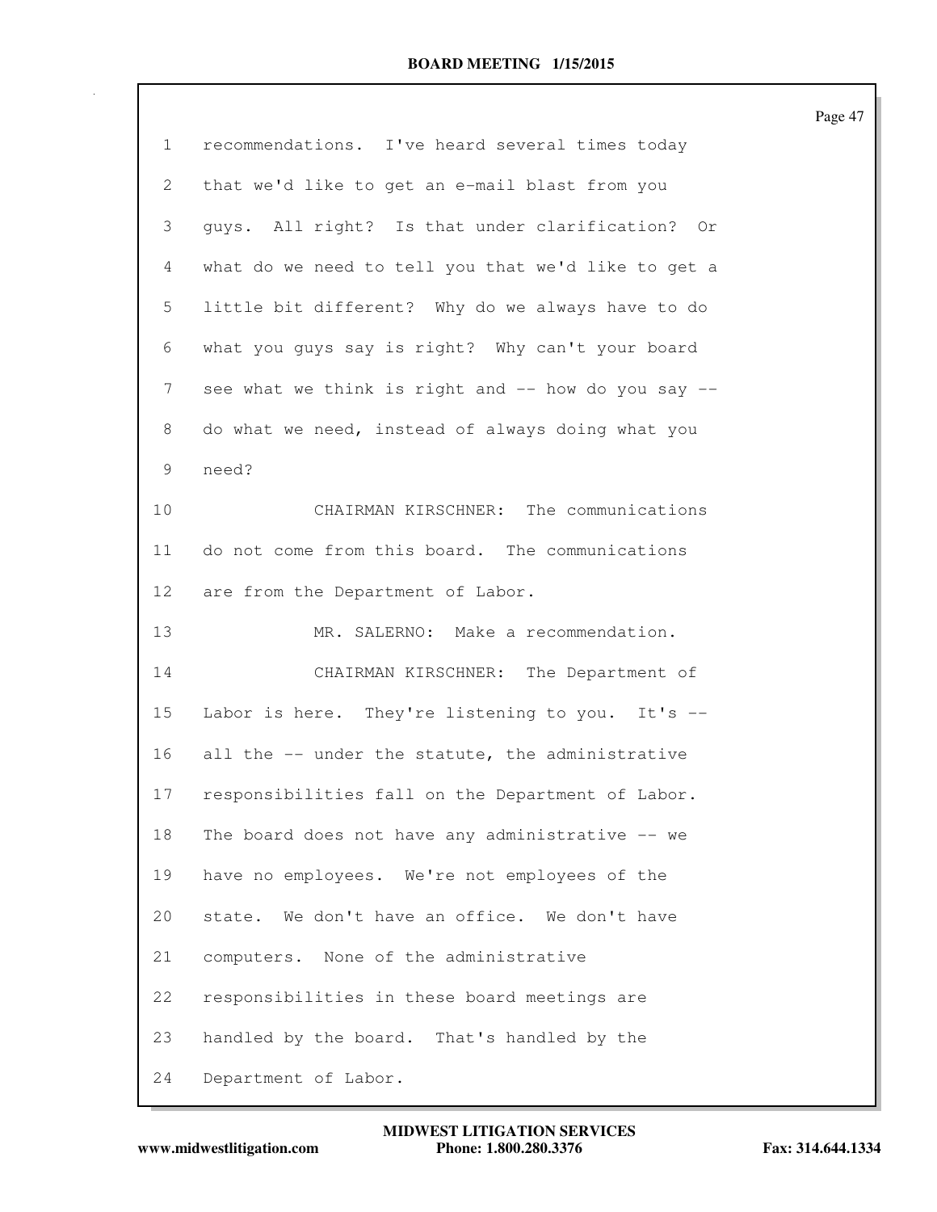1 recommendations. I've heard several times today
2 that we'd like to get an e-mail blast from you
3 guys. All right? Is that under clarification? Or
4 what do we need to tell you that we'd like to get a
5 little bit different? Why do we always have to do
6 what you guys say is right? Why can't your board
7 see what we think is right and -- how do you say --
8 do what we need, instead of always doing what you
9 need?
10 CHAIRMAN KIRSCHNER: The communications
11 do not come from this board. The communications
12 are from the Department of Labor.
13 MR. SALERNO: Make a recommendation.
14 CHAIRMAN KIRSCHNER: The Department of
15 Labor is here. They're listening to you. It's --
16 all the -- under the statute, the administrative
17 responsibilities fall on the Department of Labor.
18 The board does not have any administrative -- we
19 have no employees. We're not employees of the
20 state. We don't have an office. We don't have
21 computers. None of the administrative
22 responsibilities in these board meetings are
23 handled by the board. That's handled by the
24 Department of Labor.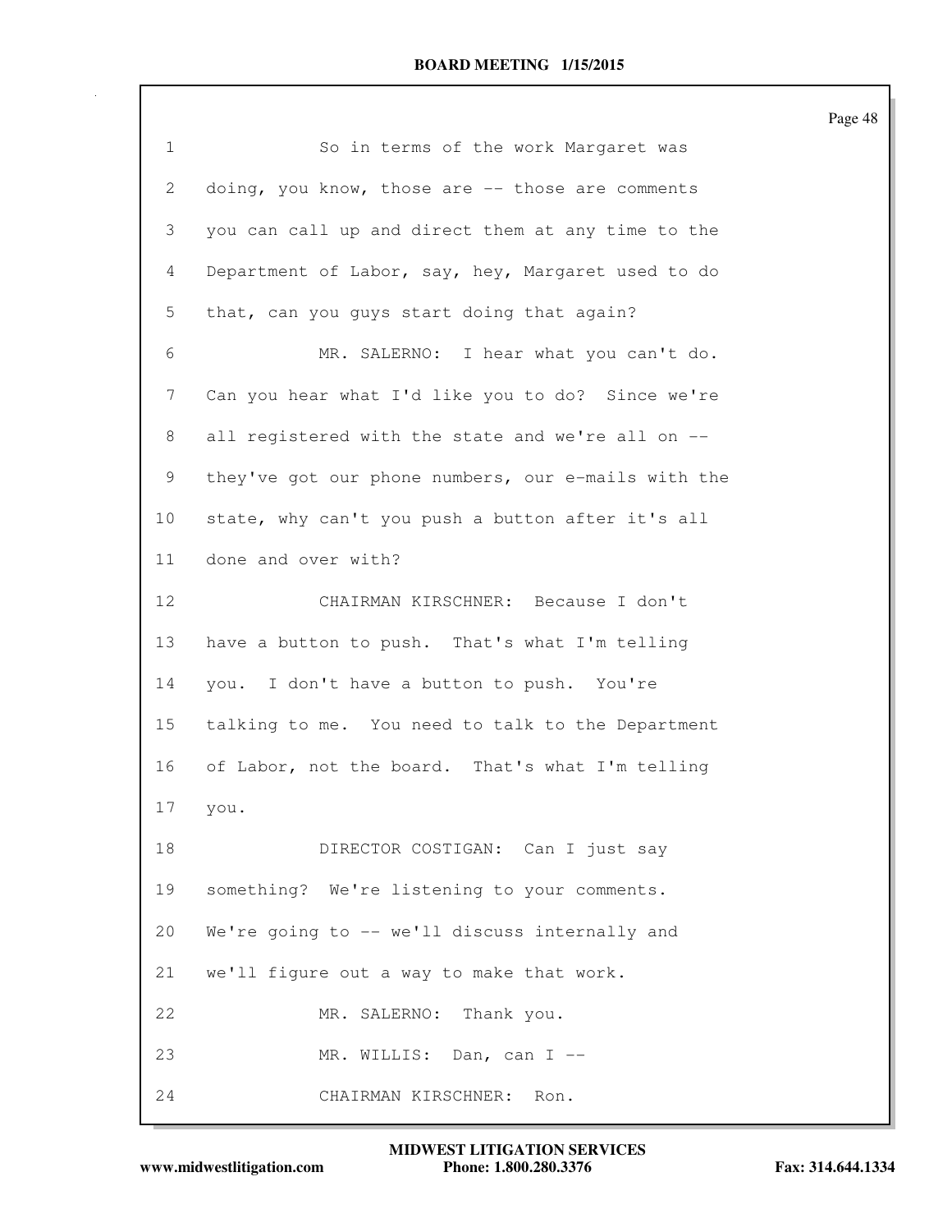1 So in terms of the work Margaret was
2 doing, you know, those are -- those are comments
3 you can call up and direct them at any time to the
4 Department of Labor, say, hey, Margaret used to do
5 that, can you guys start doing that again?
6 MR. SALERNO: I hear what you can't do.
7 Can you hear what I'd like you to do? Since we're
8 all registered with the state and we're all on --
9 they've got our phone numbers, our e-mails with the
10 state, why can't you push a button after it's all
11 done and over with?
12 CHAIRMAN KIRSCHNER: Because I don't
13 have a button to push. That's what I'm telling
14 you. I don't have a button to push. You're
15 talking to me. You need to talk to the Department
16 of Labor, not the board. That's what I'm telling
17 you.
18 DIRECTOR COSTIGAN: Can I just say
19 something? We're listening to your comments.
20 We're going to -- we'll discuss internally and
21 we'll figure out a way to make that work.
22 MR. SALERNO: Thank you.
23 MR. WILLIS: Dan, can I --
24 CHAIRMAN KIRSCHNER: Ron.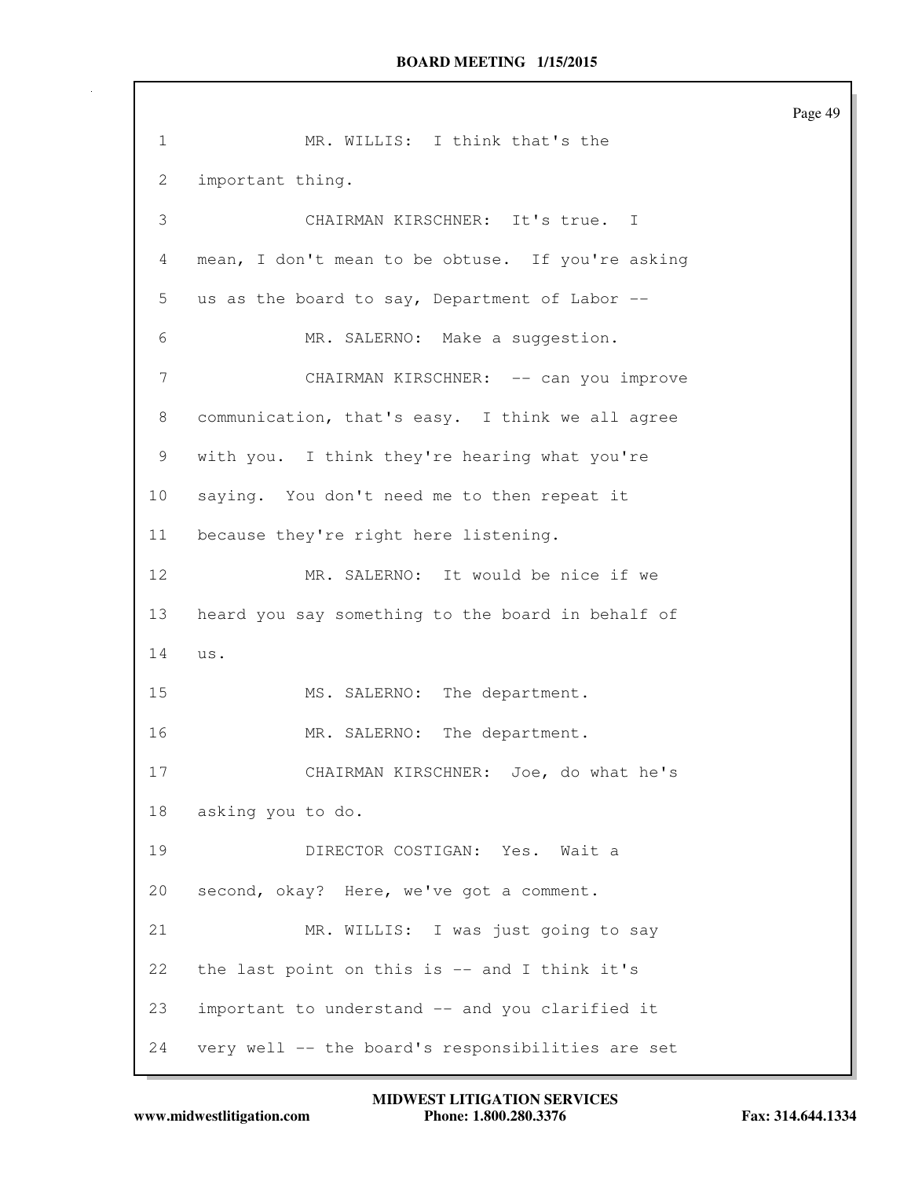1 MR. WILLIS: I think that's the
2 important thing.
3 CHAIRMAN KIRSCHNER: It's true. I
4 mean, I don't mean to be obtuse. If you're asking
5 us as the board to say, Department of Labor --
6 MR. SALERNO: Make a suggestion.
7 CHAIRMAN KIRSCHNER: -- can you improve
8 communication, that's easy. I think we all agree
9 with you. I think they're hearing what you're
10 saying. You don't need me to then repeat it
11 because they're right here listening.
12 MR. SALERNO: It would be nice if we
13 heard you say something to the board in behalf of
14 us.
15 MS. SALERNO: The department.
16 MR. SALERNO: The department.
17 CHAIRMAN KIRSCHNER: Joe, do what he's
18 asking you to do.
19 DIRECTOR COSTIGAN: Yes. Wait a
20 second, okay? Here, we've got a comment.
21 MR. WILLIS: I was just going to say
22 the last point on this is -- and I think it's
23 important to understand -- and you clarified it
24 very well -- the board's responsibilities are set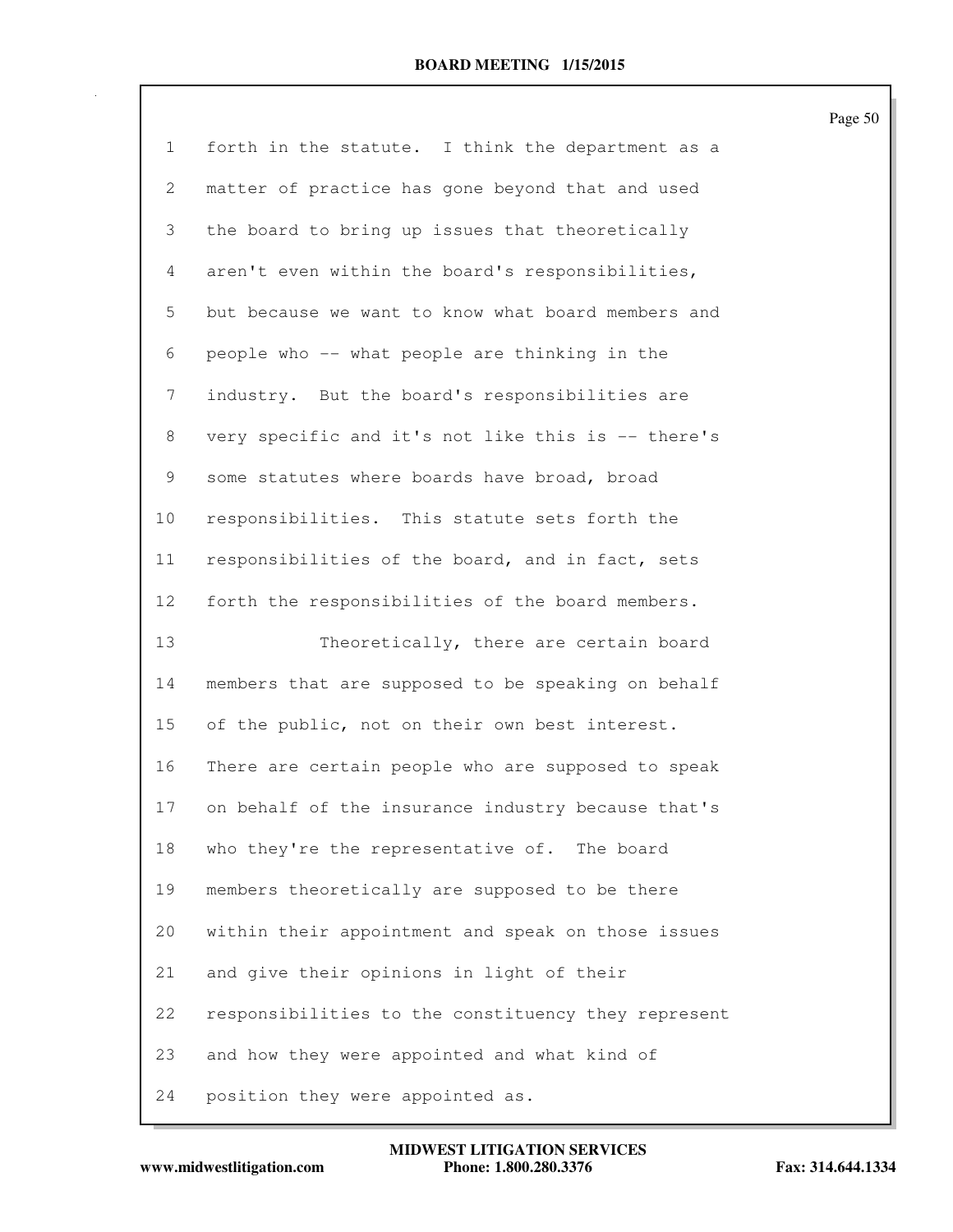forth in the statute. I think the department as a matter of practice has gone beyond that and used the board to bring up issues that theoretically aren't even within the board's responsibilities, but because we want to know what board members and people who -- what people are thinking in the industry. But the board's responsibilities are very specific and it's not like this is -- there's some statutes where boards have broad, broad responsibilities. This statute sets forth the responsibilities of the board, and in fact, sets forth the responsibilities of the board members.

Theoretically, there are certain board members that are supposed to be speaking on behalf of the public, not on their own best interest. There are certain people who are supposed to speak on behalf of the insurance industry because that's who they're the representative of. The board members theoretically are supposed to be there within their appointment and speak on those issues and give their opinions in light of their responsibilities to the constituency they represent and how they were appointed and what kind of position they were appointed as.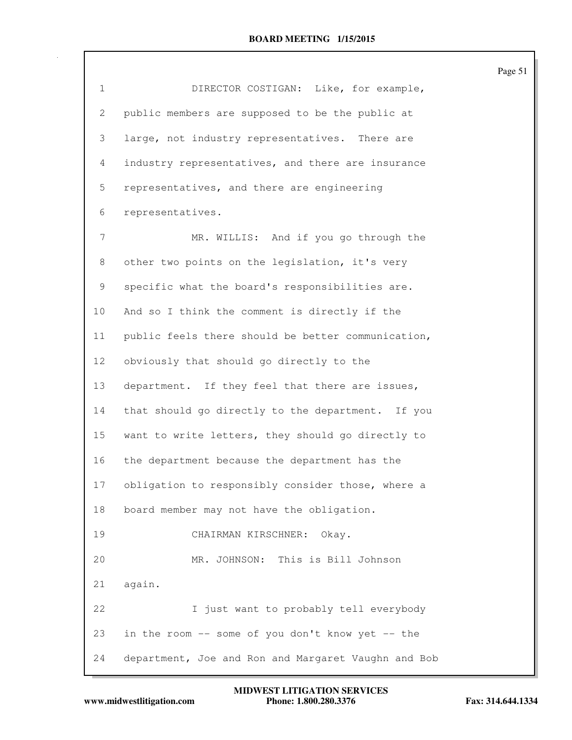DIRECTOR COSTIGAN: Like, for example, public members are supposed to be the public at large, not industry representatives. There are industry representatives, and there are insurance representatives, and there are engineering representatives.

MR. WILLIS: And if you go through the other two points on the legislation, it's very specific what the board's responsibilities are. And so I think the comment is directly if the public feels there should be better communication, obviously that should go directly to the department. If they feel that there are issues, that should go directly to the department. If you want to write letters, they should go directly to the department because the department has the obligation to responsibly consider those, where a board member may not have the obligation.

CHAIRMAN KIRSCHNER: Okay.

MR. JOHNSON: This is Bill Johnson again.

I just want to probably tell everybody in the room -- some of you don't know yet -- the department, Joe and Ron and Margaret Vaughn and Bob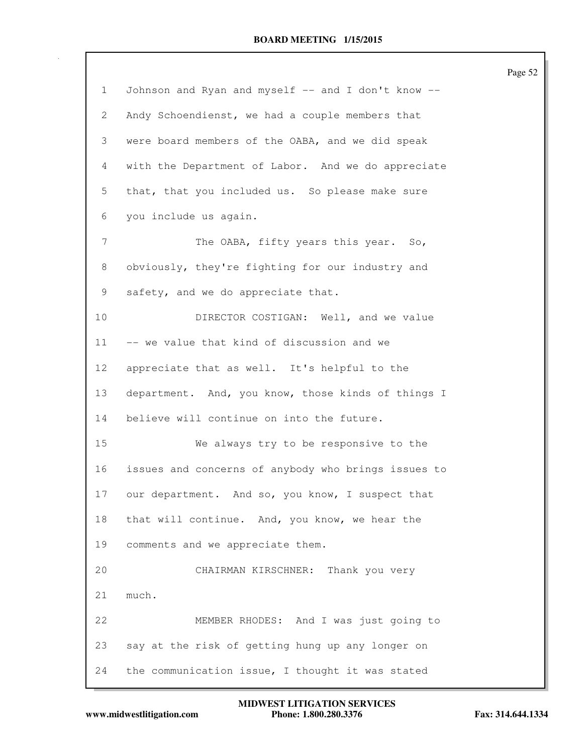Johnson and Ryan and myself -- and I don't know -- Andy Schoendienst, we had a couple members that were board members of the OABA, and we did speak with the Department of Labor. And we do appreciate that, that you included us. So please make sure you include us again.

The OABA, fifty years this year. So, obviously, they're fighting for our industry and safety, and we do appreciate that.

DIRECTOR COSTIGAN: Well, and we value -- we value that kind of discussion and we appreciate that as well. It's helpful to the department. And, you know, those kinds of things I believe will continue on into the future.

We always try to be responsive to the issues and concerns of anybody who brings issues to our department. And so, you know, I suspect that that will continue. And, you know, we hear the comments and we appreciate them.

CHAIRMAN KIRSCHNER: Thank you very much.

MEMBER RHODES: And I was just going to say at the risk of getting hung up any longer on the communication issue, I thought it was stated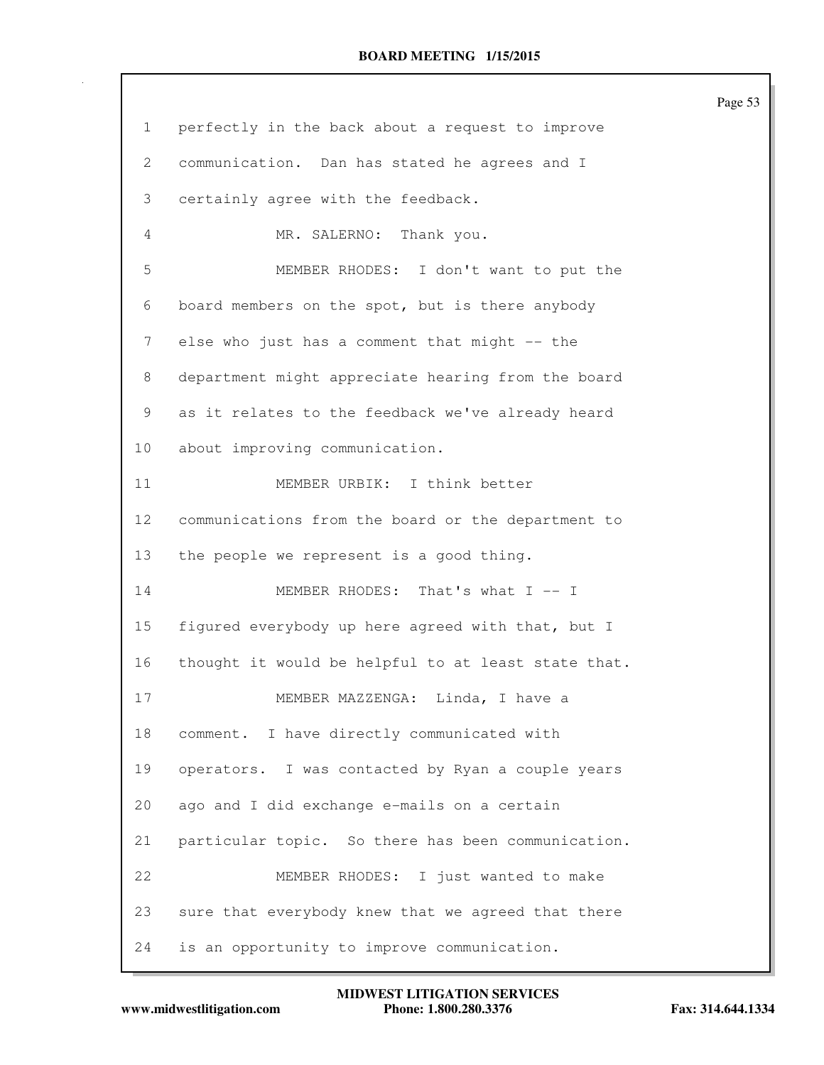1 perfectly in the back about a request to improve
2 communication. Dan has stated he agrees and I
3 certainly agree with the feedback.
4 MR. SALERNO: Thank you.
5 MEMBER RHODES: I don't want to put the
6 board members on the spot, but is there anybody
7 else who just has a comment that might -- the
8 department might appreciate hearing from the board
9 as it relates to the feedback we've already heard
10 about improving communication.
11 MEMBER URBIK: I think better
12 communications from the board or the department to
13 the people we represent is a good thing.
14 MEMBER RHODES: That's what I -- I
15 figured everybody up here agreed with that, but I
16 thought it would be helpful to at least state that.
17 MEMBER MAZZENGA: Linda, I have a
18 comment. I have directly communicated with
19 operators. I was contacted by Ryan a couple years
20 ago and I did exchange e-mails on a certain
21 particular topic. So there has been communication.
22 MEMBER RHODES: I just wanted to make
23 sure that everybody knew that we agreed that there
24 is an opportunity to improve communication.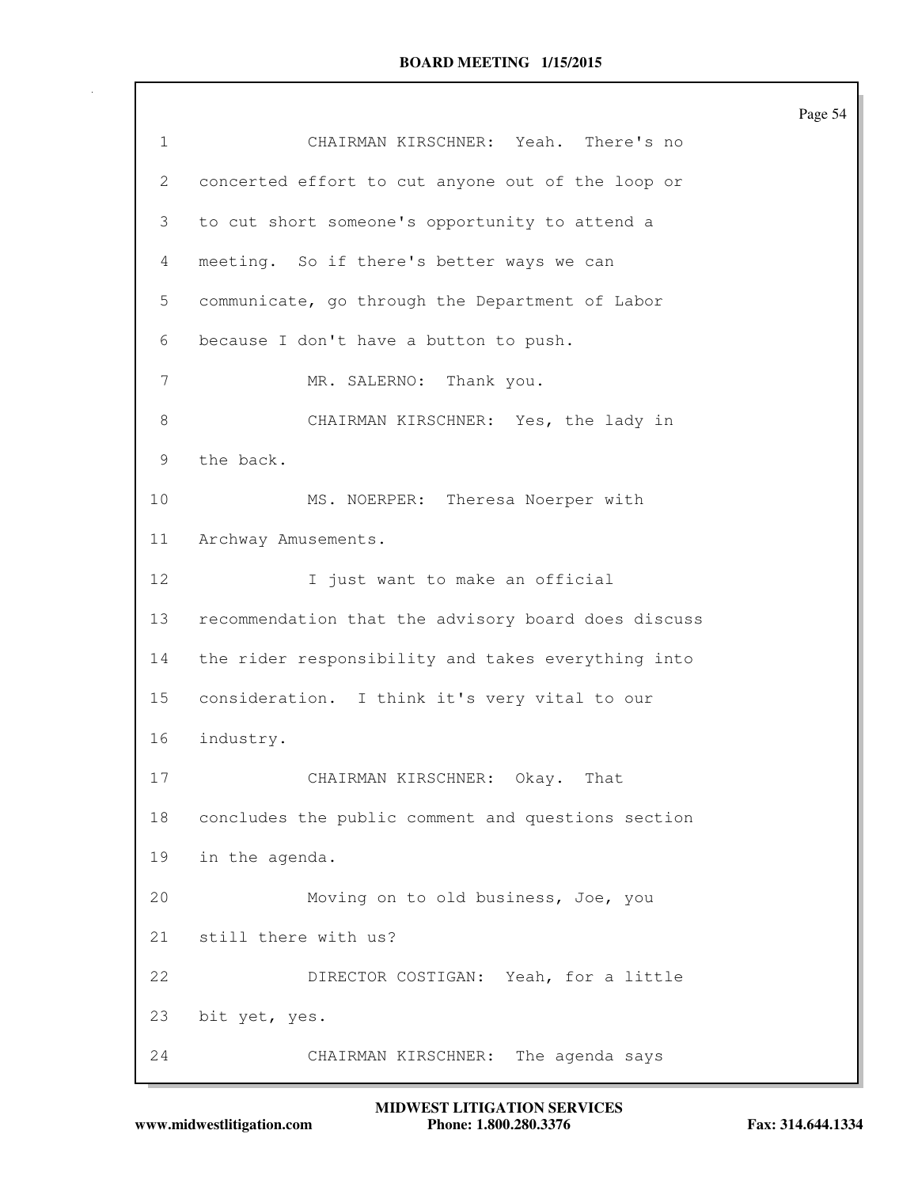CHAIRMAN KIRSCHNER: Yeah. There's no concerted effort to cut anyone out of the loop or to cut short someone's opportunity to attend a meeting. So if there's better ways we can communicate, go through the Department of Labor because I don't have a button to push.

MR. SALERNO: Thank you.

CHAIRMAN KIRSCHNER: Yes, the lady in the back.

MS. NOERPER: Theresa Noerper with Archway Amusements.

I just want to make an official recommendation that the advisory board does discuss the rider responsibility and takes everything into consideration. I think it's very vital to our industry.

CHAIRMAN KIRSCHNER: Okay. That concludes the public comment and questions section in the agenda.

Moving on to old business, Joe, you still there with us?

DIRECTOR COSTIGAN: Yeah, for a little bit yet, yes.

CHAIRMAN KIRSCHNER: The agenda says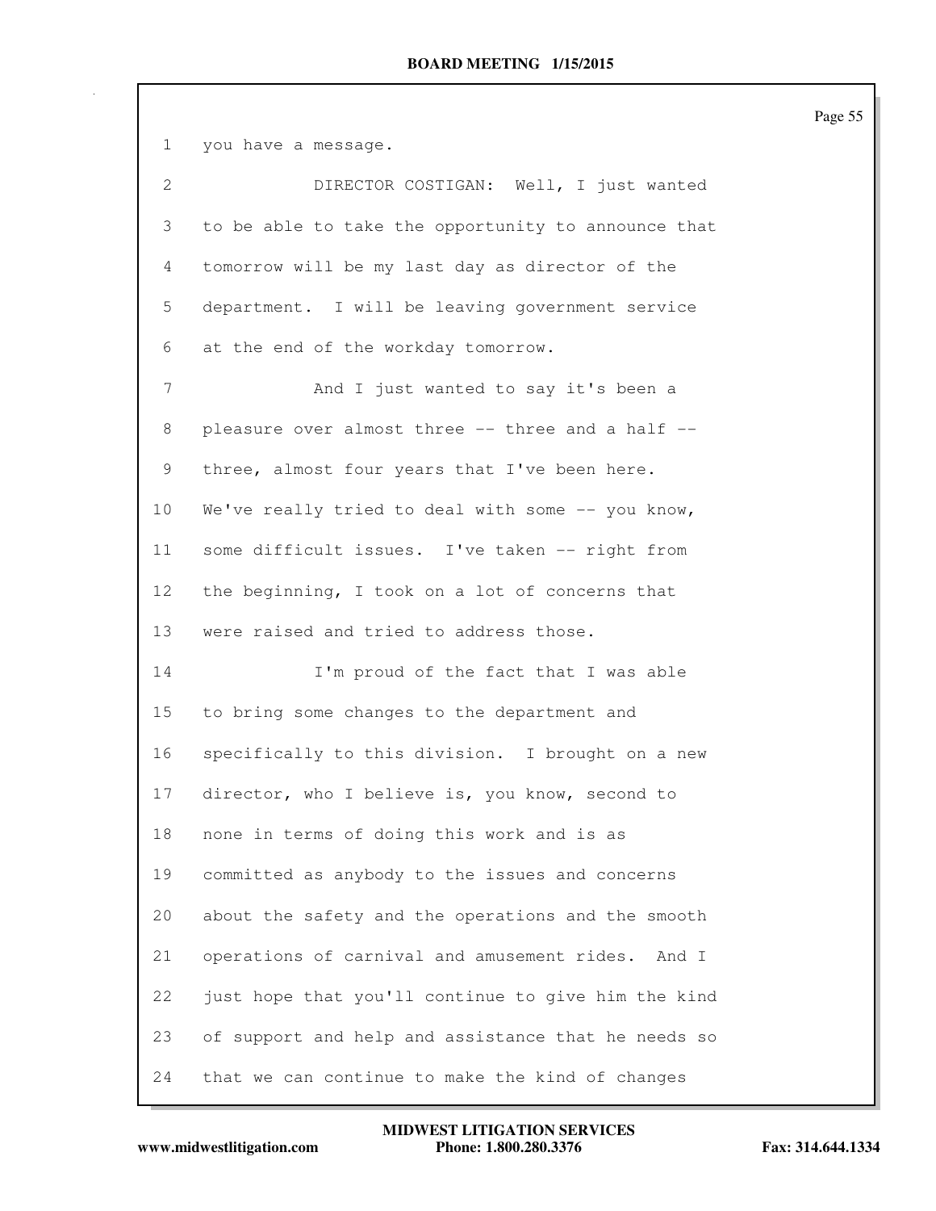1 you have a message.

2 DIRECTOR COSTIGAN: Well, I just wanted

3 to be able to take the opportunity to announce that

4 tomorrow will be my last day as director of the

5 department. I will be leaving government service

6 at the end of the workday tomorrow.

7 And I just wanted to say it's been a

8 pleasure over almost three -- three and a half --

9 three, almost four years that I've been here.

10 We've really tried to deal with some -- you know,

11 some difficult issues. I've taken -- right from

12 the beginning, I took on a lot of concerns that

13 were raised and tried to address those.

14 I'm proud of the fact that I was able

15 to bring some changes to the department and

16 specifically to this division. I brought on a new

17 director, who I believe is, you know, second to

18 none in terms of doing this work and is as

19 committed as anybody to the issues and concerns

20 about the safety and the operations and the smooth

21 operations of carnival and amusement rides. And I

22 just hope that you'll continue to give him the kind

23 of support and help and assistance that he needs so

24 that we can continue to make the kind of changes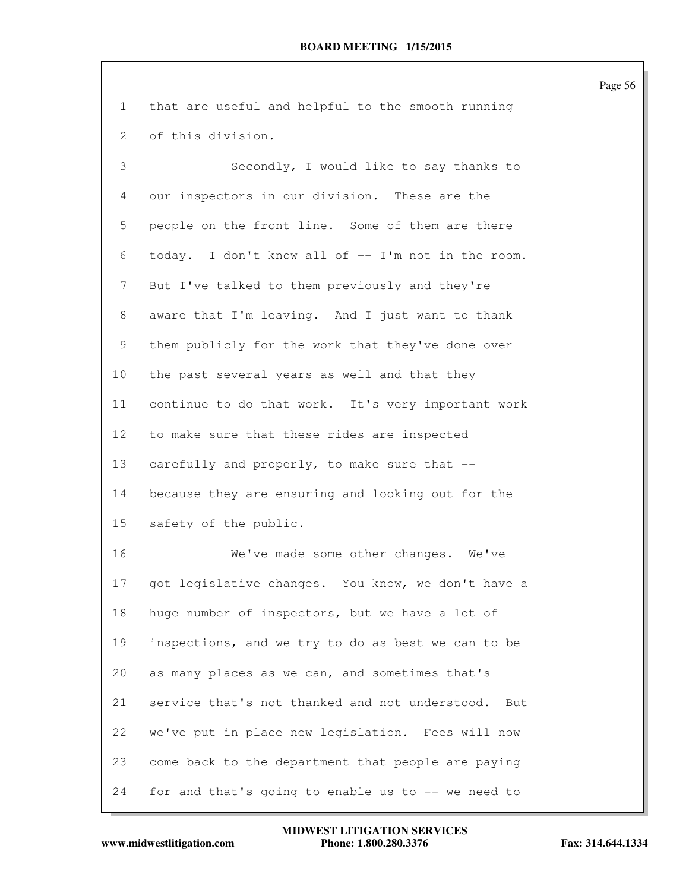that are useful and helpful to the smooth running of this division.

Secondly, I would like to say thanks to our inspectors in our division. These are the people on the front line. Some of them are there today. I don't know all of -- I'm not in the room. But I've talked to them previously and they're aware that I'm leaving. And I just want to thank them publicly for the work that they've done over the past several years as well and that they continue to do that work. It's very important work to make sure that these rides are inspected carefully and properly, to make sure that -- because they are ensuring and looking out for the safety of the public.

We've made some other changes. We've got legislative changes. You know, we don't have a huge number of inspectors, but we have a lot of inspections, and we try to do as best we can to be as many places as we can, and sometimes that's service that's not thanked and not understood. But we've put in place new legislation. Fees will now come back to the department that people are paying for and that's going to enable us to -- we need to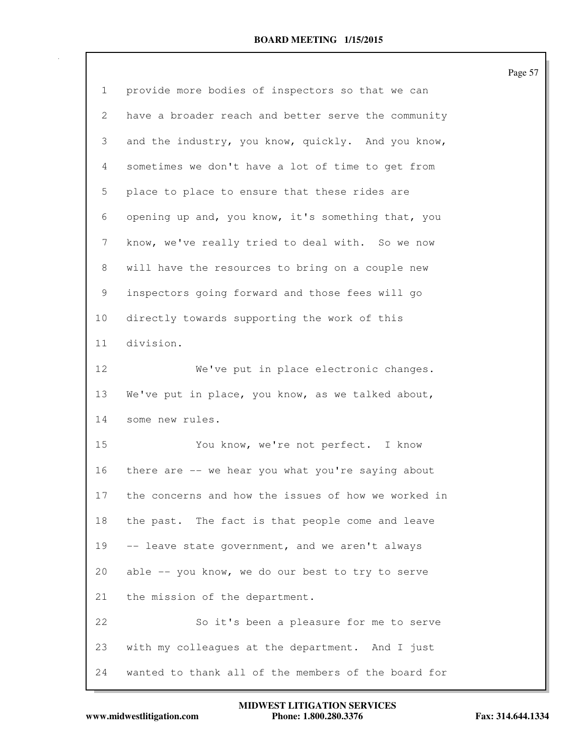provide more bodies of inspectors so that we can have a broader reach and better serve the community and the industry, you know, quickly. And you know, sometimes we don't have a lot of time to get from place to place to ensure that these rides are opening up and, you know, it's something that, you know, we've really tried to deal with. So we now will have the resources to bring on a couple new inspectors going forward and those fees will go directly towards supporting the work of this division.

We've put in place electronic changes. We've put in place, you know, as we talked about, some new rules.

You know, we're not perfect. I know there are -- we hear you what you're saying about the concerns and how the issues of how we worked in the past. The fact is that people come and leave -- leave state government, and we aren't always able -- you know, we do our best to try to serve the mission of the department.

So it's been a pleasure for me to serve with my colleagues at the department. And I just wanted to thank all of the members of the board for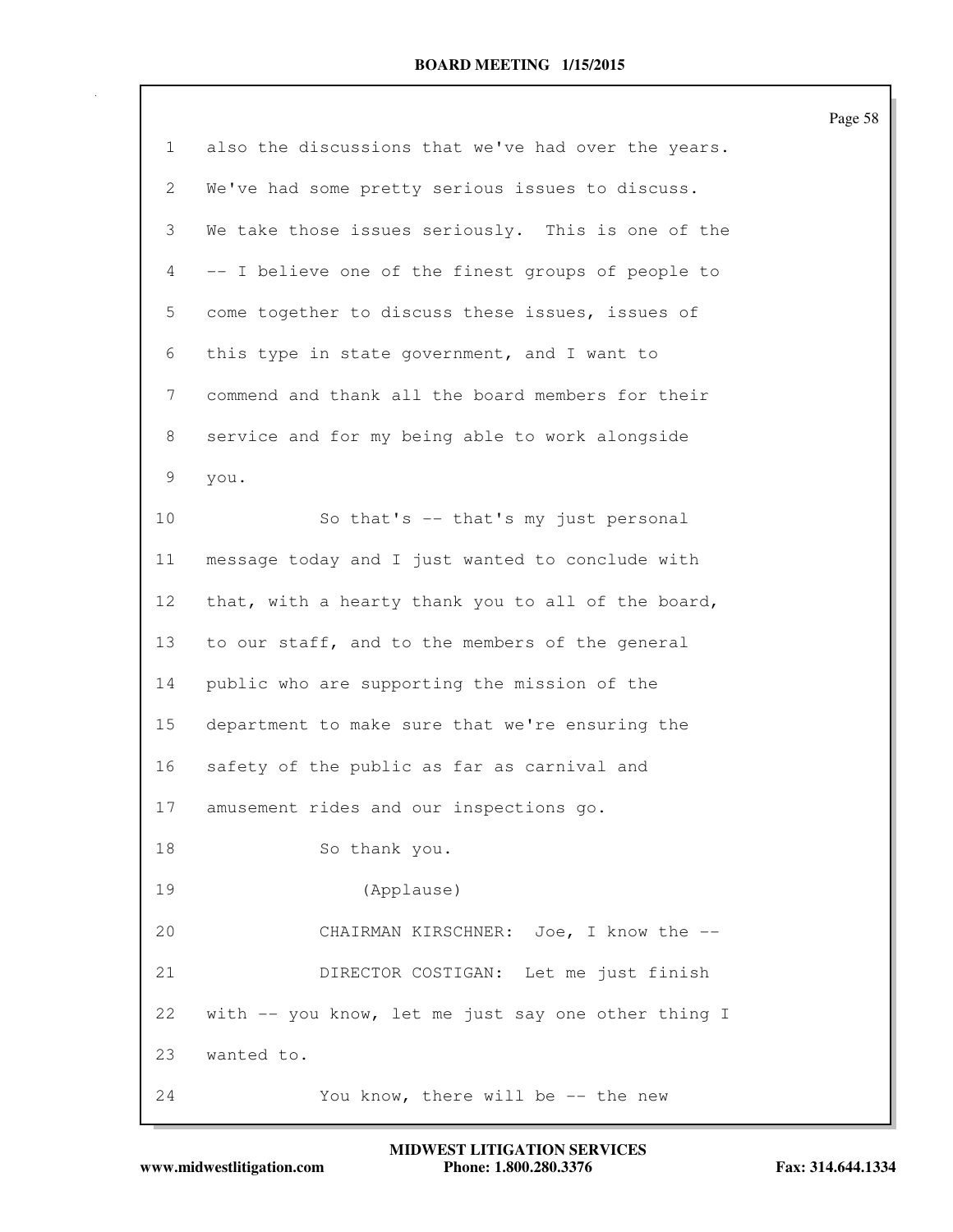1 also the discussions that we've had over the years.
2 We've had some pretty serious issues to discuss.
3 We take those issues seriously. This is one of the
4 -- I believe one of the finest groups of people to
5 come together to discuss these issues, issues of
6 this type in state government, and I want to
7 commend and thank all the board members for their
8 service and for my being able to work alongside
9 you.
10 So that's -- that's my just personal
11 message today and I just wanted to conclude with
12 that, with a hearty thank you to all of the board,
13 to our staff, and to the members of the general
14 public who are supporting the mission of the
15 department to make sure that we're ensuring the
16 safety of the public as far as carnival and
17 amusement rides and our inspections go.
18 So thank you.
19 (Applause)
20 CHAIRMAN KIRSCHNER: Joe, I know the --
21 DIRECTOR COSTIGAN: Let me just finish
22 with -- you know, let me just say one other thing I
23 wanted to.
24 You know, there will be -- the new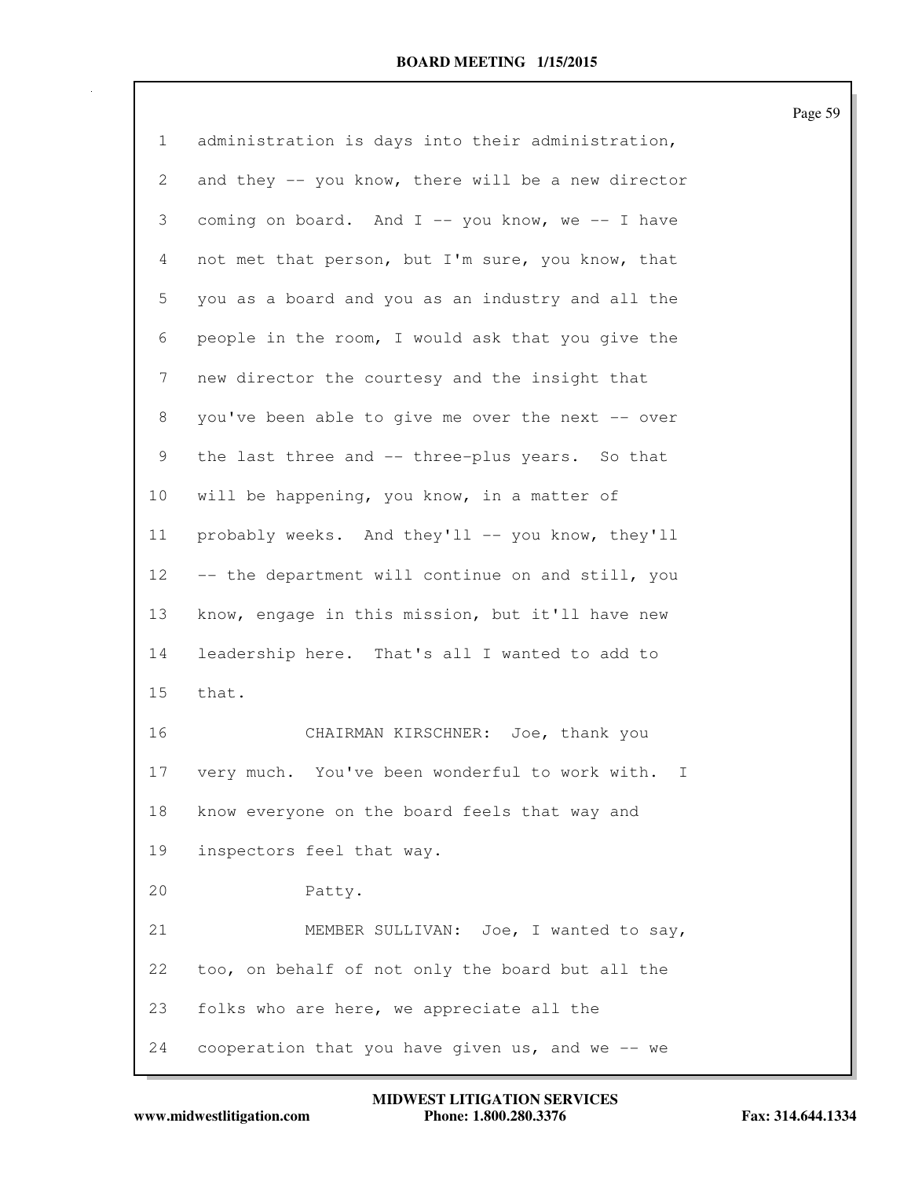1 administration is days into their administration,

2 and they -- you know, there will be a new director

3 coming on board. And I -- you know, we -- I have

4 not met that person, but I'm sure, you know, that

5 you as a board and you as an industry and all the

6 people in the room, I would ask that you give the

7 new director the courtesy and the insight that

8 you've been able to give me over the next -- over

9 the last three and -- three-plus years. So that

10 will be happening, you know, in a matter of

11 probably weeks. And they'll -- you know, they'll

12 -- the department will continue on and still, you

13 know, engage in this mission, but it'll have new

14 leadership here. That's all I wanted to add to

15 that.

16 CHAIRMAN KIRSCHNER: Joe, thank you

17 very much. You've been wonderful to work with. I

18 know everyone on the board feels that way and

19 inspectors feel that way.

20 Patty.

21 MEMBER SULLIVAN: Joe, I wanted to say,

22 too, on behalf of not only the board but all the

23 folks who are here, we appreciate all the

24 cooperation that you have given us, and we -- we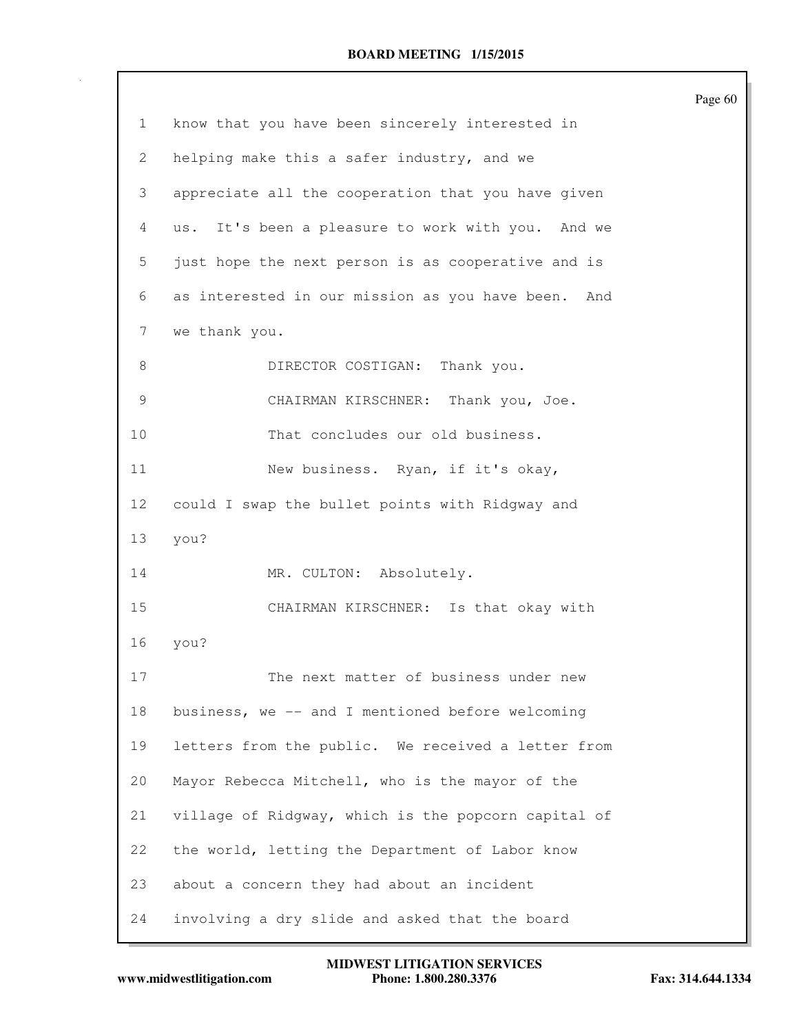1 know that you have been sincerely interested in
2 helping make this a safer industry, and we
3 appreciate all the cooperation that you have given
4 us. It's been a pleasure to work with you. And we
5 just hope the next person is as cooperative and is
6 as interested in our mission as you have been. And
7 we thank you.
8 DIRECTOR COSTIGAN: Thank you.
9 CHAIRMAN KIRSCHNER: Thank you, Joe.
10 That concludes our old business.
11 New business. Ryan, if it's okay,
12 could I swap the bullet points with Ridgway and
13 you?
14 MR. CULTON: Absolutely.
15 CHAIRMAN KIRSCHNER: Is that okay with
16 you?
17 The next matter of business under new
18 business, we -- and I mentioned before welcoming
19 letters from the public. We received a letter from
20 Mayor Rebecca Mitchell, who is the mayor of the
21 village of Ridgway, which is the popcorn capital of
22 the world, letting the Department of Labor know
23 about a concern they had about an incident
24 involving a dry slide and asked that the board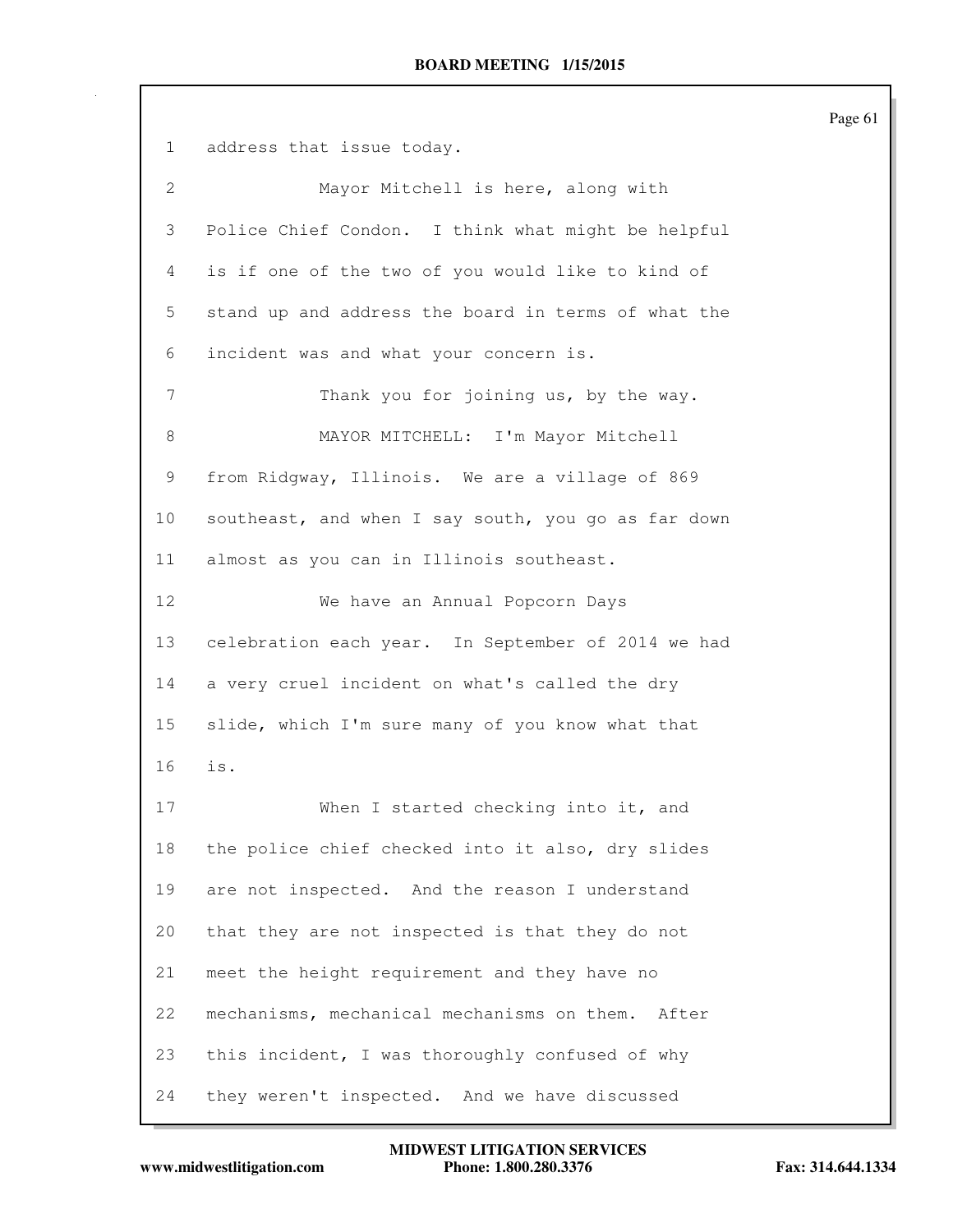address that issue today.

Mayor Mitchell is here, along with Police Chief Condon. I think what might be helpful is if one of the two of you would like to kind of stand up and address the board in terms of what the incident was and what your concern is.

Thank you for joining us, by the way.

MAYOR MITCHELL: I'm Mayor Mitchell from Ridgway, Illinois. We are a village of 869 southeast, and when I say south, you go as far down almost as you can in Illinois southeast.

We have an Annual Popcorn Days celebration each year. In September of 2014 we had a very cruel incident on what's called the dry slide, which I'm sure many of you know what that is.

When I started checking into it, and the police chief checked into it also, dry slides are not inspected. And the reason I understand that they are not inspected is that they do not meet the height requirement and they have no mechanisms, mechanical mechanisms on them. After this incident, I was thoroughly confused of why they weren't inspected. And we have discussed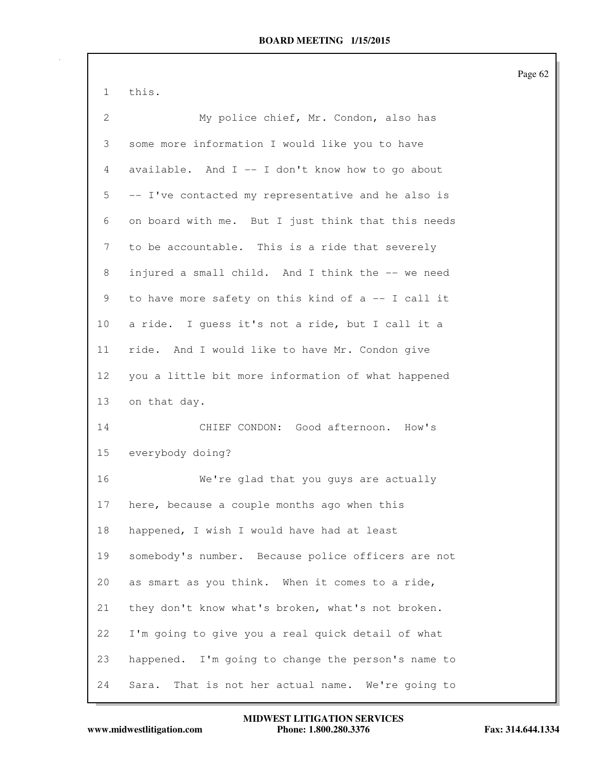this.

My police chief, Mr. Condon, also has some more information I would like you to have available. And I -- I don't know how to go about -- I've contacted my representative and he also is on board with me. But I just think that this needs to be accountable. This is a ride that severely injured a small child. And I think the -- we need to have more safety on this kind of a -- I call it a ride. I guess it's not a ride, but I call it a ride. And I would like to have Mr. Condon give you a little bit more information of what happened on that day.

CHIEF CONDON: Good afternoon. How's everybody doing?

We're glad that you guys are actually here, because a couple months ago when this happened, I wish I would have had at least somebody's number. Because police officers are not as smart as you think. When it comes to a ride, they don't know what's broken, what's not broken. I'm going to give you a real quick detail of what happened. I'm going to change the person's name to Sara. That is not her actual name. We're going to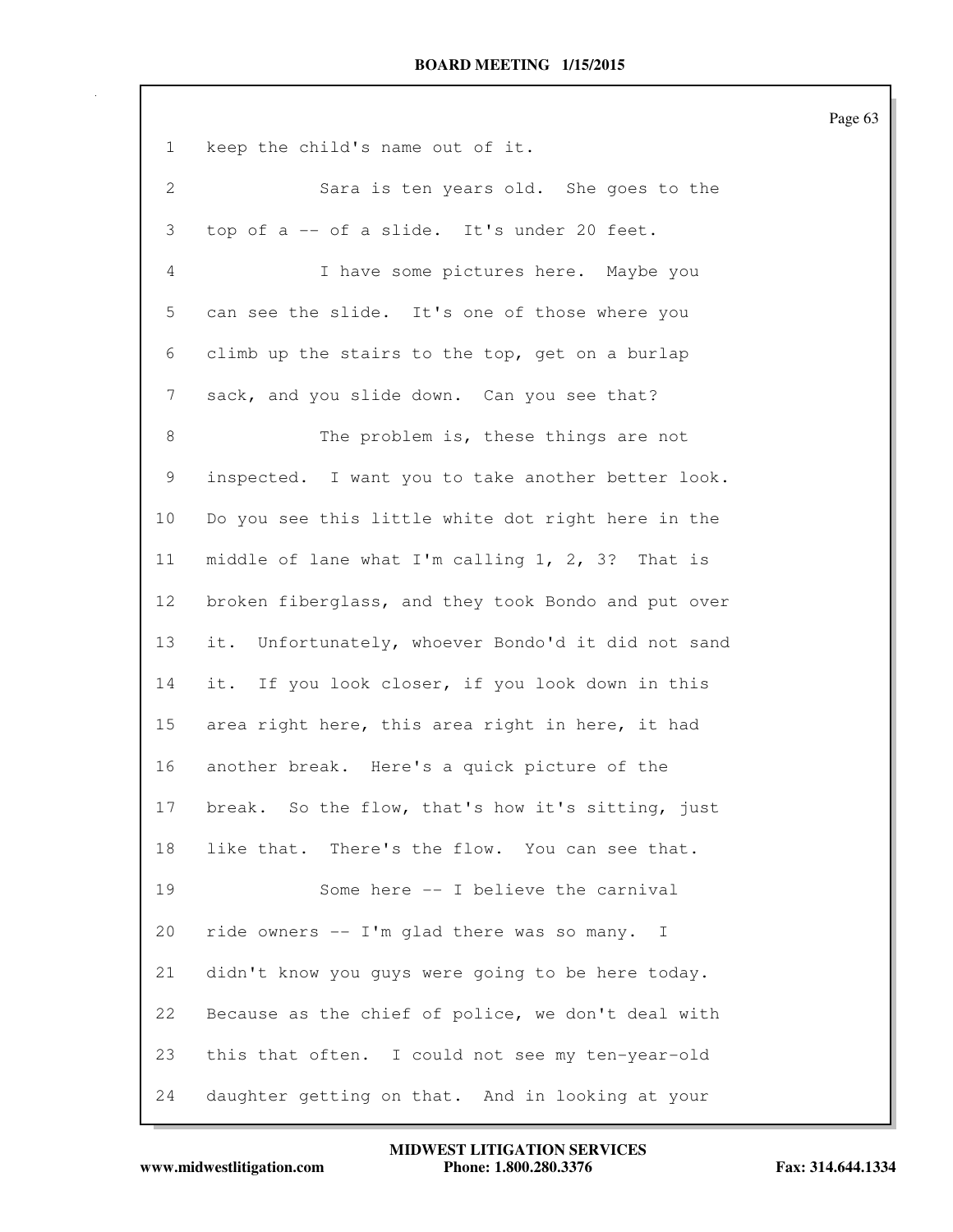keep the child's name out of it.

Sara is ten years old. She goes to the top of a -- of a slide. It's under 20 feet.

I have some pictures here. Maybe you can see the slide. It's one of those where you climb up the stairs to the top, get on a burlap sack, and you slide down. Can you see that?

The problem is, these things are not inspected. I want you to take another better look. Do you see this little white dot right here in the middle of lane what I'm calling 1, 2, 3? That is broken fiberglass, and they took Bondo and put over it. Unfortunately, whoever Bondo'd it did not sand it. If you look closer, if you look down in this area right here, this area right in here, it had another break. Here's a quick picture of the break. So the flow, that's how it's sitting, just like that. There's the flow. You can see that.

Some here -- I believe the carnival ride owners -- I'm glad there was so many. I didn't know you guys were going to be here today. Because as the chief of police, we don't deal with this that often. I could not see my ten-year-old daughter getting on that. And in looking at your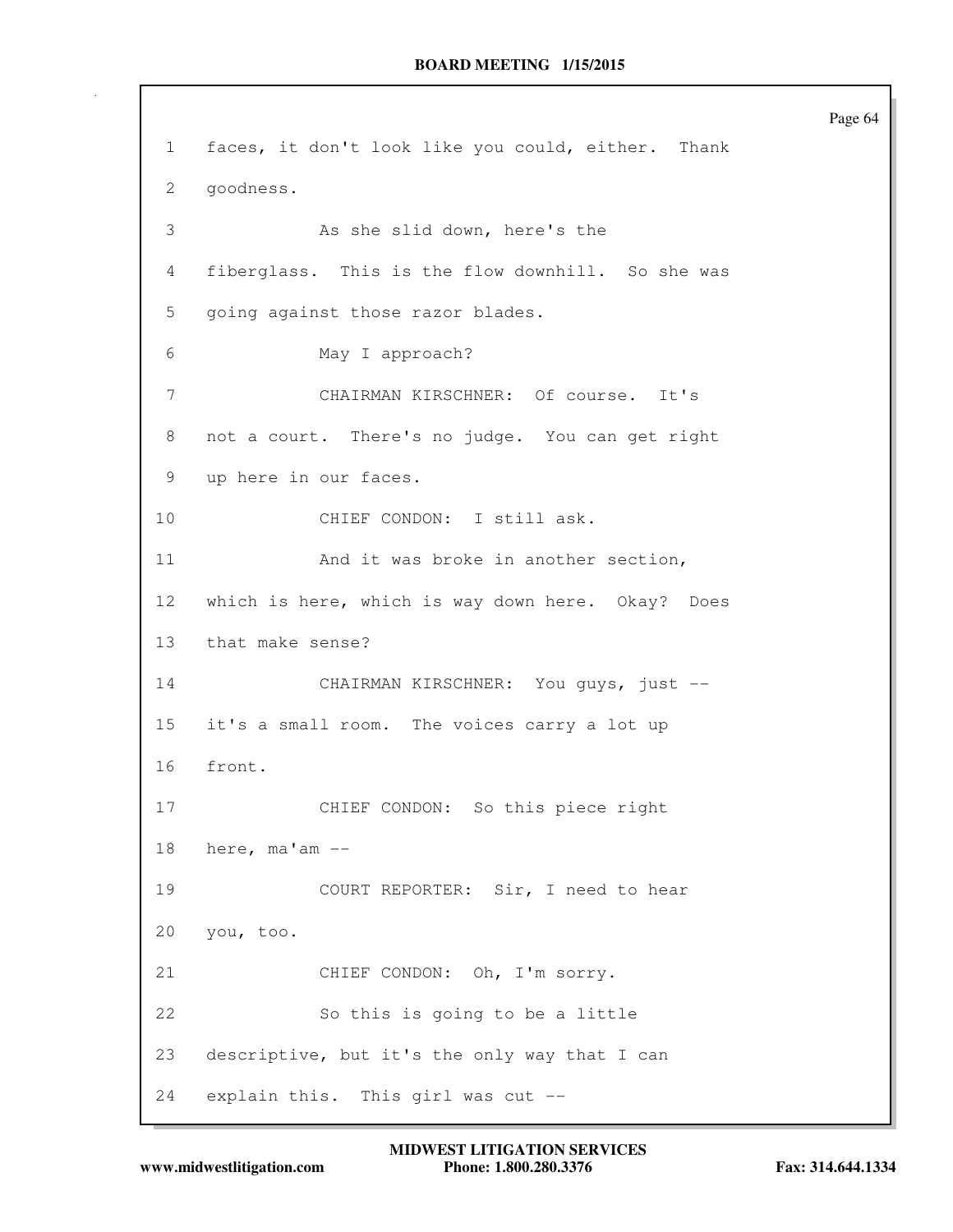1 faces, it don't look like you could, either. Thank
2 goodness.
3 As she slid down, here's the
4 fiberglass. This is the flow downhill. So she was
5 going against those razor blades.
6 May I approach?
7 CHAIRMAN KIRSCHNER: Of course. It's
8 not a court. There's no judge. You can get right
9 up here in our faces.
10 CHIEF CONDON: I still ask.
11 And it was broke in another section,
12 which is here, which is way down here. Okay? Does
13 that make sense?
14 CHAIRMAN KIRSCHNER: You guys, just --
15 it's a small room. The voices carry a lot up
16 front.
17 CHIEF CONDON: So this piece right
18 here, ma'am --
19 COURT REPORTER: Sir, I need to hear
20 you, too.
21 CHIEF CONDON: Oh, I'm sorry.
22 So this is going to be a little
23 descriptive, but it's the only way that I can
24 explain this. This girl was cut --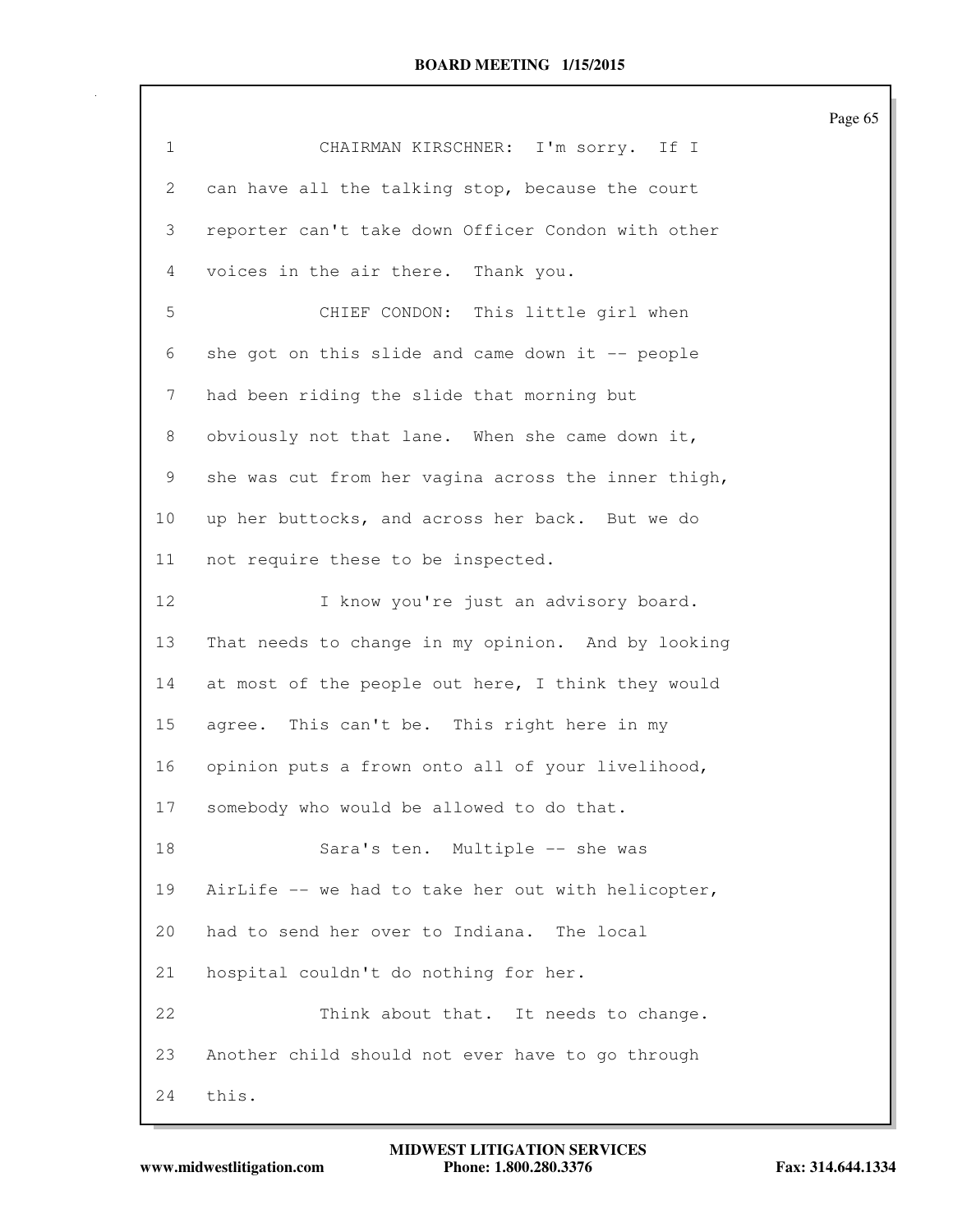CHAIRMAN KIRSCHNER: I'm sorry. If I can have all the talking stop, because the court reporter can't take down Officer Condon with other voices in the air there. Thank you.

CHIEF CONDON: This little girl when she got on this slide and came down it -- people had been riding the slide that morning but obviously not that lane. When she came down it, she was cut from her vagina across the inner thigh, up her buttocks, and across her back. But we do not require these to be inspected.

I know you're just an advisory board. That needs to change in my opinion. And by looking at most of the people out here, I think they would agree. This can't be. This right here in my opinion puts a frown onto all of your livelihood, somebody who would be allowed to do that.

Sara's ten. Multiple -- she was AirLife -- we had to take her out with helicopter, had to send her over to Indiana. The local hospital couldn't do nothing for her.

Think about that. It needs to change. Another child should not ever have to go through this.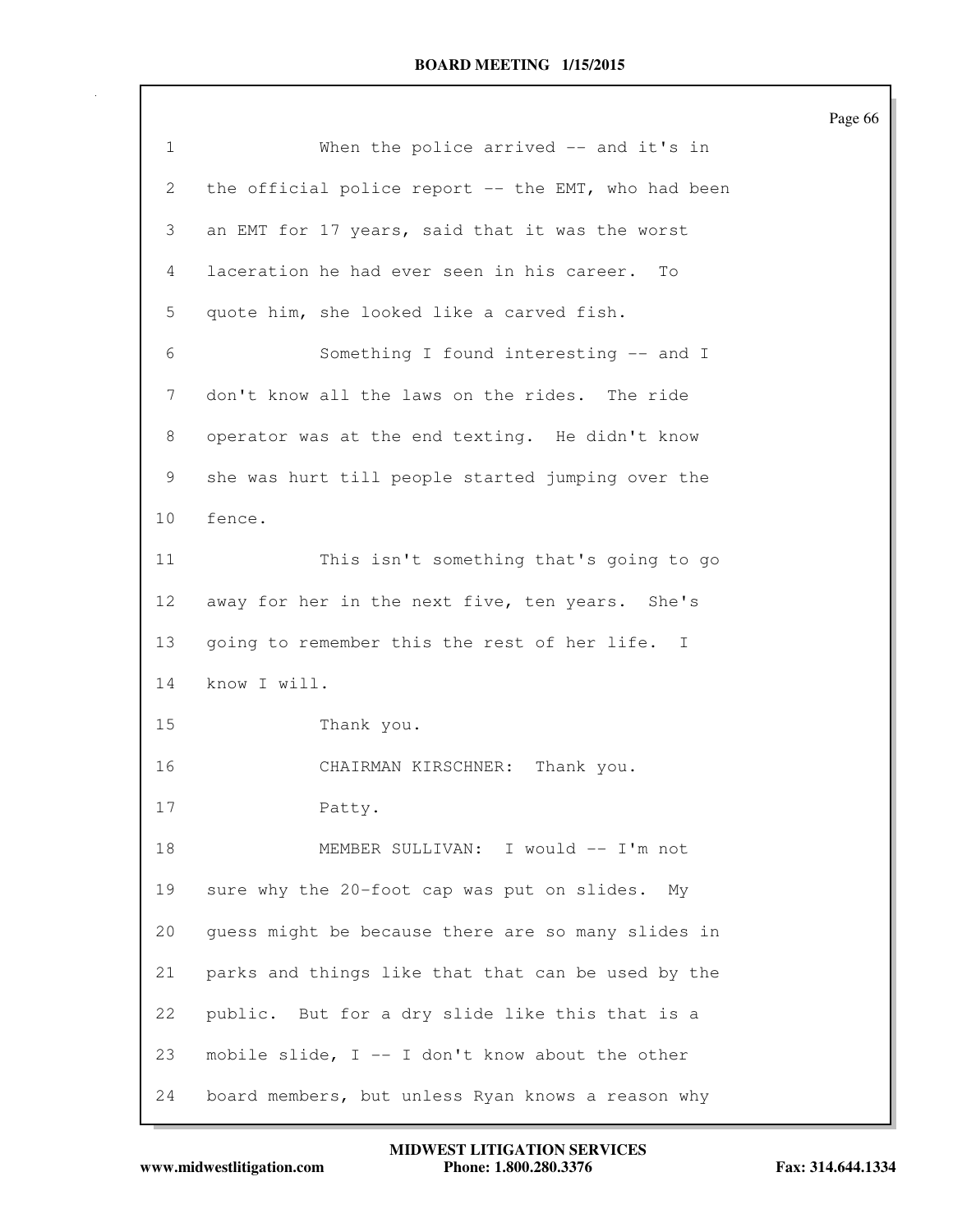When the police arrived -- and it's in the official police report -- the EMT, who had been an EMT for 17 years, said that it was the worst laceration he had ever seen in his career. To quote him, she looked like a carved fish.

Something I found interesting -- and I don't know all the laws on the rides. The ride operator was at the end texting. He didn't know she was hurt till people started jumping over the fence.

This isn't something that's going to go away for her in the next five, ten years. She's going to remember this the rest of her life. I know I will.

Thank you.

CHAIRMAN KIRSCHNER: Thank you.

Patty.

MEMBER SULLIVAN: I would -- I'm not sure why the 20-foot cap was put on slides. My guess might be because there are so many slides in parks and things like that that can be used by the public. But for a dry slide like this that is a mobile slide, I -- I don't know about the other board members, but unless Ryan knows a reason why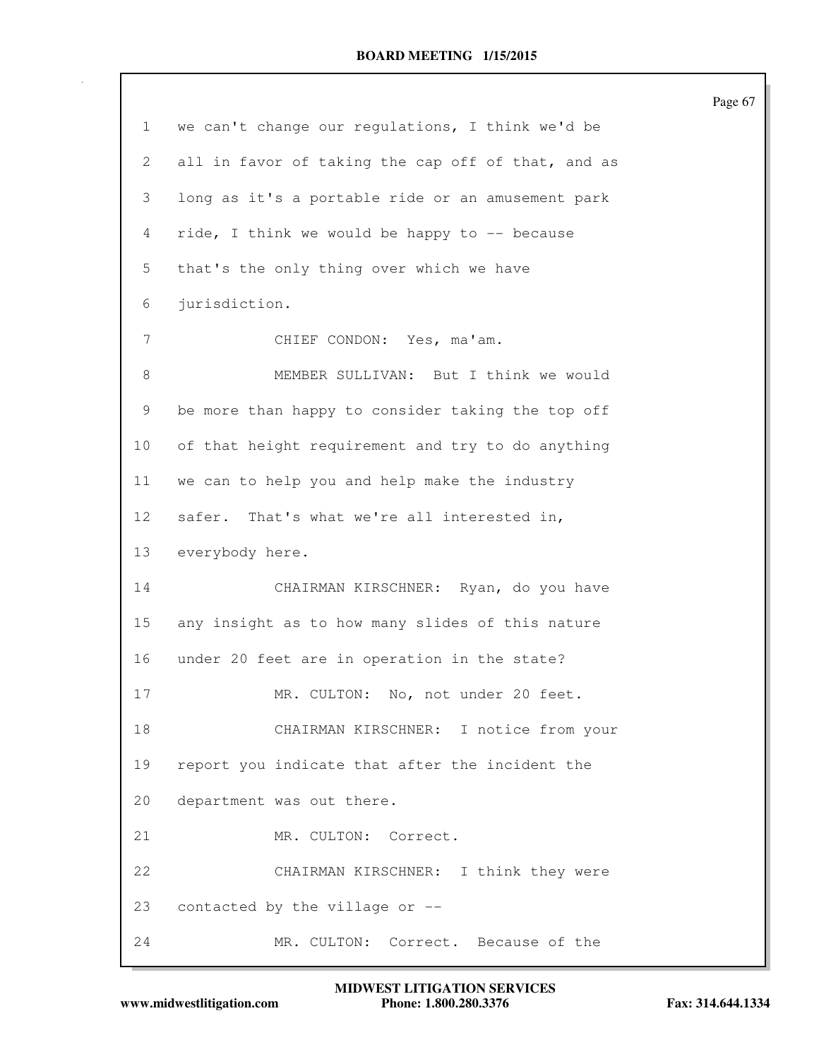we can't change our regulations, I think we'd be all in favor of taking the cap off of that, and as long as it's a portable ride or an amusement park ride, I think we would be happy to -- because that's the only thing over which we have jurisdiction.

CHIEF CONDON: Yes, ma'am.

MEMBER SULLIVAN: But I think we would be more than happy to consider taking the top off of that height requirement and try to do anything we can to help you and help make the industry safer. That's what we're all interested in, everybody here.

CHAIRMAN KIRSCHNER: Ryan, do you have any insight as to how many slides of this nature under 20 feet are in operation in the state?

MR. CULTON: No, not under 20 feet.

CHAIRMAN KIRSCHNER: I notice from your report you indicate that after the incident the department was out there.

MR. CULTON: Correct.

CHAIRMAN KIRSCHNER: I think they were contacted by the village or --

MR. CULTON: Correct. Because of the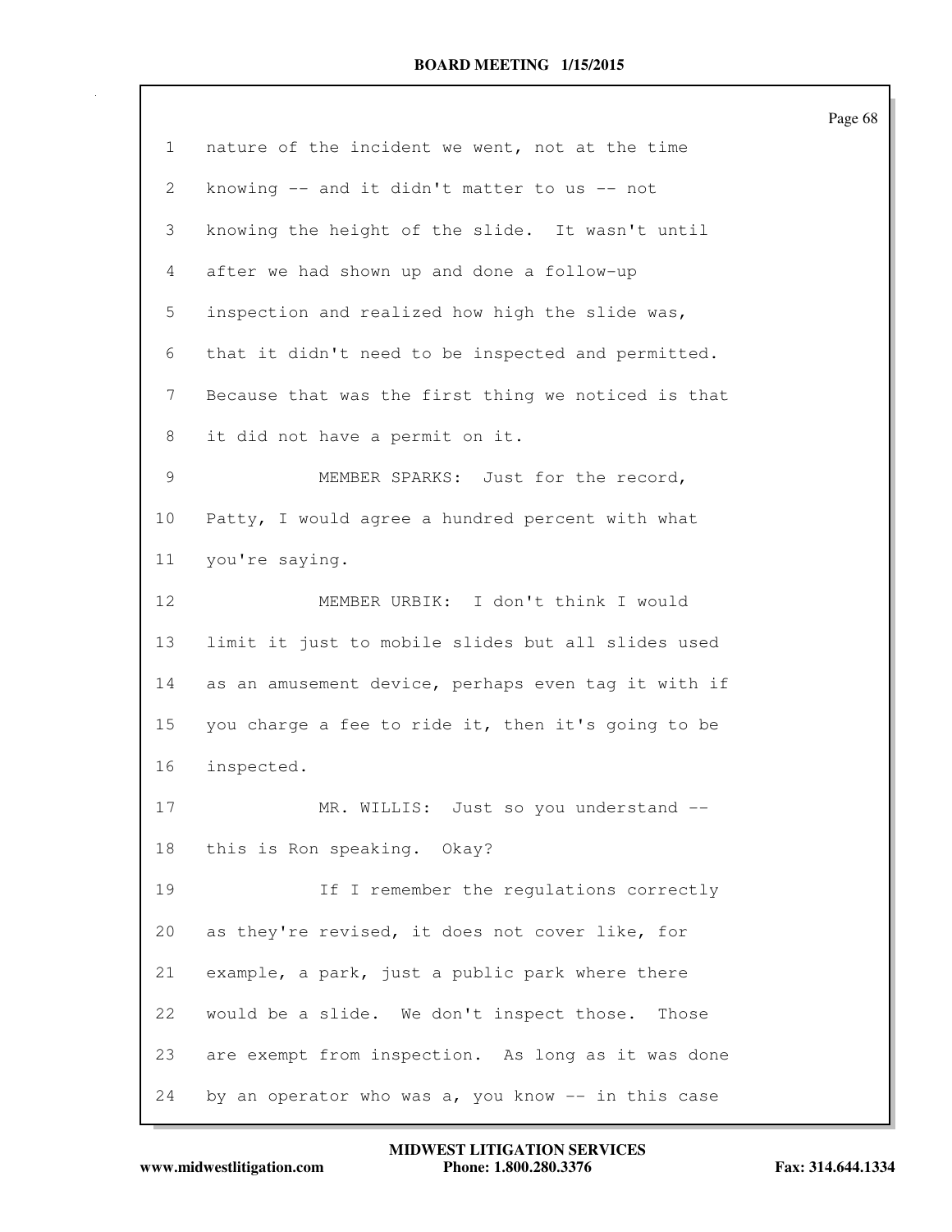nature of the incident we went, not at the time knowing -- and it didn't matter to us -- not knowing the height of the slide. It wasn't until after we had shown up and done a follow-up inspection and realized how high the slide was, that it didn't need to be inspected and permitted. Because that was the first thing we noticed is that it did not have a permit on it.

MEMBER SPARKS: Just for the record, Patty, I would agree a hundred percent with what you're saying.

MEMBER URBIK: I don't think I would limit it just to mobile slides but all slides used as an amusement device, perhaps even tag it with if you charge a fee to ride it, then it's going to be inspected.

MR. WILLIS: Just so you understand -- this is Ron speaking. Okay?

If I remember the regulations correctly as they're revised, it does not cover like, for example, a park, just a public park where there would be a slide. We don't inspect those. Those are exempt from inspection. As long as it was done by an operator who was a, you know -- in this case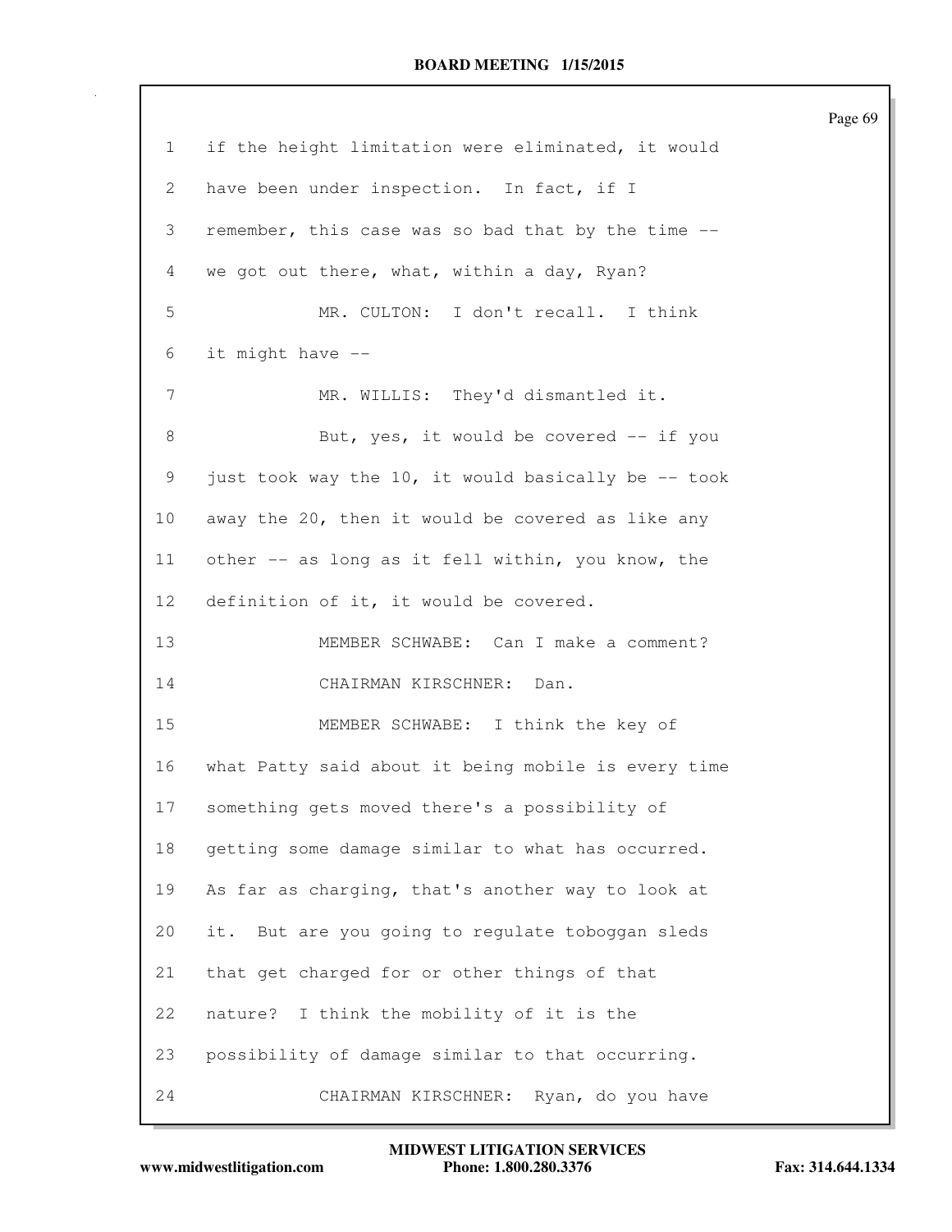if the height limitation were eliminated, it would have been under inspection. In fact, if I remember, this case was so bad that by the time -- we got out there, what, within a day, Ryan?

MR. CULTON: I don't recall. I think it might have --

MR. WILLIS: They'd dismantled it.

But, yes, it would be covered -- if you just took way the 10, it would basically be -- took away the 20, then it would be covered as like any other -- as long as it fell within, you know, the definition of it, it would be covered.

MEMBER SCHWABE: Can I make a comment?

CHAIRMAN KIRSCHNER: Dan.

MEMBER SCHWABE: I think the key of what Patty said about it being mobile is every time something gets moved there's a possibility of getting some damage similar to what has occurred. As far as charging, that's another way to look at it. But are you going to regulate toboggan sleds that get charged for or other things of that nature? I think the mobility of it is the possibility of damage similar to that occurring.

CHAIRMAN KIRSCHNER: Ryan, do you have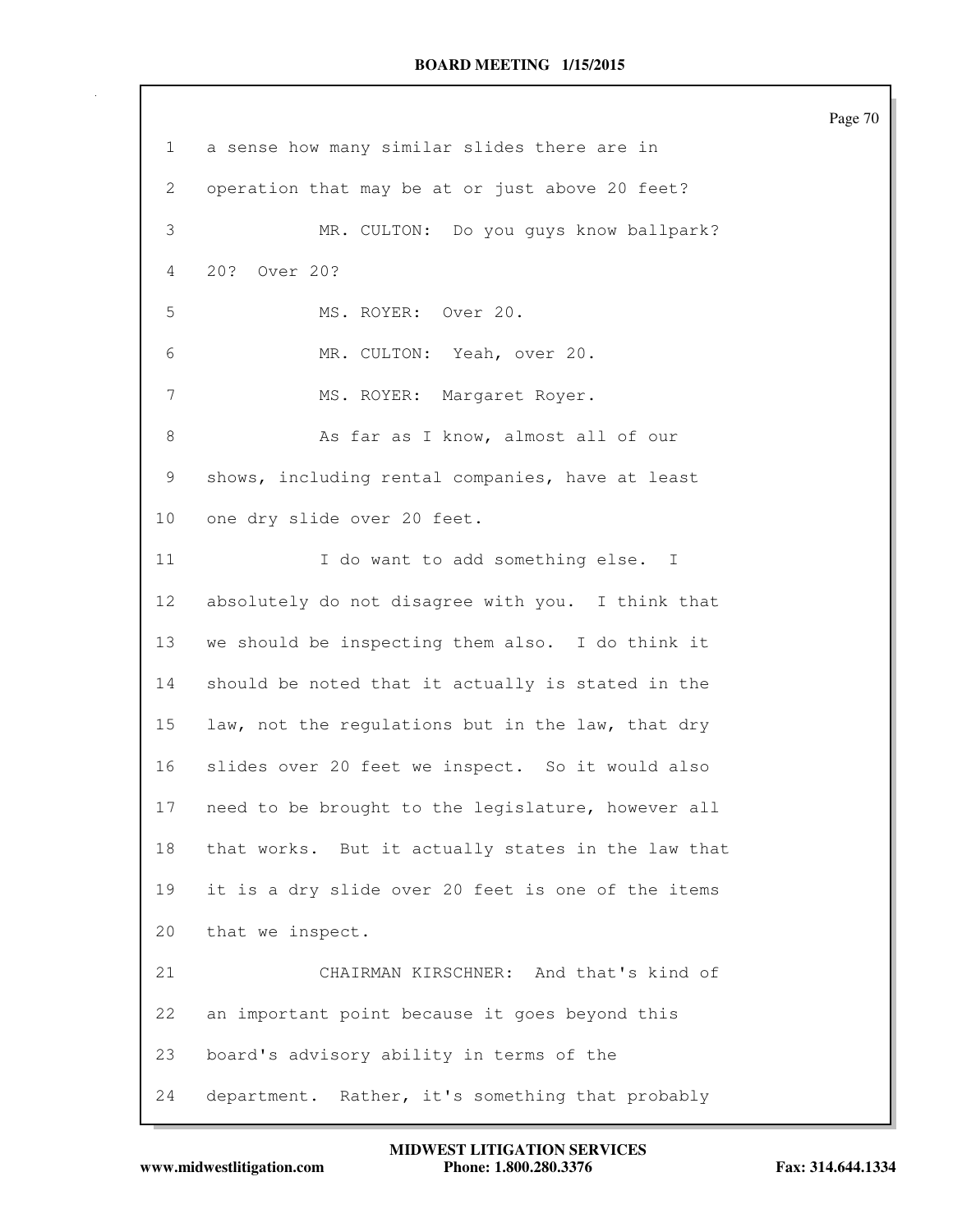a sense how many similar slides there are in operation that may be at or just above 20 feet?

MR. CULTON: Do you guys know ballpark? 20? Over 20?

MS. ROYER: Over 20.

MR. CULTON: Yeah, over 20.

MS. ROYER: Margaret Royer.

As far as I know, almost all of our shows, including rental companies, have at least one dry slide over 20 feet.

I do want to add something else. I absolutely do not disagree with you. I think that we should be inspecting them also. I do think it should be noted that it actually is stated in the law, not the regulations but in the law, that dry slides over 20 feet we inspect. So it would also need to be brought to the legislature, however all that works. But it actually states in the law that it is a dry slide over 20 feet is one of the items that we inspect.

CHAIRMAN KIRSCHNER: And that's kind of an important point because it goes beyond this board's advisory ability in terms of the department. Rather, it's something that probably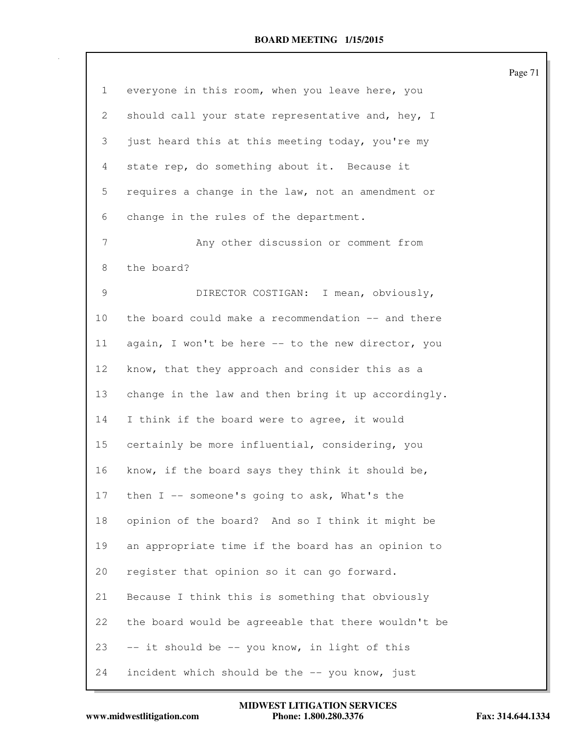1 everyone in this room, when you leave here, you
2 should call your state representative and, hey, I
3 just heard this at this meeting today, you're my
4 state rep, do something about it. Because it
5 requires a change in the law, not an amendment or
6 change in the rules of the department.
7 Any other discussion or comment from
8 the board?
9 DIRECTOR COSTIGAN: I mean, obviously,
10 the board could make a recommendation -- and there
11 again, I won't be here -- to the new director, you
12 know, that they approach and consider this as a
13 change in the law and then bring it up accordingly.
14 I think if the board were to agree, it would
15 certainly be more influential, considering, you
16 know, if the board says they think it should be,
17 then I -- someone's going to ask, What's the
18 opinion of the board? And so I think it might be
19 an appropriate time if the board has an opinion to
20 register that opinion so it can go forward.
21 Because I think this is something that obviously
22 the board would be agreeable that there wouldn't be
23 -- it should be -- you know, in light of this
24 incident which should be the -- you know, just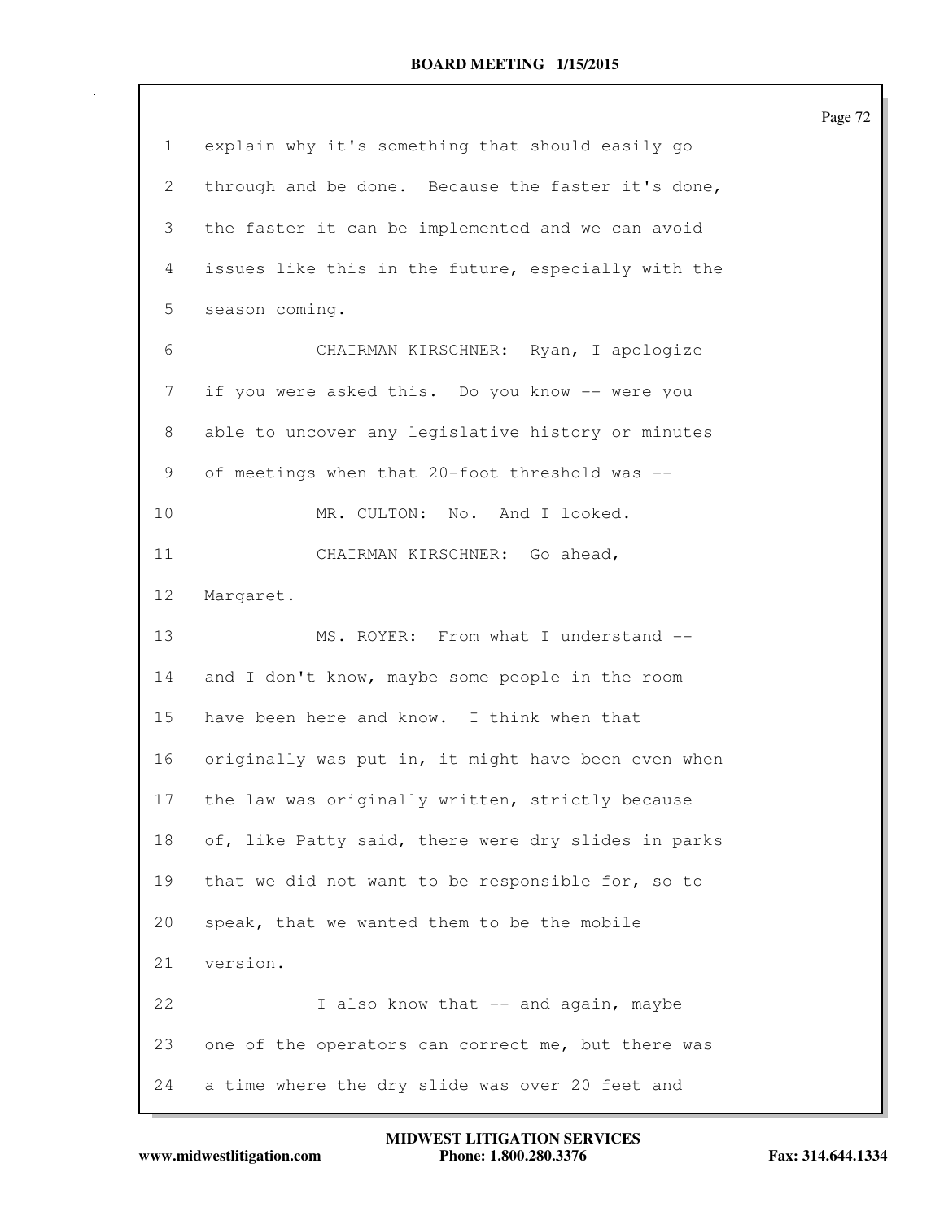1 explain why it's something that should easily go
2 through and be done. Because the faster it's done,
3 the faster it can be implemented and we can avoid
4 issues like this in the future, especially with the
5 season coming.

6 CHAIRMAN KIRSCHNER: Ryan, I apologize
7 if you were asked this. Do you know -- were you
8 able to uncover any legislative history or minutes
9 of meetings when that 20-foot threshold was --

10 MR. CULTON: No. And I looked.

11 CHAIRMAN KIRSCHNER: Go ahead,
12 Margaret.

13 MS. ROYER: From what I understand --
14 and I don't know, maybe some people in the room
15 have been here and know. I think when that
16 originally was put in, it might have been even when
17 the law was originally written, strictly because
18 of, like Patty said, there were dry slides in parks
19 that we did not want to be responsible for, so to
20 speak, that we wanted them to be the mobile
21 version.

22 I also know that -- and again, maybe
23 one of the operators can correct me, but there was
24 a time where the dry slide was over 20 feet and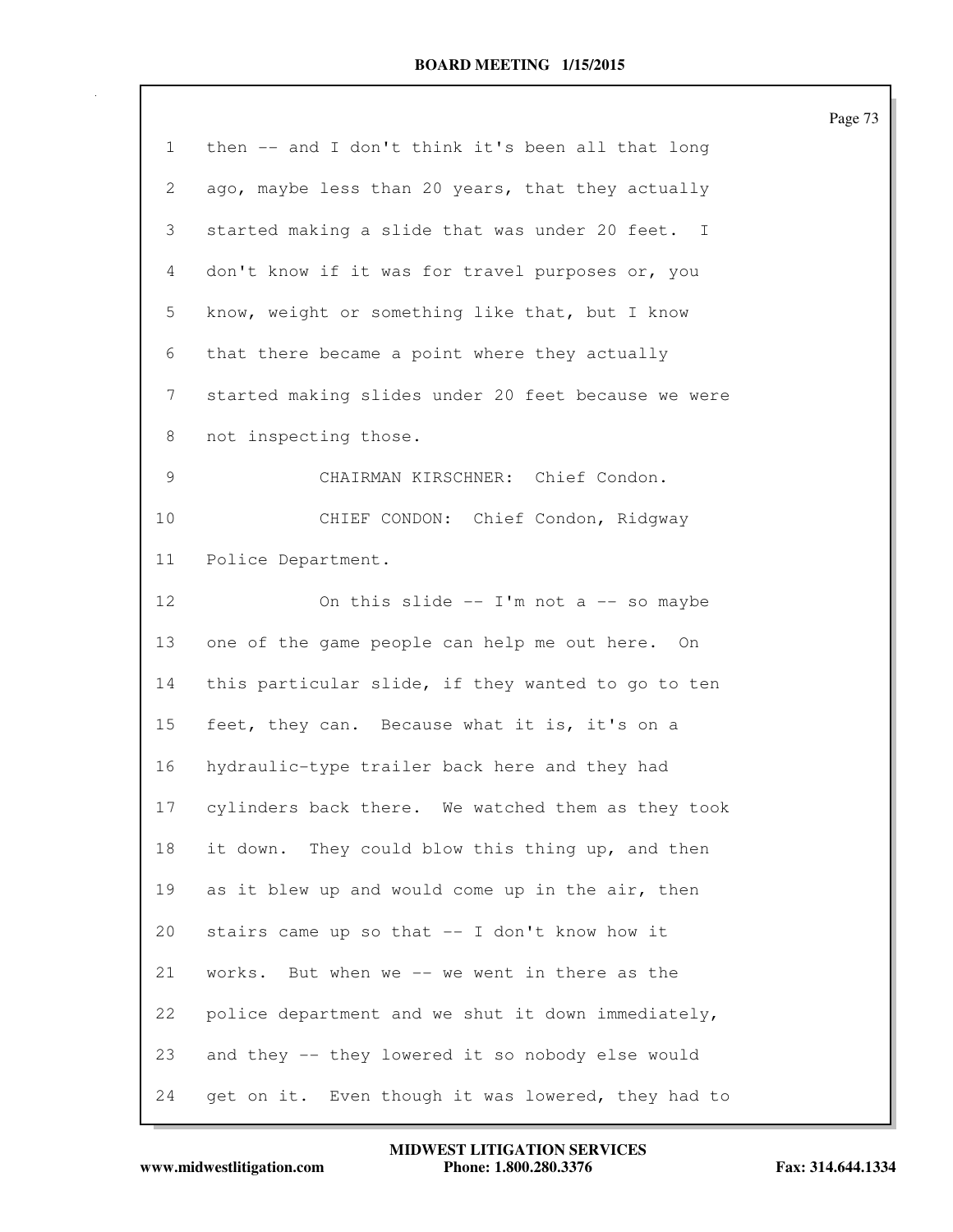then -- and I don't think it's been all that long ago, maybe less than 20 years, that they actually started making a slide that was under 20 feet. I don't know if it was for travel purposes or, you know, weight or something like that, but I know that there became a point where they actually started making slides under 20 feet because we were not inspecting those.

CHAIRMAN KIRSCHNER: Chief Condon.

CHIEF CONDON: Chief Condon, Ridgway Police Department.

On this slide -- I'm not a -- so maybe one of the game people can help me out here. On this particular slide, if they wanted to go to ten feet, they can. Because what it is, it's on a hydraulic-type trailer back here and they had cylinders back there. We watched them as they took it down. They could blow this thing up, and then as it blew up and would come up in the air, then stairs came up so that -- I don't know how it works. But when we -- we went in there as the police department and we shut it down immediately, and they -- they lowered it so nobody else would get on it. Even though it was lowered, they had to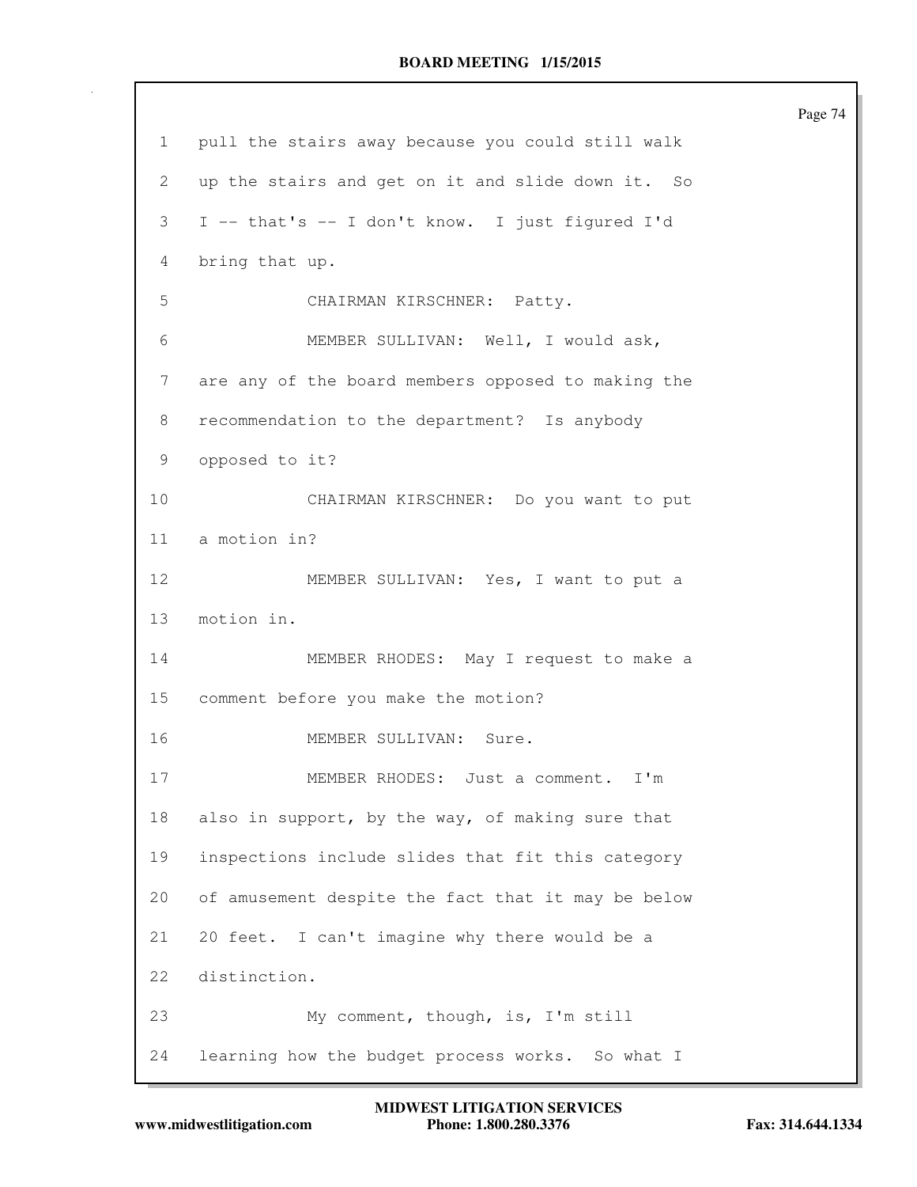1 pull the stairs away because you could still walk
2 up the stairs and get on it and slide down it. So
3 I -- that's -- I don't know. I just figured I'd
4 bring that up.
5 CHAIRMAN KIRSCHNER: Patty.
6 MEMBER SULLIVAN: Well, I would ask,
7 are any of the board members opposed to making the
8 recommendation to the department? Is anybody
9 opposed to it?
10 CHAIRMAN KIRSCHNER: Do you want to put
11 a motion in?
12 MEMBER SULLIVAN: Yes, I want to put a
13 motion in.
14 MEMBER RHODES: May I request to make a
15 comment before you make the motion?
16 MEMBER SULLIVAN: Sure.
17 MEMBER RHODES: Just a comment. I'm
18 also in support, by the way, of making sure that
19 inspections include slides that fit this category
20 of amusement despite the fact that it may be below
21 20 feet. I can't imagine why there would be a
22 distinction.
23 My comment, though, is, I'm still
24 learning how the budget process works. So what I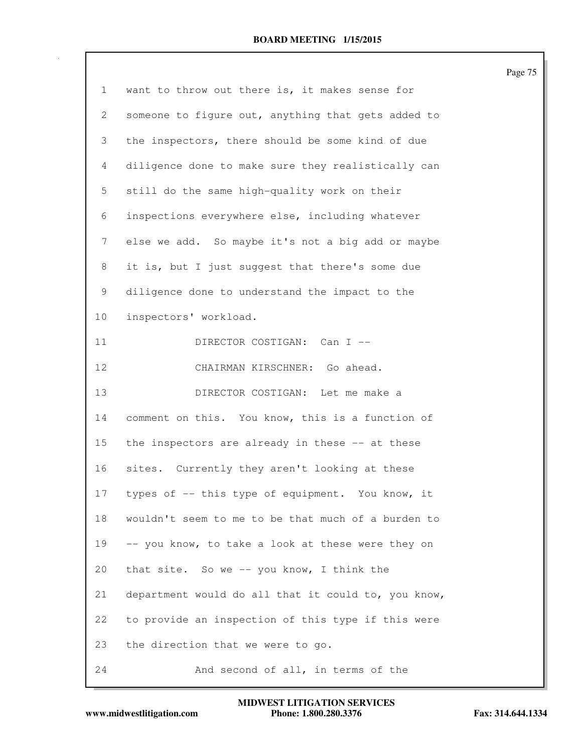want to throw out there is, it makes sense for someone to figure out, anything that gets added to the inspectors, there should be some kind of due diligence done to make sure they realistically can still do the same high-quality work on their inspections everywhere else, including whatever else we add. So maybe it's not a big add or maybe it is, but I just suggest that there's some due diligence done to understand the impact to the inspectors' workload.

DIRECTOR COSTIGAN: Can I --

CHAIRMAN KIRSCHNER: Go ahead.

DIRECTOR COSTIGAN: Let me make a comment on this. You know, this is a function of the inspectors are already in these -- at these sites. Currently they aren't looking at these types of -- this type of equipment. You know, it wouldn't seem to me to be that much of a burden to -- you know, to take a look at these were they on that site. So we -- you know, I think the department would do all that it could to, you know, to provide an inspection of this type if this were the direction that we were to go.

And second of all, in terms of the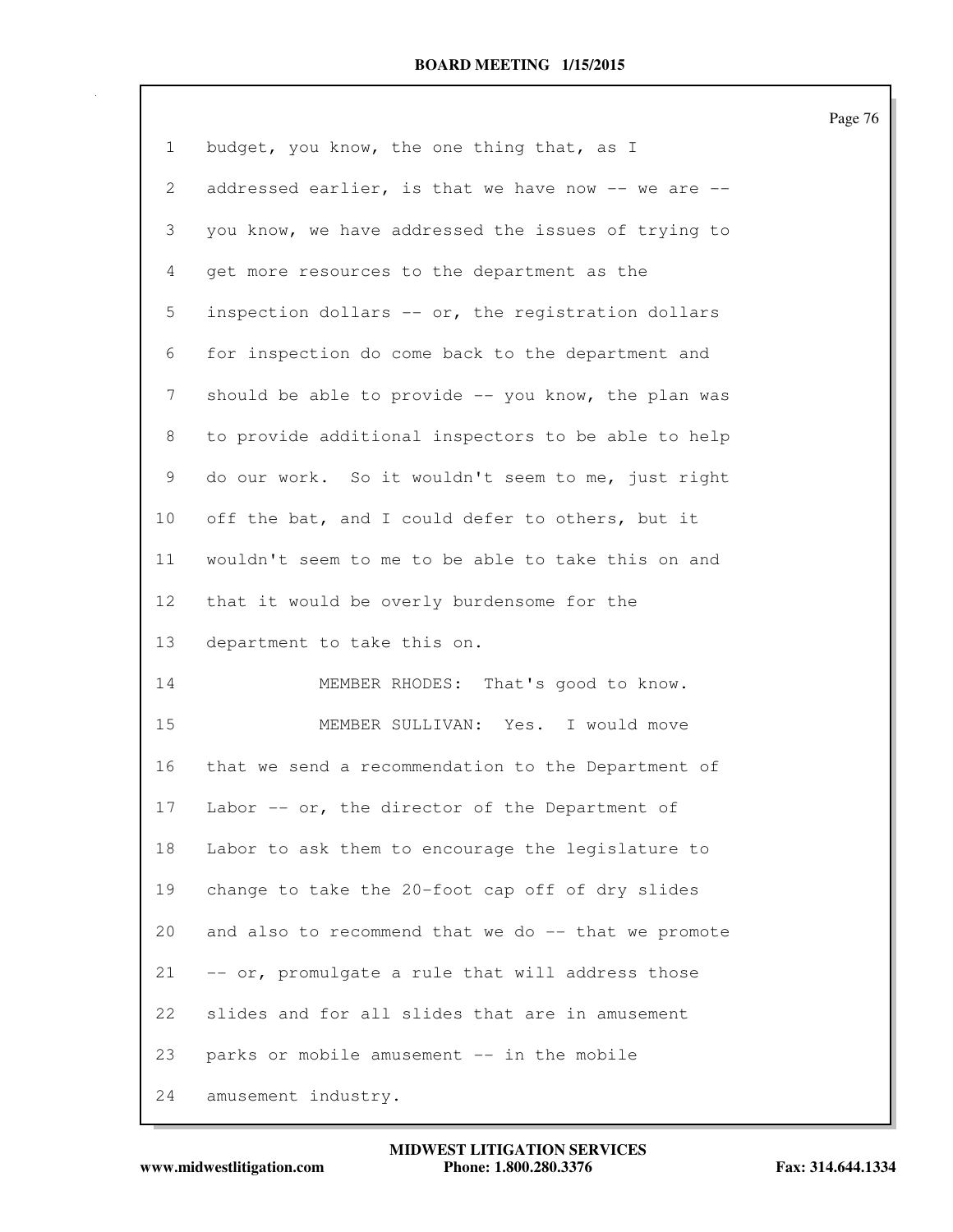1 budget, you know, the one thing that, as I
2 addressed earlier, is that we have now -- we are --
3 you know, we have addressed the issues of trying to
4 get more resources to the department as the
5 inspection dollars -- or, the registration dollars
6 for inspection do come back to the department and
7 should be able to provide -- you know, the plan was
8 to provide additional inspectors to be able to help
9 do our work. So it wouldn't seem to me, just right
10 off the bat, and I could defer to others, but it
11 wouldn't seem to me to be able to take this on and
12 that it would be overly burdensome for the
13 department to take this on.
14 MEMBER RHODES: That's good to know.
15 MEMBER SULLIVAN: Yes. I would move
16 that we send a recommendation to the Department of
17 Labor -- or, the director of the Department of
18 Labor to ask them to encourage the legislature to
19 change to take the 20-foot cap off of dry slides
20 and also to recommend that we do -- that we promote
21 -- or, promulgate a rule that will address those
22 slides and for all slides that are in amusement
23 parks or mobile amusement -- in the mobile
24 amusement industry.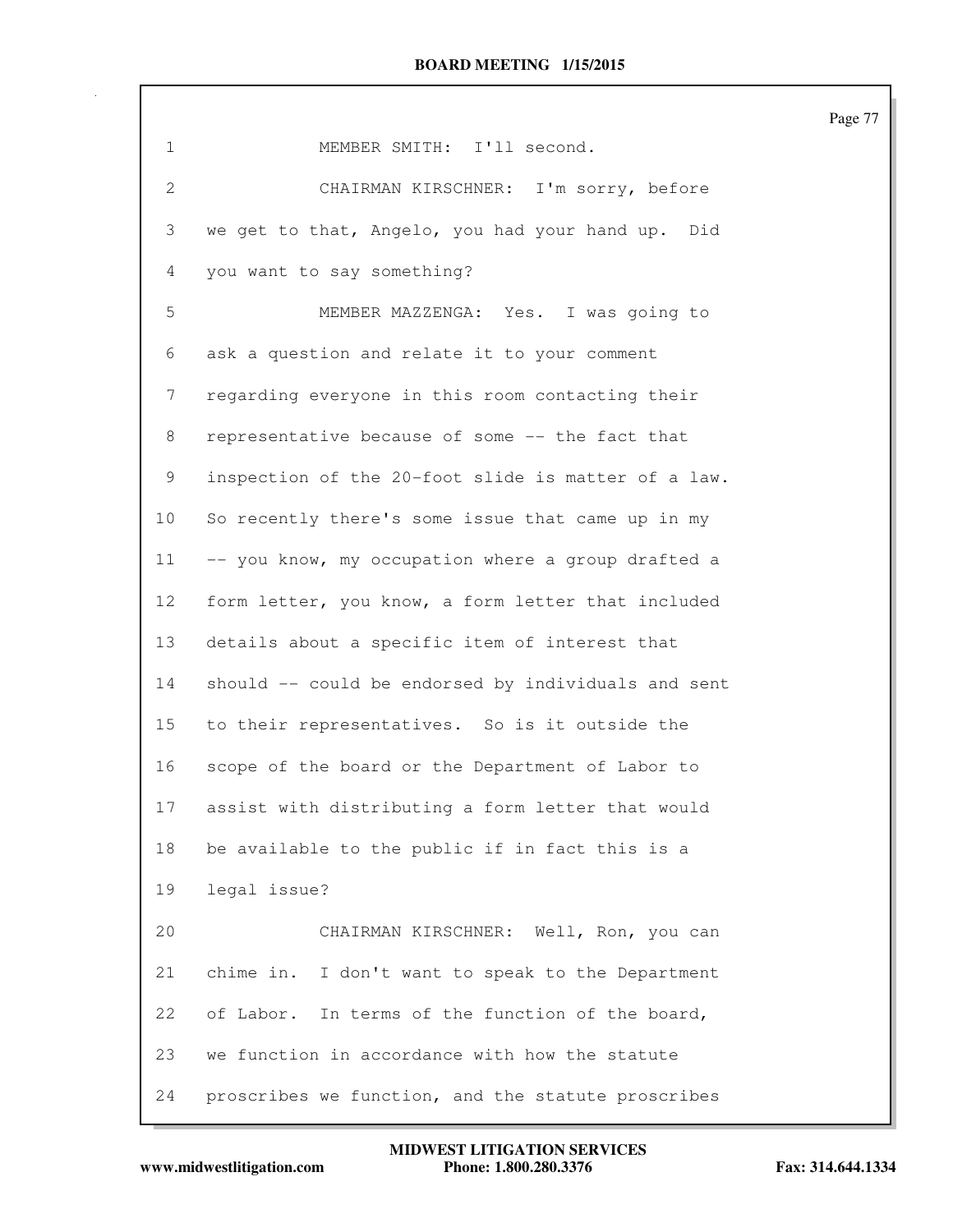1 MEMBER SMITH: I'll second.

2 CHAIRMAN KIRSCHNER: I'm sorry, before

3 we get to that, Angelo, you had your hand up. Did

4 you want to say something?

5 MEMBER MAZZENGA: Yes. I was going to

6 ask a question and relate it to your comment

7 regarding everyone in this room contacting their

8 representative because of some -- the fact that

9 inspection of the 20-foot slide is matter of a law.

10 So recently there's some issue that came up in my

11 -- you know, my occupation where a group drafted a

12 form letter, you know, a form letter that included

13 details about a specific item of interest that

14 should -- could be endorsed by individuals and sent

15 to their representatives. So is it outside the

16 scope of the board or the Department of Labor to

17 assist with distributing a form letter that would

18 be available to the public if in fact this is a

19 legal issue?

20 CHAIRMAN KIRSCHNER: Well, Ron, you can

21 chime in. I don't want to speak to the Department

22 of Labor. In terms of the function of the board,

23 we function in accordance with how the statute

24 proscribes we function, and the statute proscribes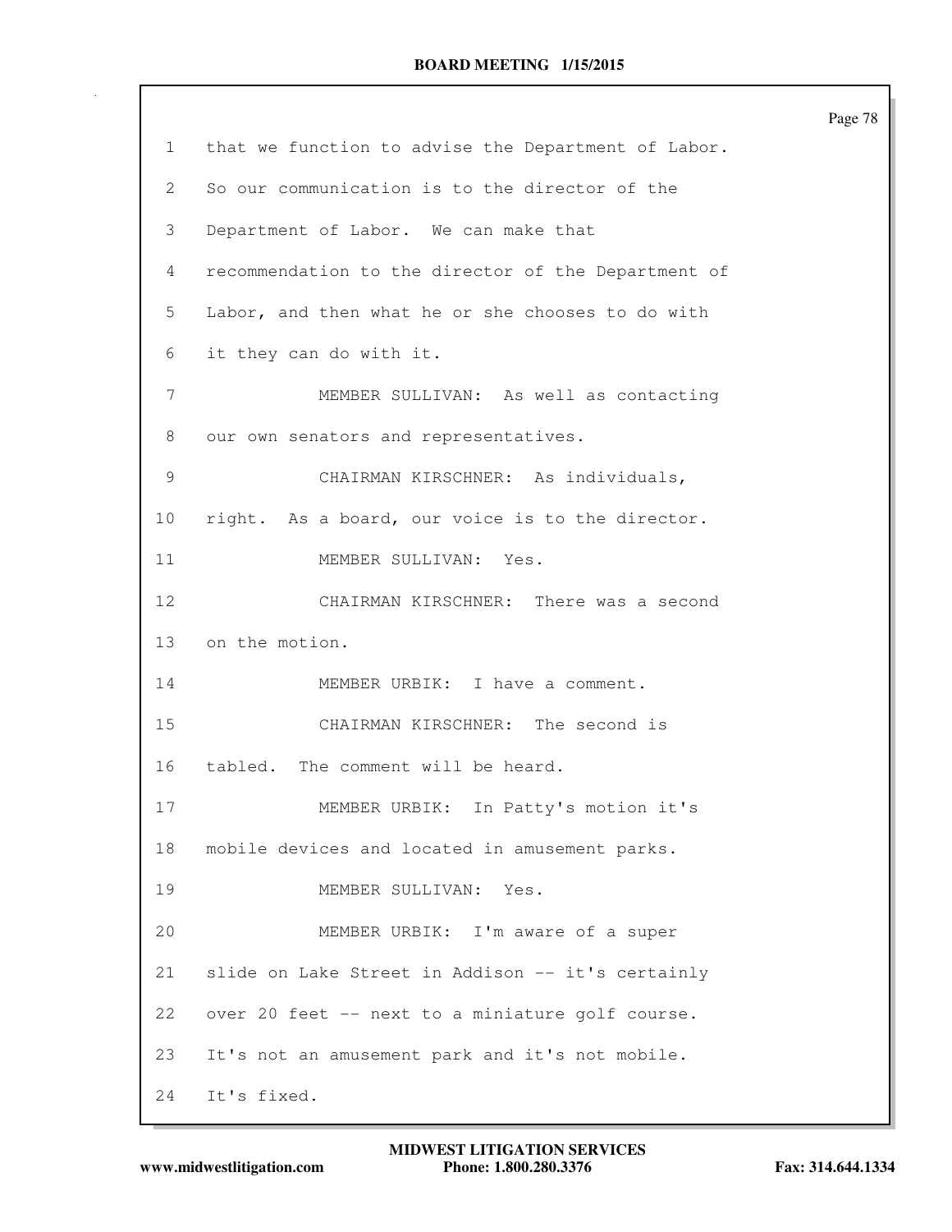that we function to advise the Department of Labor. So our communication is to the director of the Department of Labor. We can make that recommendation to the director of the Department of Labor, and then what he or she chooses to do with it they can do with it.

MEMBER SULLIVAN: As well as contacting our own senators and representatives.

CHAIRMAN KIRSCHNER: As individuals, right. As a board, our voice is to the director.

MEMBER SULLIVAN: Yes.

CHAIRMAN KIRSCHNER: There was a second on the motion.

MEMBER URBIK: I have a comment.

CHAIRMAN KIRSCHNER: The second is tabled. The comment will be heard.

MEMBER URBIK: In Patty's motion it's mobile devices and located in amusement parks.

MEMBER SULLIVAN: Yes.

MEMBER URBIK: I'm aware of a super slide on Lake Street in Addison -- it's certainly over 20 feet -- next to a miniature golf course. It's not an amusement park and it's not mobile. It's fixed.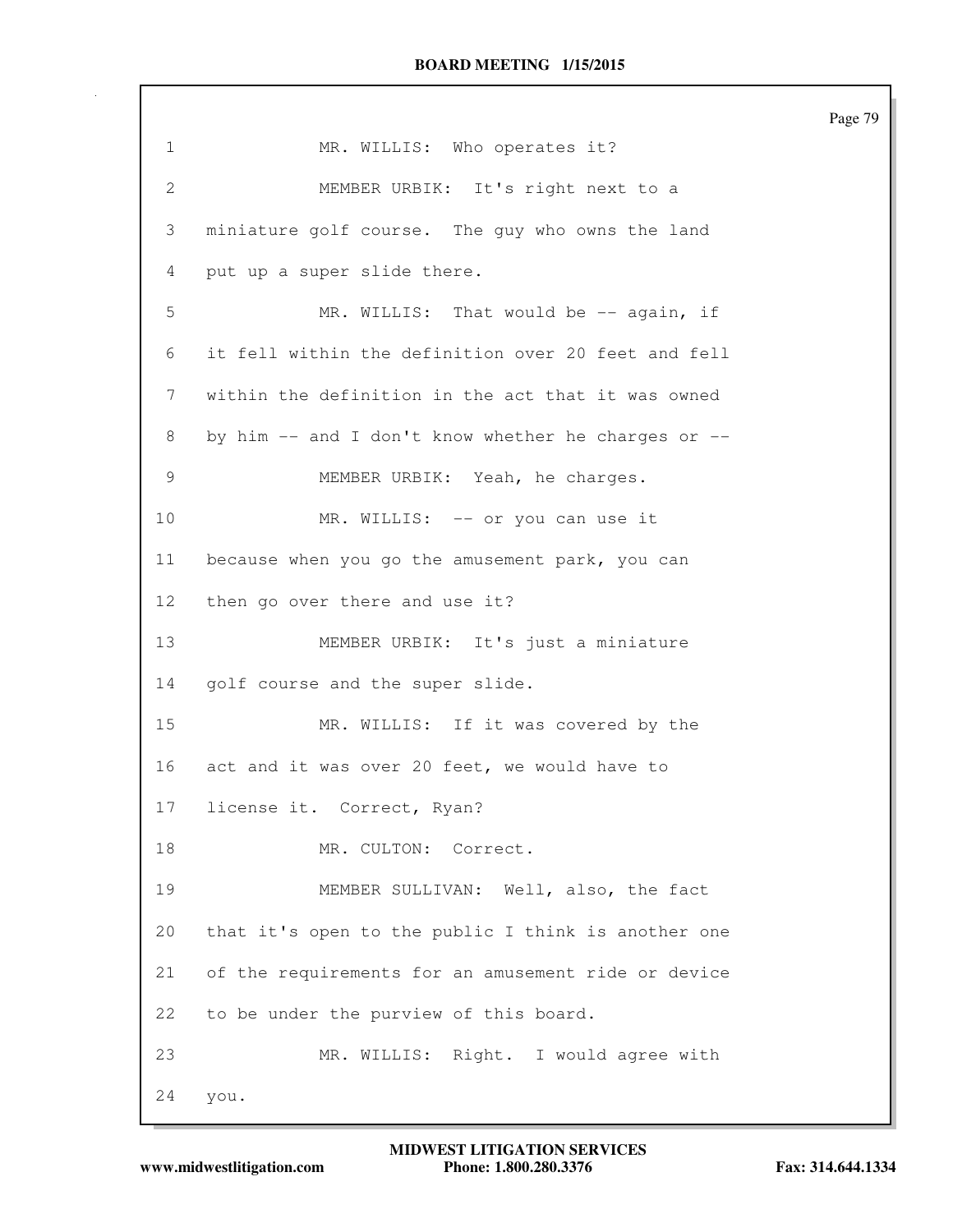MR. WILLIS: Who operates it?

MEMBER URBIK: It's right next to a miniature golf course. The guy who owns the land put up a super slide there.

MR. WILLIS: That would be -- again, if it fell within the definition over 20 feet and fell within the definition in the act that it was owned by him -- and I don't know whether he charges or --

MEMBER URBIK: Yeah, he charges.

MR. WILLIS: -- or you can use it because when you go the amusement park, you can then go over there and use it?

MEMBER URBIK: It's just a miniature golf course and the super slide.

MR. WILLIS: If it was covered by the act and it was over 20 feet, we would have to license it. Correct, Ryan?

MR. CULTON: Correct.

MEMBER SULLIVAN: Well, also, the fact that it's open to the public I think is another one of the requirements for an amusement ride or device to be under the purview of this board.

MR. WILLIS: Right. I would agree with you.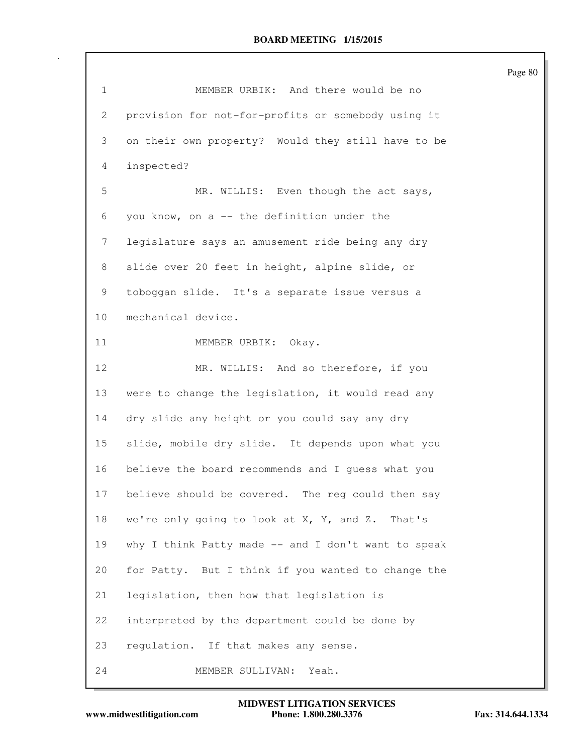MEMBER URBIK: And there would be no provision for not-for-profits or somebody using it on their own property? Would they still have to be inspected?

MR. WILLIS: Even though the act says, you know, on a -- the definition under the legislature says an amusement ride being any dry slide over 20 feet in height, alpine slide, or toboggan slide. It's a separate issue versus a mechanical device.

MEMBER URBIK: Okay.

MR. WILLIS: And so therefore, if you were to change the legislation, it would read any dry slide any height or you could say any dry slide, mobile dry slide. It depends upon what you believe the board recommends and I guess what you believe should be covered. The reg could then say we're only going to look at X, Y, and Z. That's why I think Patty made -- and I don't want to speak for Patty. But I think if you wanted to change the legislation, then how that legislation is interpreted by the department could be done by regulation. If that makes any sense.

MEMBER SULLIVAN: Yeah.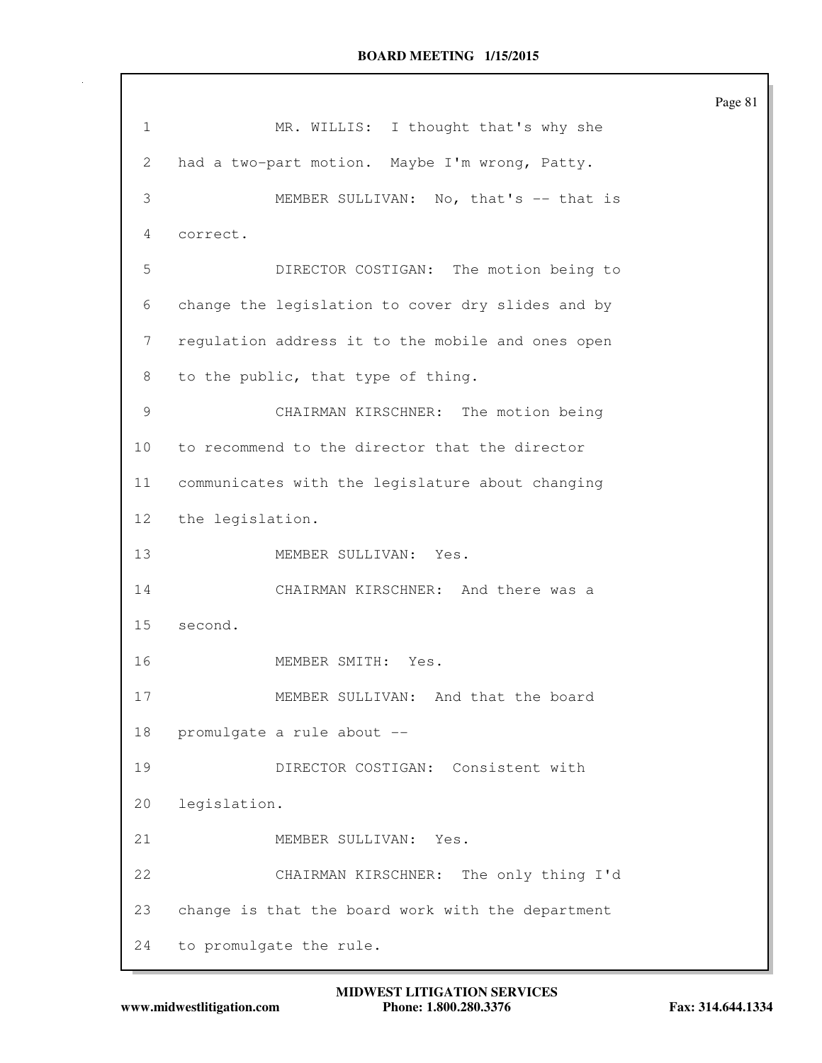1 MR. WILLIS: I thought that's why she
2 had a two-part motion. Maybe I'm wrong, Patty.
3 MEMBER SULLIVAN: No, that's -- that is
4 correct.
5 DIRECTOR COSTIGAN: The motion being to
6 change the legislation to cover dry slides and by
7 regulation address it to the mobile and ones open
8 to the public, that type of thing.
9 CHAIRMAN KIRSCHNER: The motion being
10 to recommend to the director that the director
11 communicates with the legislature about changing
12 the legislation.
13 MEMBER SULLIVAN: Yes.
14 CHAIRMAN KIRSCHNER: And there was a
15 second.
16 MEMBER SMITH: Yes.
17 MEMBER SULLIVAN: And that the board
18 promulgate a rule about --
19 DIRECTOR COSTIGAN: Consistent with
20 legislation.
21 MEMBER SULLIVAN: Yes.
22 CHAIRMAN KIRSCHNER: The only thing I'd
23 change is that the board work with the department
24 to promulgate the rule.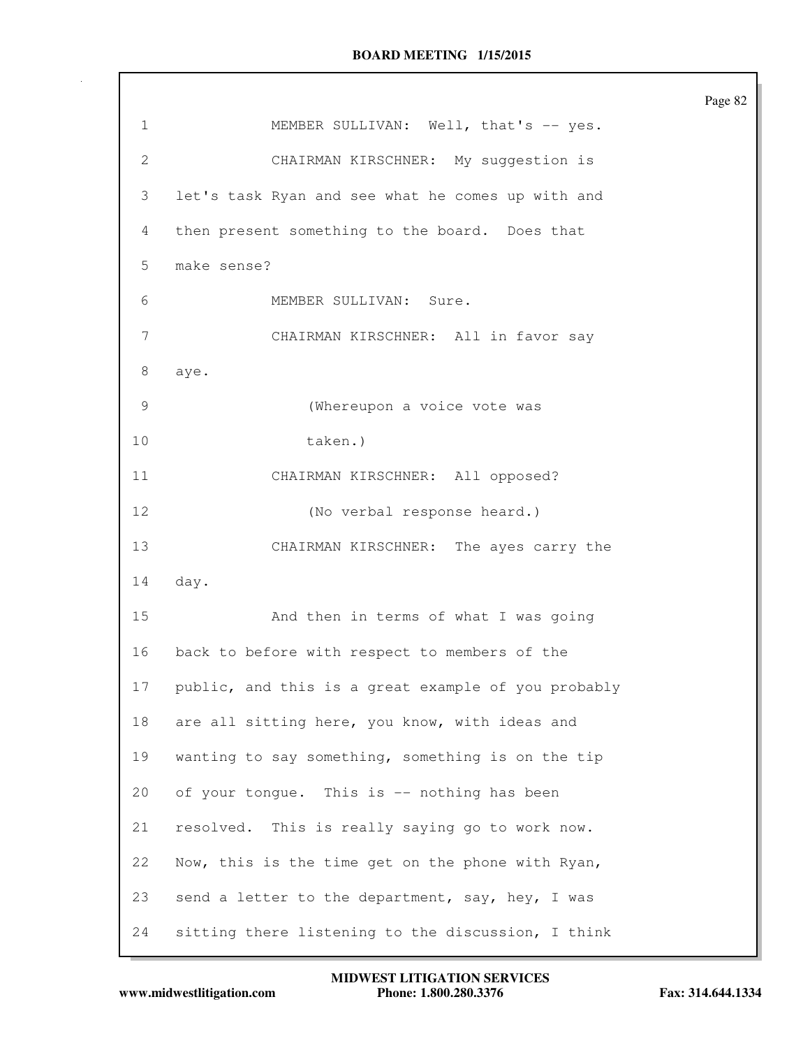1 MEMBER SULLIVAN: Well, that's -- yes.

2 CHAIRMAN KIRSCHNER: My suggestion is

3 let's task Ryan and see what he comes up with and

4 then present something to the board. Does that

5 make sense?

6 MEMBER SULLIVAN: Sure.

7 CHAIRMAN KIRSCHNER: All in favor say

8 aye.

9 (Whereupon a voice vote was

10 taken.)

11 CHAIRMAN KIRSCHNER: All opposed?

12 (No verbal response heard.)

13 CHAIRMAN KIRSCHNER: The ayes carry the

14 day.

15 And then in terms of what I was going

16 back to before with respect to members of the

17 public, and this is a great example of you probably

18 are all sitting here, you know, with ideas and

19 wanting to say something, something is on the tip

20 of your tongue. This is -- nothing has been

21 resolved. This is really saying go to work now.

22 Now, this is the time get on the phone with Ryan,

23 send a letter to the department, say, hey, I was

24 sitting there listening to the discussion, I think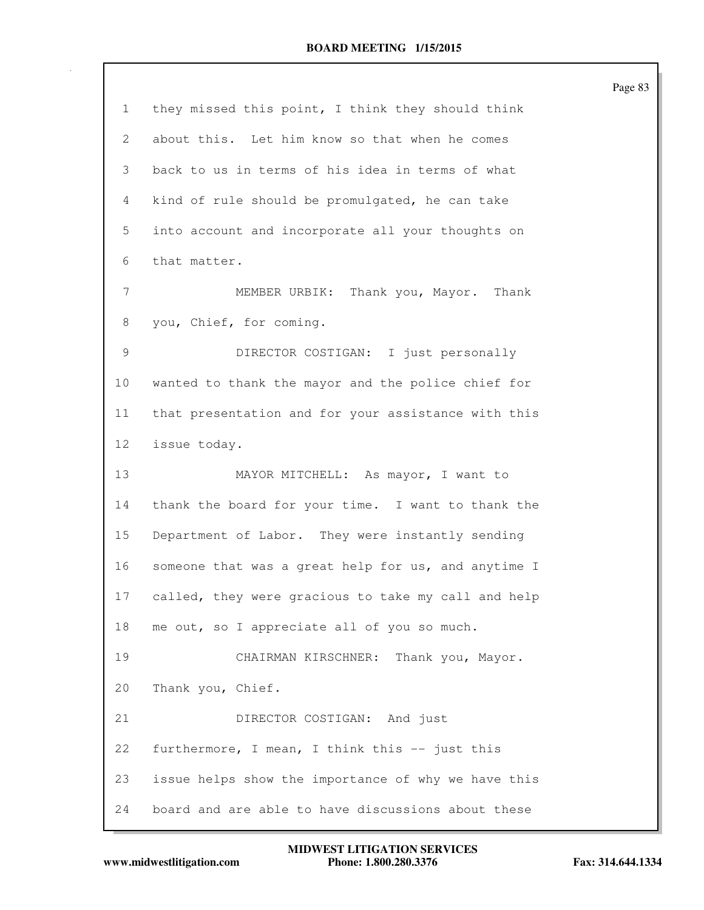1 they missed this point, I think they should think
2 about this. Let him know so that when he comes
3 back to us in terms of his idea in terms of what
4 kind of rule should be promulgated, he can take
5 into account and incorporate all your thoughts on
6 that matter.
7 MEMBER URBIK: Thank you, Mayor. Thank
8 you, Chief, for coming.
9 DIRECTOR COSTIGAN: I just personally
10 wanted to thank the mayor and the police chief for
11 that presentation and for your assistance with this
12 issue today.
13 MAYOR MITCHELL: As mayor, I want to
14 thank the board for your time. I want to thank the
15 Department of Labor. They were instantly sending
16 someone that was a great help for us, and anytime I
17 called, they were gracious to take my call and help
18 me out, so I appreciate all of you so much.
19 CHAIRMAN KIRSCHNER: Thank you, Mayor.
20 Thank you, Chief.
21 DIRECTOR COSTIGAN: And just
22 furthermore, I mean, I think this -- just this
23 issue helps show the importance of why we have this
24 board and are able to have discussions about these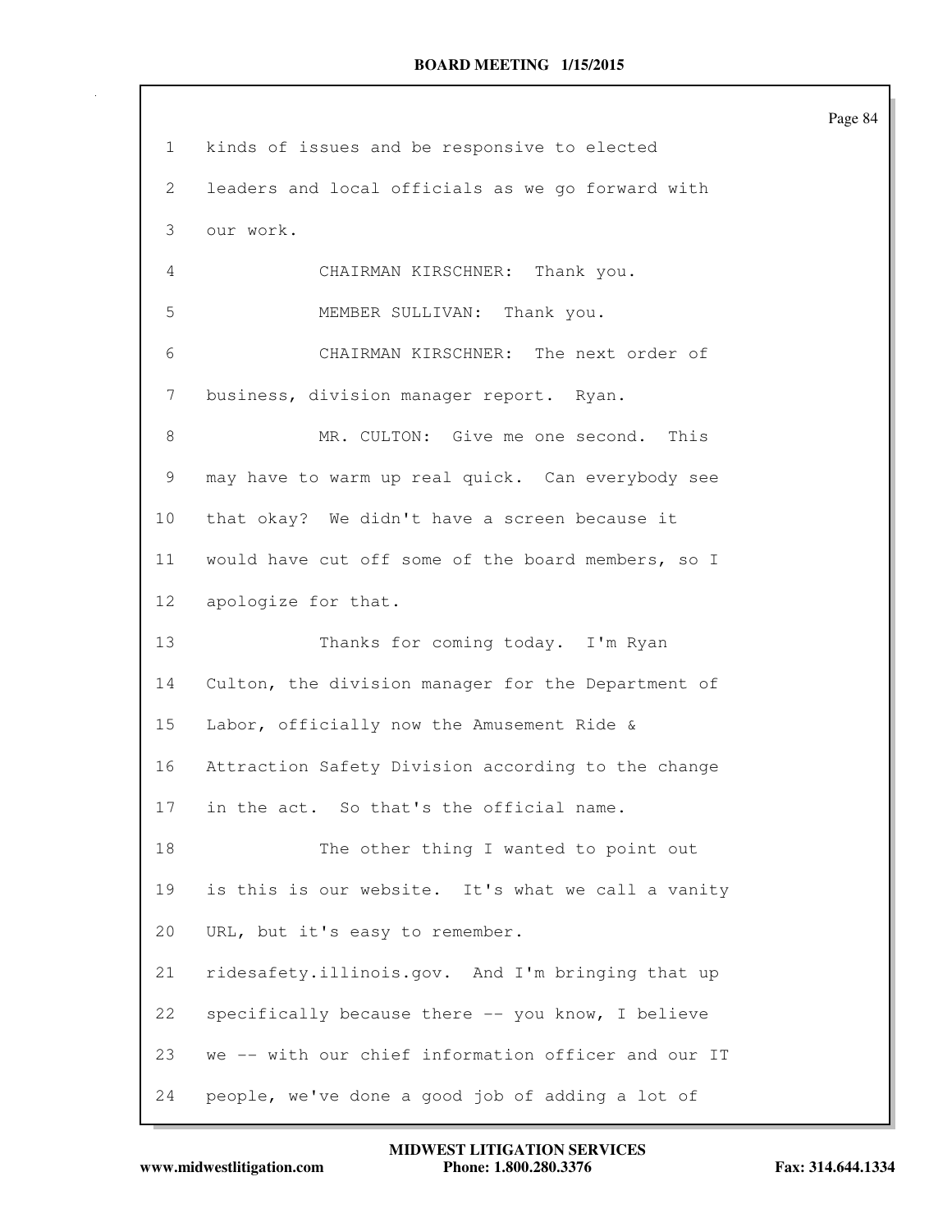1 kinds of issues and be responsive to elected
2 leaders and local officials as we go forward with
3 our work.
4 CHAIRMAN KIRSCHNER: Thank you.
5 MEMBER SULLIVAN: Thank you.
6 CHAIRMAN KIRSCHNER: The next order of
7 business, division manager report. Ryan.
8 MR. CULTON: Give me one second. This
9 may have to warm up real quick. Can everybody see
10 that okay? We didn't have a screen because it
11 would have cut off some of the board members, so I
12 apologize for that.
13 Thanks for coming today. I'm Ryan
14 Culton, the division manager for the Department of
15 Labor, officially now the Amusement Ride &
16 Attraction Safety Division according to the change
17 in the act. So that's the official name.
18 The other thing I wanted to point out
19 is this is our website. It's what we call a vanity
20 URL, but it's easy to remember.
21 ridesafety.illinois.gov. And I'm bringing that up
22 specifically because there -- you know, I believe
23 we -- with our chief information officer and our IT
24 people, we've done a good job of adding a lot of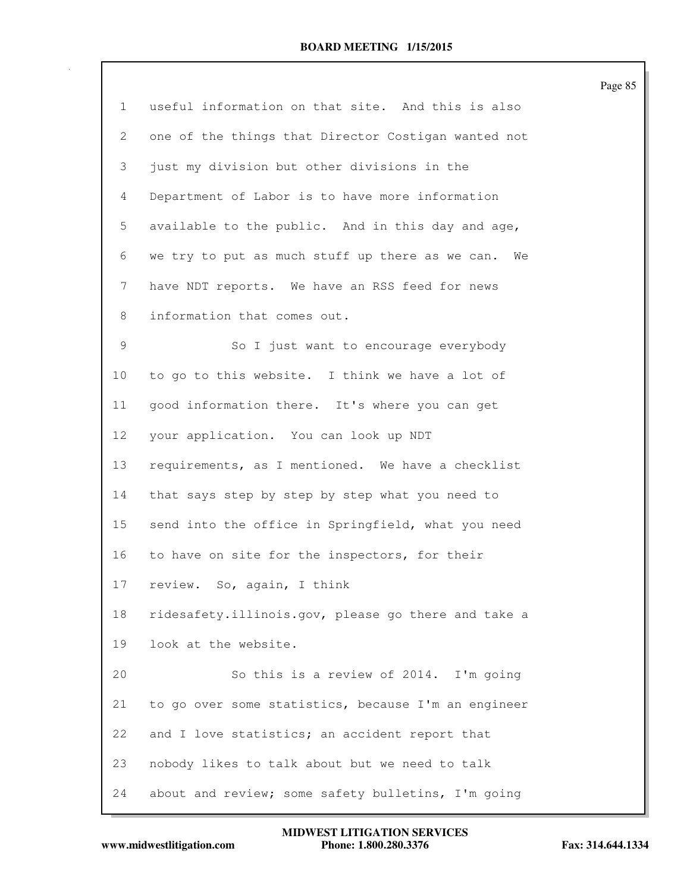useful information on that site. And this is also one of the things that Director Costigan wanted not just my division but other divisions in the Department of Labor is to have more information available to the public. And in this day and age, we try to put as much stuff up there as we can. We have NDT reports. We have an RSS feed for news information that comes out.

So I just want to encourage everybody to go to this website. I think we have a lot of good information there. It's where you can get your application. You can look up NDT requirements, as I mentioned. We have a checklist that says step by step by step what you need to send into the office in Springfield, what you need to have on site for the inspectors, for their review. So, again, I think ridesafety.illinois.gov, please go there and take a look at the website.

So this is a review of 2014. I'm going to go over some statistics, because I'm an engineer and I love statistics; an accident report that nobody likes to talk about but we need to talk about and review; some safety bulletins, I'm going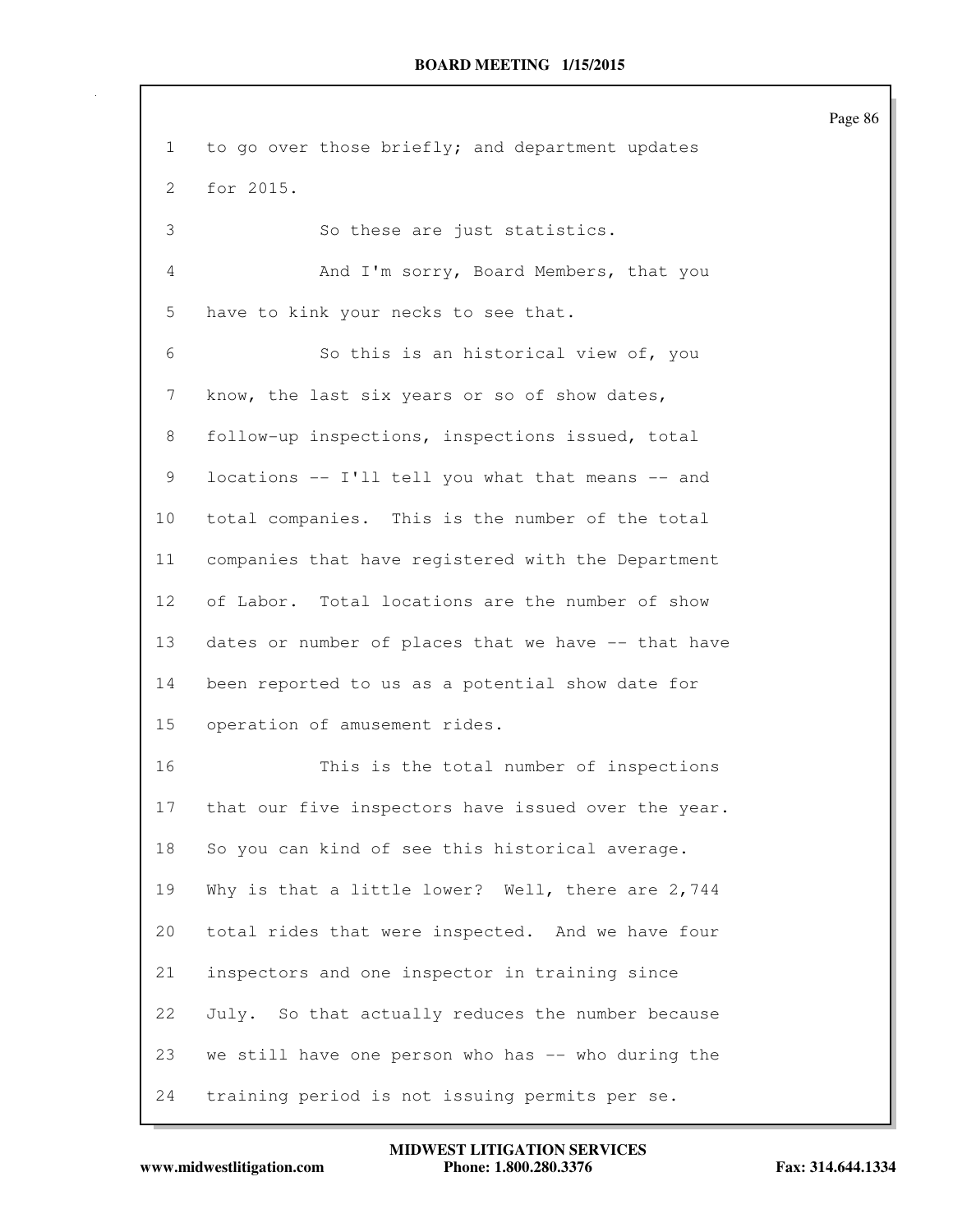to go over those briefly; and department updates for 2015.

So these are just statistics.

And I'm sorry, Board Members, that you have to kink your necks to see that.

So this is an historical view of, you know, the last six years or so of show dates, follow-up inspections, inspections issued, total locations -- I'll tell you what that means -- and total companies. This is the number of the total companies that have registered with the Department of Labor. Total locations are the number of show dates or number of places that we have -- that have been reported to us as a potential show date for operation of amusement rides.

This is the total number of inspections that our five inspectors have issued over the year. So you can kind of see this historical average. Why is that a little lower? Well, there are 2,744 total rides that were inspected. And we have four inspectors and one inspector in training since July. So that actually reduces the number because we still have one person who has -- who during the training period is not issuing permits per se.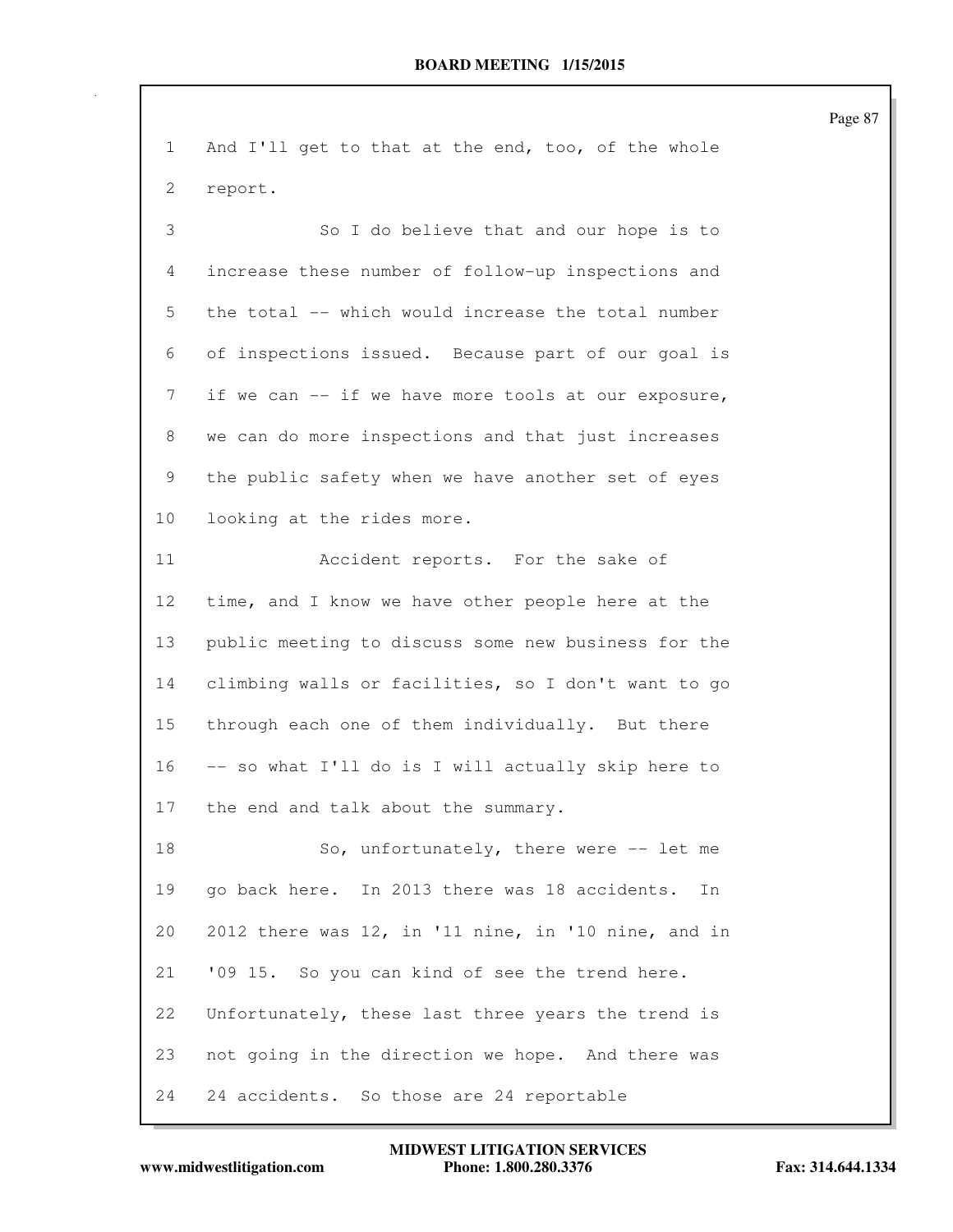1 And I'll get to that at the end, too, of the whole
2 report.
3 So I do believe that and our hope is to
4 increase these number of follow-up inspections and
5 the total -- which would increase the total number
6 of inspections issued. Because part of our goal is
7 if we can -- if we have more tools at our exposure,
8 we can do more inspections and that just increases
9 the public safety when we have another set of eyes
10 looking at the rides more.
11 Accident reports. For the sake of
12 time, and I know we have other people here at the
13 public meeting to discuss some new business for the
14 climbing walls or facilities, so I don't want to go
15 through each one of them individually. But there
16 -- so what I'll do is I will actually skip here to
17 the end and talk about the summary.
18 So, unfortunately, there were -- let me
19 go back here. In 2013 there was 18 accidents. In
20 2012 there was 12, in '11 nine, in '10 nine, and in
21 '09 15. So you can kind of see the trend here.
22 Unfortunately, these last three years the trend is
23 not going in the direction we hope. And there was
24 24 accidents. So those are 24 reportable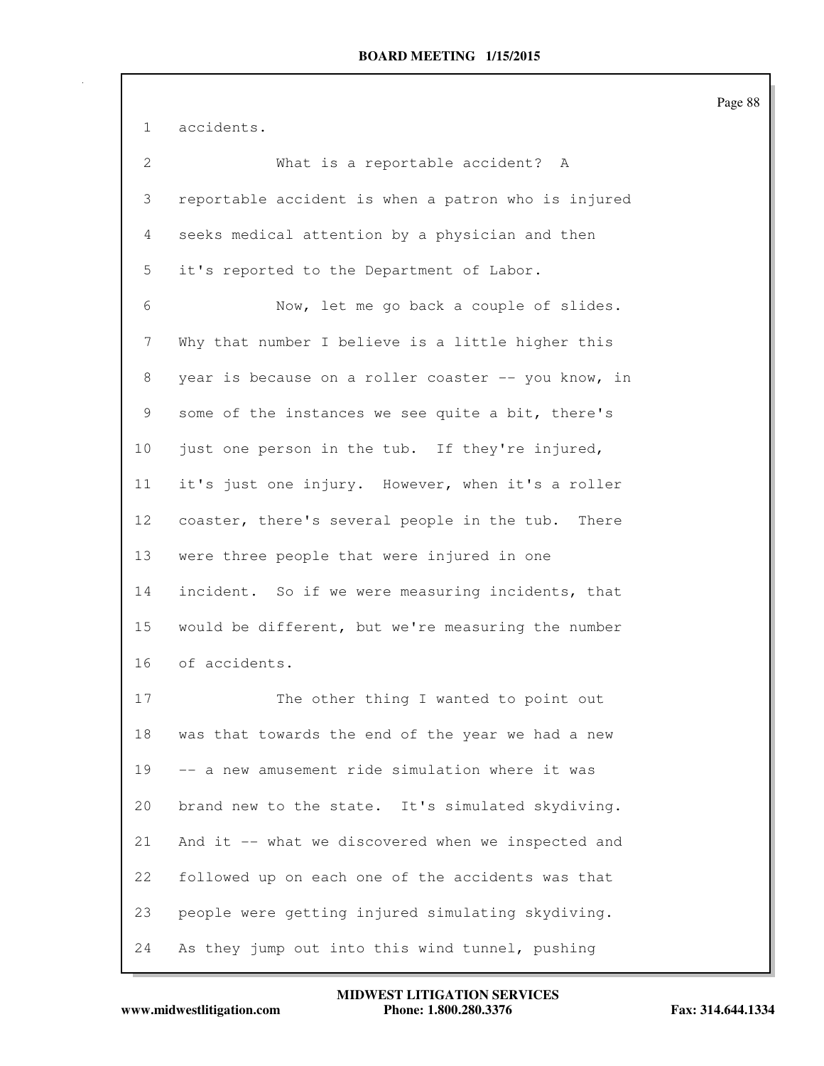accidents.

What is a reportable accident? A reportable accident is when a patron who is injured seeks medical attention by a physician and then it's reported to the Department of Labor.

Now, let me go back a couple of slides. Why that number I believe is a little higher this year is because on a roller coaster -- you know, in some of the instances we see quite a bit, there's just one person in the tub. If they're injured, it's just one injury. However, when it's a roller coaster, there's several people in the tub. There were three people that were injured in one incident. So if we were measuring incidents, that would be different, but we're measuring the number of accidents.

The other thing I wanted to point out was that towards the end of the year we had a new -- a new amusement ride simulation where it was brand new to the state. It's simulated skydiving. And it -- what we discovered when we inspected and followed up on each one of the accidents was that people were getting injured simulating skydiving. As they jump out into this wind tunnel, pushing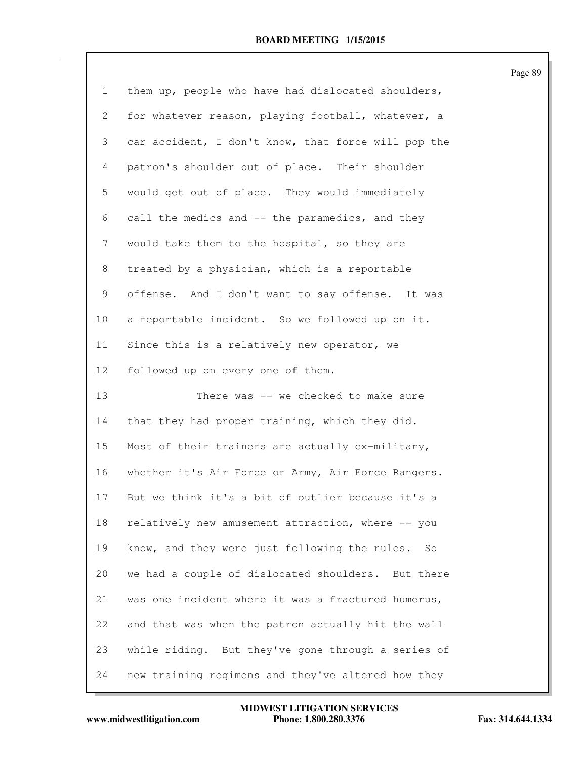them up, people who have had dislocated shoulders, for whatever reason, playing football, whatever, a car accident, I don't know, that force will pop the patron's shoulder out of place. Their shoulder would get out of place. They would immediately call the medics and -- the paramedics, and they would take them to the hospital, so they are treated by a physician, which is a reportable offense. And I don't want to say offense. It was a reportable incident. So we followed up on it. Since this is a relatively new operator, we followed up on every one of them.

There was -- we checked to make sure that they had proper training, which they did. Most of their trainers are actually ex-military, whether it's Air Force or Army, Air Force Rangers. But we think it's a bit of outlier because it's a relatively new amusement attraction, where -- you know, and they were just following the rules. So we had a couple of dislocated shoulders. But there was one incident where it was a fractured humerus, and that was when the patron actually hit the wall while riding. But they've gone through a series of new training regimens and they've altered how they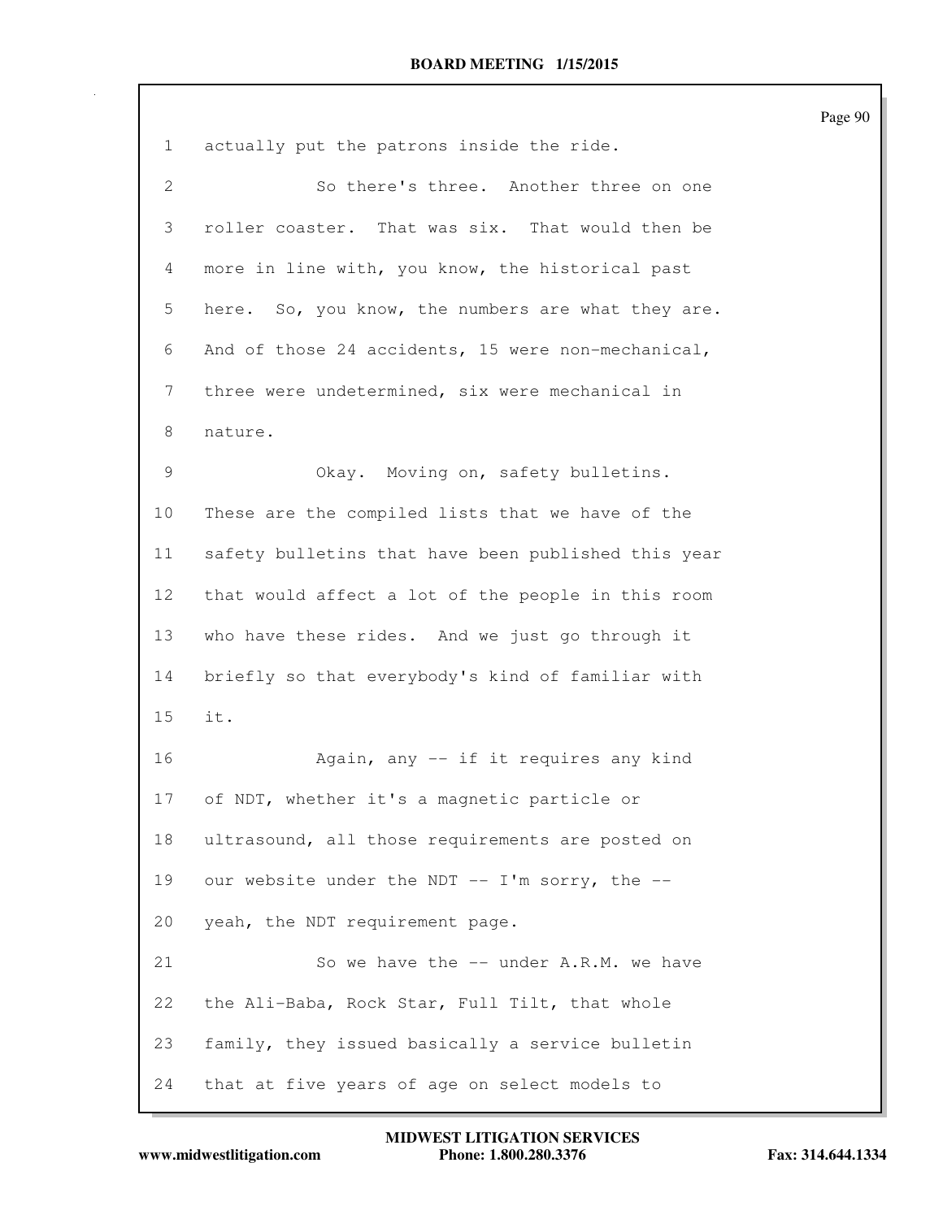actually put the patrons inside the ride.

So there's three. Another three on one roller coaster. That was six. That would then be more in line with, you know, the historical past here. So, you know, the numbers are what they are. And of those 24 accidents, 15 were non-mechanical, three were undetermined, six were mechanical in nature.

Okay. Moving on, safety bulletins. These are the compiled lists that we have of the safety bulletins that have been published this year that would affect a lot of the people in this room who have these rides. And we just go through it briefly so that everybody's kind of familiar with it.

Again, any -- if it requires any kind of NDT, whether it's a magnetic particle or ultrasound, all those requirements are posted on our website under the NDT -- I'm sorry, the -- yeah, the NDT requirement page.

So we have the -- under A.R.M. we have the Ali-Baba, Rock Star, Full Tilt, that whole family, they issued basically a service bulletin that at five years of age on select models to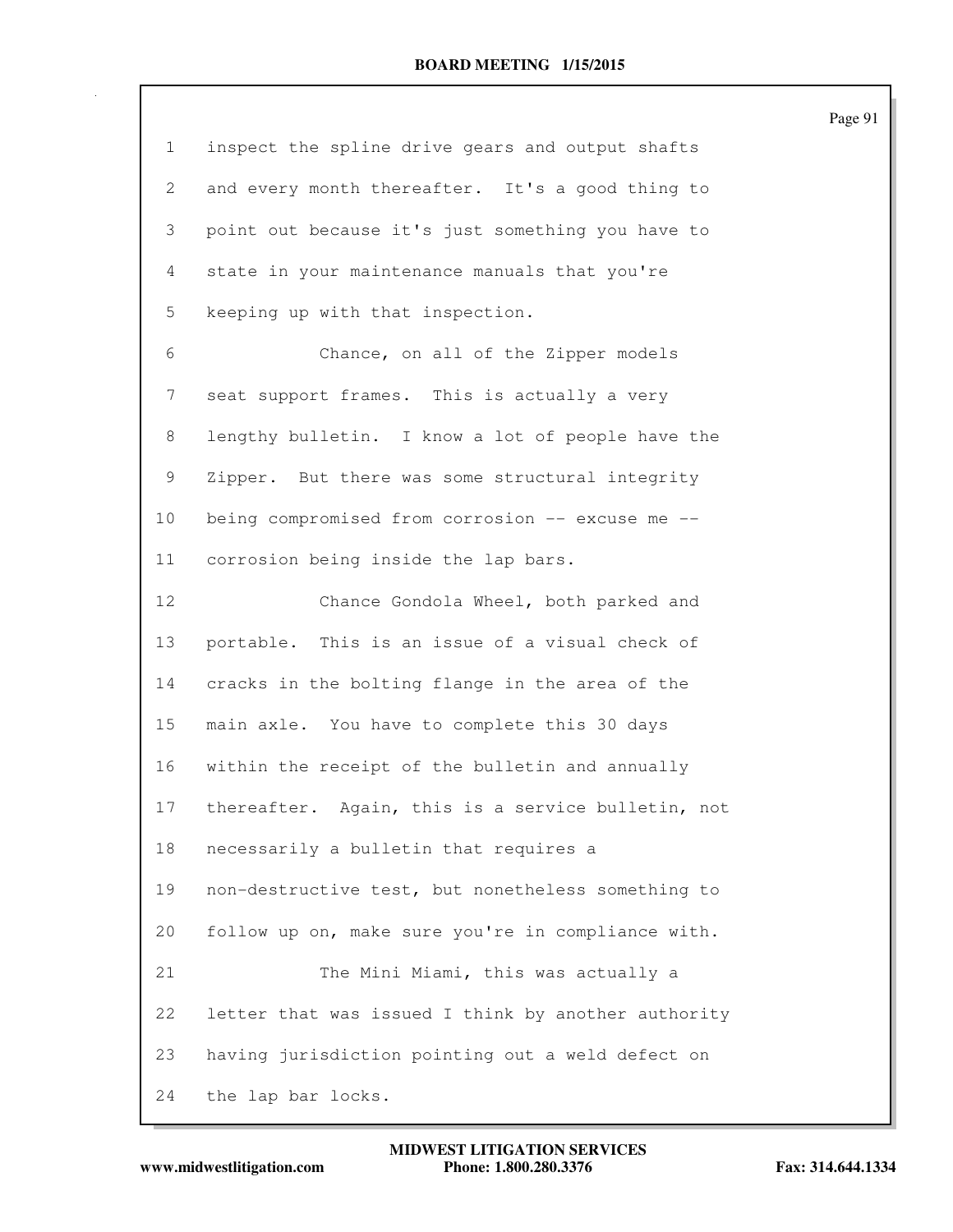inspect the spline drive gears and output shafts and every month thereafter. It's a good thing to point out because it's just something you have to state in your maintenance manuals that you're keeping up with that inspection.

Chance, on all of the Zipper models seat support frames. This is actually a very lengthy bulletin. I know a lot of people have the Zipper. But there was some structural integrity being compromised from corrosion -- excuse me -- corrosion being inside the lap bars.

Chance Gondola Wheel, both parked and portable. This is an issue of a visual check of cracks in the bolting flange in the area of the main axle. You have to complete this 30 days within the receipt of the bulletin and annually thereafter. Again, this is a service bulletin, not necessarily a bulletin that requires a non-destructive test, but nonetheless something to follow up on, make sure you're in compliance with.

The Mini Miami, this was actually a letter that was issued I think by another authority having jurisdiction pointing out a weld defect on the lap bar locks.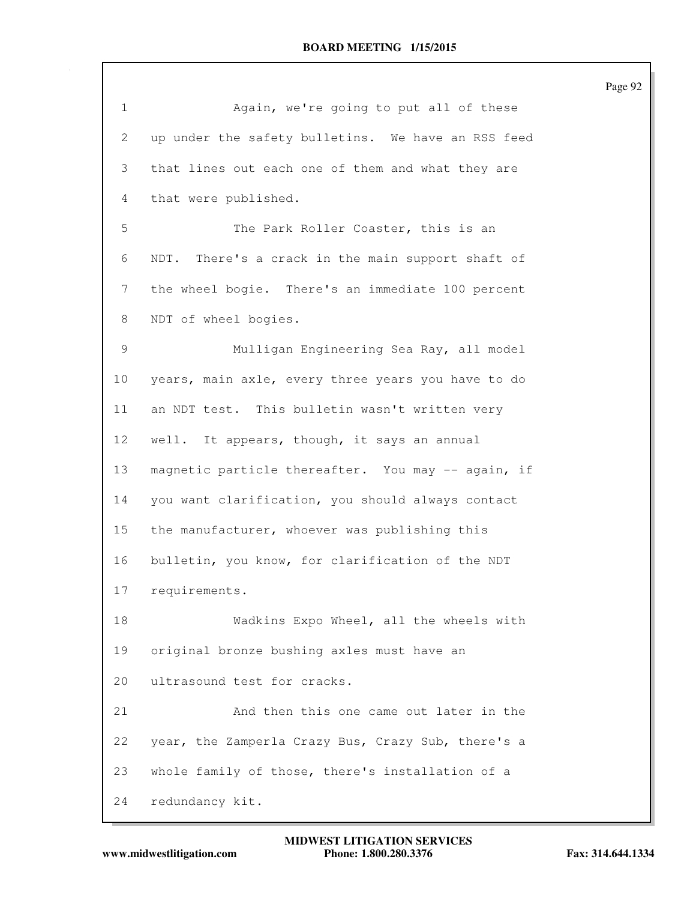Again, we're going to put all of these up under the safety bulletins. We have an RSS feed that lines out each one of them and what they are that were published.

The Park Roller Coaster, this is an NDT. There's a crack in the main support shaft of the wheel bogie. There's an immediate 100 percent NDT of wheel bogies.

Mulligan Engineering Sea Ray, all model years, main axle, every three years you have to do an NDT test. This bulletin wasn't written very well. It appears, though, it says an annual magnetic particle thereafter. You may -- again, if you want clarification, you should always contact the manufacturer, whoever was publishing this bulletin, you know, for clarification of the NDT requirements.

Wadkins Expo Wheel, all the wheels with original bronze bushing axles must have an ultrasound test for cracks.

And then this one came out later in the year, the Zamperla Crazy Bus, Crazy Sub, there's a whole family of those, there's installation of a redundancy kit.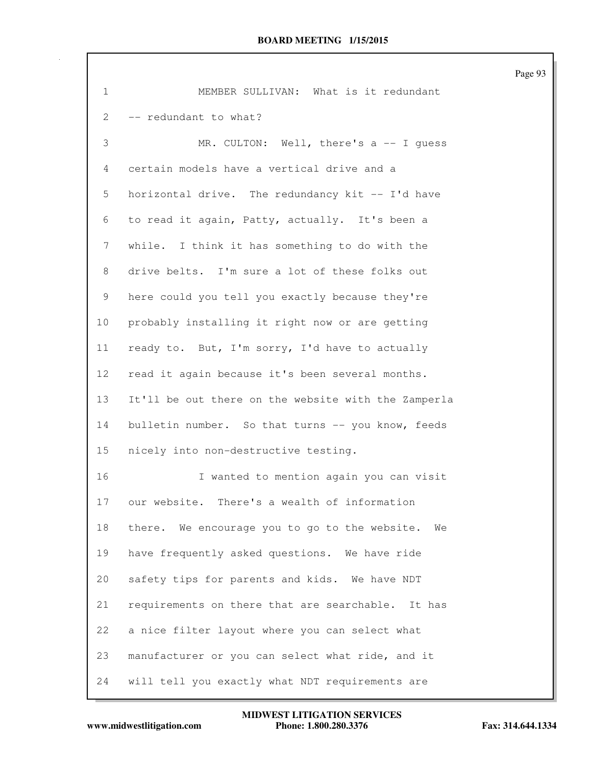MEMBER SULLIVAN: What is it redundant -- redundant to what?

MR. CULTON: Well, there's a -- I guess certain models have a vertical drive and a horizontal drive. The redundancy kit -- I'd have to read it again, Patty, actually. It's been a while. I think it has something to do with the drive belts. I'm sure a lot of these folks out here could you tell you exactly because they're probably installing it right now or are getting ready to. But, I'm sorry, I'd have to actually read it again because it's been several months. It'll be out there on the website with the Zamperla bulletin number. So that turns -- you know, feeds nicely into non-destructive testing.

I wanted to mention again you can visit our website. There's a wealth of information there. We encourage you to go to the website. We have frequently asked questions. We have ride safety tips for parents and kids. We have NDT requirements on there that are searchable. It has a nice filter layout where you can select what manufacturer or you can select what ride, and it will tell you exactly what NDT requirements are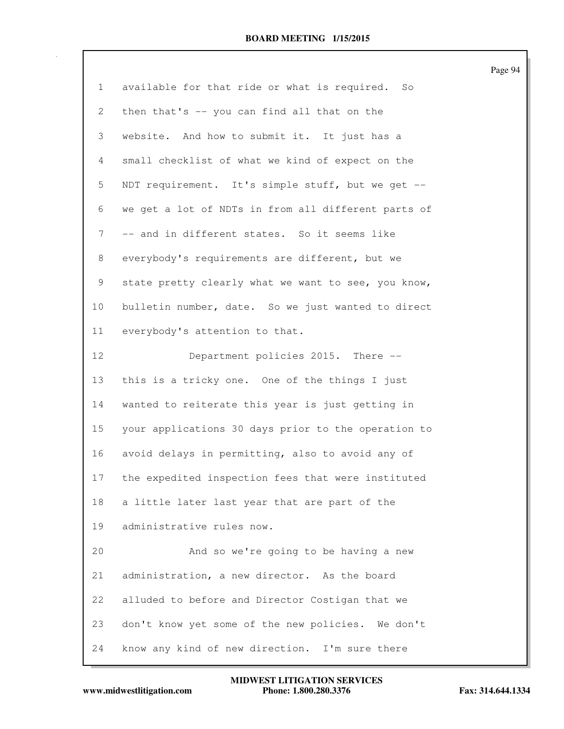1 available for that ride or what is required. So
2 then that's -- you can find all that on the
3 website. And how to submit it. It just has a
4 small checklist of what we kind of expect on the
5 NDT requirement. It's simple stuff, but we get --
6 we get a lot of NDTs in from all different parts of
7 -- and in different states. So it seems like
8 everybody's requirements are different, but we
9 state pretty clearly what we want to see, you know,
10 bulletin number, date. So we just wanted to direct
11 everybody's attention to that.
12 Department policies 2015. There --
13 this is a tricky one. One of the things I just
14 wanted to reiterate this year is just getting in
15 your applications 30 days prior to the operation to
16 avoid delays in permitting, also to avoid any of
17 the expedited inspection fees that were instituted
18 a little later last year that are part of the
19 administrative rules now.
20 And so we're going to be having a new
21 administration, a new director. As the board
22 alluded to before and Director Costigan that we
23 don't know yet some of the new policies. We don't
24 know any kind of new direction. I'm sure there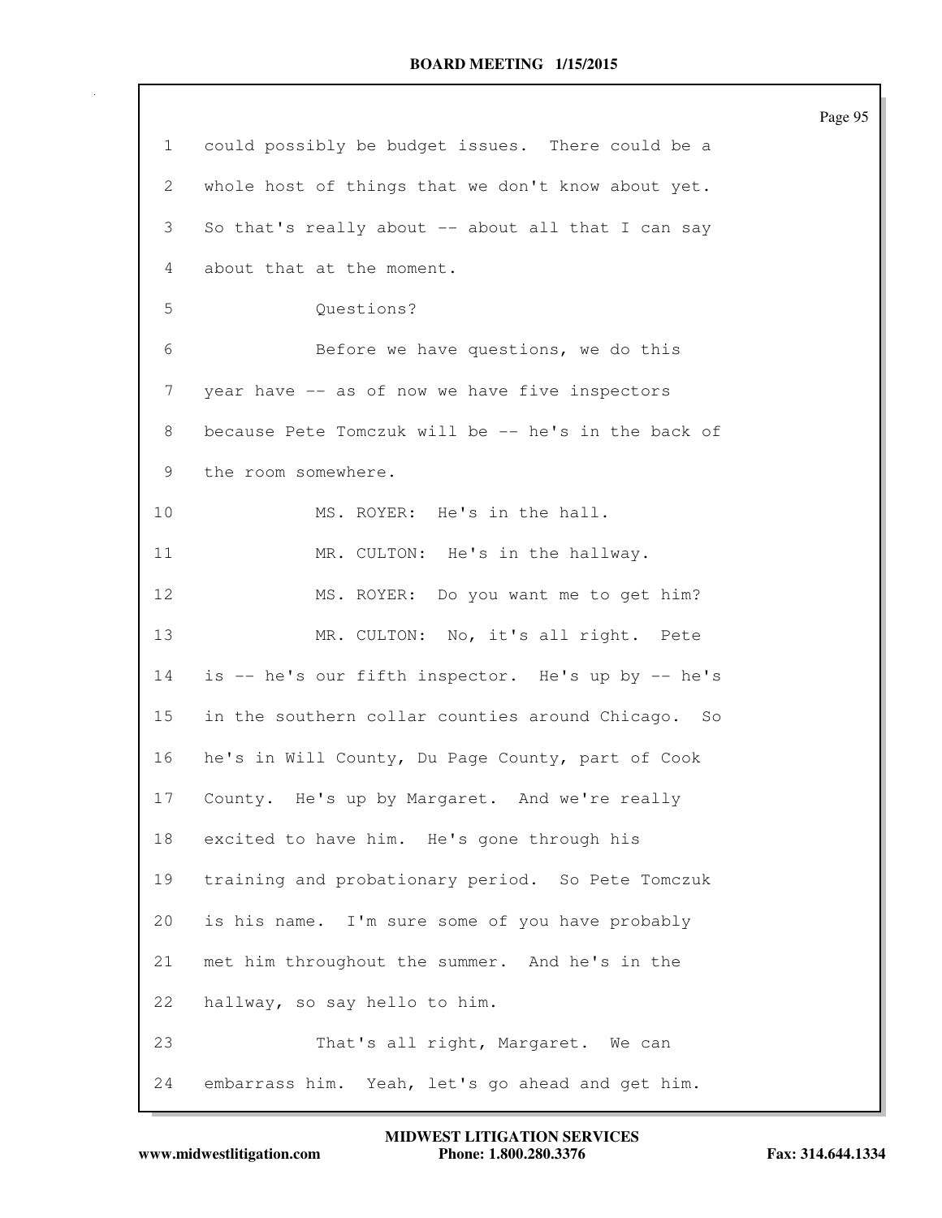could possibly be budget issues. There could be a whole host of things that we don't know about yet. So that's really about -- about all that I can say about that at the moment.

Questions?

Before we have questions, we do this year have -- as of now we have five inspectors because Pete Tomczuk will be -- he's in the back of the room somewhere.

MS. ROYER: He's in the hall.

MR. CULTON: He's in the hallway.

MS. ROYER: Do you want me to get him?

MR. CULTON: No, it's all right. Pete is -- he's our fifth inspector. He's up by -- he's in the southern collar counties around Chicago. So he's in Will County, Du Page County, part of Cook County. He's up by Margaret. And we're really excited to have him. He's gone through his training and probationary period. So Pete Tomczuk is his name. I'm sure some of you have probably met him throughout the summer. And he's in the hallway, so say hello to him.

That's all right, Margaret. We can embarrass him. Yeah, let's go ahead and get him.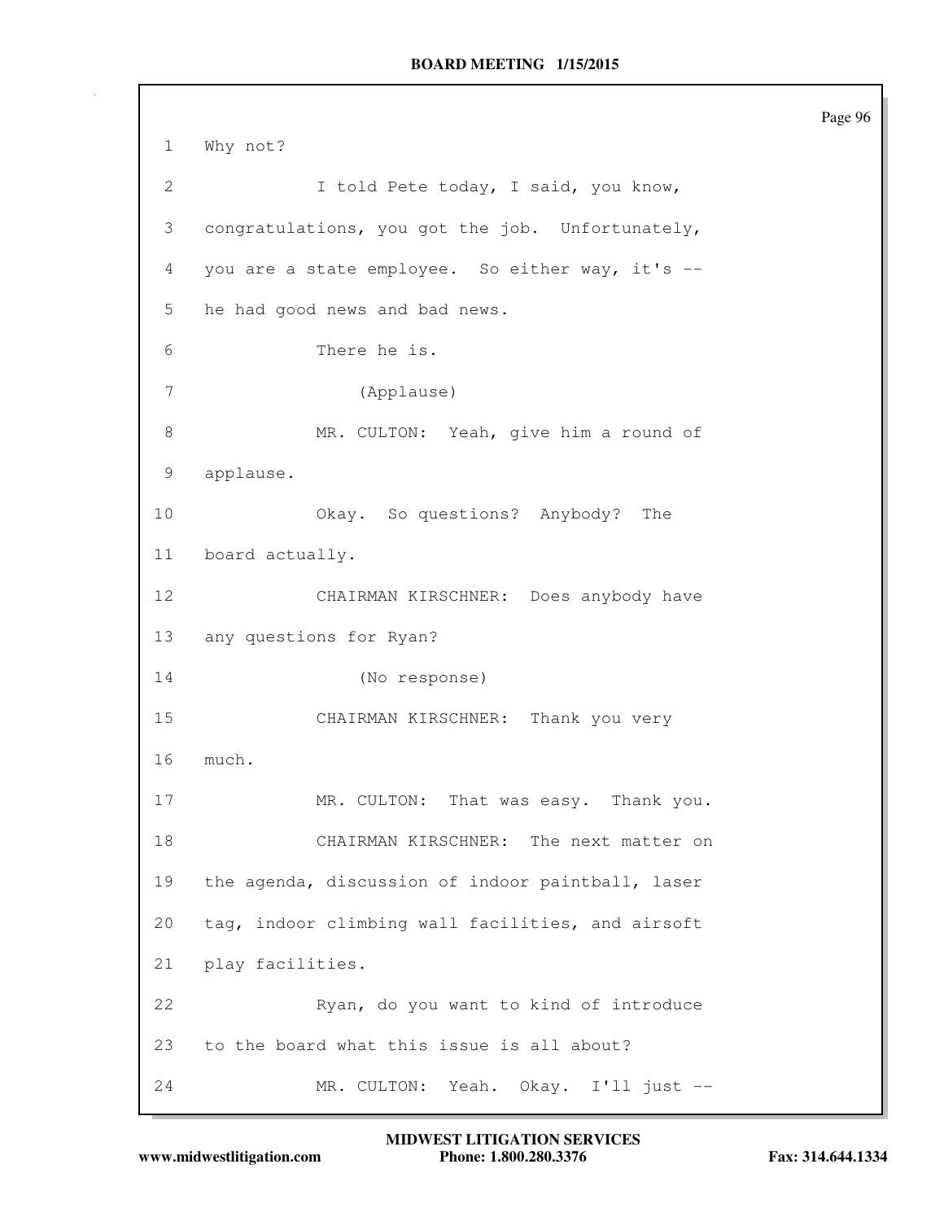1 Why not?

2 I told Pete today, I said, you know,

3 congratulations, you got the job. Unfortunately,

4 you are a state employee. So either way, it's --

5 he had good news and bad news.

6 There he is.

7 (Applause)

8 MR. CULTON: Yeah, give him a round of

9 applause.

10 Okay. So questions? Anybody? The

11 board actually.

12 CHAIRMAN KIRSCHNER: Does anybody have

13 any questions for Ryan?

14 (No response)

15 CHAIRMAN KIRSCHNER: Thank you very

16 much.

17 MR. CULTON: That was easy. Thank you.

18 CHAIRMAN KIRSCHNER: The next matter on

19 the agenda, discussion of indoor paintball, laser

20 tag, indoor climbing wall facilities, and airsoft

21 play facilities.

22 Ryan, do you want to kind of introduce

23 to the board what this issue is all about?

24 MR. CULTON: Yeah. Okay. I'll just --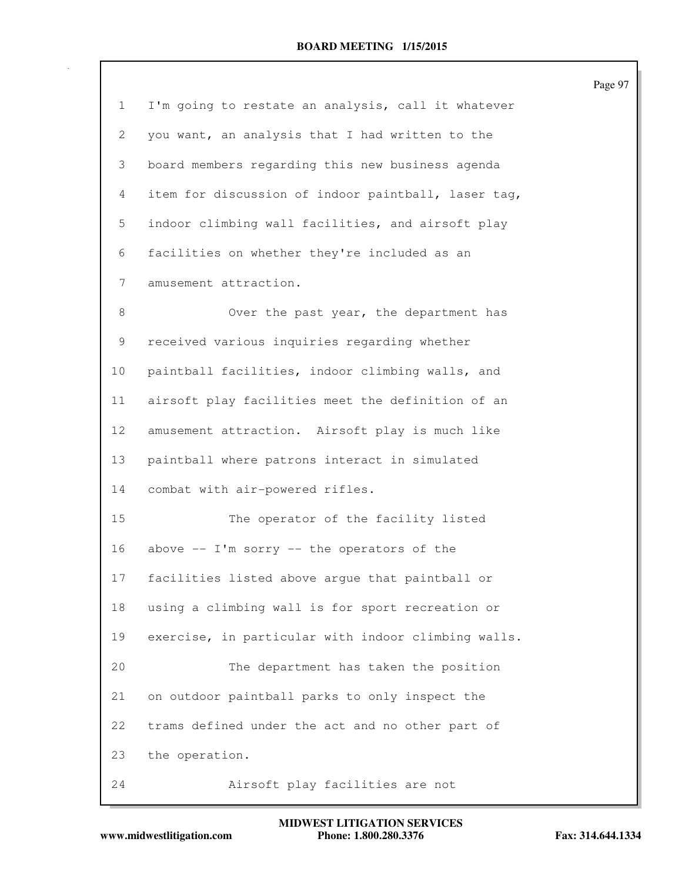I'm going to restate an analysis, call it whatever you want, an analysis that I had written to the board members regarding this new business agenda item for discussion of indoor paintball, laser tag, indoor climbing wall facilities, and airsoft play facilities on whether they're included as an amusement attraction.

Over the past year, the department has received various inquiries regarding whether paintball facilities, indoor climbing walls, and airsoft play facilities meet the definition of an amusement attraction. Airsoft play is much like paintball where patrons interact in simulated combat with air-powered rifles.

The operator of the facility listed above -- I'm sorry -- the operators of the facilities listed above argue that paintball or using a climbing wall is for sport recreation or exercise, in particular with indoor climbing walls.

The department has taken the position on outdoor paintball parks to only inspect the trams defined under the act and no other part of the operation.

Airsoft play facilities are not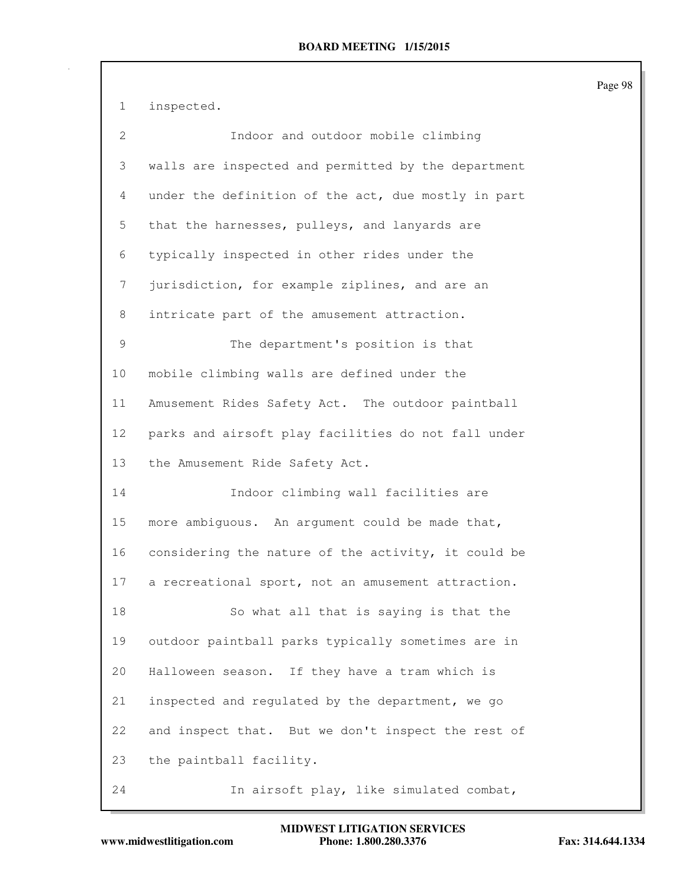inspected.

Indoor and outdoor mobile climbing walls are inspected and permitted by the department under the definition of the act, due mostly in part that the harnesses, pulleys, and lanyards are typically inspected in other rides under the jurisdiction, for example ziplines, and are an intricate part of the amusement attraction.

The department's position is that mobile climbing walls are defined under the Amusement Rides Safety Act. The outdoor paintball parks and airsoft play facilities do not fall under the Amusement Ride Safety Act.

Indoor climbing wall facilities are more ambiguous. An argument could be made that, considering the nature of the activity, it could be a recreational sport, not an amusement attraction.

So what all that is saying is that the outdoor paintball parks typically sometimes are in Halloween season. If they have a tram which is inspected and regulated by the department, we go and inspect that. But we don't inspect the rest of the paintball facility.

In airsoft play, like simulated combat,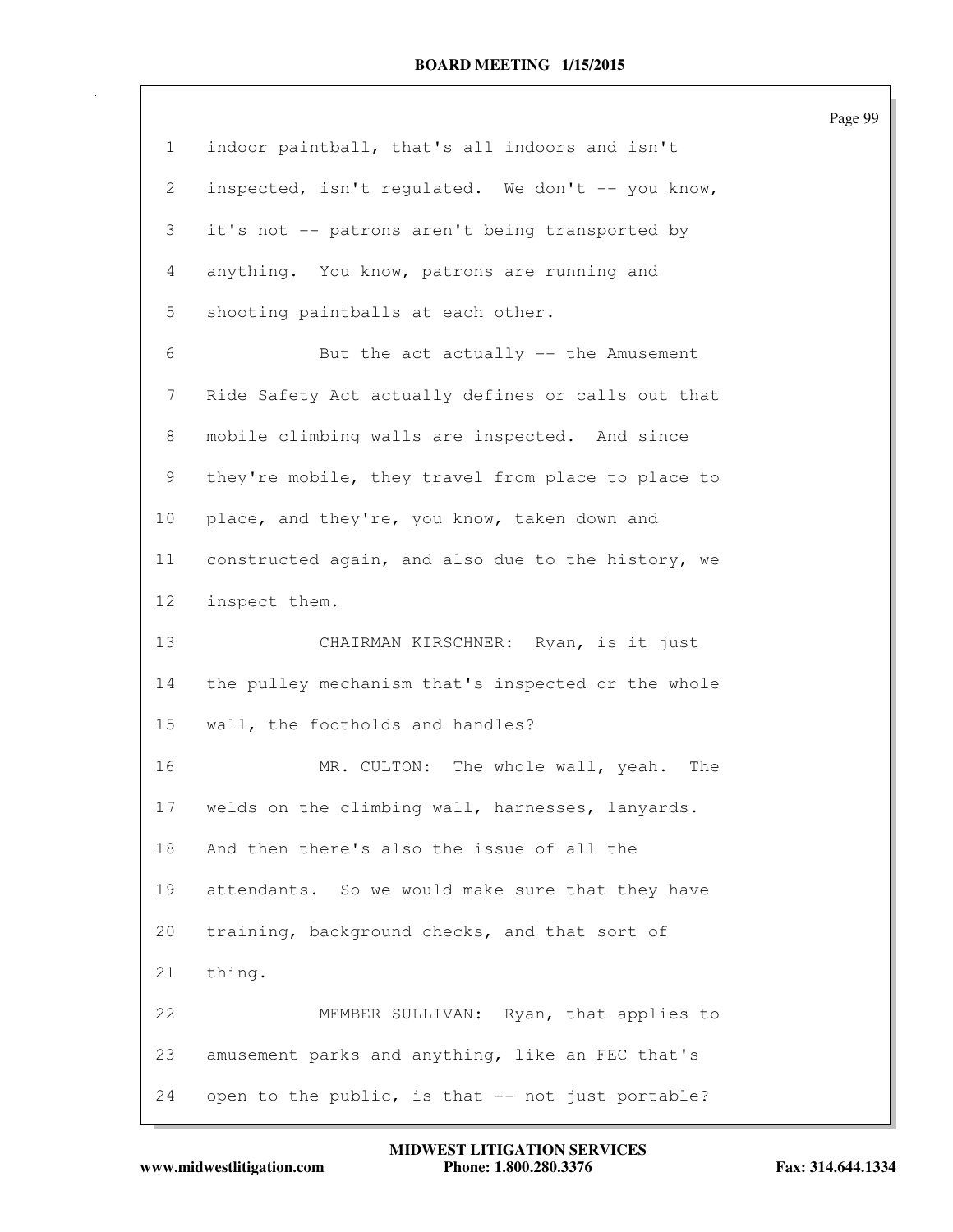indoor paintball, that's all indoors and isn't inspected, isn't regulated. We don't -- you know, it's not -- patrons aren't being transported by anything. You know, patrons are running and shooting paintballs at each other.

But the act actually -- the Amusement Ride Safety Act actually defines or calls out that mobile climbing walls are inspected. And since they're mobile, they travel from place to place to place, and they're, you know, taken down and constructed again, and also due to the history, we inspect them.

CHAIRMAN KIRSCHNER: Ryan, is it just the pulley mechanism that's inspected or the whole wall, the footholds and handles?

MR. CULTON: The whole wall, yeah. The welds on the climbing wall, harnesses, lanyards. And then there's also the issue of all the attendants. So we would make sure that they have training, background checks, and that sort of thing.

MEMBER SULLIVAN: Ryan, that applies to amusement parks and anything, like an FEC that's open to the public, is that -- not just portable?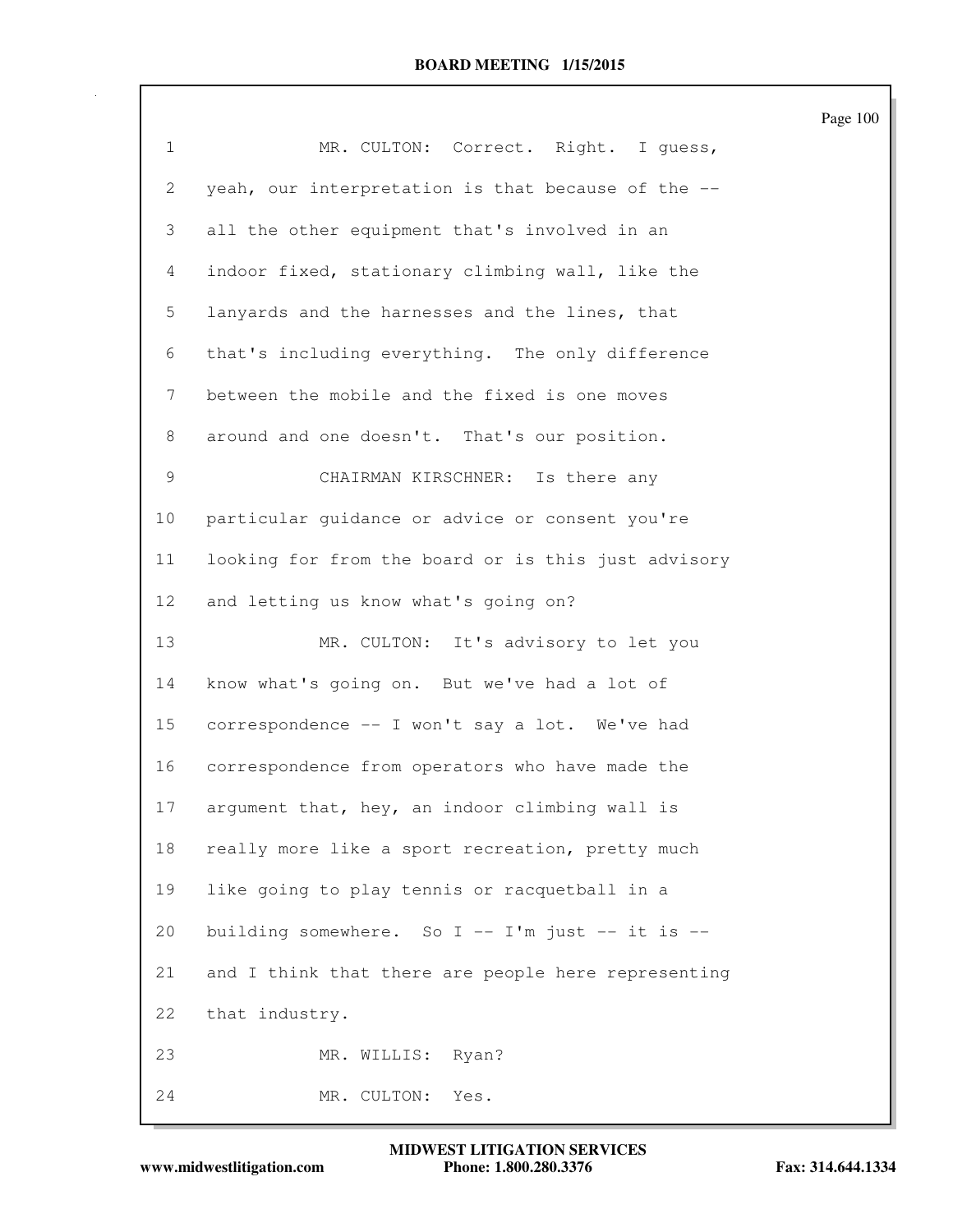1 MR. CULTON: Correct. Right. I guess,
2 yeah, our interpretation is that because of the --
3 all the other equipment that's involved in an
4 indoor fixed, stationary climbing wall, like the
5 lanyards and the harnesses and the lines, that
6 that's including everything. The only difference
7 between the mobile and the fixed is one moves
8 around and one doesn't. That's our position.
9 CHAIRMAN KIRSCHNER: Is there any
10 particular guidance or advice or consent you're
11 looking for from the board or is this just advisory
12 and letting us know what's going on?
13 MR. CULTON: It's advisory to let you
14 know what's going on. But we've had a lot of
15 correspondence -- I won't say a lot. We've had
16 correspondence from operators who have made the
17 argument that, hey, an indoor climbing wall is
18 really more like a sport recreation, pretty much
19 like going to play tennis or racquetball in a
20 building somewhere. So I -- I'm just -- it is --
21 and I think that there are people here representing
22 that industry.
23 MR. WILLIS: Ryan?
24 MR. CULTON: Yes.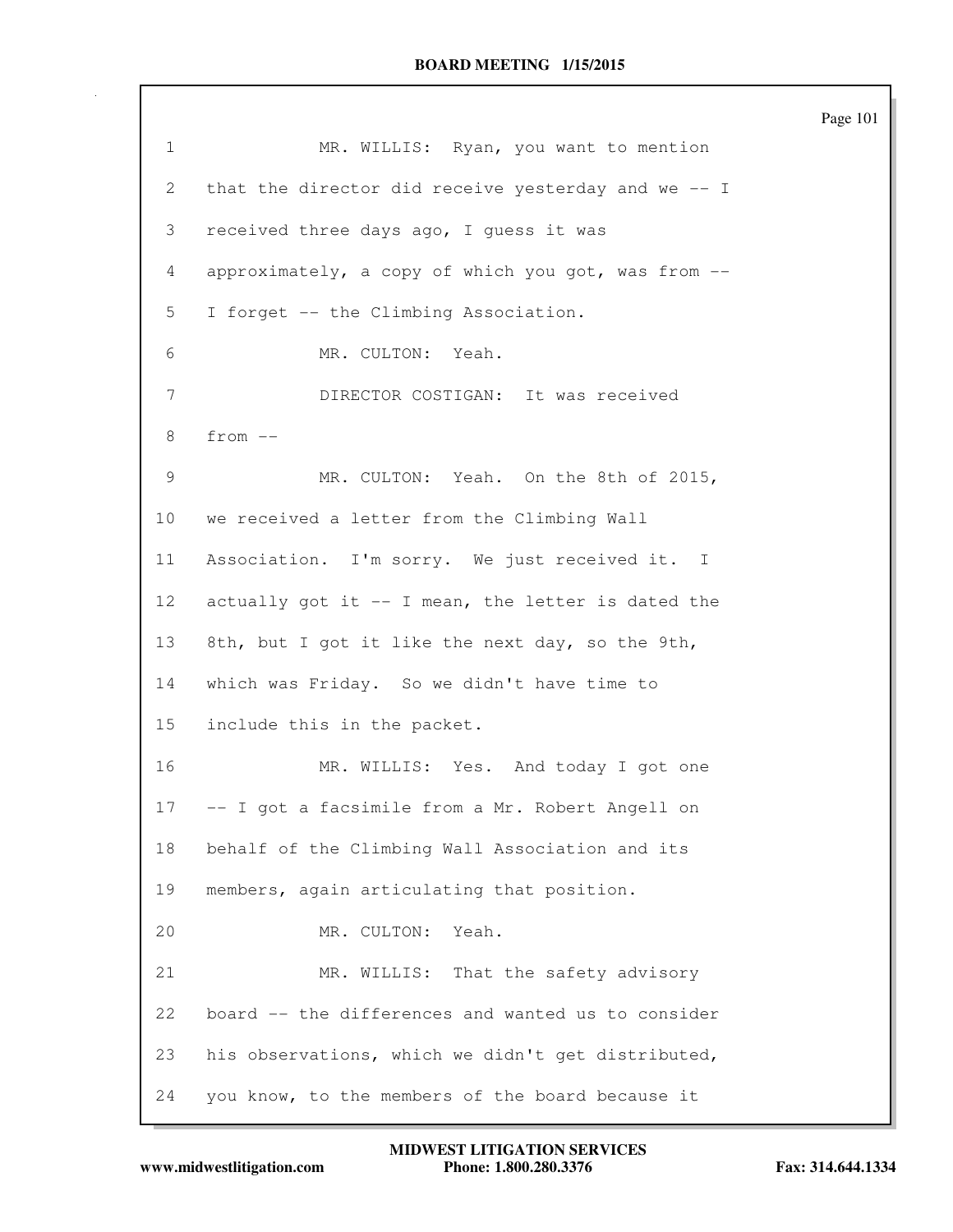1 MR. WILLIS: Ryan, you want to mention
2 that the director did receive yesterday and we -- I
3 received three days ago, I guess it was
4 approximately, a copy of which you got, was from --
5 I forget -- the Climbing Association.
6 MR. CULTON: Yeah.
7 DIRECTOR COSTIGAN: It was received
8 from --
9 MR. CULTON: Yeah. On the 8th of 2015,
10 we received a letter from the Climbing Wall
11 Association. I'm sorry. We just received it. I
12 actually got it -- I mean, the letter is dated the
13 8th, but I got it like the next day, so the 9th,
14 which was Friday. So we didn't have time to
15 include this in the packet.
16 MR. WILLIS: Yes. And today I got one
17 -- I got a facsimile from a Mr. Robert Angell on
18 behalf of the Climbing Wall Association and its
19 members, again articulating that position.
20 MR. CULTON: Yeah.
21 MR. WILLIS: That the safety advisory
22 board -- the differences and wanted us to consider
23 his observations, which we didn't get distributed,
24 you know, to the members of the board because it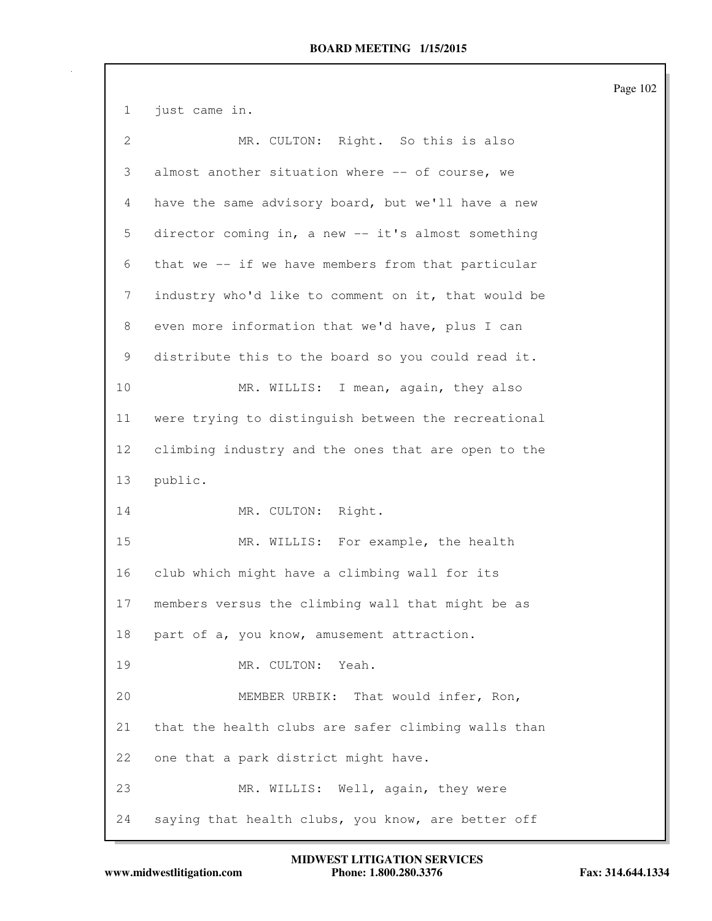1 just came in.

2 MR. CULTON: Right. So this is also

3 almost another situation where -- of course, we

4 have the same advisory board, but we'll have a new

5 director coming in, a new -- it's almost something

6 that we -- if we have members from that particular

7 industry who'd like to comment on it, that would be

8 even more information that we'd have, plus I can

9 distribute this to the board so you could read it.

10 MR. WILLIS: I mean, again, they also

11 were trying to distinguish between the recreational

12 climbing industry and the ones that are open to the

13 public.

14 MR. CULTON: Right.

15 MR. WILLIS: For example, the health

16 club which might have a climbing wall for its

17 members versus the climbing wall that might be as

18 part of a, you know, amusement attraction.

19 MR. CULTON: Yeah.

20 MEMBER URBIK: That would infer, Ron,

21 that the health clubs are safer climbing walls than

22 one that a park district might have.

23 MR. WILLIS: Well, again, they were

24 saying that health clubs, you know, are better off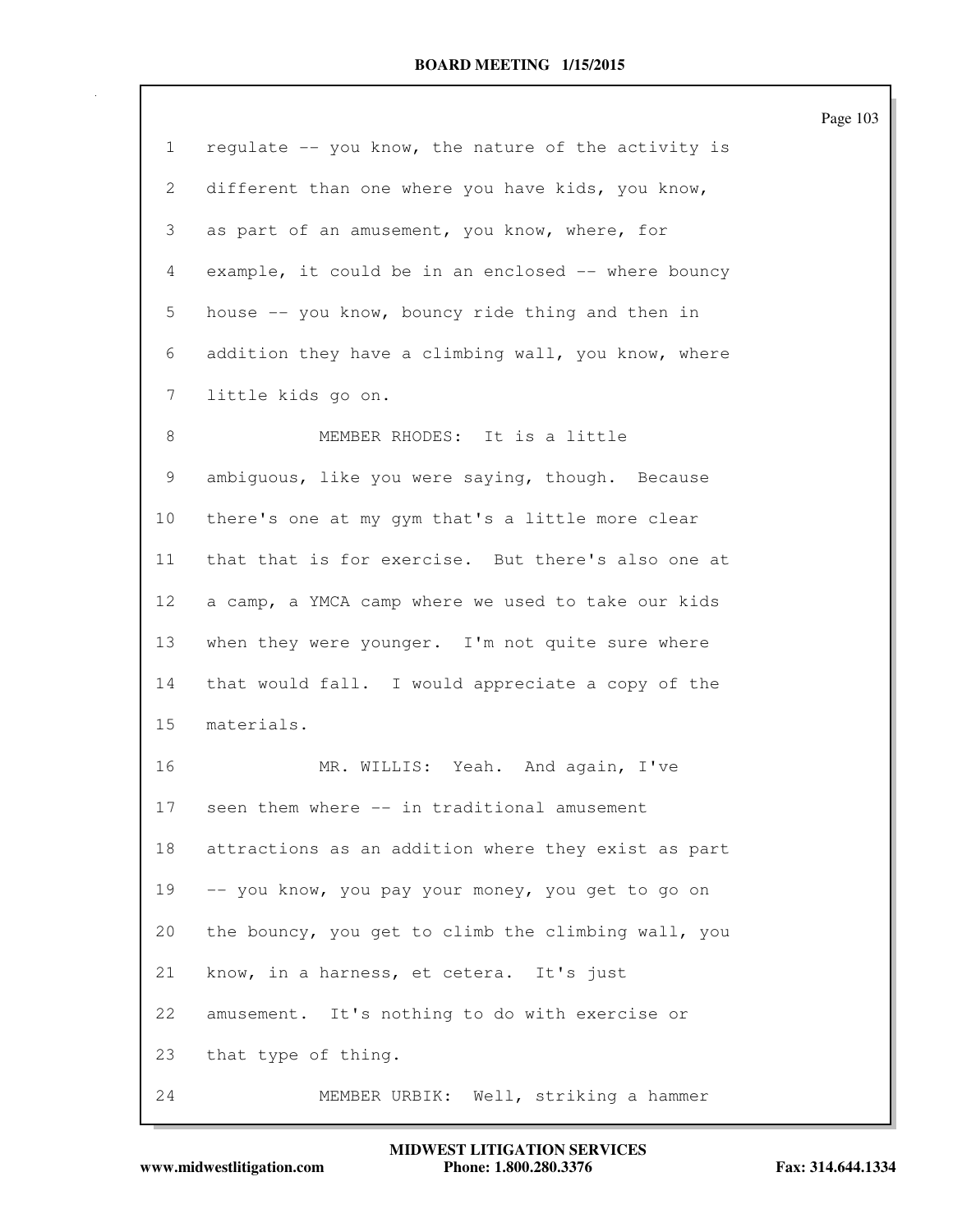regulate -- you know, the nature of the activity is different than one where you have kids, you know, as part of an amusement, you know, where, for example, it could be in an enclosed -- where bouncy house -- you know, bouncy ride thing and then in addition they have a climbing wall, you know, where little kids go on.

MEMBER RHODES: It is a little ambiguous, like you were saying, though. Because there's one at my gym that's a little more clear that that is for exercise. But there's also one at a camp, a YMCA camp where we used to take our kids when they were younger. I'm not quite sure where that would fall. I would appreciate a copy of the materials.

MR. WILLIS: Yeah. And again, I've seen them where -- in traditional amusement attractions as an addition where they exist as part -- you know, you pay your money, you get to go on the bouncy, you get to climb the climbing wall, you know, in a harness, et cetera. It's just amusement. It's nothing to do with exercise or that type of thing.

MEMBER URBIK: Well, striking a hammer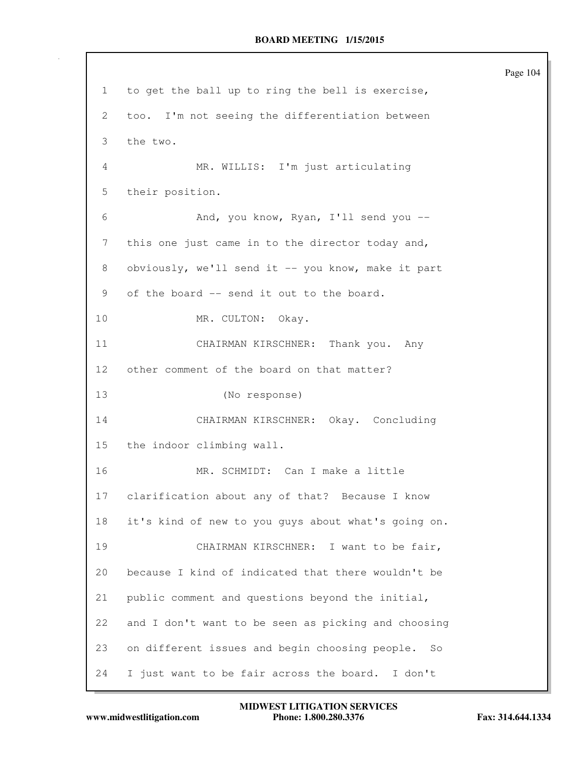to get the ball up to ring the bell is exercise, too. I'm not seeing the differentiation between the two.

MR. WILLIS: I'm just articulating their position.

And, you know, Ryan, I'll send you -- this one just came in to the director today and, obviously, we'll send it -- you know, make it part of the board -- send it out to the board.

MR. CULTON: Okay.

CHAIRMAN KIRSCHNER: Thank you. Any other comment of the board on that matter?

(No response)

CHAIRMAN KIRSCHNER: Okay. Concluding the indoor climbing wall.

MR. SCHMIDT: Can I make a little clarification about any of that? Because I know it's kind of new to you guys about what's going on.

CHAIRMAN KIRSCHNER: I want to be fair, because I kind of indicated that there wouldn't be public comment and questions beyond the initial, and I don't want to be seen as picking and choosing on different issues and begin choosing people. So I just want to be fair across the board. I don't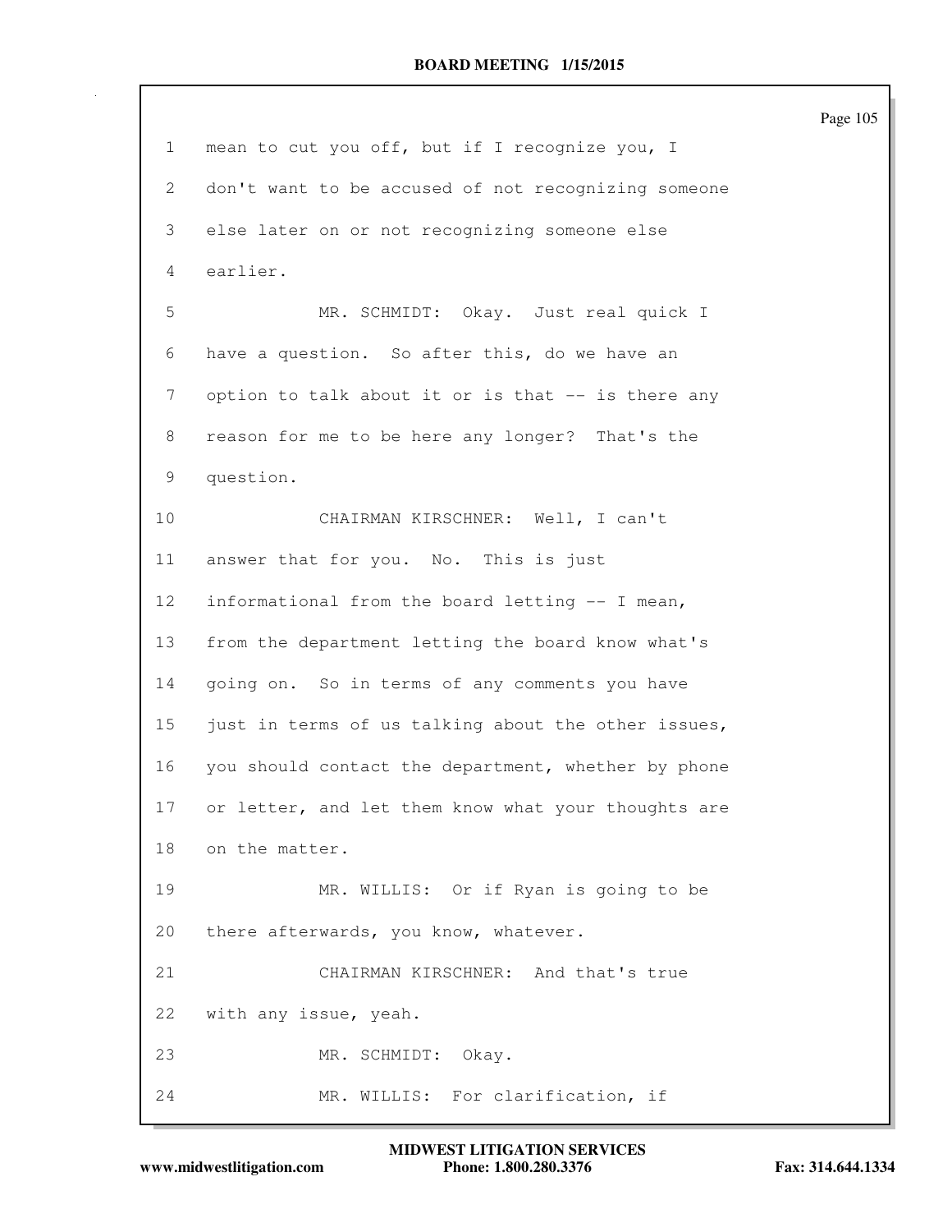mean to cut you off, but if I recognize you, I don't want to be accused of not recognizing someone else later on or not recognizing someone else earlier.

MR. SCHMIDT: Okay. Just real quick I have a question. So after this, do we have an option to talk about it or is that -- is there any reason for me to be here any longer? That's the question.

CHAIRMAN KIRSCHNER: Well, I can't answer that for you. No. This is just informational from the board letting -- I mean, from the department letting the board know what's going on. So in terms of any comments you have just in terms of us talking about the other issues, you should contact the department, whether by phone or letter, and let them know what your thoughts are on the matter.

MR. WILLIS: Or if Ryan is going to be there afterwards, you know, whatever.

CHAIRMAN KIRSCHNER: And that's true with any issue, yeah.

MR. SCHMIDT: Okay.

MR. WILLIS: For clarification, if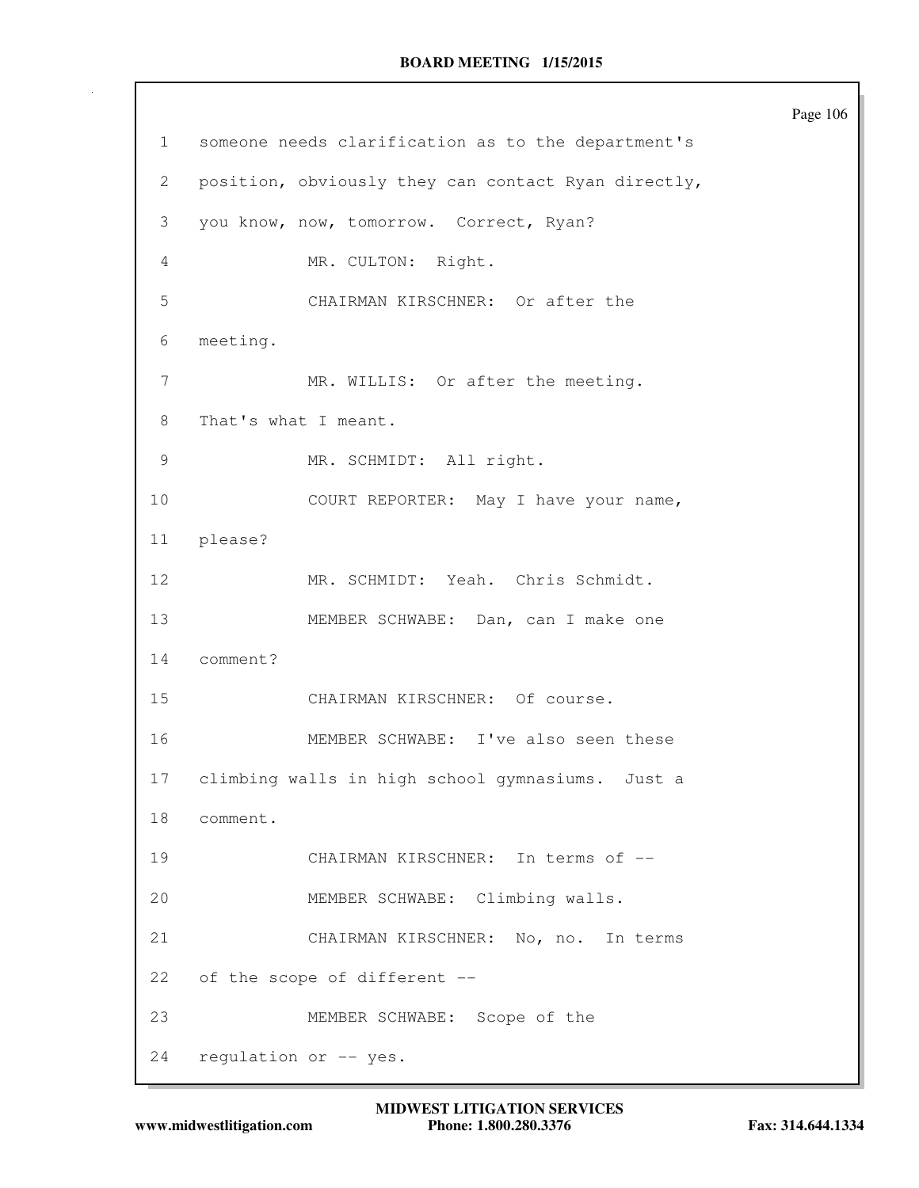1 someone needs clarification as to the department's
2 position, obviously they can contact Ryan directly,
3 you know, now, tomorrow. Correct, Ryan?
4 MR. CULTON: Right.
5 CHAIRMAN KIRSCHNER: Or after the
6 meeting.
7 MR. WILLIS: Or after the meeting.
8 That's what I meant.
9 MR. SCHMIDT: All right.
10 COURT REPORTER: May I have your name,
11 please?
12 MR. SCHMIDT: Yeah. Chris Schmidt.
13 MEMBER SCHWABE: Dan, can I make one
14 comment?
15 CHAIRMAN KIRSCHNER: Of course.
16 MEMBER SCHWABE: I've also seen these
17 climbing walls in high school gymnasiums. Just a
18 comment.
19 CHAIRMAN KIRSCHNER: In terms of --
20 MEMBER SCHWABE: Climbing walls.
21 CHAIRMAN KIRSCHNER: No, no. In terms
22 of the scope of different --
23 MEMBER SCHWABE: Scope of the
24 regulation or -- yes.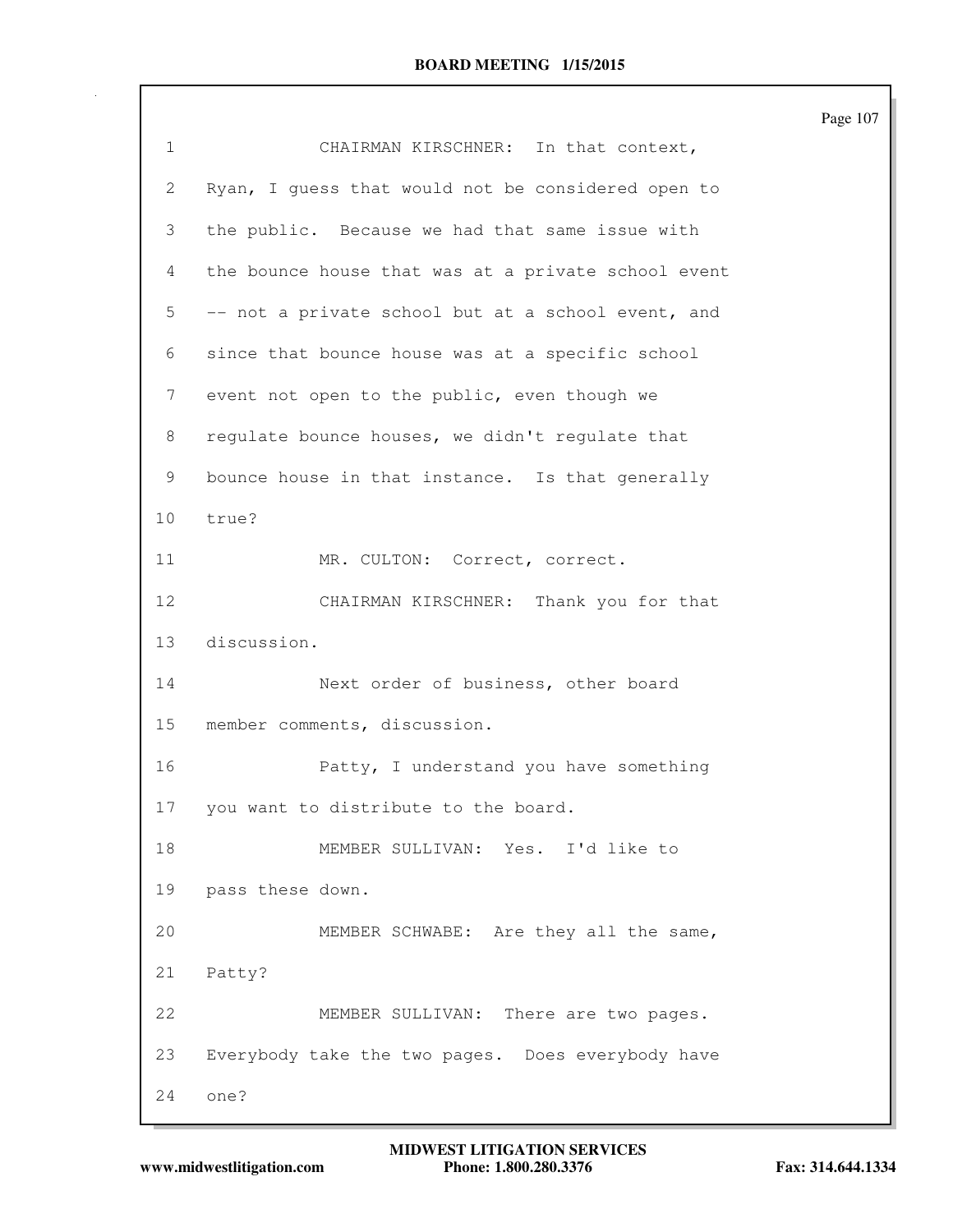1 CHAIRMAN KIRSCHNER: In that context,
2 Ryan, I guess that would not be considered open to
3 the public. Because we had that same issue with
4 the bounce house that was at a private school event
5 -- not a private school but at a school event, and
6 since that bounce house was at a specific school
7 event not open to the public, even though we
8 regulate bounce houses, we didn't regulate that
9 bounce house in that instance. Is that generally
10 true?
11 MR. CULTON: Correct, correct.
12 CHAIRMAN KIRSCHNER: Thank you for that
13 discussion.
14 Next order of business, other board
15 member comments, discussion.
16 Patty, I understand you have something
17 you want to distribute to the board.
18 MEMBER SULLIVAN: Yes. I'd like to
19 pass these down.
20 MEMBER SCHWABE: Are they all the same,
21 Patty?
22 MEMBER SULLIVAN: There are two pages.
23 Everybody take the two pages. Does everybody have
24 one?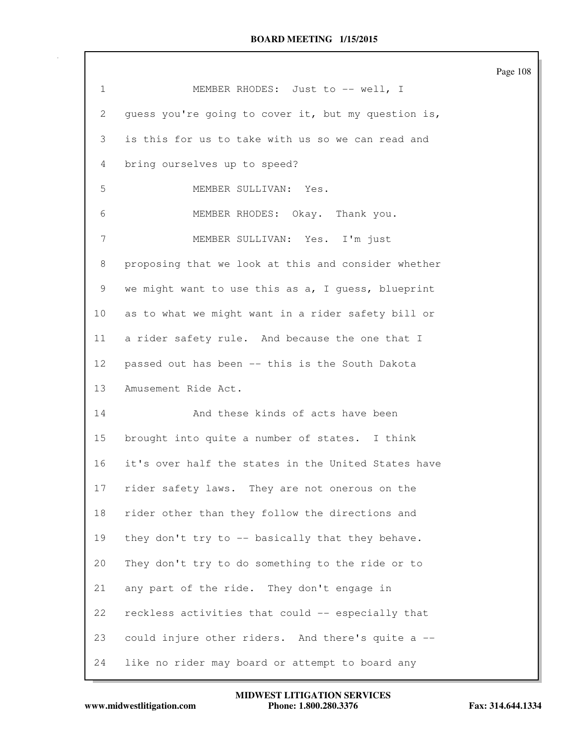MEMBER RHODES: Just to -- well, I guess you're going to cover it, but my question is, is this for us to take with us so we can read and bring ourselves up to speed?

MEMBER SULLIVAN: Yes.

MEMBER RHODES: Okay. Thank you.

MEMBER SULLIVAN: Yes. I'm just proposing that we look at this and consider whether we might want to use this as a, I guess, blueprint as to what we might want in a rider safety bill or a rider safety rule. And because the one that I passed out has been -- this is the South Dakota Amusement Ride Act.

And these kinds of acts have been brought into quite a number of states. I think it's over half the states in the United States have rider safety laws. They are not onerous on the rider other than they follow the directions and they don't try to -- basically that they behave. They don't try to do something to the ride or to any part of the ride. They don't engage in reckless activities that could -- especially that could injure other riders. And there's quite a -- like no rider may board or attempt to board any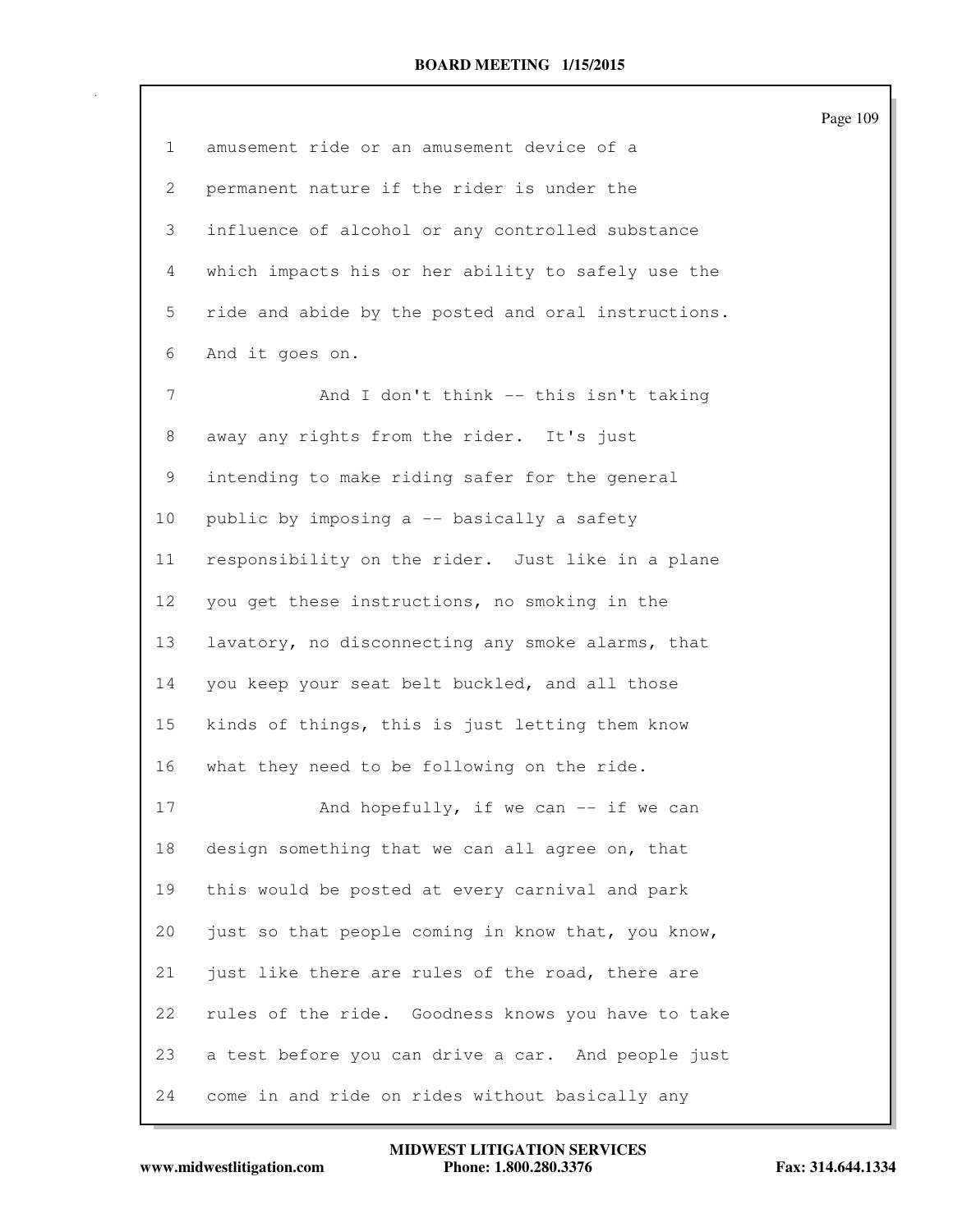amusement ride or an amusement device of a permanent nature if the rider is under the influence of alcohol or any controlled substance which impacts his or her ability to safely use the ride and abide by the posted and oral instructions. And it goes on.

And I don't think -- this isn't taking away any rights from the rider. It's just intending to make riding safer for the general public by imposing a -- basically a safety responsibility on the rider. Just like in a plane you get these instructions, no smoking in the lavatory, no disconnecting any smoke alarms, that you keep your seat belt buckled, and all those kinds of things, this is just letting them know what they need to be following on the ride.

And hopefully, if we can -- if we can design something that we can all agree on, that this would be posted at every carnival and park just so that people coming in know that, you know, just like there are rules of the road, there are rules of the ride. Goodness knows you have to take a test before you can drive a car. And people just come in and ride on rides without basically any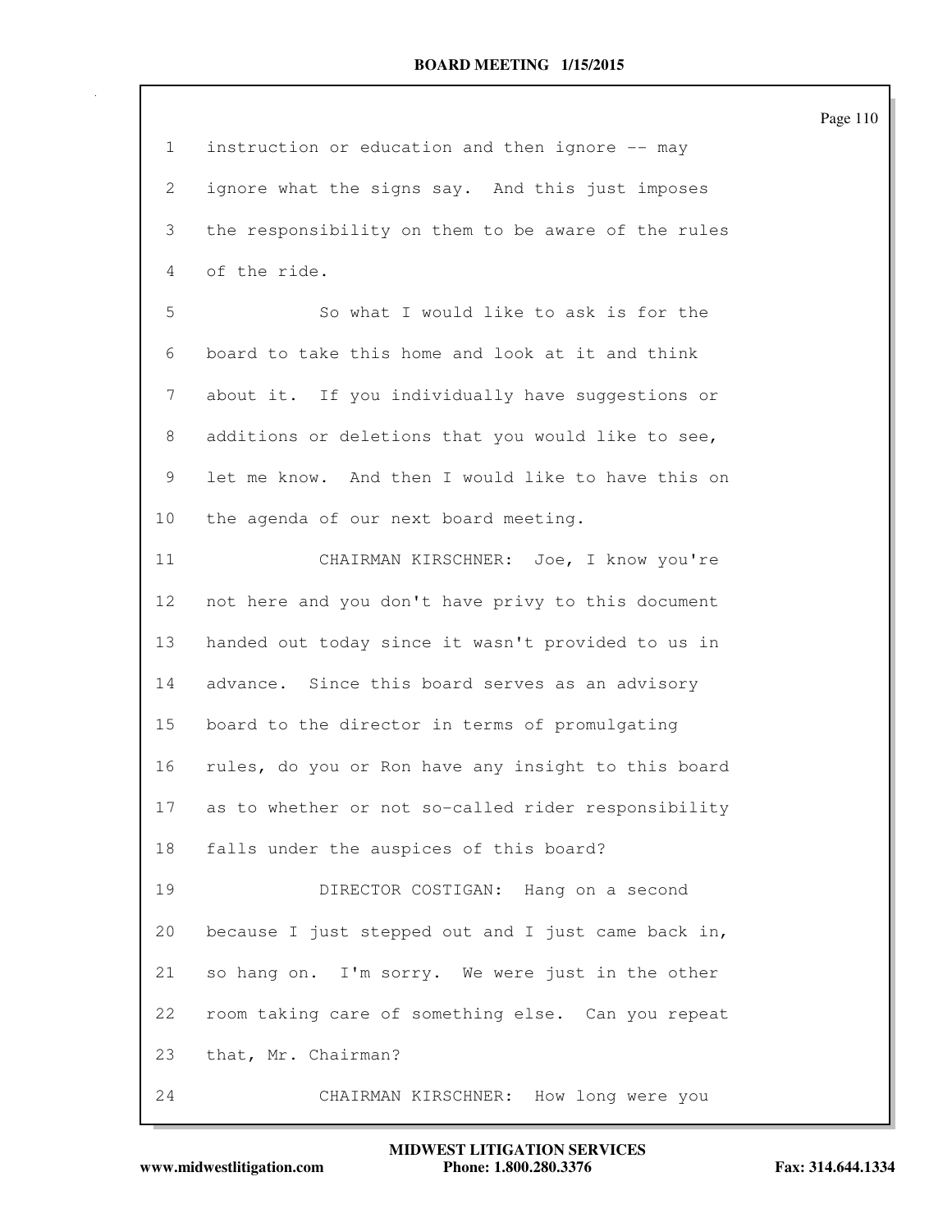instruction or education and then ignore -- may ignore what the signs say. And this just imposes the responsibility on them to be aware of the rules of the ride.

So what I would like to ask is for the board to take this home and look at it and think about it. If you individually have suggestions or additions or deletions that you would like to see, let me know. And then I would like to have this on the agenda of our next board meeting.

CHAIRMAN KIRSCHNER: Joe, I know you're not here and you don't have privy to this document handed out today since it wasn't provided to us in advance. Since this board serves as an advisory board to the director in terms of promulgating rules, do you or Ron have any insight to this board as to whether or not so-called rider responsibility falls under the auspices of this board?

DIRECTOR COSTIGAN: Hang on a second because I just stepped out and I just came back in, so hang on. I'm sorry. We were just in the other room taking care of something else. Can you repeat that, Mr. Chairman?

CHAIRMAN KIRSCHNER: How long were you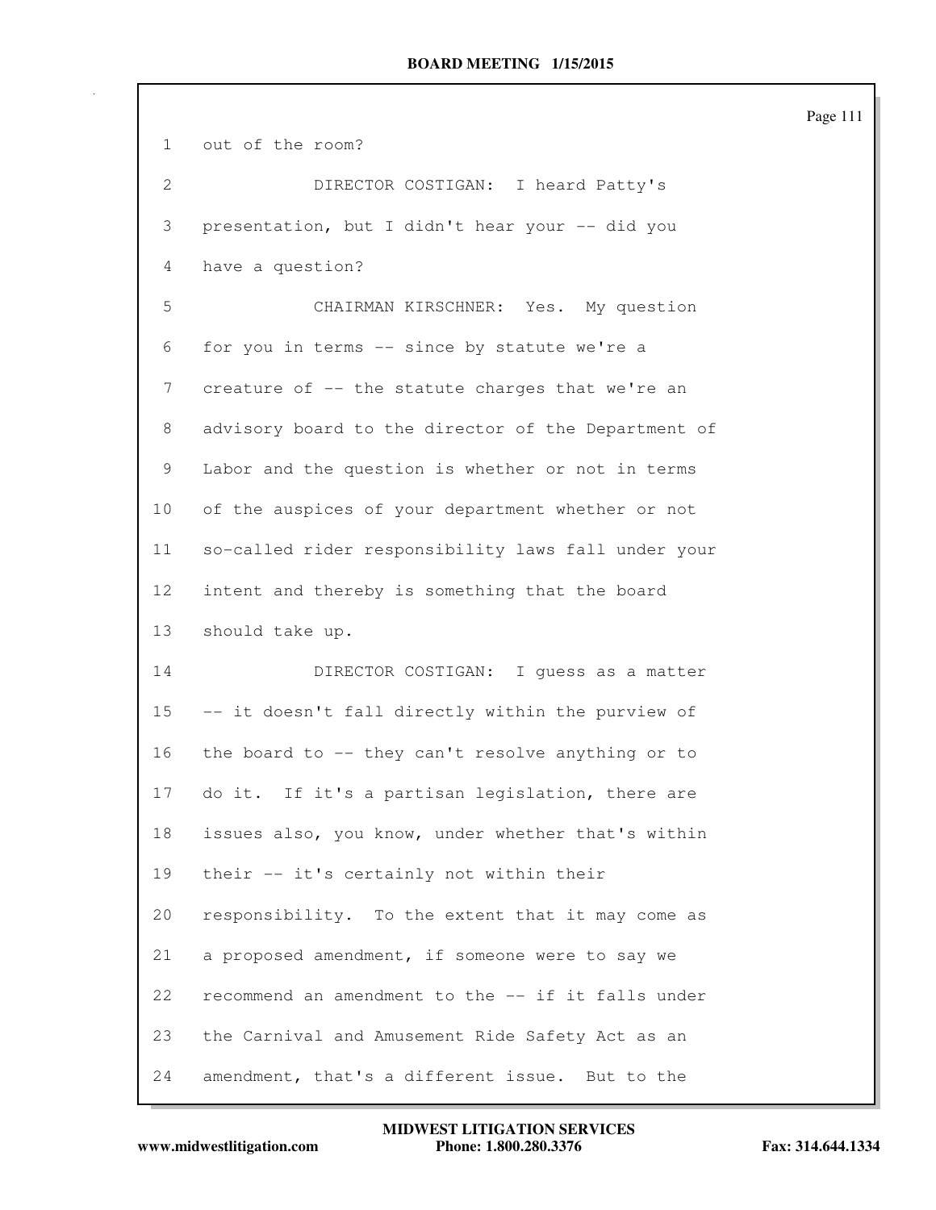out of the room?

DIRECTOR COSTIGAN: I heard Patty's presentation, but I didn't hear your -- did you have a question?

CHAIRMAN KIRSCHNER: Yes. My question for you in terms -- since by statute we're a creature of -- the statute charges that we're an advisory board to the director of the Department of Labor and the question is whether or not in terms of the auspices of your department whether or not so-called rider responsibility laws fall under your intent and thereby is something that the board should take up.

DIRECTOR COSTIGAN: I guess as a matter -- it doesn't fall directly within the purview of the board to -- they can't resolve anything or to do it. If it's a partisan legislation, there are issues also, you know, under whether that's within their -- it's certainly not within their responsibility. To the extent that it may come as a proposed amendment, if someone were to say we recommend an amendment to the -- if it falls under the Carnival and Amusement Ride Safety Act as an amendment, that's a different issue. But to the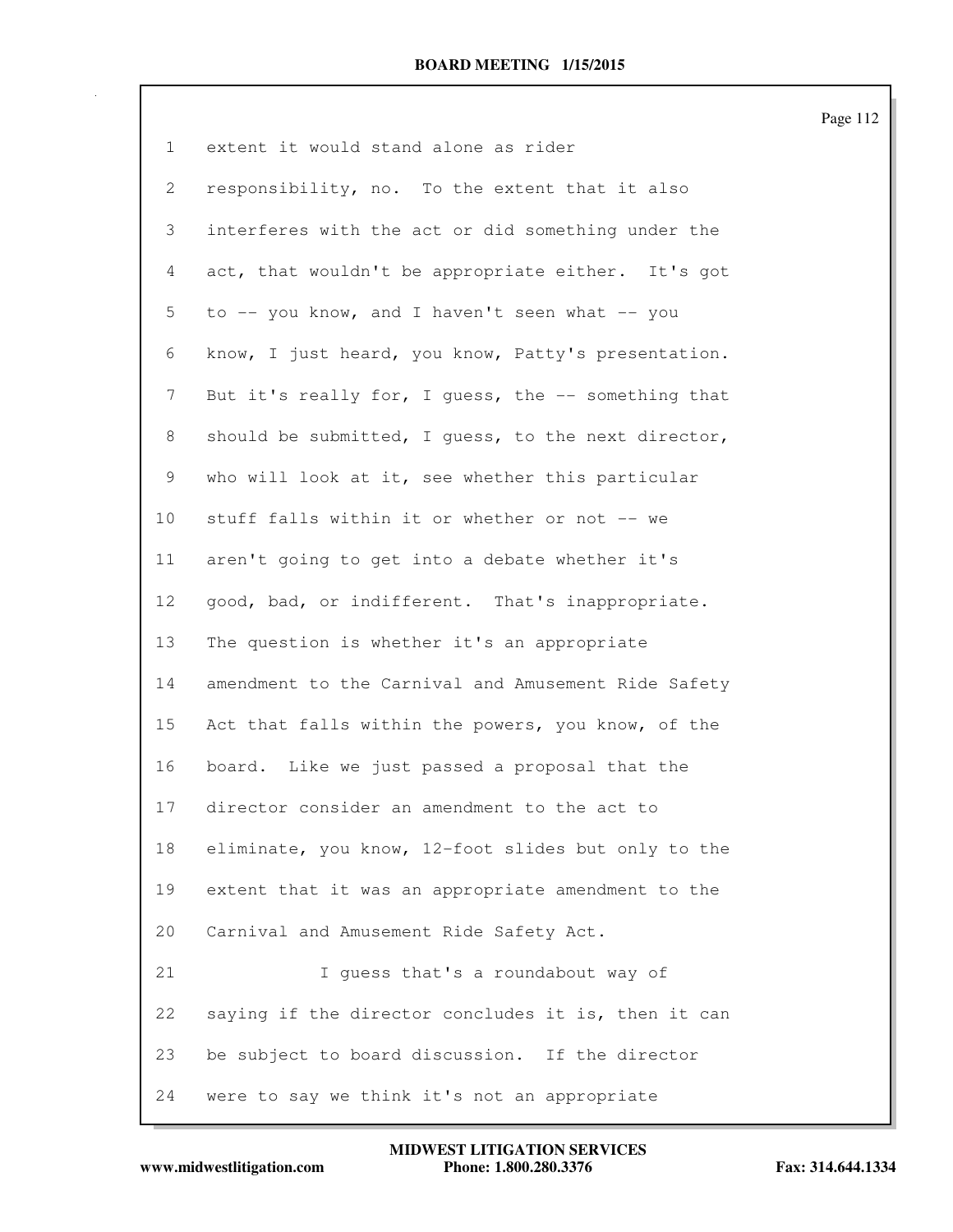extent it would stand alone as rider responsibility, no. To the extent that it also interferes with the act or did something under the act, that wouldn't be appropriate either. It's got to -- you know, and I haven't seen what -- you know, I just heard, you know, Patty's presentation. But it's really for, I guess, the -- something that should be submitted, I guess, to the next director, who will look at it, see whether this particular stuff falls within it or whether or not -- we aren't going to get into a debate whether it's good, bad, or indifferent. That's inappropriate. The question is whether it's an appropriate amendment to the Carnival and Amusement Ride Safety Act that falls within the powers, you know, of the board. Like we just passed a proposal that the director consider an amendment to the act to eliminate, you know, 12-foot slides but only to the extent that it was an appropriate amendment to the Carnival and Amusement Ride Safety Act.

I guess that's a roundabout way of saying if the director concludes it is, then it can be subject to board discussion. If the director were to say we think it's not an appropriate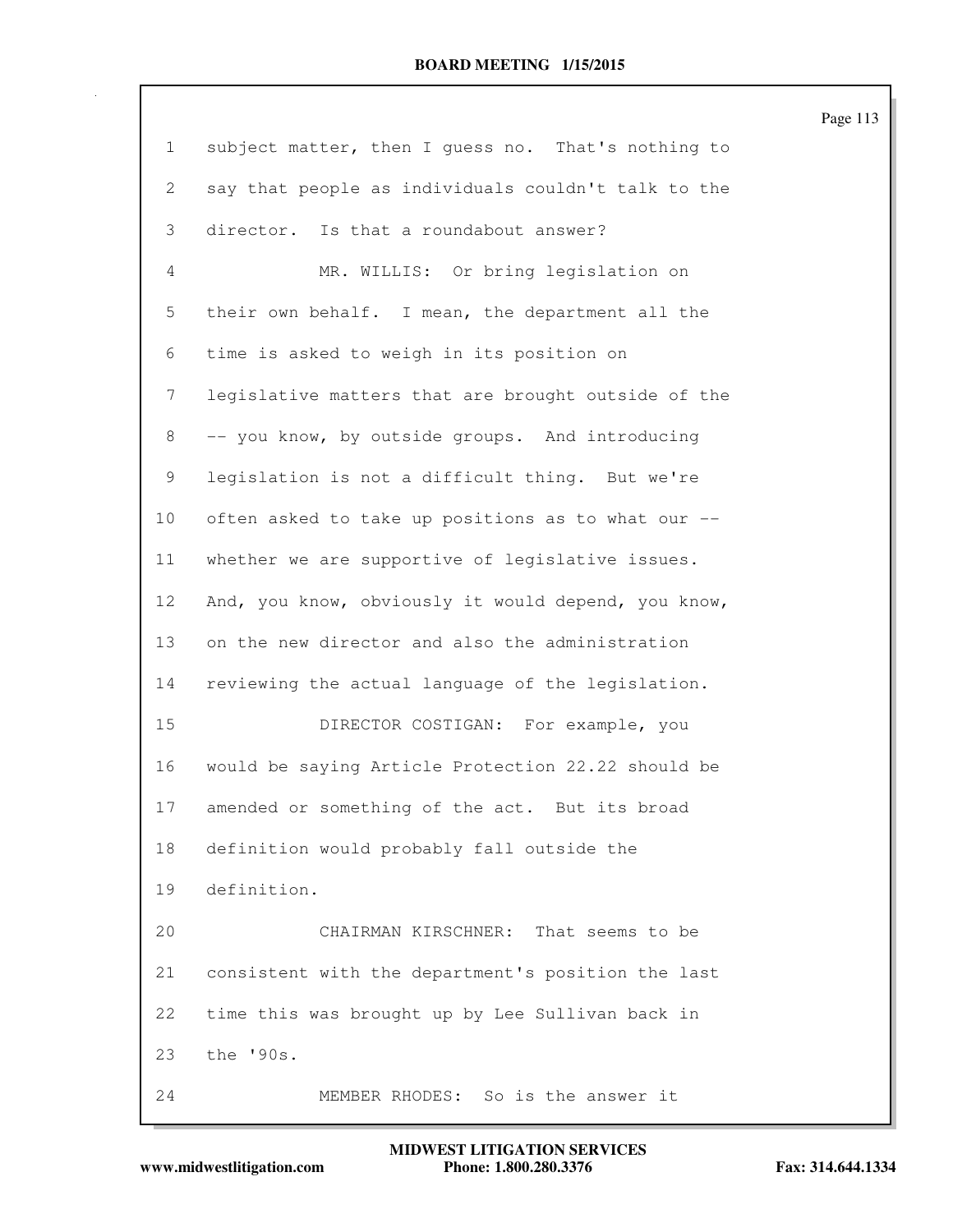1 subject matter, then I guess no. That's nothing to
2 say that people as individuals couldn't talk to the
3 director. Is that a roundabout answer?
4 MR. WILLIS: Or bring legislation on
5 their own behalf. I mean, the department all the
6 time is asked to weigh in its position on
7 legislative matters that are brought outside of the
8 -- you know, by outside groups. And introducing
9 legislation is not a difficult thing. But we're
10 often asked to take up positions as to what our --
11 whether we are supportive of legislative issues.
12 And, you know, obviously it would depend, you know,
13 on the new director and also the administration
14 reviewing the actual language of the legislation.
15 DIRECTOR COSTIGAN: For example, you
16 would be saying Article Protection 22.22 should be
17 amended or something of the act. But its broad
18 definition would probably fall outside the
19 definition.
20 CHAIRMAN KIRSCHNER: That seems to be
21 consistent with the department's position the last
22 time this was brought up by Lee Sullivan back in
23 the '90s.
24 MEMBER RHODES: So is the answer it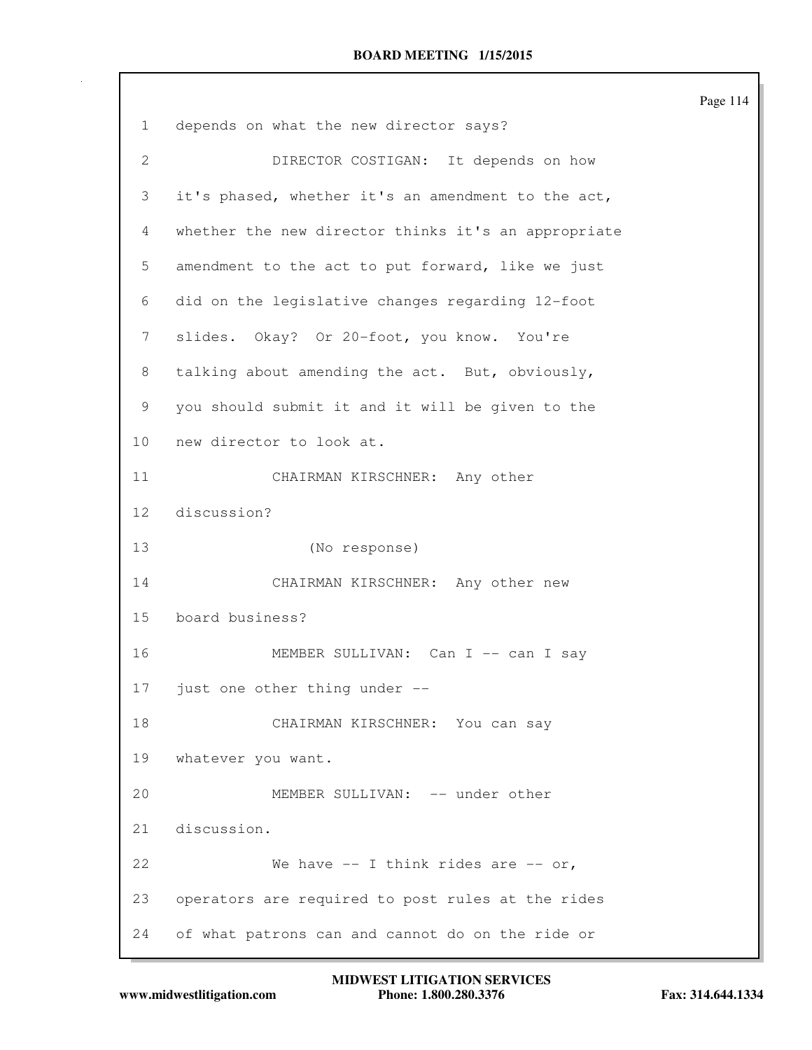1 depends on what the new director says?

2 DIRECTOR COSTIGAN: It depends on how

3 it's phased, whether it's an amendment to the act,

4 whether the new director thinks it's an appropriate

5 amendment to the act to put forward, like we just

6 did on the legislative changes regarding 12-foot

7 slides. Okay? Or 20-foot, you know. You're

8 talking about amending the act. But, obviously,

9 you should submit it and it will be given to the

10 new director to look at.

11 CHAIRMAN KIRSCHNER: Any other

12 discussion?

13 (No response)

14 CHAIRMAN KIRSCHNER: Any other new

15 board business?

16 MEMBER SULLIVAN: Can I -- can I say

17 just one other thing under --

18 CHAIRMAN KIRSCHNER: You can say

19 whatever you want.

20 MEMBER SULLIVAN: -- under other

21 discussion.

22 We have -- I think rides are -- or,

23 operators are required to post rules at the rides

24 of what patrons can and cannot do on the ride or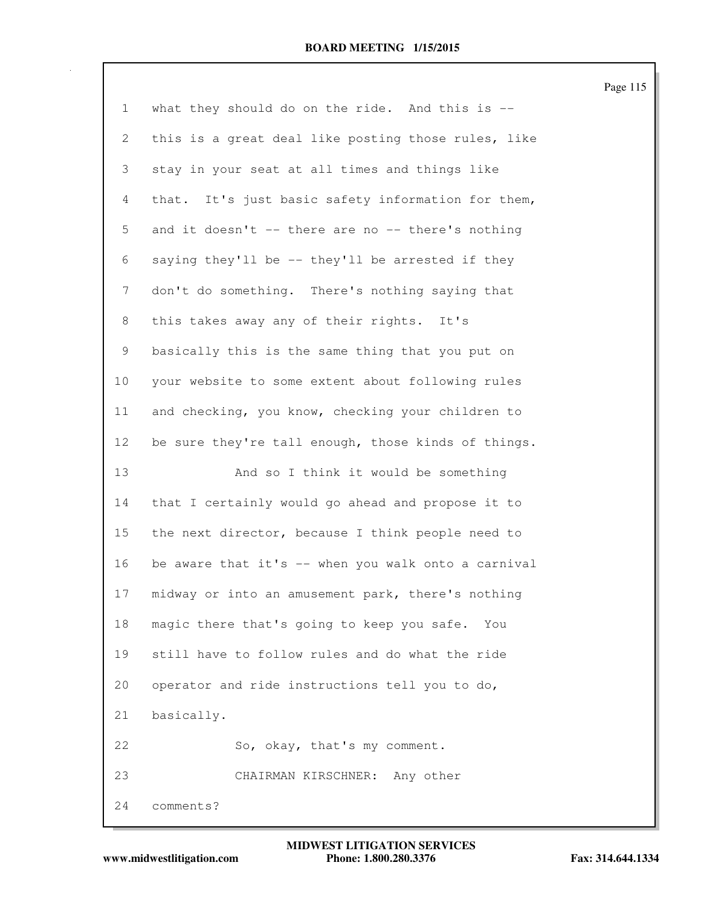what they should do on the ride. And this is -- this is a great deal like posting those rules, like stay in your seat at all times and things like that. It's just basic safety information for them, and it doesn't -- there are no -- there's nothing saying they'll be -- they'll be arrested if they don't do something. There's nothing saying that this takes away any of their rights. It's basically this is the same thing that you put on your website to some extent about following rules and checking, you know, checking your children to be sure they're tall enough, those kinds of things.

And so I think it would be something that I certainly would go ahead and propose it to the next director, because I think people need to be aware that it's -- when you walk onto a carnival midway or into an amusement park, there's nothing magic there that's going to keep you safe. You still have to follow rules and do what the ride operator and ride instructions tell you to do, basically.

So, okay, that's my comment.

CHAIRMAN KIRSCHNER: Any other comments?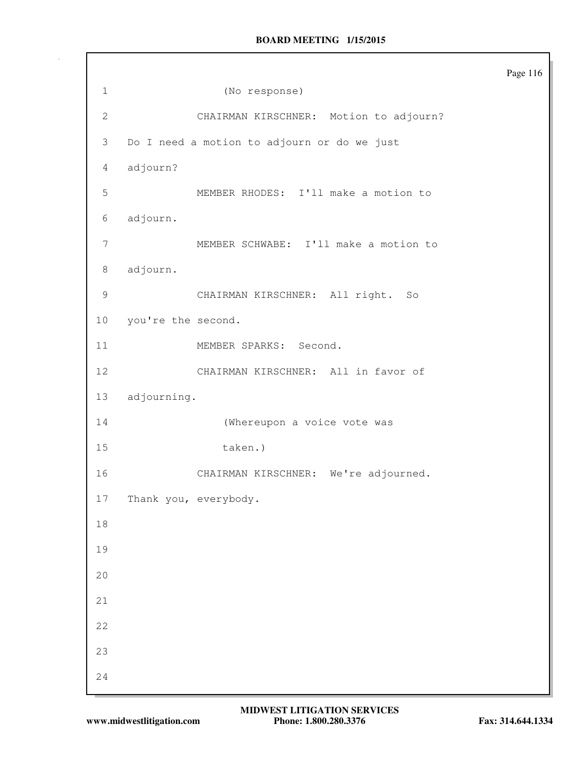(No response)

CHAIRMAN KIRSCHNER: Motion to adjourn? Do I need a motion to adjourn or do we just adjourn?

MEMBER RHODES: I'll make a motion to adjourn.

MEMBER SCHWABE: I'll make a motion to adjourn.

CHAIRMAN KIRSCHNER: All right. So you're the second.

MEMBER SPARKS: Second.

CHAIRMAN KIRSCHNER: All in favor of adjourning.

(Whereupon a voice vote was taken.)

CHAIRMAN KIRSCHNER: We're adjourned. Thank you, everybody.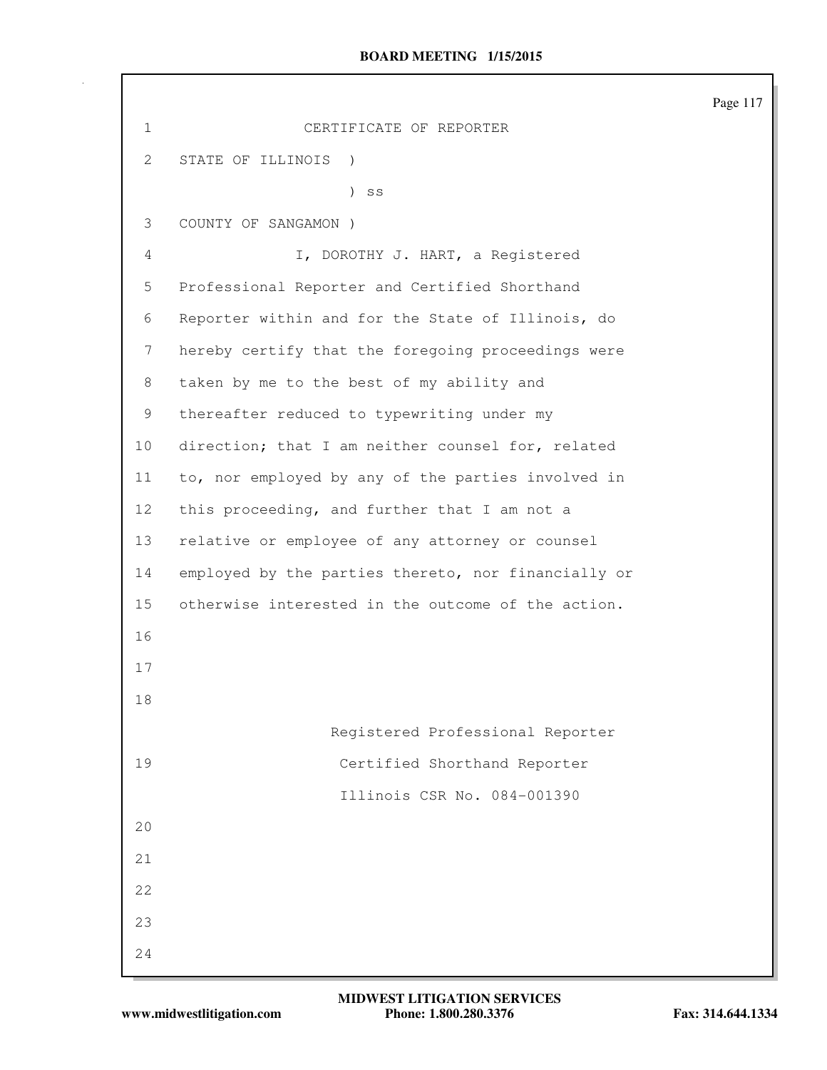# CERTIFICATE OF REPORTER

STATE OF ILLINOIS )
) ss
COUNTY OF SANGAMON )

I, DOROTHY J. HART, a Registered Professional Reporter and Certified Shorthand Reporter within and for the State of Illinois, do hereby certify that the foregoing proceedings were taken by me to the best of my ability and thereafter reduced to typewriting under my direction; that I am neither counsel for, related to, nor employed by any of the parties involved in this proceeding, and further that I am not a relative or employee of any attorney or counsel employed by the parties thereto, nor financially or otherwise interested in the outcome of the action.

Registered Professional Reporter
Certified Shorthand Reporter
Illinois CSR No. 084-001390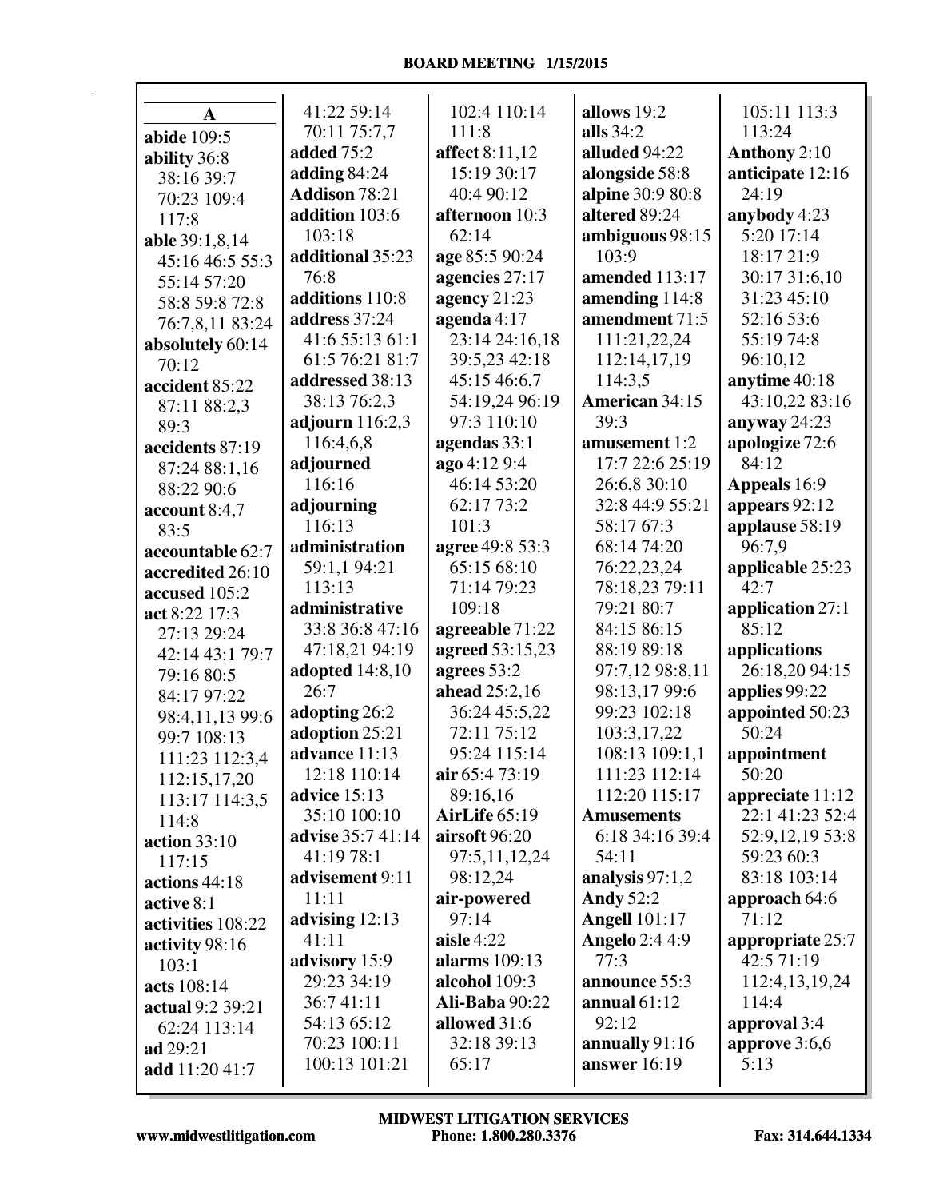## A

**abide** 109:5
**ability** 36:8 38:16 39:7 70:23 109:4 117:8
**able** 39:1,8,14 45:16 46:5 55:3 55:14 57:20 58:8 59:8 72:8 76:7,8,11 83:24
**absolutely** 60:14 70:12
**accident** 85:22 87:11 88:2,3 89:3
**accidents** 87:19 87:24 88:1,16 88:22 90:6
**account** 8:4,7 83:5
**accountable** 62:7
**accredited** 26:10
**accused** 105:2
**act** 8:22 17:3 27:13 29:24 42:14 43:1 79:7 79:16 80:5 84:17 97:22 98:4,11,13 99:6 99:7 108:13 111:23 112:3,4 112:15,17,20 113:17 114:3,5 114:8
**action** 33:10 117:15
**actions** 44:18
**active** 8:1
**activities** 108:22
**activity** 98:16 103:1
**acts** 108:14
**actual** 9:2 39:21 62:24 113:14
**ad** 29:21
**add** 11:20 41:7 41:22 59:14 70:11 75:7,7
**added** 75:2
**adding** 84:24
**Addison** 78:21
**addition** 103:6 103:18
**additional** 35:23 76:8
**additions** 110:8
**address** 37:24 41:6 55:13 61:1 61:5 76:21 81:7
**addressed** 38:13 38:13 76:2,3
**adjourn** 116:2,3 116:4,6,8
**adjourned** 116:16
**adjourning** 116:13
**administration** 59:1,1 94:21 113:13
**administrative** 33:8 36:8 47:16 47:18,21 94:19
**adopted** 14:8,10 26:7
**adopting** 26:2
**adoption** 25:21
**advance** 11:13 12:18 110:14
**advice** 15:13 35:10 100:10
**advise** 35:7 41:14 41:19 78:1
**advisement** 9:11 11:11
**advising** 12:13 41:11
**advisory** 15:9 29:23 34:19 36:7 41:11 54:13 65:12 70:23 100:11 100:13 101:21 102:4 110:14 111:8
**affect** 8:11,12 15:19 30:17 40:4 90:12
**afternoon** 10:3 62:14
**age** 85:5 90:24
**agencies** 27:17
**agency** 21:23
**agenda** 4:17 23:14 24:16,18 39:5,23 42:18 45:15 46:6,7 54:19,24 96:19 97:3 110:10
**agendas** 33:1
**ago** 4:12 9:4 46:14 53:20 62:17 73:2 101:3
**agree** 49:8 53:3 65:15 68:10 71:14 79:23 109:18
**agreeable** 71:22
**agreed** 53:15,23
**agrees** 53:2
**ahead** 25:2,16 36:24 45:5,22 72:11 75:12 95:24 115:14
**air** 65:4 73:19 89:16,16
**AirLife** 65:19
**airsoft** 96:20 97:5,11,12,24 98:12,24
**air-powered** 97:14
**aisle** 4:22
**alarms** 109:13
**alcohol** 109:3
**Ali-Baba** 90:22
**allowed** 31:6 32:18 39:13 65:17
**allows** 19:2
**alls** 34:2
**alluded** 94:22
**alongside** 58:8
**alpine** 30:9 80:8
**altered** 89:24
**ambiguous** 98:15 103:9
**amended** 113:17
**amending** 114:8
**amendment** 71:5 111:21,22,24 112:14,17,19 114:3,5
**American** 34:15 39:3
**amusement** 1:2 17:7 22:6 25:19 26:6,8 30:10 32:8 44:9 55:21 58:17 67:3 68:14 74:20 76:22,23,24 78:18,23 79:11 79:21 80:7 84:15 86:15 88:19 89:18 97:7,12 98:8,11 98:13,17 99:6 99:23 102:18 103:3,17,22 108:13 109:1,1 111:23 112:14 112:20 115:17
**Amusements** 6:18 34:16 39:4 54:11
**analysis** 97:1,2
**Andy** 52:2
**Angell** 101:17
**Angelo** 2:4 4:9 77:3
**announce** 55:3
**annual** 61:12 92:12
**annually** 91:16
**answer** 16:19 105:11 113:3 113:24
**Anthony** 2:10
**anticipate** 12:16 24:19
**anybody** 4:23 5:20 17:14 18:17 21:9 30:17 31:6,10 31:23 45:10 52:16 53:6 55:19 74:8 96:10,12
**anytime** 40:18 43:10,22 83:16
**anyway** 24:23
**apologize** 72:6 84:12
**Appeals** 16:9
**appears** 92:12
**applause** 58:19 96:7,9
**applicable** 25:23 42:7
**application** 27:1 85:12
**applications** 26:18,20 94:15
**applies** 99:22
**appointed** 50:23 50:24
**appointment** 50:20
**appreciate** 11:12 22:1 41:23 52:4 52:9,12,19 53:8 59:23 60:3 83:18 103:14
**approach** 64:6 71:12
**appropriate** 25:7 42:5 71:19 112:4,13,19,24 114:4
**approval** 3:4
**approve** 3:6,6 5:13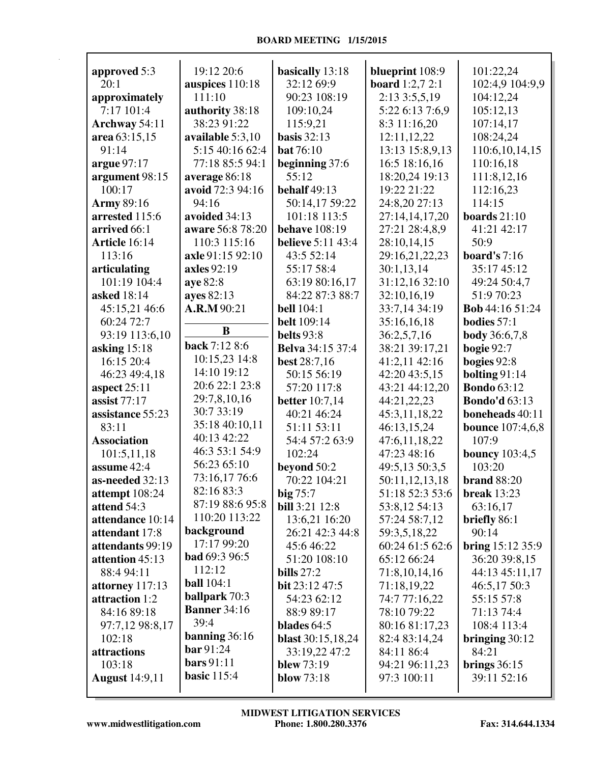**approved** 5:3 20:1
**approximately** 7:17 101:4
**Archway** 54:11
**area** 63:15,15 91:14
**argue** 97:17
**argument** 98:15 100:17
**Army** 89:16
**arrested** 115:6
**arrived** 66:1
**Article** 16:14 113:16
**articulating** 101:19 104:4
**asked** 18:14 45:15,21 46:6 60:24 72:7 93:19 113:6,10
**asking** 15:18 16:15 20:4 46:23 49:4,18
**aspect** 25:11
**assist** 77:17
**assistance** 55:23 83:11
**Association** 101:5,11,18
**assume** 42:4
**as-needed** 32:13
**attempt** 108:24
**attend** 54:3
**attendance** 10:14
**attendant** 17:8
**attendants** 99:19
**attention** 45:13 88:4 94:11
**attorney** 117:13
**attraction** 1:2 84:16 89:18 97:7,12 98:8,17 102:18
**attractions** 103:18
**August** 14:9,11
19:12 20:6
**auspices** 110:18 111:10
**authority** 38:18 38:23 91:22
**available** 5:3,10 5:15 40:16 62:4 77:18 85:5 94:1
**average** 86:18
**avoid** 72:3 94:16 94:16
**avoided** 34:13
**aware** 56:8 78:20 110:3 115:16
**axle** 91:15 92:10
**axles** 92:19
**aye** 82:8
**ayes** 82:13
**A.R.M** 90:21

**B**

**back** 7:12 8:6 10:15,23 14:8 14:10 19:12 20:6 22:1 23:8 29:7,8,10,16 30:7 33:19 35:18 40:10,11 40:13 42:22 46:3 53:1 54:9 56:23 65:10 73:16,17 76:6 82:16 83:3 87:19 88:6 95:8 110:20 113:22
**background** 17:17 99:20
**bad** 69:3 96:5 112:12
**ball** 104:1
**ballpark** 70:3
**Banner** 34:16 39:4
**banning** 36:16
**bar** 91:24
**bars** 91:11
**basic** 115:4
**basically** 13:18 32:12 69:9 90:23 108:19 109:10,24 115:9,21
**basis** 32:13
**bat** 76:10
**beginning** 37:6 55:12
**behalf** 49:13 50:14,17 59:22 101:18 113:5
**behave** 108:19
**believe** 5:11 43:4 43:5 52:14 55:17 58:4 63:19 80:16,17 84:22 87:3 88:7
**bell** 104:1
**belt** 109:14
**belts** 93:8
**Belva** 34:15 37:4
**best** 28:7,16 50:15 56:19 57:20 117:8
**better** 10:7,14 40:21 46:24 51:11 53:11 54:4 57:2 63:9 102:24
**beyond** 50:2 70:22 104:21
**big** 75:7
**bill** 3:21 12:8 13:6,21 16:20 26:21 42:3 44:8 45:6 46:22 51:20 108:10
**bills** 27:2
**bit** 23:12 47:5 54:23 62:12 88:9 89:17
**blades** 64:5
**blast** 30:15,18,24 33:19,22 47:2
**blew** 73:19
**blow** 73:18
**blueprint** 108:9
**board** 1:2,7 2:1 2:13 3:5,5,19 5:22 6:13 7:6,9 8:3 11:16,20 12:11,12,22 13:13 15:8,9,13 16:5 18:16,16 18:20,24 19:13 19:22 21:22 24:8,20 27:13 27:14,14,17,20 27:21 28:4,8,9 28:10,14,15 29:16,21,22,23 30:1,13,14 31:12,16 32:10 32:10,16,19 33:7,14 34:19 35:16,16,18 36:2,5,7,16 38:21 39:17,21 41:2,11 42:16 42:20 43:5,15 43:21 44:12,20 44:21,22,23 45:3,11,18,22 46:13,15,24 47:6,11,18,22 47:23 48:16 49:5,13 50:3,5 50:11,12,13,18 51:18 52:3 53:6 53:8,12 54:13 57:24 58:7,12 59:3,5,18,22 60:24 61:5 62:6 65:12 66:24 71:8,10,14,16 71:18,19,22 74:7 77:16,22 78:10 79:22 80:16 81:17,23 82:4 83:14,24 84:11 86:4 94:21 96:11,23 97:3 100:11
101:22,24 102:4,9 104:9,9 104:12,24 105:12,13 107:14,17 108:24,24 110:6,10,14,15 110:16,18 111:8,12,16 112:16,23 114:15
**boards** 21:10 41:21 42:17 50:9
**board's** 7:16 35:17 45:12 49:24 50:4,7 51:9 70:23
**Bob** 44:16 51:24
**bodies** 57:1
**body** 36:6,7,8
**bogie** 92:7
**bogies** 92:8
**bolting** 91:14
**Bondo** 63:12
**Bondo'd** 63:13
**boneheads** 40:11
**bounce** 107:4,6,8 107:9
**bouncy** 103:4,5 103:20
**brand** 88:20
**break** 13:23 63:16,17
**briefly** 86:1 90:14
**bring** 15:12 35:9 36:20 39:8,15 44:13 45:11,17 46:5,17 50:3 55:15 57:8 71:13 74:4 108:4 113:4
**bringing** 30:12 84:21
**brings** 36:15 39:11 52:16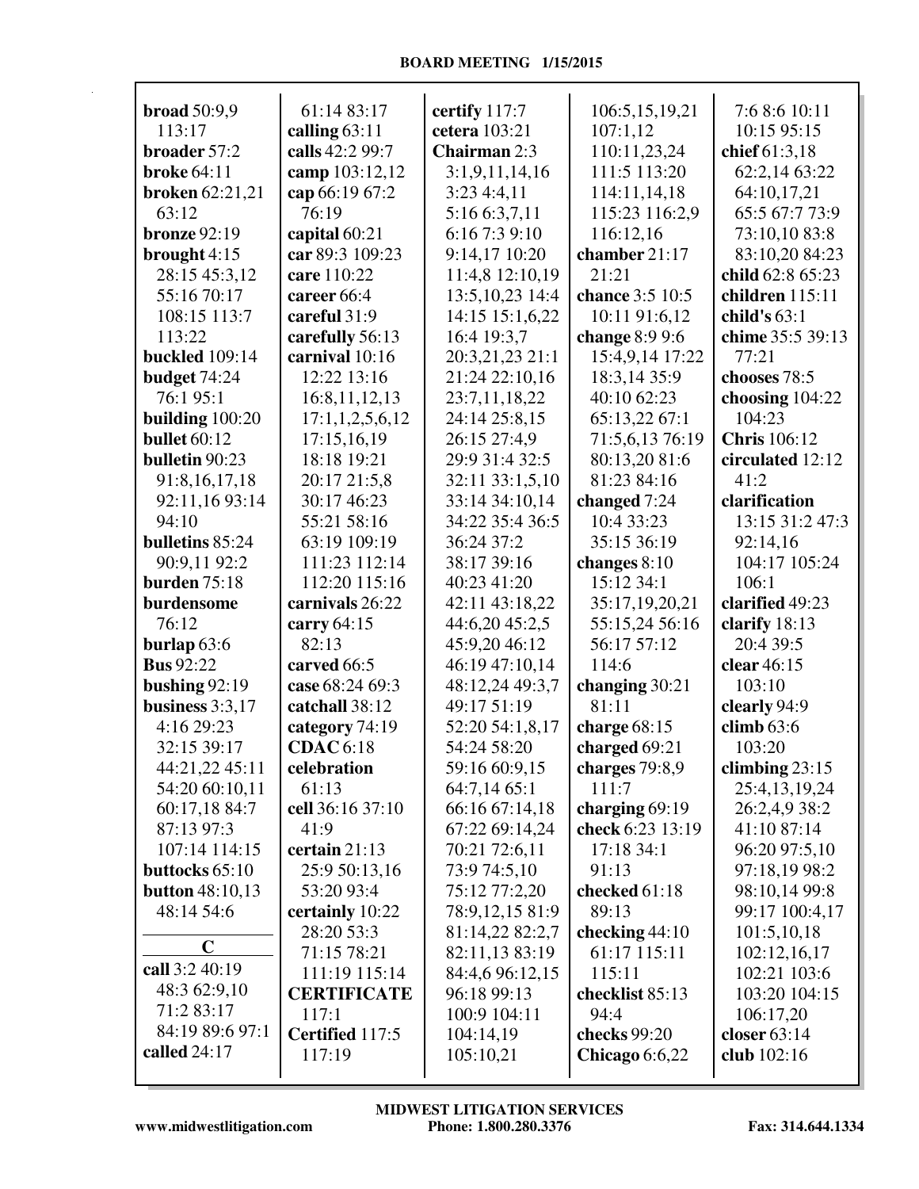**broad** 50:9,9 113:17
**broader** 57:2
**broke** 64:11
**broken** 62:21,21 63:12
**bronze** 92:19
**brought** 4:15 28:15 45:3,12 55:16 70:17 108:15 113:7 113:22
**buckled** 109:14
**budget** 74:24 76:1 95:1
**building** 100:20
**bullet** 60:12
**bulletin** 90:23 91:8,16,17,18 92:11,16 93:14 94:10
**bulletins** 85:24 90:9,11 92:2
**burden** 75:18
**burdensome** 76:12
**burlap** 63:6
**Bus** 92:22
**bushing** 92:19
**business** 3:3,17 4:16 29:23 32:15 39:17 44:21,22 45:11 54:20 60:10,11 60:17,18 84:7 87:13 97:3 107:14 114:15
**buttocks** 65:10
**button** 48:10,13 48:14 54:6

**C**

**call** 3:2 40:19 48:3 62:9,10 71:2 83:17 84:19 89:6 97:1
**called** 24:17 61:14 83:17
**calling** 63:11
**calls** 42:2 99:7
**camp** 103:12,12
**cap** 66:19 67:2 76:19
**capital** 60:21
**car** 89:3 109:23
**care** 110:22
**career** 66:4
**careful** 31:9
**carefully** 56:13
**carnival** 10:16 12:22 13:16 16:8,11,12,13 17:1,1,2,5,6,12 17:15,16,19 18:18 19:21 20:17 21:5,8 30:17 46:23 55:21 58:16 63:19 109:19 111:23 112:14 112:20 115:16
**carnivals** 26:22
**carry** 64:15 82:13
**carved** 66:5
**case** 68:24 69:3
**catchall** 38:12
**category** 74:19
**CDAC** 6:18
**celebration** 61:13
**cell** 36:16 37:10 41:9
**certain** 21:13 25:9 50:13,16 53:20 93:4
**certainly** 10:22 28:20 53:3 71:15 78:21 111:19 115:14
**CERTIFICATE** 117:1
**Certified** 117:5 117:19
**certify** 117:7
**cetera** 103:21
**Chairman** 2:3 3:1,9,11,14,16 3:23 4:4,11 5:16 6:3,7,11 6:16 7:3 9:10 9:14,17 10:20 11:4,8 12:10,19 13:5,10,23 14:4 14:15 15:1,6,22 16:4 19:3,7 20:3,21,23 21:1 21:24 22:10,16 23:7,11,18,22 24:14 25:8,15 26:15 27:4,9 29:9 31:4 32:5 32:11 33:1,5,10 33:14 34:10,14 34:22 35:4 36:5 36:24 37:2 38:17 39:16 40:23 41:20 42:11 43:18,22 44:6,20 45:2,5 45:9,20 46:12 46:19 47:10,14 48:12,24 49:3,7 49:17 51:19 52:20 54:1,8,17 54:24 58:20 59:16 60:9,15 64:7,14 65:1 66:16 67:14,18 67:22 69:14,24 70:21 72:6,11 73:9 74:5,10 75:12 77:2,20 78:9,12,15 81:9 81:14,22 82:2,7 82:11,13 83:19 84:4,6 96:12,15 96:18 99:13 100:9 104:11 104:14,19 105:10,21 106:5,15,19,21 107:1,12 110:11,23,24 111:5 113:20 114:11,14,18 115:23 116:2,9 116:12,16
**chamber** 21:17 21:21
**chance** 3:5 10:5 10:11 91:6,12
**change** 8:9 9:6 15:4,9,14 17:22 18:3,14 35:9 40:10 62:23 65:13,22 67:1 71:5,6,13 76:19 80:13,20 81:6 81:23 84:16
**changed** 7:24 10:4 33:23 35:15 36:19
**changes** 8:10 15:12 34:1 35:17,19,20,21 55:15,24 56:16 56:17 57:12 114:6
**changing** 30:21 81:11
**charge** 68:15
**charged** 69:21
**charges** 79:8,9 111:7
**charging** 69:19
**check** 6:23 13:19 17:18 34:1 91:13
**checked** 61:18 89:13
**checking** 44:10 61:17 115:11 115:11
**checklist** 85:13 94:4
**checks** 99:20
**Chicago** 6:6,22 7:6 8:6 10:11 10:15 95:15
**chief** 61:3,18 62:2,14 63:22 64:10,17,21 65:5 67:7 73:9 73:10,10 83:8 83:10,20 84:23
**child** 62:8 65:23
**children** 115:11
**child's** 63:1
**chime** 35:5 39:13 77:21
**chooses** 78:5
**choosing** 104:22 104:23
**Chris** 106:12
**circulated** 12:12 41:2
**clarification** 13:15 31:2 47:3 92:14,16 104:17 105:24 106:1
**clarified** 49:23
**clarify** 18:13 20:4 39:5
**clear** 46:15 103:10
**clearly** 94:9
**climb** 63:6 103:20
**climbing** 23:15 25:4,13,19,24 26:2,4,9 38:2 41:10 87:14 96:20 97:5,10 97:18,19 98:2 98:10,14 99:8 99:17 100:4,17 101:5,10,18 102:12,16,17 102:21 103:6 103:20 104:15 106:17,20
**closer** 63:14
**club** 102:16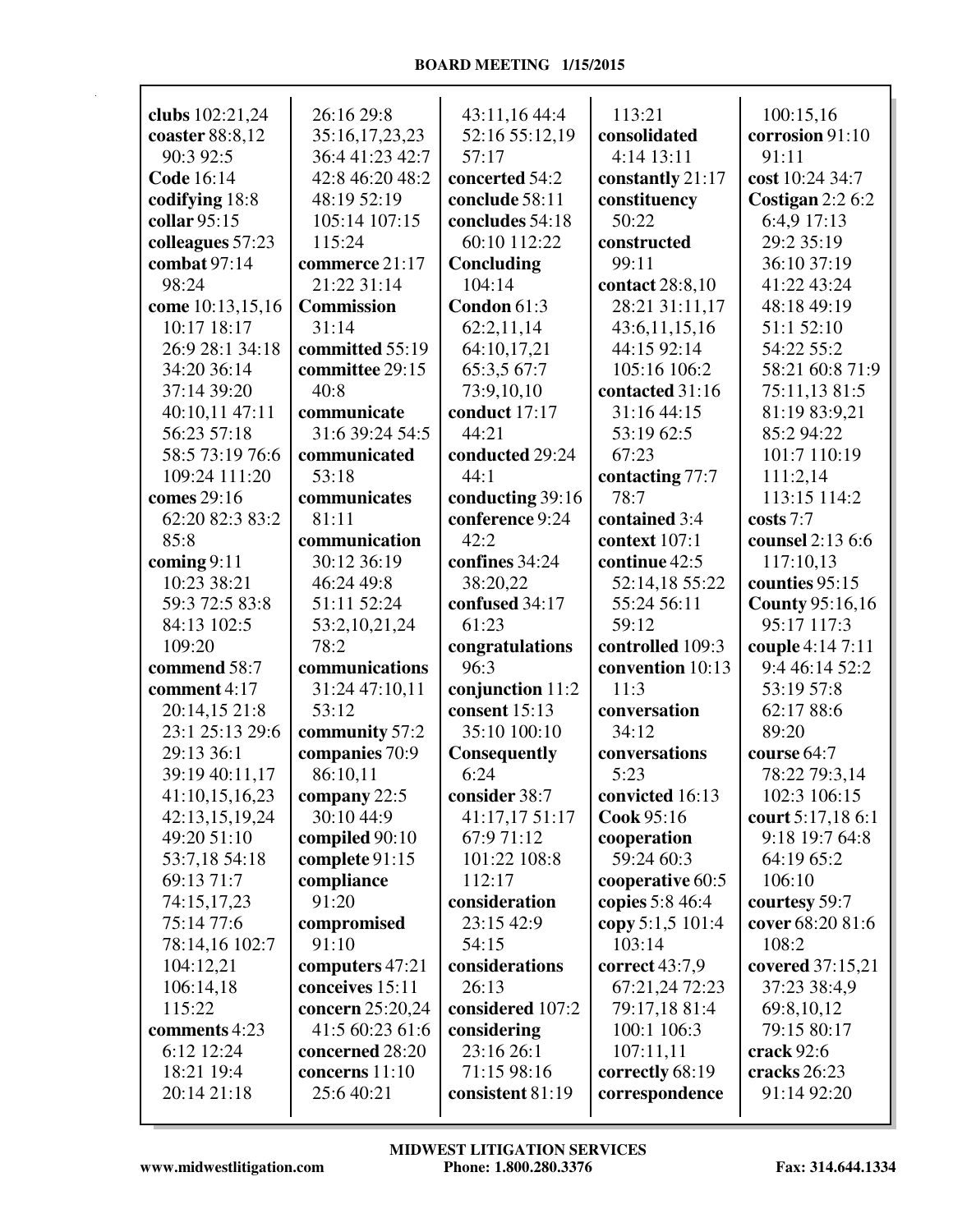**clubs** 102:21,24
**coaster** 88:8,12 90:3 92:5
**Code** 16:14
**codifying** 18:8
**collar** 95:15
**colleagues** 57:23
**combat** 97:14 98:24
**come** 10:13,15,16 10:17 18:17 26:9 28:1 34:18 34:20 36:14 37:14 39:20 40:10,11 47:11 56:23 57:18 58:5 73:19 76:6 109:24 111:20
**comes** 29:16 62:20 82:3 83:2 85:8
**coming** 9:11 10:23 38:21 59:3 72:5 83:8 84:13 102:5 109:20
**commend** 58:7
**comment** 4:17 20:14,15 21:8 23:1 25:13 29:6 29:13 36:1 39:19 40:11,17 41:10,15,16,23 42:13,15,19,24 49:20 51:10 53:7,18 54:18 69:13 71:7 74:15,17,23 75:14 77:6 78:14,16 102:7 104:12,21 106:14,18 115:22
**comments** 4:23 6:12 12:24 18:21 19:4 20:14 21:18 26:16 29:8 35:16,17,23,23 36:4 41:23 42:7 42:8 46:20 48:2 48:19 52:19 105:14 107:15 115:24
**commerce** 21:17 21:22 31:14
**Commission** 31:14
**committed** 55:19
**committee** 29:15 40:8
**communicate** 31:6 39:24 54:5
**communicated** 53:18
**communicates** 81:11
**communication** 30:12 36:19 46:24 49:8 51:11 52:24 53:2,10,21,24 78:2
**communications** 31:24 47:10,11 53:12
**community** 57:2
**companies** 70:9 86:10,11
**company** 22:5 30:10 44:9
**compiled** 90:10
**complete** 91:15
**compliance** 91:20
**compromised** 91:10
**computers** 47:21
**conceives** 15:11
**concern** 25:20,24 41:5 60:23 61:6
**concerned** 28:20
**concerns** 11:10 25:6 40:21 43:11,16 44:4 52:16 55:12,19 57:17
**concerted** 54:2
**conclude** 58:11
**concludes** 54:18 60:10 112:22
**Concluding** 104:14
**Condon** 61:3 62:2,11,14 64:10,17,21 65:3,5 67:7 73:9,10,10
**conduct** 17:17 44:21
**conducted** 29:24 44:1
**conducting** 39:16
**conference** 9:24 42:2
**confines** 34:24 38:20,22
**confused** 34:17 61:23
**congratulations** 96:3
**conjunction** 11:2
**consent** 15:13 35:10 100:10
**Consequently** 6:24
**consider** 38:7 41:17,17 51:17 67:9 71:12 101:22 108:8 112:17
**consideration** 23:15 42:9 54:15
**considerations** 26:13
**considered** 107:2
**considering** 23:16 26:1 71:15 98:16
**consistent** 81:19 113:21
**consolidated** 4:14 13:11
**constantly** 21:17
**constituency** 50:22
**constructed** 99:11
**contact** 28:8,10 28:21 31:11,17 43:6,11,15,16 44:15 92:14 105:16 106:2
**contacted** 31:16 31:16 44:15 53:19 62:5 67:23
**contacting** 77:7 78:7
**contained** 3:4
**context** 107:1
**continue** 42:5 52:14,18 55:22 55:24 56:11 59:12
**controlled** 109:3
**convention** 10:13 11:3
**conversation** 34:12
**conversations** 5:23
**convicted** 16:13
**Cook** 95:16
**cooperation** 59:24 60:3
**cooperative** 60:5
**copies** 5:8 46:4
**copy** 5:1,5 101:4 103:14
**correct** 43:7,9 67:21,24 72:23 79:17,18 81:4 100:1 106:3 107:11,11
**correctly** 68:19
**correspondence** 100:15,16
**corrosion** 91:10 91:11
**cost** 10:24 34:7
**Costigan** 2:2 6:2 6:4,9 17:13 29:2 35:19 36:10 37:19 41:22 43:24 48:18 49:19 51:1 52:10 54:22 55:2 58:21 60:8 71:9 75:11,13 81:5 81:19 83:9,21 85:2 94:22 101:7 110:19 111:2,14 113:15 114:2
**costs** 7:7
**counsel** 2:13 6:6 117:10,13
**counties** 95:15
**County** 95:16,16 95:17 117:3
**couple** 4:14 7:11 9:4 46:14 52:2 53:19 57:8 62:17 88:6 89:20
**course** 64:7 78:22 79:3,14 102:3 106:15
**court** 5:17,18 6:1 9:18 19:7 64:8 64:19 65:2 106:10
**courtesy** 59:7
**cover** 68:20 81:6 108:2
**covered** 37:15,21 37:23 38:4,9 69:8,10,12 79:15 80:17
**crack** 92:6
**cracks** 26:23 91:14 92:20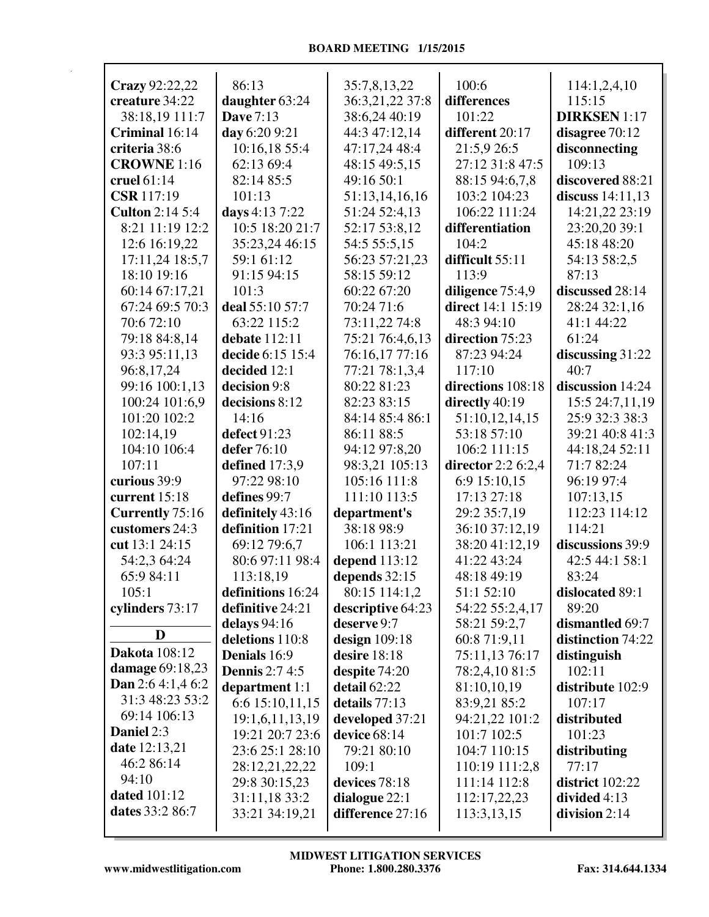**Crazy** 92:22,22
**creature** 34:22 38:18,19 111:7
**Criminal** 16:14
**criteria** 38:6
**CROWNE** 1:16
**cruel** 61:14
**CSR** 117:19
**Culton** 2:14 5:4 8:21 11:19 12:2 12:6 16:19,22 17:11,24 18:5,7 18:10 19:16 60:14 67:17,21 67:24 69:5 70:3 70:6 72:10 79:18 84:8,14 93:3 95:11,13 96:8,17,24 99:16 100:1,13 100:24 101:6,9 101:20 102:2 102:14,19 104:10 106:4 107:11
**curious** 39:9
**current** 15:18
**Currently** 75:16
**customers** 24:3
**cut** 13:1 24:15 54:2,3 64:24 65:9 84:11 105:1
**cylinders** 73:17

## D

**Dakota** 108:12
**damage** 69:18,23
**Dan** 2:6 4:1,4 6:2 31:3 48:23 53:2 69:14 106:13
**Daniel** 2:3
**date** 12:13,21 46:2 86:14 94:10
**dated** 101:12
**dates** 33:2 86:7 86:13
**daughter** 63:24
**Dave** 7:13
**day** 6:20 9:21 10:16,18 55:4 62:13 69:4 82:14 85:5 101:13
**days** 4:13 7:22 10:5 18:20 21:7 35:23,24 46:15 59:1 61:12 91:15 94:15 101:3
**deal** 55:10 57:7 63:22 115:2
**debate** 112:11
**decide** 6:15 15:4
**decided** 12:1
**decision** 9:8
**decisions** 8:12 14:16
**defect** 91:23
**defer** 76:10
**defined** 17:3,9 97:22 98:10
**defines** 99:7
**definitely** 43:16
**definition** 17:21 69:12 79:6,7 80:6 97:11 98:4 113:18,19
**definitions** 16:24
**definitive** 24:21
**delays** 94:16
**deletions** 110:8
**Denials** 16:9
**Dennis** 2:7 4:5
**department** 1:1 6:6 15:10,11,15 19:1,6,11,13,19 19:21 20:7 23:6 23:6 25:1 28:10 28:12,21,22,22 29:8 30:15,23 31:11,18 33:2 33:21 34:19,21 35:7,8,13,22 36:3,21,22 37:8 38:6,24 40:19 44:3 47:12,14 47:17,24 48:4 48:15 49:5,15 49:16 50:1 51:13,14,16,16 51:24 52:4,13 52:17 53:8,12 54:5 55:5,15 56:23 57:21,23 58:15 59:12 60:22 67:20 70:24 71:6 73:11,22 74:8 75:21 76:4,6,13 76:16,17 77:16 77:21 78:1,3,4 80:22 81:23 82:23 83:15 84:14 85:4 86:1 86:11 88:5 94:12 97:8,20 98:3,21 105:13 105:16 111:8 111:10 113:5
**department's** 38:18 98:9 106:1 113:21
**depend** 113:12
**depends** 32:15 80:15 114:1,2
**descriptive** 64:23
**deserve** 9:7
**design** 109:18
**desire** 18:18
**despite** 74:20
**detail** 62:22
**details** 77:13
**developed** 37:21
**device** 68:14 79:21 80:10 109:1
**devices** 78:18
**dialogue** 22:1
**difference** 27:16 100:6
**differences** 101:22
**different** 20:17 21:5,9 26:5 27:12 31:8 47:5 88:15 94:6,7,8 103:2 104:23 106:22 111:24
**differentiation** 104:2
**difficult** 55:11 113:9
**diligence** 75:4,9
**direct** 14:1 15:19 48:3 94:10
**direction** 75:23 87:23 94:24 117:10
**directions** 108:18
**directly** 40:19 51:10,12,14,15 53:18 57:10 106:2 111:15
**director** 2:2 6:2,4 6:9 15:10,15 17:13 27:18 29:2 35:7,19 36:10 37:12,19 38:20 41:12,19 41:22 43:24 48:18 49:19 51:1 52:10 54:22 55:2,4,17 58:21 59:2,7 60:8 71:9,11 75:11,13 76:17 78:2,4,10 81:5 81:10,10,19 83:9,21 85:2 94:21,22 101:2 101:7 102:5 104:7 110:15 110:19 111:2,8 111:14 112:8 112:17,22,23 113:3,13,15 114:1,2,4,10 115:15
**DIRKSEN** 1:17
**disagree** 70:12
**disconnecting** 109:13
**discovered** 88:21
**discuss** 14:11,13 14:21,22 23:19 23:20,20 39:1 45:18 48:20 54:13 58:2,5 87:13
**discussed** 28:14 28:24 32:1,16 41:1 44:22 61:24
**discussing** 31:22 40:7
**discussion** 14:24 15:5 24:7,11,19 25:9 32:3 38:3 39:21 40:8 41:3 44:18,24 52:11 71:7 82:24 96:19 97:4 107:13,15 112:23 114:12 114:21
**discussions** 39:9 42:5 44:1 58:1 83:24
**dislocated** 89:1 89:20
**dismantled** 69:7
**distinction** 74:22
**distinguish** 102:11
**distribute** 102:9 107:17
**distributed** 101:23
**distributing** 77:17
**district** 102:22
**divided** 4:13
**division** 2:14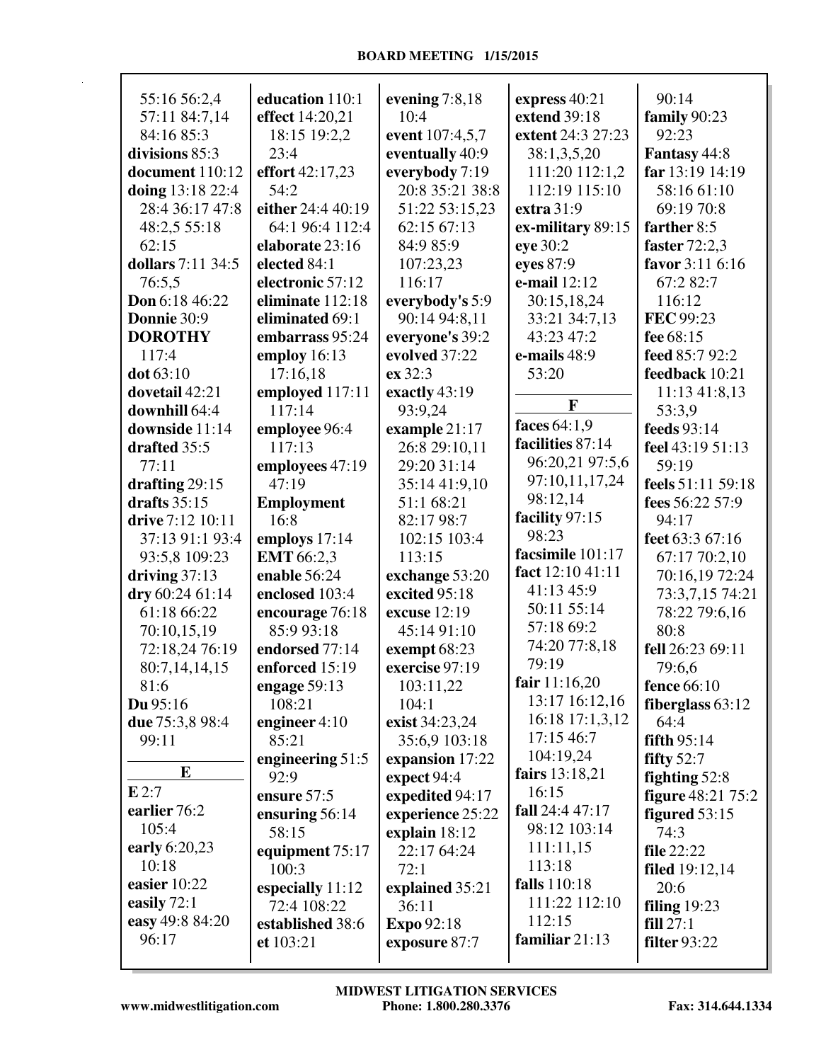55:16 56:2,4
57:11 84:7,14
84:16 85:3
**divisions** 85:3
**document** 110:12
**doing** 13:18 22:4
28:4 36:17 47:8
48:2,5 55:18
62:15
**dollars** 7:11 34:5
76:5,5
**Don** 6:18 46:22
**Donnie** 30:9
**DOROTHY**
117:4
**dot** 63:10
**dovetail** 42:21
**downhill** 64:4
**downside** 11:14
**drafted** 35:5
77:11
**drafting** 29:15
**drafts** 35:15
**drive** 7:12 10:11
37:13 91:1 93:4
93:5,8 109:23
**driving** 37:13
**dry** 60:24 61:14
61:18 66:22
70:10,15,19
72:18,24 76:19
80:7,14,14,15
81:6
**Du** 95:16
**due** 75:3,8 98:4
99:11

**E**

**E** 2:7
**earlier** 76:2
105:4
**early** 6:20,23
10:18
**easier** 10:22
**easily** 72:1
**easy** 49:8 84:20
96:17
**education** 110:1
**effect** 14:20,21
18:15 19:2,2
23:4
**effort** 42:17,23
54:2
**either** 24:4 40:19
64:1 96:4 112:4
**elaborate** 23:16
**elected** 84:1
**electronic** 57:12
**eliminate** 112:18
**eliminated** 69:1
**embarrass** 95:24
**employ** 16:13
17:16,18
**employed** 117:11
117:14
**employee** 96:4
117:13
**employees** 47:19
47:19
**Employment**
16:8
**employs** 17:14
**EMT** 66:2,3
**enable** 56:24
**enclosed** 103:4
**encourage** 76:18
85:9 93:18
**endorsed** 77:14
**enforced** 15:19
**engage** 59:13
108:21
**engineer** 4:10
85:21
**engineering** 51:5
92:9
**ensure** 57:5
**ensuring** 56:14
58:15
**equipment** 75:17
100:3
**especially** 11:12
72:4 108:22
**established** 38:6
**et** 103:21
**evening** 7:8,18
10:4
**event** 107:4,5,7
**eventually** 40:9
**everybody** 7:19
20:8 35:21 38:8
51:22 53:15,23
62:15 67:13
84:9 85:9
107:23,23
116:17
**everybody's** 5:9
90:14 94:8,11
**everyone's** 39:2
**evolved** 37:22
**ex** 32:3
**exactly** 43:19
93:9,24
**example** 21:17
26:8 29:10,11
29:20 31:14
35:14 41:9,10
51:1 68:21
82:17 98:7
102:15 103:4
113:15
**exchange** 53:20
**excited** 95:18
**excuse** 12:19
45:14 91:10
**exempt** 68:23
**exercise** 97:19
103:11,22
104:1
**exist** 34:23,24
35:6,9 103:18
**expansion** 17:22
**expect** 94:4
**expedited** 94:17
**experience** 25:22
**explain** 18:12
22:17 64:24
72:1
**explained** 35:21
36:11
**Expo** 92:18
**exposure** 87:7
**express** 40:21
**extend** 39:18
**extent** 24:3 27:23
38:1,3,5,20
111:20 112:1,2
112:19 115:10
**extra** 31:9
**ex-military** 89:15
**eye** 30:2
**eyes** 87:9
**e-mail** 12:12
30:15,18,24
33:21 34:7,13
43:23 47:2
**e-mails** 48:9
53:20

**F**

**faces** 64:1,9
**facilities** 87:14
96:20,21 97:5,6
97:10,11,17,24
98:12,14
**facility** 97:15
98:23
**facsimile** 101:17
**fact** 12:10 41:11
41:13 45:9
50:11 55:14
57:18 69:2
74:20 77:8,18
79:19
**fair** 11:16,20
13:17 16:12,16
16:18 17:1,3,12
17:15 46:7
104:19,24
**fairs** 13:18,21
16:15
**fall** 24:4 47:17
98:12 103:14
111:11,15
113:18
**falls** 110:18
111:22 112:10
112:15
**familiar** 21:13
90:14
**family** 90:23
92:23
**Fantasy** 44:8
**far** 13:19 14:19
58:16 61:10
69:19 70:8
**farther** 8:5
**faster** 72:2,3
**favor** 3:11 6:16
67:2 82:7
116:12
**FEC** 99:23
**fee** 68:15
**feed** 85:7 92:2
**feedback** 10:21
11:13 41:8,13
53:3,9
**feeds** 93:14
**feel** 43:19 51:13
59:19
**feels** 51:11 59:18
**fees** 56:22 57:9
94:17
**feet** 63:3 67:16
67:17 70:2,10
70:16,19 72:24
73:3,7,15 74:21
78:22 79:6,16
80:8
**fell** 26:23 69:11
79:6,6
**fence** 66:10
**fiberglass** 63:12
64:4
**fifth** 95:14
**fifty** 52:7
**fighting** 52:8
**figure** 48:21 75:2
**figured** 53:15
74:3
**file** 22:22
**filed** 19:12,14
20:6
**filing** 19:23
**fill** 27:1
**filter** 93:22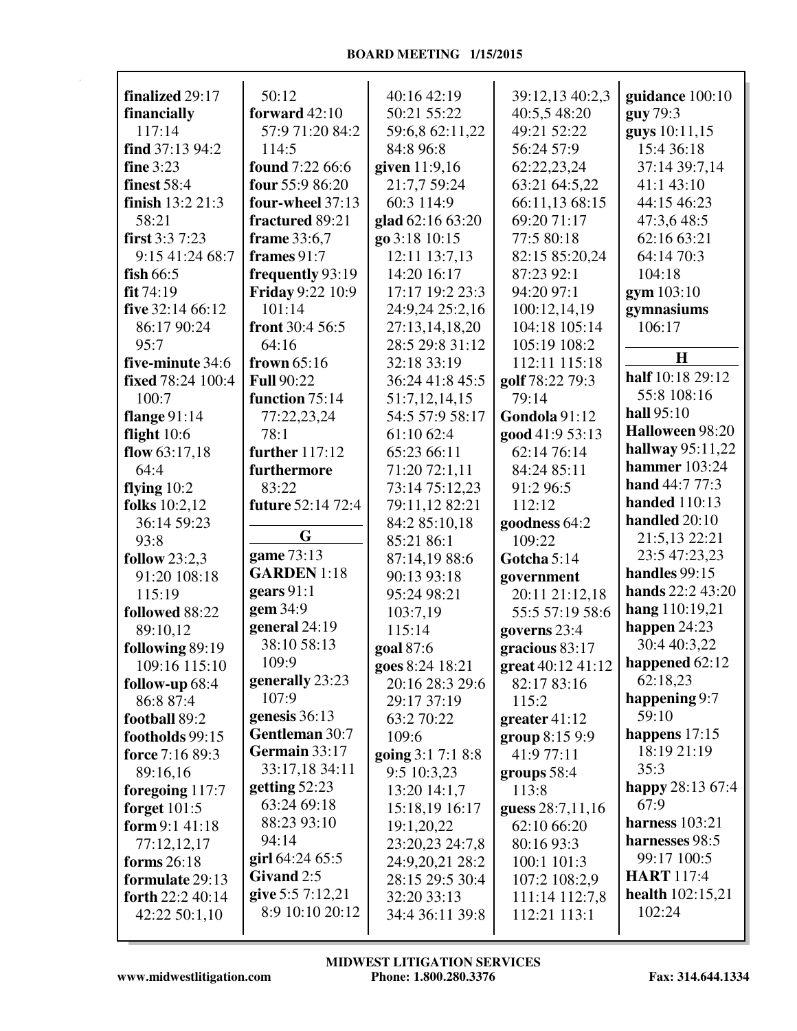**finalized** 29:17
**financially** 117:14
**find** 37:13 94:2
**fine** 3:23
**finest** 58:4
**finish** 13:2 21:3 58:21
**first** 3:3 7:23 9:15 41:24 68:7
**fish** 66:5
**fit** 74:19
**five** 32:14 66:12 86:17 90:24 95:7
**five-minute** 34:6
**fixed** 78:24 100:4 100:7
**flange** 91:14
**flight** 10:6
**flow** 63:17,18 64:4
**flying** 10:2
**folks** 10:2,12 36:14 59:23 93:8
**follow** 23:2,3 91:20 108:18 115:19
**followed** 88:22 89:10,12
**following** 89:19 109:16 115:10
**follow-up** 68:4 86:8 87:4
**football** 89:2
**footholds** 99:15
**force** 7:16 89:3 89:16,16
**foregoing** 117:7
**forget** 101:5
**form** 9:1 41:18 77:12,12,17
**forms** 26:18
**formulate** 29:13
**forth** 22:2 40:14 42:22 50:1,10 50:12
**forward** 42:10 57:9 71:20 84:2 114:5
**found** 7:22 66:6
**four** 55:9 86:20
**four-wheel** 37:13
**fractured** 89:21
**frame** 33:6,7
**frames** 91:7
**frequently** 93:19
**Friday** 9:22 10:9 101:14
**front** 30:4 56:5 64:16
**frown** 65:16
**Full** 90:22
**function** 75:14 77:22,23,24 78:1
**further** 117:12
**furthermore** 83:22
**future** 52:14 72:4

## G

**game** 73:13
**GARDEN** 1:18
**gears** 91:1
**gem** 34:9
**general** 24:19 38:10 58:13 109:9
**generally** 23:23 107:9
**genesis** 36:13
**Gentleman** 30:7
**Germain** 33:17 33:17,18 34:11
**getting** 52:23 63:24 69:18 88:23 93:10 94:14
**girl** 64:24 65:5
**Givand** 2:5
**give** 5:5 7:12,21 8:9 10:10 20:12 40:16 42:19 50:21 55:22 59:6,8 62:11,22 84:8 96:8
**given** 11:9,16 21:7,7 59:24 60:3 114:9
**glad** 62:16 63:20
**go** 3:18 10:15 12:11 13:7,13 14:20 16:17 17:17 19:2 23:3 24:9,24 25:2,16 27:13,14,18,20 28:5 29:8 31:12 32:18 33:19 36:24 41:8 45:5 51:7,12,14,15 54:5 57:9 58:17 61:10 62:4 65:23 66:11 71:20 72:1,11 73:14 75:12,23 79:11,12 82:21 84:2 85:10,18 85:21 86:1 87:14,19 88:6 90:13 93:18 95:24 98:21 103:7,19 115:14
**goal** 87:6
**goes** 8:24 18:21 20:16 28:3 29:6 29:17 37:19 63:2 70:22 109:6
**going** 3:1 7:1 8:8 9:5 10:3,23 13:20 14:1,7 15:18,19 16:17 19:1,20,22 23:20,23 24:7,8 24:9,20,21 28:2 28:15 29:5 30:4 32:20 33:13 34:4 36:11 39:8 39:12,13 40:2,3 40:5,5 48:20 49:21 52:22 56:24 57:9 62:22,23,24 63:21 64:5,22 66:11,13 68:15 69:20 71:17 77:5 80:18 82:15 85:20,24 87:23 92:1 94:20 97:1 100:12,14,19 104:18 105:14 105:19 108:2 112:11 115:18
**golf** 78:22 79:3 79:14
**Gondola** 91:12
**good** 41:9 53:13 62:14 76:14 84:24 85:11 91:2 96:5 112:12
**goodness** 64:2 109:22
**Gotcha** 5:14
**government** 20:11 21:12,18 55:5 57:19 58:6
**governs** 23:4
**gracious** 83:17
**great** 40:12 41:12 82:17 83:16 115:2
**greater** 41:12
**group** 8:15 9:9 41:9 77:11
**groups** 58:4 113:8
**guess** 28:7,11,16 62:10 66:20 80:16 93:3 100:1 101:3 107:2 108:2,9 111:14 112:7,8 112:21 113:1
**guidance** 100:10
**guy** 79:3
**guys** 10:11,15 15:4 36:18 37:14 39:7,14 41:1 43:10 44:15 46:23 47:3,6 48:5 62:16 63:21 64:14 70:3 104:18
**gym** 103:10
**gymnasiums** 106:17

## H

**half** 10:18 29:12 55:8 108:16
**hall** 95:10
**Halloween** 98:20
**hallway** 95:11,22
**hammer** 103:24
**hand** 44:7 77:3
**handed** 110:13
**handled** 20:10 21:5,13 22:21 23:5 47:23,23
**handles** 99:15
**hands** 22:2 43:20
**hang** 110:19,21
**happen** 24:23 30:4 40:3,22
**happened** 62:12 62:18,23
**happening** 9:7 59:10
**happens** 17:15 18:19 21:19 35:3
**happy** 28:13 67:4 67:9
**harness** 103:21
**harnesses** 98:5 99:17 100:5
**HART** 117:4
**health** 102:15,21 102:24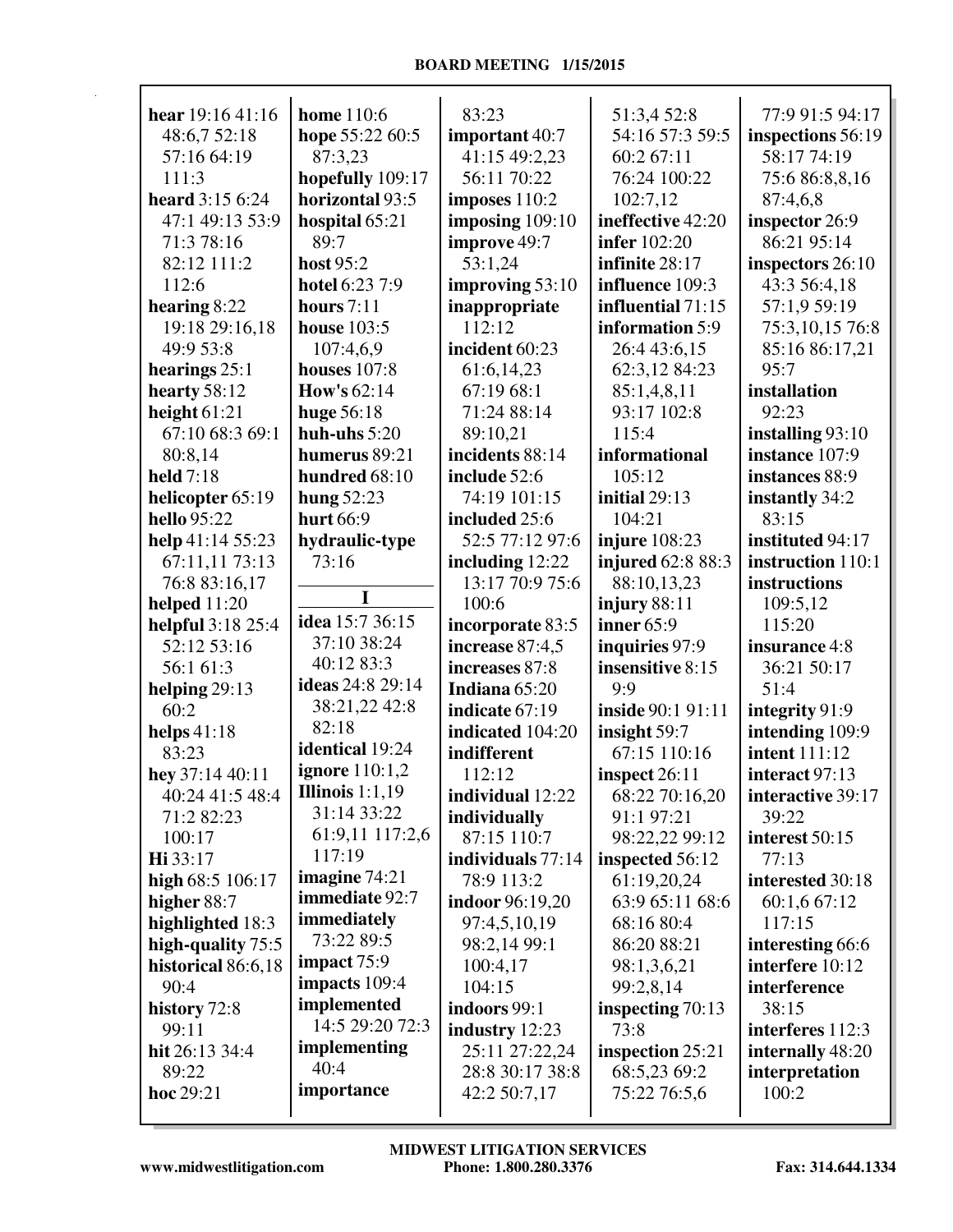**hear** 19:16 41:16 48:6,7 52:18 57:16 64:19 111:3
**heard** 3:15 6:24 47:1 49:13 53:9 71:3 78:16 82:12 111:2 112:6
**hearing** 8:22 19:18 29:16,18 49:9 53:8
**hearings** 25:1
**hearty** 58:12
**height** 61:21 67:10 68:3 69:1 80:8,14
**held** 7:18
**helicopter** 65:19
**hello** 95:22
**help** 41:14 55:23 67:11,11 73:13 76:8 83:16,17
**helped** 11:20
**helpful** 3:18 25:4 52:12 53:16 56:1 61:3
**helping** 29:13 60:2
**helps** 41:18 83:23
**hey** 37:14 40:11 40:24 41:5 48:4 71:2 82:23 100:17
**Hi** 33:17
**high** 68:5 106:17
**higher** 88:7
**highlighted** 18:3
**high-quality** 75:5
**historical** 86:6,18 90:4
**history** 72:8 99:11
**hit** 26:13 34:4 89:22
**hoc** 29:21
**home** 110:6
**hope** 55:22 60:5 87:3,23
**hopefully** 109:17
**horizontal** 93:5
**hospital** 65:21 89:7
**host** 95:2
**hotel** 6:23 7:9
**hours** 7:11
**house** 103:5 107:4,6,9
**houses** 107:8
**How's** 62:14
**huge** 56:18
**huh-uhs** 5:20
**humerus** 89:21
**hundred** 68:10
**hung** 52:23
**hurt** 66:9
**hydraulic-type** 73:16

### I

**idea** 15:7 36:15 37:10 38:24 40:12 83:3
**ideas** 24:8 29:14 38:21,22 42:8 82:18
**identical** 19:24
**ignore** 110:1,2
**Illinois** 1:1,19 31:14 33:22 61:9,11 117:2,6 117:19
**imagine** 74:21
**immediate** 92:7
**immediately** 73:22 89:5
**impact** 75:9
**impacts** 109:4
**implemented** 14:5 29:20 72:3
**implementing** 40:4
**importance** 83:23
**important** 40:7 41:15 49:2,23 56:11 70:22
**imposes** 110:2
**imposing** 109:10
**improve** 49:7 53:1,24
**improving** 53:10
**inappropriate** 112:12
**incident** 60:23 61:6,14,23 67:19 68:1 71:24 88:14 89:10,21
**incidents** 88:14
**include** 52:6 74:19 101:15
**included** 25:6 52:5 77:12 97:6
**including** 12:22 13:17 70:9 75:6 100:6
**incorporate** 83:5
**increase** 87:4,5
**increases** 87:8
**Indiana** 65:20
**indicate** 67:19
**indicated** 104:20
**indifferent** 112:12
**individual** 12:22
**individually** 87:15 110:7
**individuals** 77:14 78:9 113:2
**indoor** 96:19,20 97:4,5,10,19 98:2,14 99:1 100:4,17 104:15
**indoors** 99:1
**industry** 12:23 25:11 27:22,24 28:8 30:17 38:8 42:2 50:7,17 51:3,4 52:8 54:16 57:3 59:5 60:2 67:11 76:24 100:22 102:7,12
**ineffective** 42:20
**infer** 102:20
**infinite** 28:17
**influence** 109:3
**influential** 71:15
**information** 5:9 26:4 43:6,15 62:3,12 84:23 85:1,4,8,11 93:17 102:8 115:4
**informational** 105:12
**initial** 29:13 104:21
**injure** 108:23
**injured** 62:8 88:3 88:10,13,23
**injury** 88:11
**inner** 65:9
**inquiries** 97:9
**insensitive** 8:15 9:9
**inside** 90:1 91:11
**insight** 59:7 67:15 110:16
**inspect** 26:11 68:22 70:16,20 91:1 97:21 98:22,22 99:12
**inspected** 56:12 61:19,20,24 63:9 65:11 68:6 68:16 80:4 86:20 88:21 98:1,3,6,21 99:2,8,14
**inspecting** 70:13 73:8
**inspection** 25:21 68:5,23 69:2 75:22 76:5,6 77:9 91:5 94:17
**inspections** 56:19 58:17 74:19 75:6 86:8,8,16 87:4,6,8
**inspector** 26:9 86:21 95:14
**inspectors** 26:10 43:3 56:4,18 57:1,9 59:19 75:3,10,15 76:8 85:16 86:17,21 95:7
**installation** 92:23
**installing** 93:10
**instance** 107:9
**instances** 88:9
**instantly** 34:2 83:15
**instituted** 94:17
**instruction** 110:1
**instructions** 109:5,12 115:20
**insurance** 4:8 36:21 50:17 51:4
**integrity** 91:9
**intending** 109:9
**intent** 111:12
**interact** 97:13
**interactive** 39:17 39:22
**interest** 50:15 77:13
**interested** 30:18 60:1,6 67:12 117:15
**interesting** 66:6
**interfere** 10:12
**interference** 38:15
**interferes** 112:3
**internally** 48:20
**interpretation** 100:2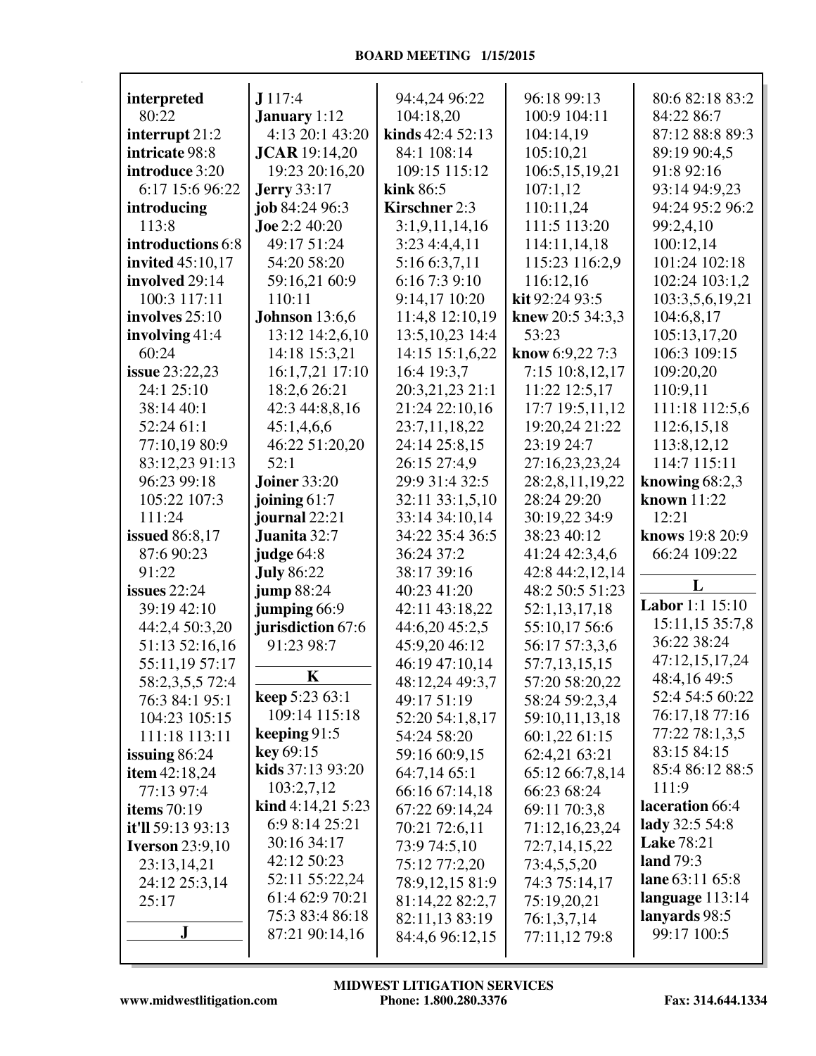**interpreted** 80:22
**interrupt** 21:2
**intricate** 98:8
**introduce** 3:20 6:17 15:6 96:22
**introducing** 113:8
**introductions** 6:8
**invited** 45:10,17
**involved** 29:14 100:3 117:11
**involves** 25:10
**involving** 41:4 60:24
**issue** 23:22,23 24:1 25:10 38:14 40:1 52:24 61:1 77:10,19 80:9 83:12,23 91:13 96:23 99:18 105:22 107:3 111:24
**issued** 86:8,17 87:6 90:23 91:22
**issues** 22:24 39:19 42:10 44:2,4 50:3,20 51:13 52:16,16 55:11,19 57:17 58:2,3,5,5 72:4 76:3 84:1 95:1 104:23 105:15 111:18 113:11
**issuing** 86:24
**item** 42:18,24 77:13 97:4
**items** 70:19
**it'll** 59:13 93:13
**Iverson** 23:9,10 23:13,14,21 24:12 25:3,14 25:17

## J

**J** 117:4
**January** 1:12 4:13 20:1 43:20
**JCAR** 19:14,20 19:23 20:16,20
**Jerry** 33:17
**job** 84:24 96:3
**Joe** 2:2 40:20 49:17 51:24 54:20 58:20 59:16,21 60:9 110:11
**Johnson** 13:6,6 13:12 14:2,6,10 14:18 15:3,21 16:1,7,21 17:10 18:2,6 26:21 42:3 44:8,8,16 45:1,4,6,6 46:22 51:20,20 52:1
**Joiner** 33:20
**joining** 61:7
**journal** 22:21
**Juanita** 32:7
**judge** 64:8
**July** 86:22
**jump** 88:24
**jumping** 66:9
**jurisdiction** 67:6 91:23 98:7

## K

**keep** 5:23 63:1 109:14 115:18
**keeping** 91:5
**key** 69:15
**kids** 37:13 93:20 103:2,7,12
**kind** 4:14,21 5:23 6:9 8:14 25:21 30:16 34:17 42:12 50:23 52:11 55:22,24 61:4 62:9 70:21 75:3 83:4 86:18 87:21 90:14,16 94:4,24 96:22 104:18,20
**kinds** 42:4 52:13 84:1 108:14 109:15 115:12
**kink** 86:5
**Kirschner** 2:3 3:1,9,11,14,16 3:23 4:4,4,11 5:16 6:3,7,11 6:16 7:3 9:10 9:14,17 10:20 11:4,8 12:10,19 13:5,10,23 14:4 14:15 15:1,6,22 16:4 19:3,7 20:3,21,23 21:1 21:24 22:10,16 23:7,11,18,22 24:14 25:8,15 26:15 27:4,9 29:9 31:4 32:5 32:11 33:1,5,10 33:14 34:10,14 34:22 35:4 36:5 36:24 37:2 38:17 39:16 40:23 41:20 42:11 43:18,22 44:6,20 45:2,5 45:9,20 46:12 46:19 47:10,14 48:12,24 49:3,7 49:17 51:19 52:20 54:1,8,17 54:24 58:20 59:16 60:9,15 64:7,14 65:1 66:16 67:14,18 67:22 69:14,24 70:21 72:6,11 73:9 74:5,10 75:12 77:2,20 78:9,12,15 81:9 81:14,22 82:2,7 82:11,13 83:19 84:4,6 96:12,15 96:18 99:13 100:9 104:11 104:14,19 105:10,21 106:5,15,19,21 107:1,12 110:11,24 111:5 113:20 114:11,14,18 115:23 116:2,9 116:12,16
**kit** 92:24 93:5
**knew** 20:5 34:3,3 53:23
**know** 6:9,22 7:3 7:15 10:8,12,17 11:22 12:5,17 17:7 19:5,11,12 19:20,24 21:22 23:19 24:7 27:16,23,23,24 28:2,8,11,19,22 28:24 29:20 30:19,22 34:9 38:23 40:12 41:24 42:3,4,6 42:8 44:2,12,14 48:2 50:5 51:23 52:1,13,17,18 55:10,17 56:6 56:17 57:3,3,6 57:7,13,15,15 57:20 58:20,22 58:24 59:2,3,4 59:10,11,13,18 60:1,22 61:15 62:4,21 63:21 65:12 66:7,8,14 66:23 68:24 69:11 70:3,8 71:12,16,23,24 72:7,14,15,22 73:4,5,5,20 74:3 75:14,17 75:19,20,21 76:1,3,7,14 77:11,12 79:8 80:6 82:18 83:2 84:22 86:7 87:12 88:8 89:3 89:19 90:4,5 91:8 92:16 93:14 94:9,23 94:24 95:2 96:2 99:2,4,10 100:12,14 101:24 102:18 102:24 103:1,2 103:3,5,6,19,21 104:6,8,17 105:13,17,20 106:3 109:15 109:20,20 110:9,11 111:18 112:5,6 112:6,15,18 113:8,12,12 114:7 115:11
**knowing** 68:2,3
**known** 11:22 12:21
**knows** 19:8 20:9 66:24 109:22

## L

**Labor** 1:1 15:10 15:11,15 35:7,8 36:22 38:24 47:12,15,17,24 48:4,16 49:5 52:4 54:5 60:22 76:17,18 77:16 77:22 78:1,3,5 83:15 84:15 85:4 86:12 88:5 111:9
**laceration** 66:4
**lady** 32:5 54:8
**Lake** 78:21
**land** 79:3
**lane** 63:11 65:8
**language** 113:14
**lanyards** 98:5 99:17 100:5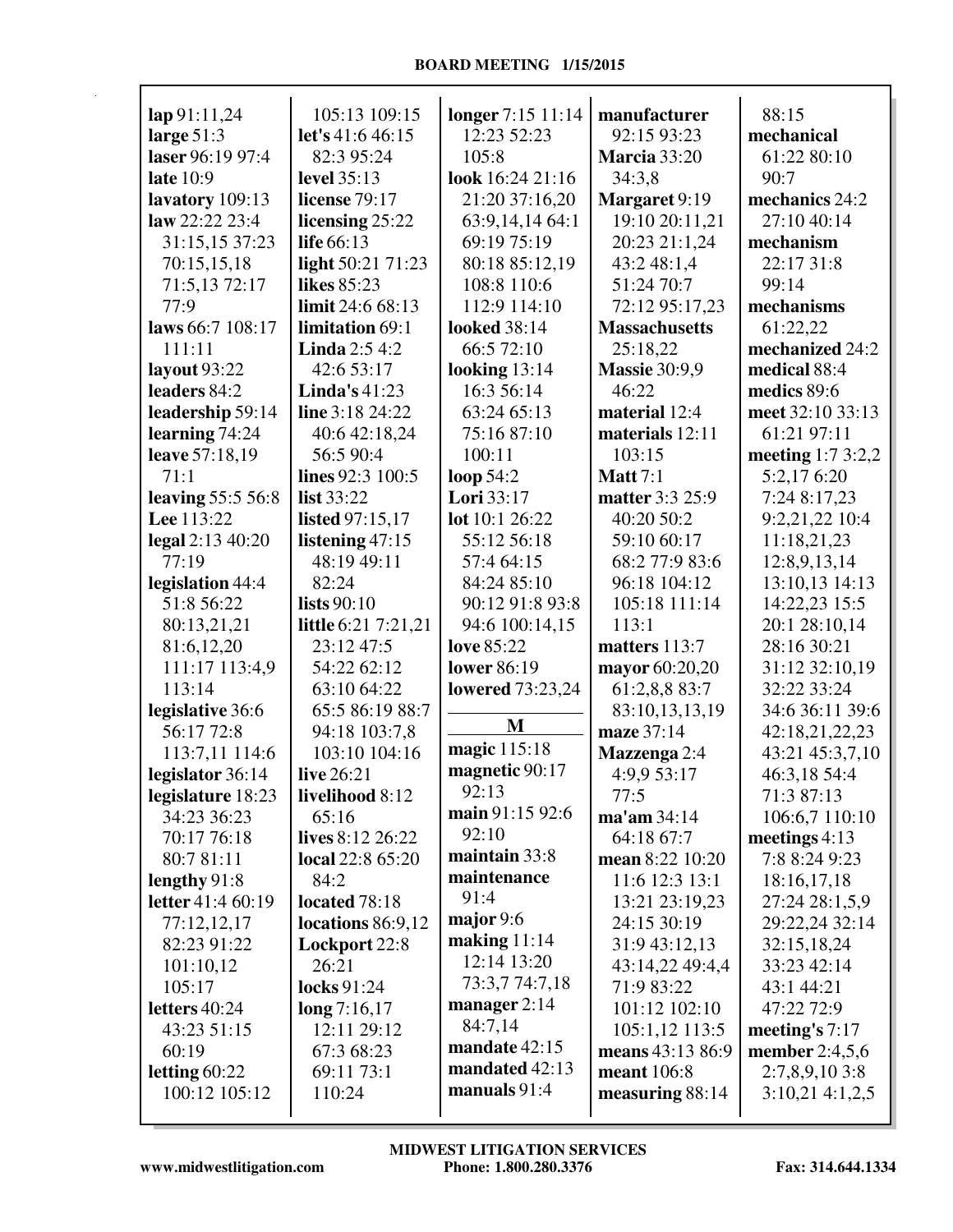**lap** 91:11,24
**large** 51:3
**laser** 96:19 97:4
**late** 10:9
**lavatory** 109:13
**law** 22:22 23:4 31:15,15 37:23 70:15,15,18 71:5,13 72:17 77:9
**laws** 66:7 108:17 111:11
**layout** 93:22
**leaders** 84:2
**leadership** 59:14
**learning** 74:24
**leave** 57:18,19 71:1
**leaving** 55:5 56:8
**Lee** 113:22
**legal** 2:13 40:20 77:19
**legislation** 44:4 51:8 56:22 80:13,21,21 81:6,12,20 111:17 113:4,9 113:14
**legislative** 36:6 56:17 72:8 113:7,11 114:6
**legislator** 36:14
**legislature** 18:23 34:23 36:23 70:17 76:18 80:7 81:11
**lengthy** 91:8
**letter** 41:4 60:19 77:12,12,17 82:23 91:22 101:10,12 105:17
**letters** 40:24 43:23 51:15 60:19
**letting** 60:22 100:12 105:12 105:13 109:15
**let's** 41:6 46:15 82:3 95:24
**level** 35:13
**license** 79:17
**licensing** 25:22
**life** 66:13
**light** 50:21 71:23
**likes** 85:23
**limit** 24:6 68:13
**limitation** 69:1
**Linda** 2:5 4:2 42:6 53:17
**Linda's** 41:23
**line** 3:18 24:22 40:6 42:18,24 56:5 90:4
**lines** 92:3 100:5
**list** 33:22
**listed** 97:15,17
**listening** 47:15 48:19 49:11 82:24
**lists** 90:10
**little** 6:21 7:21,21 23:12 47:5 54:22 62:12 63:10 64:22 65:5 86:19 88:7 94:18 103:7,8 103:10 104:16
**live** 26:21
**livelihood** 8:12 65:16
**lives** 8:12 26:22
**local** 22:8 65:20 84:2
**located** 78:18
**locations** 86:9,12
**Lockport** 22:8 26:21
**locks** 91:24
**long** 7:16,17 12:11 29:12 67:3 68:23 69:11 73:1 110:24
**longer** 7:15 11:14 12:23 52:23 105:8
**look** 16:24 21:16 21:20 37:16,20 63:9,14,14 64:1 69:19 75:19 80:18 85:12,19 108:8 110:6 112:9 114:10
**looked** 38:14 66:5 72:10
**looking** 13:14 16:3 56:14 63:24 65:13 75:16 87:10 100:11
**loop** 54:2
**Lori** 33:17
**lot** 10:1 26:22 55:12 56:18 57:4 64:15 84:24 85:10 90:12 91:8 93:8 94:6 100:14,15
**love** 85:22
**lower** 86:19
**lowered** 73:23,24

## M

**magic** 115:18
**magnetic** 90:17 92:13
**main** 91:15 92:6 92:10
**maintain** 33:8
**maintenance** 91:4
**major** 9:6
**making** 11:14 12:14 13:20 73:3,7 74:7,18
**manager** 2:14 84:7,14
**mandate** 42:15
**mandated** 42:13
**manuals** 91:4
**manufacturer** 92:15 93:23
**Marcia** 33:20 34:3,8
**Margaret** 9:19 19:10 20:11,21 20:23 21:1,24 43:2 48:1,4 51:24 70:7 72:12 95:17,23
**Massachusetts** 25:18,22
**Massie** 30:9,9 46:22
**material** 12:4
**materials** 12:11 103:15
**Matt** 7:1
**matter** 3:3 25:9 40:20 50:2 59:10 60:17 68:2 77:9 83:6 96:18 104:12 105:18 111:14 113:1
**matters** 113:7
**mayor** 60:20,20 61:2,8,8 83:7 83:10,13,13,19
**maze** 37:14
**Mazzenga** 2:4 4:9,9 53:17 77:5
**ma'am** 34:14 64:18 67:7
**mean** 8:22 10:20 11:6 12:3 13:1 13:21 23:19,23 24:15 30:19 31:9 43:12,13 43:14,22 49:4,4 71:9 83:22 101:12 102:10 105:1,12 113:5
**means** 43:13 86:9
**meant** 106:8
**measuring** 88:14 88:15
**mechanical** 61:22 80:10 90:7
**mechanics** 24:2 27:10 40:14
**mechanism** 22:17 31:8 99:14
**mechanisms** 61:22,22
**mechanized** 24:2
**medical** 88:4
**medics** 89:6
**meet** 32:10 33:13 61:21 97:11
**meeting** 1:7 3:2,2 5:2,17 6:20 7:24 8:17,23 9:2,21,22 10:4 11:18,21,23 12:8,9,13,14 13:10,13 14:13 14:22,23 15:5 20:1 28:10,14 28:16 30:21 31:12 32:10,19 32:22 33:24 34:6 36:11 39:6 42:18,21,22,23 43:21 45:3,7,10 46:3,18 54:4 71:3 87:13 106:6,7 110:10
**meetings** 4:13 7:8 8:24 9:23 18:16,17,18 27:24 28:1,5,9 29:22,24 32:14 32:15,18,24 33:23 42:14 43:1 44:21 47:22 72:9
**meeting's** 7:17
**member** 2:4,5,6 2:7,8,9,10 3:8 3:10,21 4:1,2,5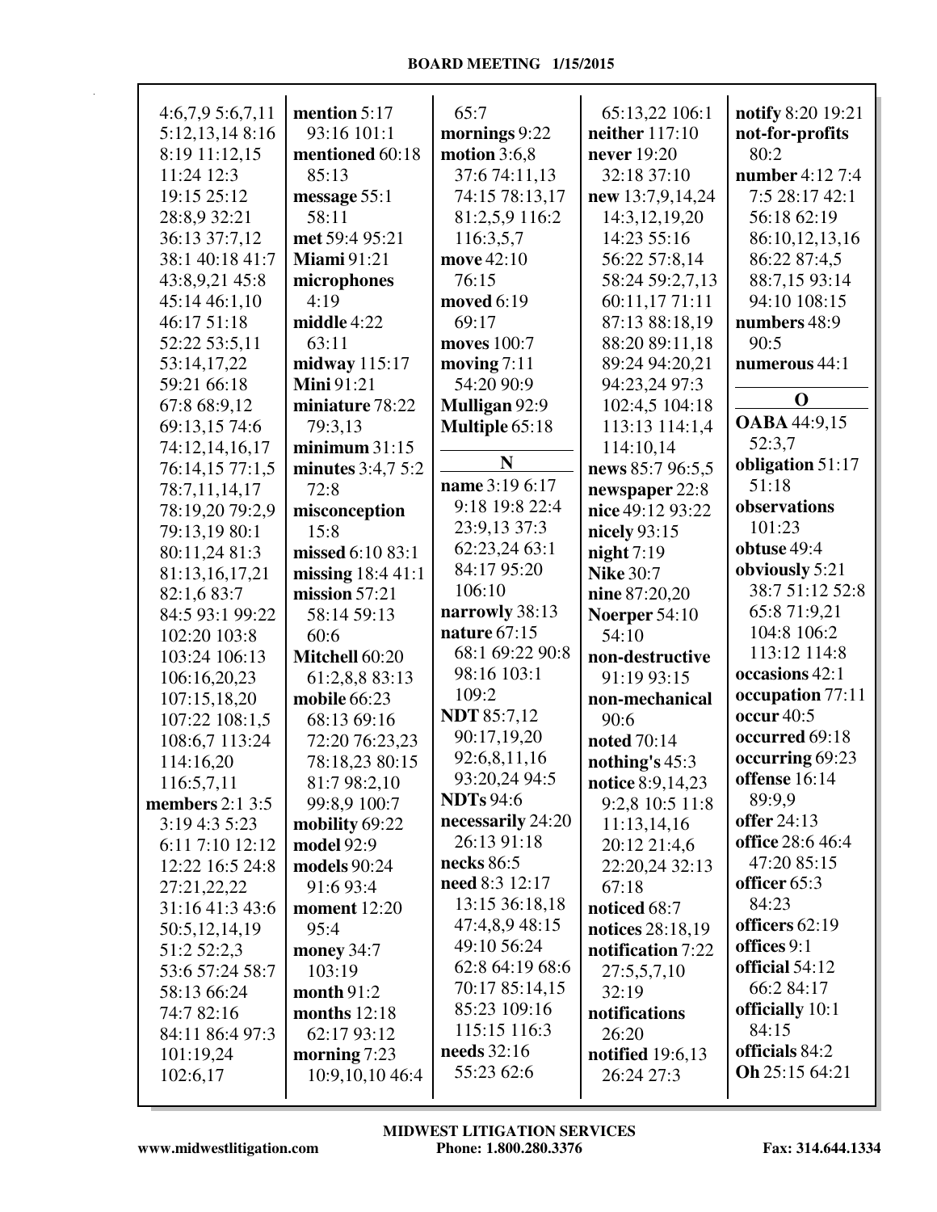4:6,7,9 5:6,7,11
5:12,13,14 8:16
8:19 11:12,15
11:24 12:3
19:15 25:12
28:8,9 32:21
36:13 37:7,12
38:1 40:18 41:7
43:8,9,21 45:8
45:14 46:1,10
46:17 51:18
52:22 53:5,11
53:14,17,22
59:21 66:18
67:8 68:9,12
69:13,15 74:6
74:12,14,16,17
76:14,15 77:1,5
78:7,11,14,17
78:19,20 79:2,9
79:13,19 80:1
80:11,24 81:3
81:13,16,17,21
82:1,6 83:7
84:5 93:1 99:22
102:20 103:8
103:24 106:13
106:16,20,23
107:15,18,20
107:22 108:1,5
108:6,7 113:24
114:16,20
116:5,7,11

**members** 2:1 3:5
3:19 4:3 5:23
6:11 7:10 12:12
12:22 16:5 24:8
27:21,22,22
31:16 41:3 43:6
50:5,12,14,19
51:2 52:2,3
53:6 57:24 58:7
58:13 66:24
74:7 82:16
84:11 86:4 97:3
101:19,24
102:6,17

**mention** 5:17
93:16 101:1

**mentioned** 60:18
85:13

**message** 55:1
58:11

**met** 59:4 95:21

**Miami** 91:21

**microphones**
4:19

**middle** 4:22
63:11

**midway** 115:17

**Mini** 91:21

**miniature** 78:22
79:3,13

**minimum** 31:15

**minutes** 3:4,7 5:2
72:8

**misconception**
15:8

**missed** 6:10 83:1

**missing** 18:4 41:1

**mission** 57:21
58:14 59:13
60:6

**Mitchell** 60:20
61:2,8,8 83:13

**mobile** 66:23
68:13 69:16
72:20 76:23,23
78:18,23 80:15
81:7 98:2,10
99:8,9 100:7

**mobility** 69:22

**model** 92:9

**models** 90:24
91:6 93:4

**moment** 12:20
95:4

**money** 34:7
103:19

**month** 91:2

**months** 12:18
62:17 93:12

**morning** 7:23
10:9,10,10 46:4
65:7

**mornings** 9:22

**motion** 3:6,8
37:6 74:11,13
74:15 78:13,17
81:2,5,9 116:2
116:3,5,7

**move** 42:10
76:15

**moved** 6:19
69:17

**moves** 100:7

**moving** 7:11
54:20 90:9

**Mulligan** 92:9

**Multiple** 65:18

## N

**name** 3:19 6:17
9:18 19:8 22:4
23:9,13 37:3
62:23,24 63:1
84:17 95:20
106:10

**narrowly** 38:13

**nature** 67:15
68:1 69:22 90:8
98:16 103:1
109:2

**NDT** 85:7,12
90:17,19,20
92:6,8,11,16
93:20,24 94:5

**NDTs** 94:6

**necessarily** 24:20
26:13 91:18

**necks** 86:5

**need** 8:3 12:17
13:15 36:18,18
47:4,8,9 48:15
49:10 56:24
62:8 64:19 68:6
70:17 85:14,15
85:23 109:16
115:15 116:3

**needs** 32:16
55:23 62:6
65:13,22 106:1

**neither** 117:10

**never** 19:20
32:18 37:10

**new** 13:7,9,14,24
14:3,12,19,20
14:23 55:16
56:22 57:8,14
58:24 59:2,7,13
60:11,17 71:11
87:13 88:18,19
88:20 89:11,18
89:24 94:20,21
94:23,24 97:3
102:4,5 104:18
113:13 114:1,4
114:10,14

**news** 85:7 96:5,5

**newspaper** 22:8

**nice** 49:12 93:22

**nicely** 93:15

**night** 7:19

**Nike** 30:7

**nine** 87:20,20

**Noerper** 54:10
54:10

**non-destructive**
91:19 93:15

**non-mechanical**
90:6

**noted** 70:14

**nothing's** 45:3

**notice** 8:9,14,23
9:2,8 10:5 11:8
11:13,14,16
20:12 21:4,6
22:20,24 32:13
67:18

**noticed** 68:7

**notices** 28:18,19

**notification** 7:22
27:5,5,7,10
32:19

**notifications**
26:20

**notified** 19:6,13
26:24 27:3

**notify** 8:20 19:21

**not-for-profits**
80:2

**number** 4:12 7:4
7:5 28:17 42:1
56:18 62:19
86:10,12,13,16
86:22 87:4,5
88:7,15 93:14
94:10 108:15

**numbers** 48:9
90:5

**numerous** 44:1

## O

**OABA** 44:9,15
52:3,7

**obligation** 51:17
51:18

**observations**
101:23

**obtuse** 49:4

**obviously** 5:21
38:7 51:12 52:8
65:8 71:9,21
104:8 106:2
113:12 114:8

**occasions** 42:1

**occupation** 77:11

**occur** 40:5

**occurred** 69:18

**occurring** 69:23

**offense** 16:14
89:9,9

**offer** 24:13

**office** 28:6 46:4
47:20 85:15

**officer** 65:3
84:23

**officers** 62:19

**offices** 9:1

**official** 54:12
66:2 84:17

**officially** 10:1
84:15

**officials** 84:2

**Oh** 25:15 64:21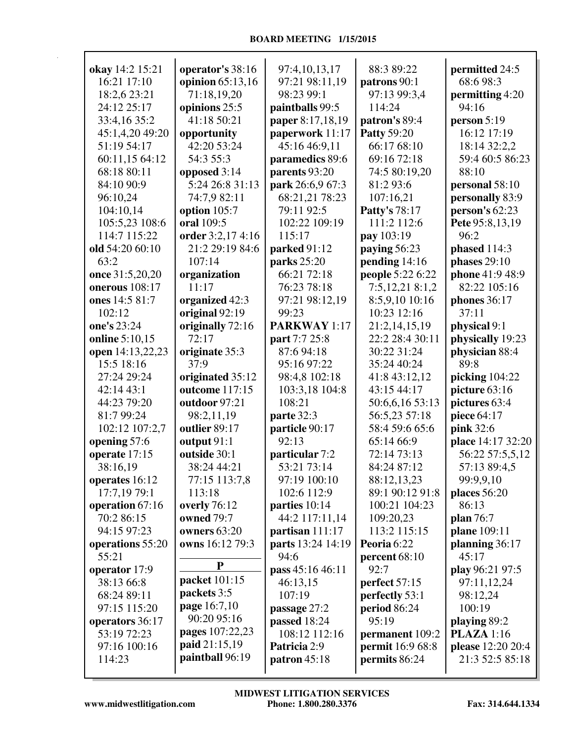**okay** 14:2 15:21 16:21 17:10 18:2,6 23:21 24:12 25:17 33:4,16 35:2 45:1,4,20 49:20 51:19 54:17 60:11,15 64:12 68:18 80:11 84:10 90:9 96:10,24 104:10,14 105:5,23 108:6 114:7 115:22
**old** 54:20 60:10 63:2
**once** 31:5,20,20
**onerous** 108:17
**ones** 14:5 81:7 102:12
**one's** 23:24
**online** 5:10,15
**open** 14:13,22,23 15:5 18:16 27:24 29:24 42:14 43:1 44:23 79:20 81:7 99:24 102:12 107:2,7
**opening** 57:6
**operate** 17:15 38:16,19
**operates** 16:12 17:7,19 79:1
**operation** 67:16 70:2 86:15 94:15 97:23
**operations** 55:20 55:21
**operator** 17:9 38:13 66:8 68:24 89:11 97:15 115:20
**operators** 36:17 53:19 72:23 97:16 100:16 114:23
**operator's** 38:16
**opinion** 65:13,16 71:18,19,20
**opinions** 25:5 41:18 50:21
**opportunity** 42:20 53:24 54:3 55:3
**opposed** 3:14 5:24 26:8 31:13 74:7,9 82:11
**option** 105:7
**oral** 109:5
**order** 3:2,17 4:16 21:2 29:19 84:6 107:14
**organization** 11:17
**organized** 42:3
**original** 92:19
**originally** 72:16 72:17
**originate** 35:3 37:9
**originated** 35:12
**outcome** 117:15
**outdoor** 97:21 98:2,11,19
**outlier** 89:17
**output** 91:1
**outside** 30:1 38:24 44:21 77:15 113:7,8 113:18
**overly** 76:12
**owned** 79:7
**owners** 63:20
**owns** 16:12 79:3

**P**

**packet** 101:15
**packets** 3:5
**page** 16:7,10 90:20 95:16
**pages** 107:22,23
**paid** 21:15,19
**paintball** 96:19 97:4,10,13,17 97:21 98:11,19 98:23 99:1
**paintballs** 99:5
**paper** 8:17,18,19
**paperwork** 11:17 45:16 46:9,11
**paramedics** 89:6
**parents** 93:20
**park** 26:6,9 67:3 68:21,21 78:23 79:11 92:5 102:22 109:19 115:17
**parked** 91:12
**parks** 25:20 66:21 72:18 76:23 78:18 97:21 98:12,19 99:23
**PARKWAY** 1:17
**part** 7:7 25:8 87:6 94:18 95:16 97:22 98:4,8 102:18 103:3,18 104:8 108:21
**parte** 32:3
**particle** 90:17 92:13
**particular** 7:2 53:21 73:14 97:19 100:10 102:6 112:9
**parties** 10:14 44:2 117:11,14
**partisan** 111:17
**parts** 13:24 14:19 94:6
**pass** 45:16 46:11 46:13,15 107:19
**passage** 27:2
**passed** 18:24 108:12 112:16
**Patricia** 2:9
**patron** 45:18 88:3 89:22
**patrons** 90:1 97:13 99:3,4 114:24
**patron's** 89:4
**Patty** 59:20 66:17 68:10 69:16 72:18 74:5 80:19,20 81:2 93:6 107:16,21
**Patty's** 78:17 111:2 112:6
**pay** 103:19
**paying** 56:23
**pending** 14:16
**people** 5:22 6:22 7:5,12,21 8:1,2 8:5,9,10 10:16 10:23 12:16 21:2,14,15,19 22:2 28:4 30:11 30:22 31:24 35:24 40:24 41:8 43:12,12 43:15 44:17 50:6,6,16 53:13 56:5,23 57:18 58:4 59:6 65:6 65:14 66:9 72:14 73:13 84:24 87:12 88:12,13,23 89:1 90:12 91:8 100:21 104:23 109:20,23 113:2 115:15
**Peoria** 6:22
**percent** 68:10 92:7
**perfect** 57:15
**perfectly** 53:1
**period** 86:24 95:19
**permanent** 109:2
**permit** 16:9 68:8
**permits** 86:24
**permitted** 24:5 68:6 98:3
**permitting** 4:20 94:16
**person** 5:19 16:12 17:19 18:14 32:2,2 59:4 60:5 86:23 88:10
**personal** 58:10
**personally** 83:9
**person's** 62:23
**Pete** 95:8,13,19 96:2
**phased** 114:3
**phases** 29:10
**phone** 41:9 48:9 82:22 105:16
**phones** 36:17 37:11
**physical** 9:1
**physically** 19:23
**physician** 88:4 89:8
**picking** 104:22
**picture** 63:16
**pictures** 63:4
**piece** 64:17
**pink** 32:6
**place** 14:17 32:20 56:22 57:5,5,12 57:13 89:4,5 99:9,9,10
**places** 56:20 86:13
**plan** 76:7
**plane** 109:11
**planning** 36:17 45:17
**play** 96:21 97:5 97:11,12,24 98:12,24 100:19
**playing** 89:2
**PLAZA** 1:16
**please** 12:20 20:4 21:3 52:5 85:18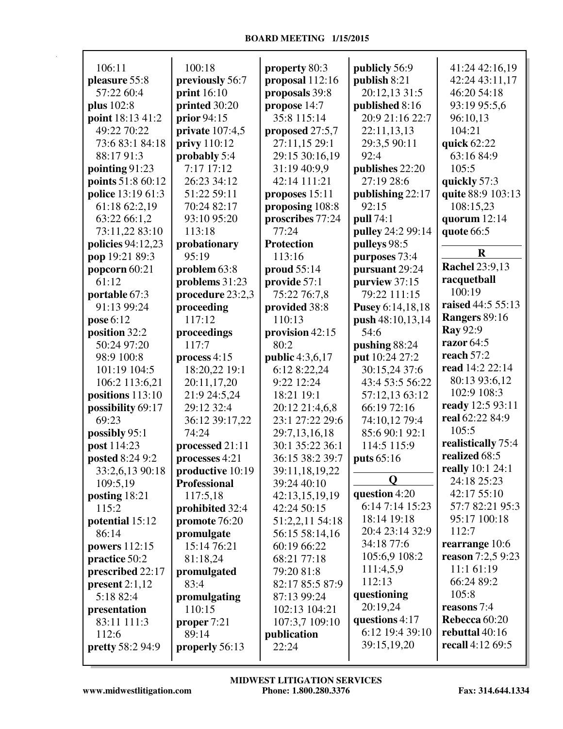106:11
**pleasure** 55:8 57:22 60:4
**plus** 102:8
**point** 18:13 41:2 49:22 70:22 73:6 83:1 84:18 88:17 91:3
**pointing** 91:23
**points** 51:8 60:12
**police** 13:19 61:3 61:18 62:2,19 63:22 66:1,2 73:11,22 83:10
**policies** 94:12,23
**pop** 19:21 89:3
**popcorn** 60:21 61:12
**portable** 67:3 91:13 99:24
**pose** 6:12
**position** 32:2 50:24 97:20 98:9 100:8 101:19 104:5 106:2 113:6,21
**positions** 113:10
**possibility** 69:17 69:23
**possibly** 95:1
**post** 114:23
**posted** 8:24 9:2 33:2,6,13 90:18 109:5,19
**posting** 18:21 115:2
**potential** 15:12 86:14
**powers** 112:15
**practice** 50:2
**prescribed** 22:17
**present** 2:1,12 5:18 82:4
**presentation** 83:11 111:3 112:6
**pretty** 58:2 94:9

100:18
**previously** 56:7
**print** 16:10
**printed** 30:20
**prior** 94:15
**private** 107:4,5
**privy** 110:12
**probably** 5:4 7:17 17:12 26:23 34:12 51:22 59:11 70:24 82:17 93:10 95:20 113:18
**probationary** 95:19
**problem** 63:8
**problems** 31:23
**procedure** 23:2,3
**proceeding** 117:12
**proceedings** 117:7
**process** 4:15 18:20,22 19:1 20:11,17,20 21:9 24:5,24 29:12 32:4 36:12 39:17,22 74:24
**processed** 21:11
**processes** 4:21
**productive** 10:19
**Professional** 117:5,18
**prohibited** 32:4
**promote** 76:20
**promulgate** 15:14 76:21 81:18,24
**promulgated** 83:4
**promulgating** 110:15
**proper** 7:21 89:14
**properly** 56:13

**property** 80:3
**proposal** 112:16
**proposals** 39:8
**propose** 14:7 35:8 115:14
**proposed** 27:5,7 27:11,15 29:1 29:15 30:16,19 31:19 40:9,9 42:14 111:21
**proposes** 15:11
**proposing** 108:8
**proscribes** 77:24 77:24
**Protection** 113:16
**proud** 55:14
**provide** 57:1 75:22 76:7,8
**provided** 38:8 110:13
**provision** 42:15 80:2
**public** 4:3,6,17 6:12 8:22,24 9:22 12:24 18:21 19:1 20:12 21:4,6,8 23:1 27:22 29:6 29:7,13,16,18 30:1 35:22 36:1 36:15 38:2 39:7 39:11,18,19,22 39:24 40:10 42:13,15,19,19 42:24 50:15 51:2,2,11 54:18 56:15 58:14,16 60:19 66:22 68:21 77:18 79:20 81:8 82:17 85:5 87:9 87:13 99:24 102:13 104:21 107:3,7 109:10
**publication** 22:24

**publicly** 56:9
**publish** 8:21 20:12,13 31:5
**published** 8:16 20:9 21:16 22:7 22:11,13,13 29:3,5 90:11 92:4
**publishes** 22:20 27:19 28:6
**publishing** 22:17 92:15
**pull** 74:1
**pulley** 24:2 99:14
**pulleys** 98:5
**purposes** 73:4
**pursuant** 29:24
**purview** 37:15 79:22 111:15
**Pusey** 6:14,18,18
**push** 48:10,13,14 54:6
**pushing** 88:24
**put** 10:24 27:2 30:15,24 37:6 43:4 53:5 56:22 57:12,13 63:12 66:19 72:16 74:10,12 79:4 85:6 90:1 92:1 114:5 115:9
**puts** 65:16

## Q

**question** 4:20 6:14 7:14 15:23 18:14 19:18 20:4 23:14 32:9 34:18 77:6 105:6,9 108:2 111:4,5,9 112:13
**questioning** 20:19,24
**questions** 4:17 6:12 19:4 39:10 39:15,19,20

41:24 42:16,19 42:24 43:11,17 46:20 54:18 93:19 95:5,6 96:10,13 104:21
**quick** 62:22 63:16 84:9 105:5
**quickly** 57:3
**quite** 88:9 103:13 108:15,23
**quorum** 12:14
**quote** 66:5

## R

**Rachel** 23:9,13
**racquetball** 100:19
**raised** 44:5 55:13
**Rangers** 89:16
**Ray** 92:9
**razor** 64:5
**reach** 57:2
**read** 14:2 22:14 80:13 93:6,12 102:9 108:3
**ready** 12:5 93:11
**real** 62:22 84:9 105:5
**realistically** 75:4
**realized** 68:5
**really** 10:1 24:1 24:18 25:23 42:17 55:10 57:7 82:21 95:3 95:17 100:18 112:7
**rearrange** 10:6
**reason** 7:2,5 9:23 11:1 61:19 66:24 89:2 105:8
**reasons** 7:4
**Rebecca** 60:20
**rebuttal** 40:16
**recall** 4:12 69:5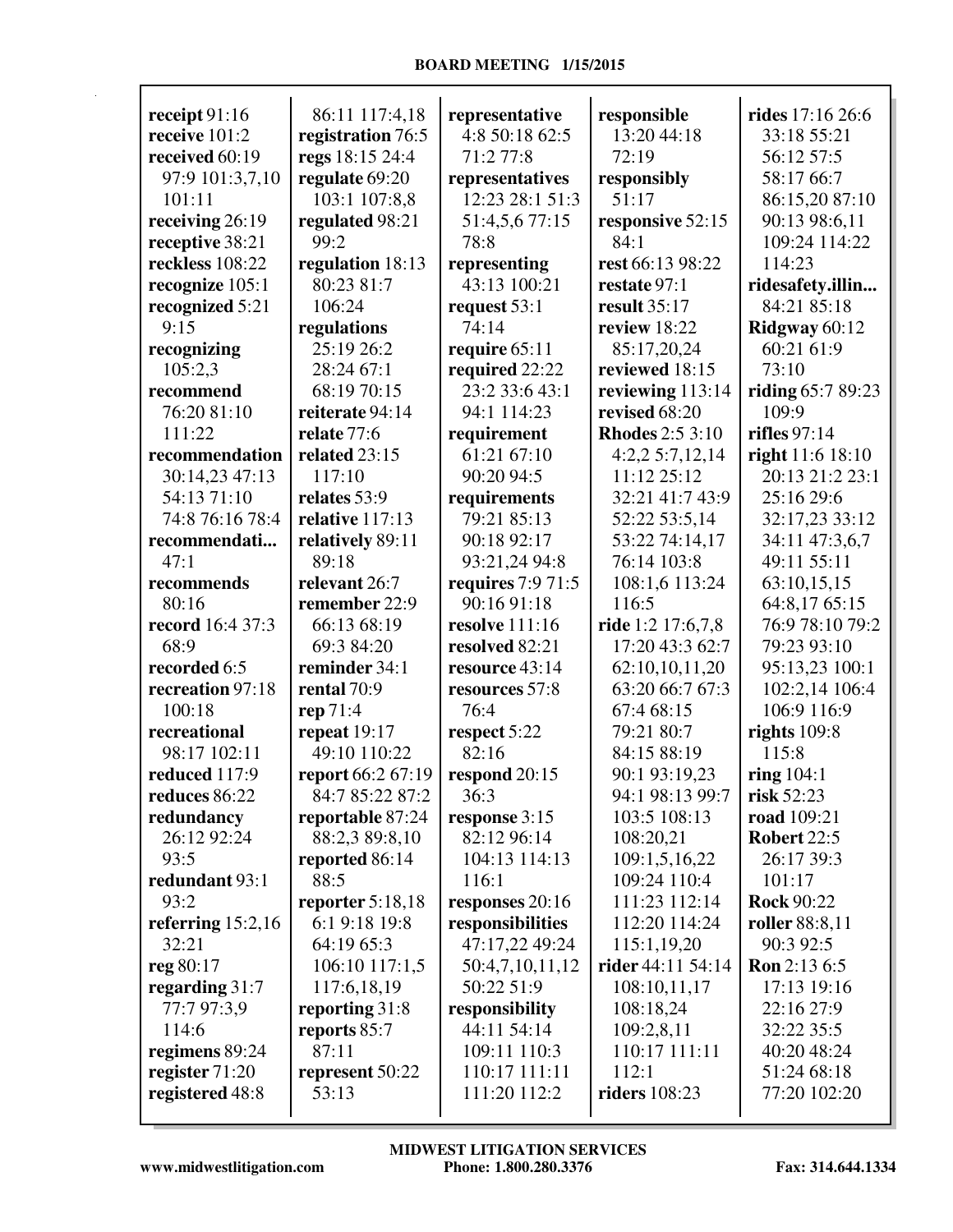**receipt** 91:16
**receive** 101:2
**received** 60:19 97:9 101:3,7,10 101:11
**receiving** 26:19
**receptive** 38:21
**reckless** 108:22
**recognize** 105:1
**recognized** 5:21 9:15
**recognizing** 105:2,3
**recommend** 76:20 81:10 111:22
**recommendation** 30:14,23 47:13 54:13 71:10 74:8 76:16 78:4
**recommendati...** 47:1
**recommends** 80:16
**record** 16:4 37:3 68:9
**recorded** 6:5
**recreation** 97:18 100:18
**recreational** 98:17 102:11
**reduced** 117:9
**reduces** 86:22
**redundancy** 26:12 92:24 93:5
**redundant** 93:1 93:2
**referring** 15:2,16 32:21
**reg** 80:17
**regarding** 31:7 77:7 97:3,9 114:6
**regimens** 89:24
**register** 71:20
**registered** 48:8 86:11 117:4,18
**registration** 76:5
**regs** 18:15 24:4
**regulate** 69:20 103:1 107:8,8
**regulated** 98:21 99:2
**regulation** 18:13 80:23 81:7 106:24
**regulations** 25:19 26:2 28:24 67:1 68:19 70:15
**reiterate** 94:14
**relate** 77:6
**related** 23:15 117:10
**relates** 53:9
**relative** 117:13
**relatively** 89:11 89:18
**relevant** 26:7
**remember** 22:9 66:13 68:19 69:3 84:20
**reminder** 34:1
**rental** 70:9
**rep** 71:4
**repeat** 19:17 49:10 110:22
**report** 66:2 67:19 84:7 85:22 87:2
**reportable** 87:24 88:2,3 89:8,10
**reported** 86:14 88:5
**reporter** 5:18,18 6:1 9:18 19:8 64:19 65:3 106:10 117:1,5 117:6,18,19
**reporting** 31:8
**reports** 85:7 87:11
**represent** 50:22 53:13
**representative** 4:8 50:18 62:5 71:2 77:8
**representatives** 12:23 28:1 51:3 51:4,5,6 77:15 78:8
**representing** 43:13 100:21
**request** 53:1 74:14
**require** 65:11
**required** 22:22 23:2 33:6 43:1 94:1 114:23
**requirement** 61:21 67:10 90:20 94:5
**requirements** 79:21 85:13 90:18 92:17 93:21,24 94:8
**requires** 7:9 71:5 90:16 91:18
**resolve** 111:16
**resolved** 82:21
**resource** 43:14
**resources** 57:8 76:4
**respect** 5:22 82:16
**respond** 20:15 36:3
**response** 3:15 82:12 96:14 104:13 114:13 116:1
**responses** 20:16
**responsibilities** 47:17,22 49:24 50:4,7,10,11,12 50:22 51:9
**responsibility** 44:11 54:14 109:11 110:3 110:17 111:11 111:20 112:2
**responsible** 13:20 44:18 72:19
**responsibly** 51:17
**responsive** 52:15 84:1
**rest** 66:13 98:22
**restate** 97:1
**result** 35:17
**review** 18:22 85:17,20,24
**reviewed** 18:15
**reviewing** 113:14
**revised** 68:20
**Rhodes** 2:5 3:10 4:2,2 5:7,12,14 11:12 25:12 32:21 41:7 43:9 52:22 53:5,14 53:22 74:14,17 76:14 103:8 108:1,6 113:24 116:5
**ride** 1:2 17:6,7,8 17:20 43:3 62:7 62:10,10,11,20 63:20 66:7 67:3 67:4 68:15 79:21 80:7 84:15 88:19 90:1 93:19,23 94:1 98:13 99:7 103:5 108:13 108:20,21 109:1,5,16,22 109:24 110:4 111:23 112:14 112:20 114:24 115:1,19,20
**rider** 44:11 54:14 108:10,11,17 108:18,24 109:2,8,11 110:17 111:11 112:1
**riders** 108:23
**rides** 17:16 26:6 33:18 55:21 56:12 57:5 58:17 66:7 86:15,20 87:10 90:13 98:6,11 109:24 114:22 114:23
**ridesafety.illin...** 84:21 85:18
**Ridgway** 60:12 60:21 61:9 73:10
**riding** 65:7 89:23 109:9
**rifles** 97:14
**right** 11:6 18:10 20:13 21:2 23:1 25:16 29:6 32:17,23 33:12 34:11 47:3,6,7 49:11 55:11 63:10,15,15 64:8,17 65:15 76:9 78:10 79:2 79:23 93:10 95:13,23 100:1 102:2,14 106:4 106:9 116:9
**rights** 109:8 115:8
**ring** 104:1
**risk** 52:23
**road** 109:21
**Robert** 22:5 26:17 39:3 101:17
**Rock** 90:22
**roller** 88:8,11 90:3 92:5
**Ron** 2:13 6:5 17:13 19:16 22:16 27:9 32:22 35:5 40:20 48:24 51:24 68:18 77:20 102:20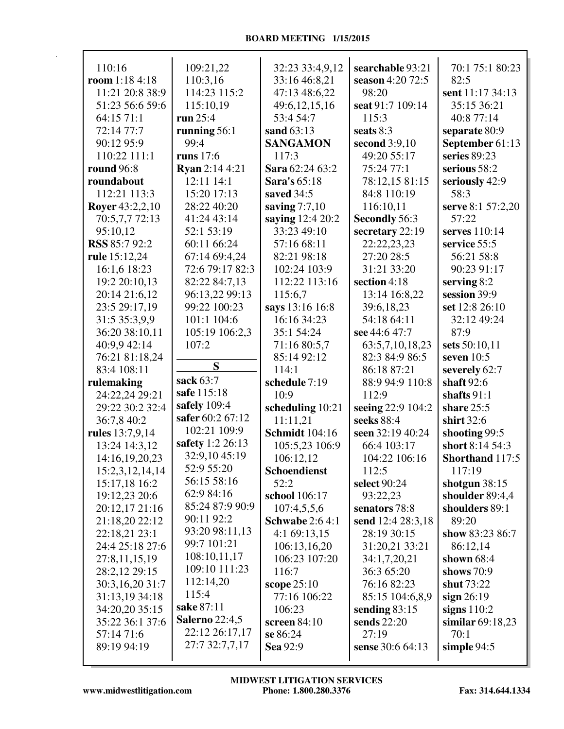110:16
**room** 1:18 4:18 11:21 20:8 38:9 51:23 56:6 59:6 64:15 71:1 72:14 77:7 90:12 95:9 110:22 111:1
**round** 96:8
**roundabout** 112:21 113:3
**Royer** 43:2,2,10 70:5,7,7 72:13 95:10,12
**RSS** 85:7 92:2
**rule** 15:12,24 16:1,6 18:23 19:2 20:10,13 20:14 21:6,12 23:5 29:17,19 31:5 35:3,9,9 36:20 38:10,11 40:9,9 42:14 76:21 81:18,24 83:4 108:11
**rulemaking** 24:22,24 29:21 29:22 30:2 32:4 36:7,8 40:2
**rules** 13:7,9,14 13:24 14:3,12 14:16,19,20,23 15:2,3,12,14,14 15:17,18 16:2 19:12,23 20:6 20:12,17 21:16 21:18,20 22:12 22:18,21 23:1 24:4 25:18 27:6 27:8,11,15,19 28:2,12 29:15 30:3,16,20 31:7 31:13,19 34:18 34:20,20 35:15 35:22 36:1 37:6 57:14 71:6 89:19 94:19

109:21,22 110:3,16 114:23 115:2 115:10,19
**run** 25:4
**running** 56:1 99:4
**runs** 17:6
**Ryan** 2:14 4:21 12:11 14:1 15:20 17:13 28:22 40:20 41:24 43:14 52:1 53:19 60:11 66:24 67:14 69:4,24 72:6 79:17 82:3 82:22 84:7,13 96:13,22 99:13 99:22 100:23 101:1 104:6 105:19 106:2,3 107:2

## S

**sack** 63:7
**safe** 115:18
**safely** 109:4
**safer** 60:2 67:12 102:21 109:9
**safety** 1:2 26:13 32:9,10 45:19 52:9 55:20 56:15 58:16 62:9 84:16 85:24 87:9 90:9 90:11 92:2 93:20 98:11,13 99:7 101:21 108:10,11,17 109:10 111:23 112:14,20 115:4
**sake** 87:11
**Salerno** 22:4,5 22:12 26:17,17 27:7 32:7,7,17

32:23 33:4,9,12 33:16 46:8,21 47:13 48:6,22 49:6,12,15,16 53:4 54:7
**sand** 63:13
**SANGAMON** 117:3
**Sara** 62:24 63:2
**Sara's** 65:18
**saved** 34:5
**saving** 7:7,10
**saying** 12:4 20:2 33:23 49:10 57:16 68:11 82:21 98:18 102:24 103:9 112:22 113:16 115:6,7
**says** 13:16 16:8 16:16 34:23 35:1 54:24 71:16 80:5,7 85:14 92:12 114:1
**schedule** 7:19 10:9
**scheduling** 10:21 11:11,21
**Schmidt** 104:16 105:5,23 106:9 106:12,12
**Schoendienst** 52:2
**school** 106:17 107:4,5,5,6
**Schwabe** 2:6 4:1 4:1 69:13,15 106:13,16,20 106:23 107:20 116:7
**scope** 25:10 77:16 106:22 106:23
**screen** 84:10
**se** 86:24
**Sea** 92:9

**searchable** 93:21
**season** 4:20 72:5 98:20
**seat** 91:7 109:14 115:3
**seats** 8:3
**second** 3:9,10 49:20 55:17 75:24 77:1 78:12,15 81:15 84:8 110:19 116:10,11
**Secondly** 56:3
**secretary** 22:19 22:22,23,23 27:20 28:5 31:21 33:20
**section** 4:18 13:14 16:8,22 39:6,18,23 54:18 64:11
**see** 44:6 47:7 63:5,7,10,18,23 82:3 84:9 86:5 86:18 87:21 88:9 94:9 110:8 112:9
**seeing** 22:9 104:2
**seeks** 88:4
**seen** 32:19 40:24 66:4 103:17 104:22 106:16 112:5
**select** 90:24 93:22,23
**senators** 78:8
**send** 12:4 28:3,18 28:19 30:15 31:20,21 33:21 34:1,7,20,21 36:3 65:20 76:16 82:23 85:15 104:6,8,9
**sending** 83:15
**sends** 22:20 27:19
**sense** 30:6 64:13

70:1 75:1 80:23 82:5
**sent** 11:17 34:13 35:15 36:21 40:8 77:14
**separate** 80:9
**September** 61:13
**series** 89:23
**serious** 58:2
**seriously** 42:9 58:3
**serve** 8:1 57:2,20 57:22
**serves** 110:14
**service** 55:5 56:21 58:8 90:23 91:17
**serving** 8:2
**session** 39:9
**set** 12:8 26:10 32:12 49:24 87:9
**sets** 50:10,11
**seven** 10:5
**severely** 62:7
**shaft** 92:6
**shafts** 91:1
**share** 25:5
**shirt** 32:6
**shooting** 99:5
**short** 8:14 54:3
**Shorthand** 117:5 117:19
**shotgun** 38:15
**shoulder** 89:4,4
**shoulders** 89:1 89:20
**show** 83:23 86:7 86:12,14
**shown** 68:4
**shows** 70:9
**shut** 73:22
**sign** 26:19
**signs** 110:2
**similar** 69:18,23 70:1
**simple** 94:5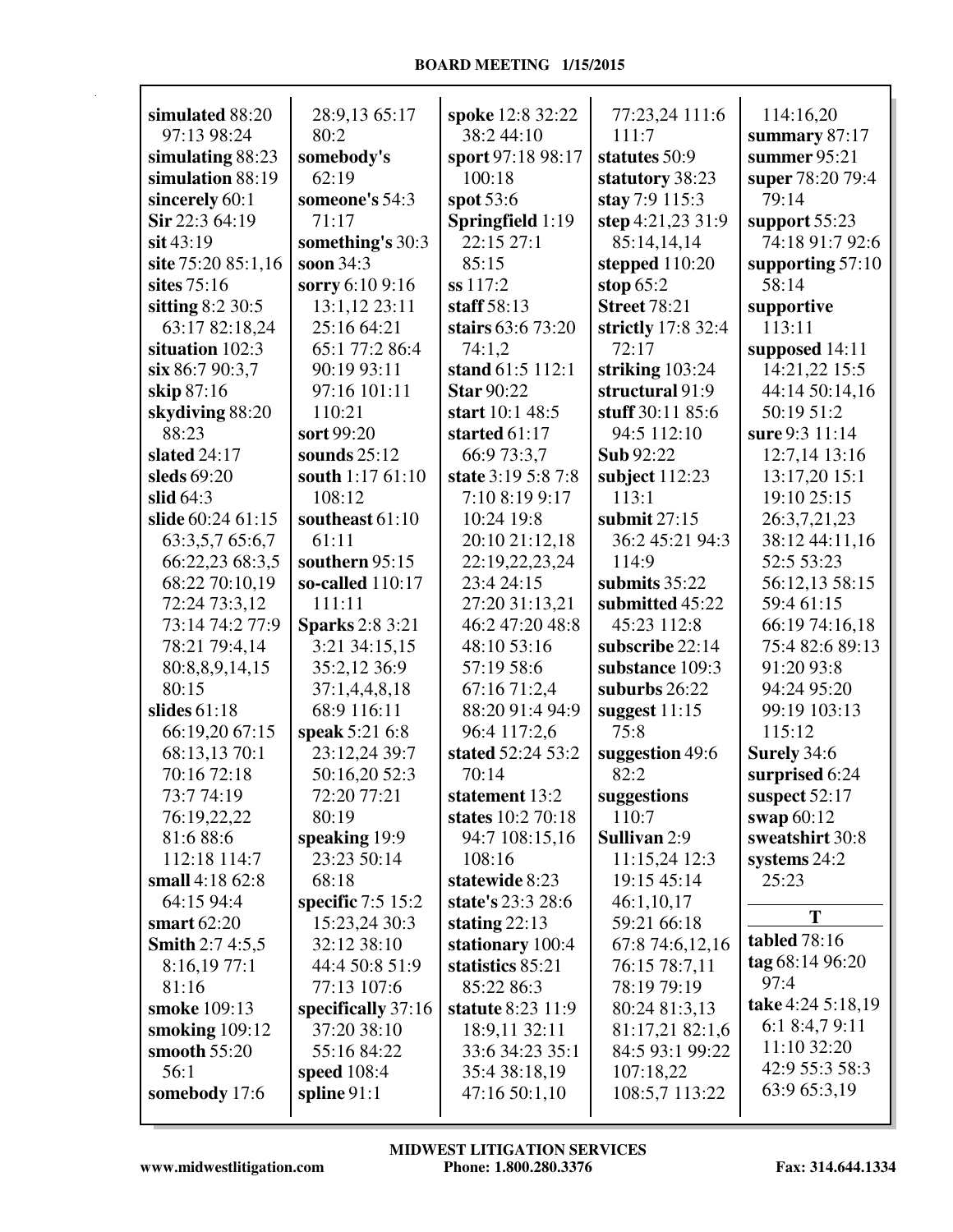**simulated** 88:20 97:13 98:24
**simulating** 88:23
**simulation** 88:19
**sincerely** 60:1
**Sir** 22:3 64:19
**sit** 43:19
**site** 75:20 85:1,16
**sites** 75:16
**sitting** 8:2 30:5 63:17 82:18,24
**situation** 102:3
**six** 86:7 90:3,7
**skip** 87:16
**skydiving** 88:20 88:23
**slated** 24:17
**sleds** 69:20
**slid** 64:3
**slide** 60:24 61:15 63:3,5,7 65:6,7 66:22,23 68:3,5 68:22 70:10,19 72:24 73:3,12 73:14 74:2 77:9 78:21 79:4,14 80:8,8,9,14,15 80:15
**slides** 61:18 66:19,20 67:15 68:13,13 70:1 70:16 72:18 73:7 74:19 76:19,22,22 81:6 88:6 112:18 114:7
**small** 4:18 62:8 64:15 94:4
**smart** 62:20
**Smith** 2:7 4:5,5 8:16,19 77:1 81:16
**smoke** 109:13
**smoking** 109:12
**smooth** 55:20 56:1
**somebody** 17:6 28:9,13 65:17 80:2
**somebody's** 62:19
**someone's** 54:3 71:17
**something's** 30:3
**soon** 34:3
**sorry** 6:10 9:16 13:1,12 23:11 25:16 64:21 65:1 77:2 86:4 90:19 93:11 97:16 101:11 110:21
**sort** 99:20
**sounds** 25:12
**south** 1:17 61:10 108:12
**southeast** 61:10 61:11
**southern** 95:15
**so-called** 110:17 111:11
**Sparks** 2:8 3:21 3:21 34:15,15 35:2,12 36:9 37:1,4,4,8,18 68:9 116:11
**speak** 5:21 6:8 23:12,24 39:7 50:16,20 52:3 72:20 77:21 80:19
**speaking** 19:9 23:23 50:14 68:18
**specific** 7:5 15:2 15:23,24 30:3 32:12 38:10 44:4 50:8 51:9 77:13 107:6
**specifically** 37:16 37:20 38:10 55:16 84:22
**speed** 108:4
**spline** 91:1
**spoke** 12:8 32:22 38:2 44:10
**sport** 97:18 98:17 100:18
**spot** 53:6
**Springfield** 1:19 22:15 27:1 85:15
**ss** 117:2
**staff** 58:13
**stairs** 63:6 73:20 74:1,2
**stand** 61:5 112:1
**Star** 90:22
**start** 10:1 48:5
**started** 61:17 66:9 73:3,7
**state** 3:19 5:8 7:8 7:10 8:19 9:17 10:24 19:8 20:10 21:12,18 22:19,22,23,24 23:4 24:15 27:20 31:13,21 46:2 47:20 48:8 48:10 53:16 57:19 58:6 67:16 71:2,4 88:20 91:4 94:9 96:4 117:2,6
**stated** 52:24 53:2 70:14
**statement** 13:2
**states** 10:2 70:18 94:7 108:15,16 108:16
**statewide** 8:23
**state's** 23:3 28:6
**stating** 22:13
**stationary** 100:4
**statistics** 85:21 85:22 86:3
**statute** 8:23 11:9 18:9,11 32:11 33:6 34:23 35:1 35:4 38:18,19 47:16 50:1,10 77:23,24 111:6 111:7
**statutes** 50:9
**statutory** 38:23
**stay** 7:9 115:3
**step** 4:21,23 31:9 85:14,14,14
**stepped** 110:20
**stop** 65:2
**Street** 78:21
**strictly** 17:8 32:4 72:17
**striking** 103:24
**structural** 91:9
**stuff** 30:11 85:6 94:5 112:10
**Sub** 92:22
**subject** 112:23 113:1
**submit** 27:15 36:2 45:21 94:3 114:9
**submits** 35:22
**submitted** 45:22 45:23 112:8
**subscribe** 22:14
**substance** 109:3
**suburbs** 26:22
**suggest** 11:15 75:8
**suggestion** 49:6 82:2
**suggestions** 110:7
**Sullivan** 2:9 11:15,24 12:3 19:15 45:14 46:1,10,17 59:21 66:18 67:8 74:6,12,16 76:15 78:7,11 78:19 79:19 80:24 81:3,13 81:17,21 82:1,6 84:5 93:1 99:22 107:18,22 108:5,7 113:22 114:16,20
**summary** 87:17
**summer** 95:21
**super** 78:20 79:4 79:14
**support** 55:23 74:18 91:7 92:6
**supporting** 57:10 58:14
**supportive** 113:11
**supposed** 14:11 14:21,22 15:5 44:14 50:14,16 50:19 51:2
**sure** 9:3 11:14 12:7,14 13:16 13:17,20 15:1 19:10 25:15 26:3,7,21,23 38:12 44:11,16 52:5 53:23 56:12,13 58:15 59:4 61:15 66:19 74:16,18 75:4 82:6 89:13 91:20 93:8 94:24 95:20 99:19 103:13 115:12
**Surely** 34:6
**surprised** 6:24
**suspect** 52:17
**swap** 60:12
**sweatshirt** 30:8
**systems** 24:2 25:23

**T**

**tabled** 78:16
**tag** 68:14 96:20 97:4
**take** 4:24 5:18,19 6:1 8:4,7 9:11 11:10 32:20 42:9 55:3 58:3 63:9 65:3,19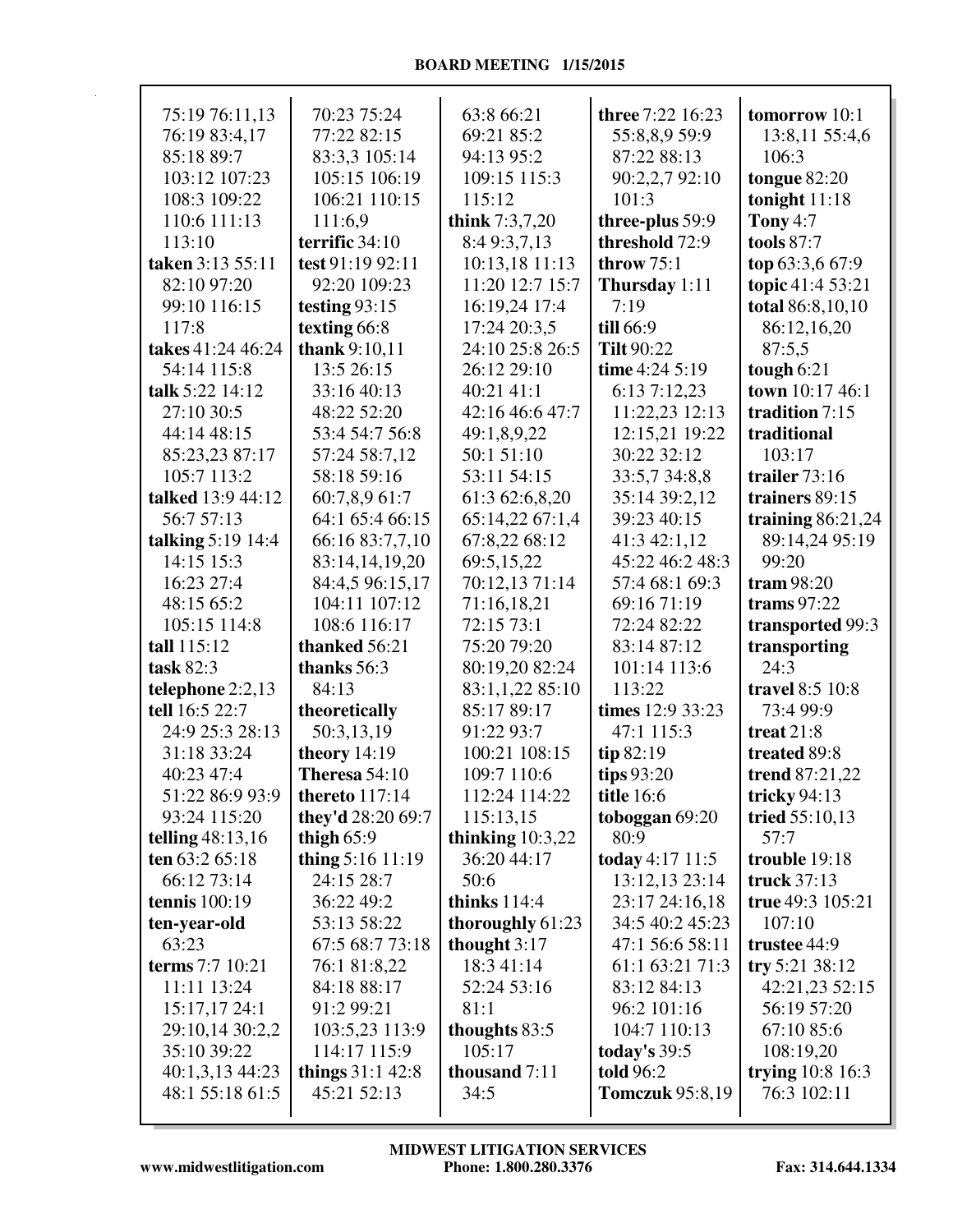75:19 76:11,13
76:19 83:4,17
85:18 89:7
103:12 107:23
108:3 109:22
110:6 111:13
113:10

**taken** 3:13 55:11
82:10 97:20
99:10 116:15
117:8

**takes** 41:24 46:24
54:14 115:8

**talk** 5:22 14:12
27:10 30:5
44:14 48:15
85:23,23 87:17
105:7 113:2

**talked** 13:9 44:12
56:7 57:13

**talking** 5:19 14:4
14:15 15:3
16:23 27:4
48:15 65:2
105:15 114:8

**tall** 115:12

**task** 82:3

**telephone** 2:2,13

**tell** 16:5 22:7
24:9 25:3 28:13
31:18 33:24
40:23 47:4
51:22 86:9 93:9
93:24 115:20

**telling** 48:13,16

**ten** 63:2 65:18
66:12 73:14

**tennis** 100:19

**ten-year-old**
63:23

**terms** 7:7 10:21
11:11 13:24
15:17,17 24:1
29:10,14 30:2,2
35:10 39:22
40:1,3,13 44:23
48:1 55:18 61:5
70:23 75:24
77:22 82:15
83:3,3 105:14
105:15 106:19
106:21 110:15
111:6,9

**terrific** 34:10

**test** 91:19 92:11
92:20 109:23

**testing** 93:15

**texting** 66:8

**thank** 9:10,11
13:5 26:15
33:16 40:13
48:22 52:20
53:4 54:7 56:8
57:24 58:7,12
58:18 59:16
60:7,8,9 61:7
64:1 65:4 66:15
66:16 83:7,7,10
83:14,14,19,20
84:4,5 96:15,17
104:11 107:12
108:6 116:17

**thanked** 56:21

**thanks** 56:3
84:13

**theoretically**
50:3,13,19

**theory** 14:19

**Theresa** 54:10

**thereto** 117:14

**they'd** 28:20 69:7

**thigh** 65:9

**thing** 5:16 11:19
24:15 28:7
36:22 49:2
53:13 58:22
67:5 68:7 73:18
76:1 81:8,22
84:18 88:17
91:2 99:21
103:5,23 113:9
114:17 115:9

**things** 31:1 42:8
45:21 52:13
63:8 66:21
69:21 85:2
94:13 95:2
109:15 115:3
115:12

**think** 7:3,7,20
8:4 9:3,7,13
10:13,18 11:13
11:20 12:7 15:7
16:19,24 17:4
17:24 20:3,5
24:10 25:8 26:5
26:12 29:10
40:21 41:1
42:16 46:6 47:7
49:1,8,9,22
50:1 51:10
53:11 54:15
61:3 62:6,8,20
65:14,22 67:1,4
67:8,22 68:12
69:5,15,22
70:12,13 71:14
71:16,18,21
72:15 73:1
75:20 79:20
80:19,20 82:24
83:1,1,22 85:10
85:17 89:17
91:22 93:7
100:21 108:15
109:7 110:6
112:24 114:22
115:13,15

**thinking** 10:3,22
36:20 44:17
50:6

**thinks** 114:4

**thoroughly** 61:23

**thought** 3:17
18:3 41:14
52:24 53:16
81:1

**thoughts** 83:5
105:17

**thousand** 7:11
34:5

**three** 7:22 16:23
55:8,8,9 59:9
87:22 88:13
90:2,2,7 92:10
101:3

**three-plus** 59:9

**threshold** 72:9

**throw** 75:1

**Thursday** 1:11
7:19

**till** 66:9

**Tilt** 90:22

**time** 4:24 5:19
6:13 7:12,23
11:22,23 12:13
12:15,21 19:22
30:22 32:12
33:5,7 34:8,8
35:14 39:2,12
39:23 40:15
41:3 42:1,12
45:22 46:2 48:3
57:4 68:1 69:3
69:16 71:19
72:24 82:22
83:14 87:12
101:14 113:6
113:22

**times** 12:9 33:23
47:1 115:3

**tip** 82:19

**tips** 93:20

**title** 16:6

**toboggan** 69:20
80:9

**today** 4:17 11:5
13:12,13 23:14
23:17 24:16,18
34:5 40:2 45:23
47:1 56:6 58:11
61:1 63:21 71:3
83:12 84:13
96:2 101:16
104:7 110:13

**today's** 39:5

**told** 96:2

**Tomczuk** 95:8,19

**tomorrow** 10:1
13:8,11 55:4,6
106:3

**tongue** 82:20

**tonight** 11:18

**Tony** 4:7

**tools** 87:7

**top** 63:3,6 67:9

**topic** 41:4 53:21

**total** 86:8,10,10
86:12,16,20
87:5,5

**tough** 6:21

**town** 10:17 46:1

**tradition** 7:15

**traditional**
103:17

**trailer** 73:16

**trainers** 89:15

**training** 86:21,24
89:14,24 95:19
99:20

**tram** 98:20

**trams** 97:22

**transported** 99:3

**transporting**
24:3

**travel** 8:5 10:8
73:4 99:9

**treat** 21:8

**treated** 89:8

**trend** 87:21,22

**tricky** 94:13

**tried** 55:10,13
57:7

**trouble** 19:18

**truck** 37:13

**true** 49:3 105:21
107:10

**trustee** 44:9

**try** 5:21 38:12
42:21,23 52:15
56:19 57:20
67:10 85:6
108:19,20

**trying** 10:8 16:3
76:3 102:11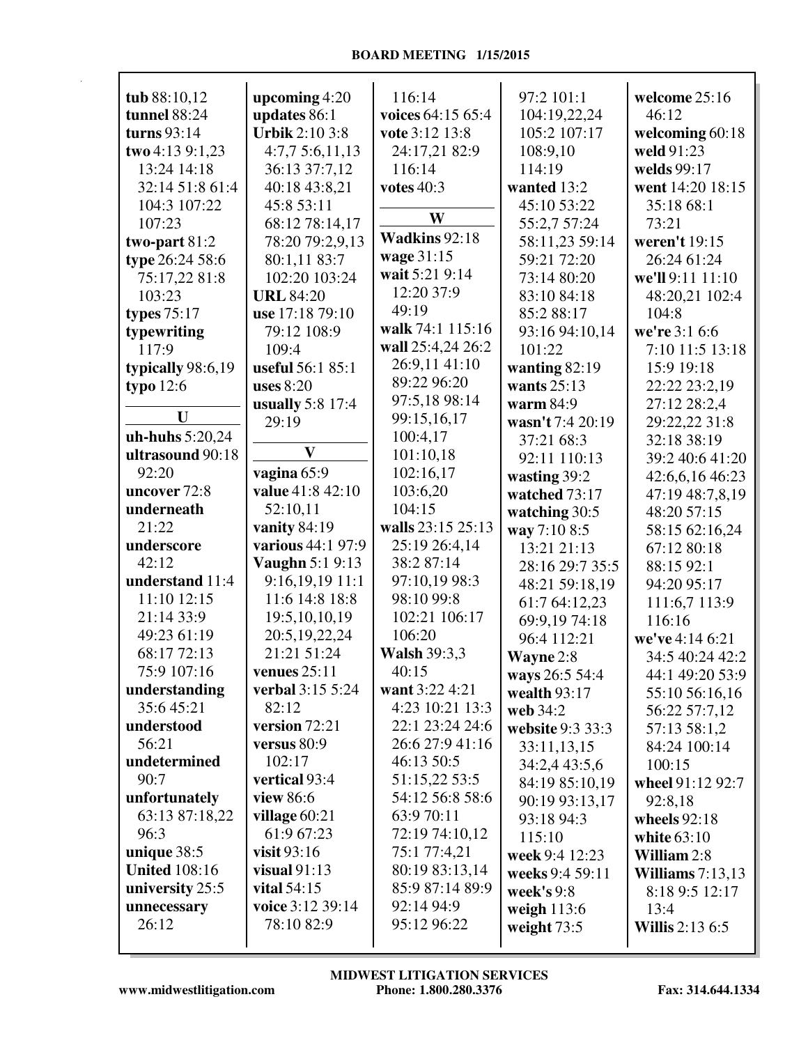**tub** 88:10,12
**tunnel** 88:24
**turns** 93:14
**two** 4:13 9:1,23 13:24 14:18 32:14 51:8 61:4 104:3 107:22 107:23
**two-part** 81:2
**type** 26:24 58:6 75:17,22 81:8 103:23
**types** 75:17
**typewriting** 117:9
**typically** 98:6,19
**typo** 12:6

**U**

**uh-huhs** 5:20,24
**ultrasound** 90:18 92:20
**uncover** 72:8
**underneath** 21:22
**underscore** 42:12
**understand** 11:4 11:10 12:15 21:14 33:9 49:23 61:19 68:17 72:13 75:9 107:16
**understanding** 35:6 45:21
**understood** 56:21
**undetermined** 90:7
**unfortunately** 63:13 87:18,22 96:3
**unique** 38:5
**United** 108:16
**university** 25:5
**unnecessary** 26:12
**upcoming** 4:20
**updates** 86:1
**Urbik** 2:10 3:8 4:7,7 5:6,11,13 36:13 37:7,12 40:18 43:8,21 45:8 53:11 68:12 78:14,17 78:20 79:2,9,13 80:1,11 83:7 102:20 103:24
**URL** 84:20
**use** 17:18 79:10 79:12 108:9 109:4
**useful** 56:1 85:1
**uses** 8:20
**usually** 5:8 17:4 29:19

**V**

**vagina** 65:9
**value** 41:8 42:10 52:10,11
**vanity** 84:19
**various** 44:1 97:9
**Vaughn** 5:1 9:13 9:16,19,19 11:1 11:6 14:8 18:8 19:5,10,10,19 20:5,19,22,24 21:21 51:24
**venues** 25:11
**verbal** 3:15 5:24 82:12
**version** 72:21
**versus** 80:9 102:17
**vertical** 93:4
**view** 86:6
**village** 60:21 61:9 67:23
**visit** 93:16
**visual** 91:13
**vital** 54:15
**voice** 3:12 39:14 78:10 82:9 116:14
**voices** 64:15 65:4
**vote** 3:12 13:8 24:17,21 82:9 116:14
**votes** 40:3

**W**

**Wadkins** 92:18
**wage** 31:15
**wait** 5:21 9:14 12:20 37:9 49:19
**walk** 74:1 115:16
**wall** 25:4,24 26:2 26:9,11 41:10 89:22 96:20 97:5,18 98:14 99:15,16,17 100:4,17 101:10,18 102:16,17 103:6,20 104:15
**walls** 23:15 25:13 25:19 26:4,14 38:2 87:14 97:10,19 98:3 98:10 99:8 102:21 106:17 106:20
**Walsh** 39:3,3 40:15
**want** 3:22 4:21 4:23 10:21 13:3 22:1 23:24 24:6 26:6 27:9 41:16 46:13 50:5 51:15,22 53:5 54:12 56:8 58:6 63:9 70:11 72:19 74:10,12 75:1 77:4,21 80:19 83:13,14 85:9 87:14 89:9 92:14 94:9 95:12 96:22 97:2 101:1 104:19,22,24 105:2 107:17 108:9,10 114:19
**wanted** 13:2 45:10 53:22 55:2,7 57:24 58:11,23 59:14 59:21 72:20 73:14 80:20 83:10 84:18 85:2 88:17 93:16 94:10,14 101:22
**wanting** 82:19
**wants** 25:13
**warm** 84:9
**wasn't** 7:4 20:19 37:21 68:3 92:11 110:13
**wasting** 39:2
**watched** 73:17
**watching** 30:5
**way** 7:10 8:5 13:21 21:13 28:16 29:7 35:5 48:21 59:18,19 61:7 64:12,23 69:9,19 74:18 96:4 112:21
**Wayne** 2:8
**ways** 26:5 54:4
**wealth** 93:17
**web** 34:2
**website** 9:3 33:3 33:11,13,15 34:2,4 43:5,6 84:19 85:10,19 90:19 93:13,17 93:18 94:3 115:10
**week** 9:4 12:23
**weeks** 9:4 59:11
**week's** 9:8
**weigh** 113:6
**weight** 73:5
**welcome** 25:16 46:12
**welcoming** 60:18
**weld** 91:23
**welds** 99:17
**went** 14:20 18:15 35:18 68:1 73:21
**weren't** 19:15 26:24 61:24
**we'll** 9:11 11:10 48:20,21 102:4 104:8
**we're** 3:1 6:6 7:10 11:5 13:18 15:9 19:18 22:22 23:2,19 27:12 28:2,4 29:22,22 31:8 32:18 38:19 39:2 40:6 41:20 42:6,6,16 46:23 47:19 48:7,8,19 48:20 57:15 58:15 62:16,24 67:12 80:18 88:15 92:1 94:20 95:17 111:6,7 113:9 116:16
**we've** 4:14 6:21 34:5 40:24 42:2 44:1 49:20 53:9 55:10 56:16,16 56:22 57:7,12 57:13 58:1,2 84:24 100:14 100:15
**wheel** 91:12 92:7 92:8,18
**wheels** 92:18
**white** 63:10
**William** 2:8
**Williams** 7:13,13 8:18 9:5 12:17 13:4
**Willis** 2:13 6:5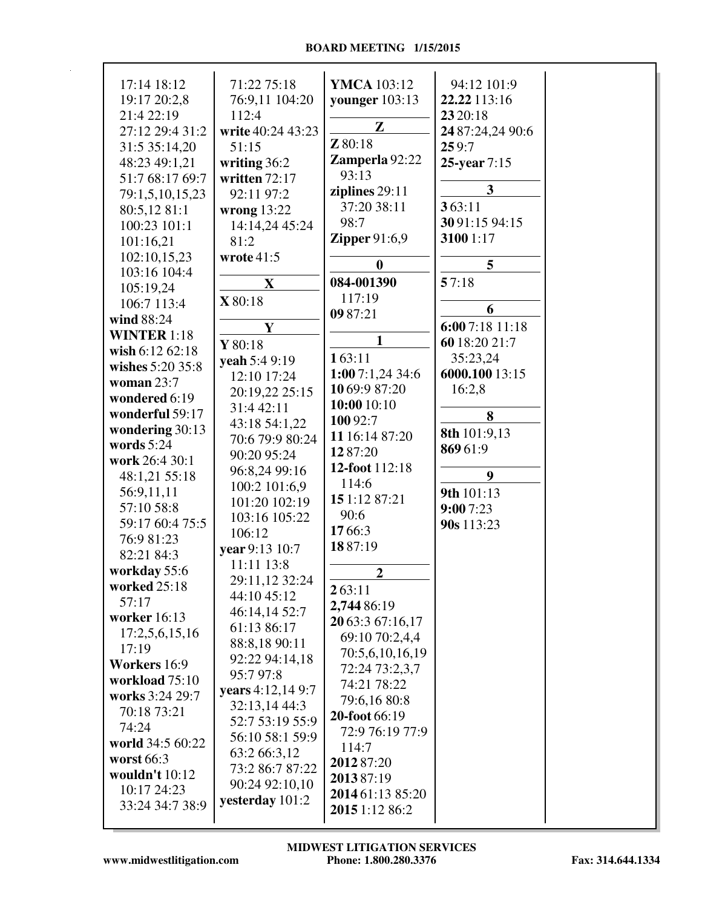17:14 18:12 19:17 20:2,8 21:4 22:19 27:12 29:4 31:2 31:5 35:14,20 48:23 49:1,21 51:7 68:17 69:7 79:1,5,10,15,23 80:5,12 81:1 100:23 101:1 101:16,21 102:10,15,23 103:16 104:4 105:19,24 106:7 113:4

**wind** 88:24
**WINTER** 1:18
**wish** 6:12 62:18
**wishes** 5:20 35:8
**woman** 23:7
**wondered** 6:19
**wonderful** 59:17
**wondering** 30:13
**words** 5:24
**work** 26:4 30:1 48:1,21 55:18 56:9,11,11 57:10 58:8 59:17 60:4 75:5 76:9 81:23 82:21 84:3
**workday** 55:6
**worked** 25:18 57:17
**worker** 16:13 17:2,5,6,15,16 17:19
**Workers** 16:9
**workload** 75:10
**works** 3:24 29:7 70:18 73:21 74:24
**world** 34:5 60:22
**worst** 66:3
**wouldn't** 10:12 10:17 24:23 33:24 34:7 38:9 71:22 75:18 76:9,11 104:20 112:4
**write** 40:24 43:23 51:15
**writing** 36:2
**written** 72:17 92:11 97:2
**wrong** 13:22 14:14,24 45:24 81:2
**wrote** 41:5

**X**

**X** 80:18

**Y**

**Y** 80:18
**yeah** 5:4 9:19 12:10 17:24 20:19,22 25:15 31:4 42:11 43:18 54:1,22 70:6 79:9 80:24 90:20 95:24 96:8,24 99:16 100:2 101:6,9 101:20 102:19 103:16 105:22 106:12
**year** 9:13 10:7 11:11 13:8 29:11,12 32:24 44:10 45:12 46:14,14 52:7 61:13 86:17 88:8,18 90:11 92:22 94:14,18 95:7 97:8
**years** 4:12,14 9:7 32:13,14 44:3 52:7 53:19 55:9 56:10 58:1 59:9 63:2 66:3,12 73:2 86:7 87:22 90:24 92:10,10
**yesterday** 101:2
**YMCA** 103:12
**younger** 103:13

**Z**

**Z** 80:18
**Zamperla** 92:22 93:13
**ziplines** 29:11 37:20 38:11 98:7
**Zipper** 91:6,9

**0**

**084-001390** 117:19
**09** 87:21

**1**

**1** 63:11
**1:00** 7:1,24 34:6
**10** 69:9 87:20
**10:00** 10:10
**100** 92:7
**11** 16:14 87:20
**12** 87:20
**12-foot** 112:18 114:6
**15** 1:12 87:21 90:6
**17** 66:3
**18** 87:19

**2**

**2** 63:11
**2,744** 86:19
**20** 63:3 67:16,17 69:10 70:2,4,4 70:5,6,10,16,19 72:24 73:2,3,7 74:21 78:22 79:6,16 80:8
**20-foot** 66:19 72:9 76:19 77:9 114:7
**2012** 87:20
**2013** 87:19
**2014** 61:13 85:20
**2015** 1:12 86:2
94:12 101:9
**22.22** 113:16
**23** 20:18
**24** 87:24,24 90:6
**25** 9:7
**25-year** 7:15

**3**

**3** 63:11
**30** 91:15 94:15
**3100** 1:17

**5**

**5** 7:18

**6**

**6:00** 7:18 11:18
**60** 18:20 21:7 35:23,24
**6000.100** 13:15 16:2,8

**8**

**8th** 101:9,13
**869** 61:9

**9**

**9th** 101:13
**9:00** 7:23
**90s** 113:23